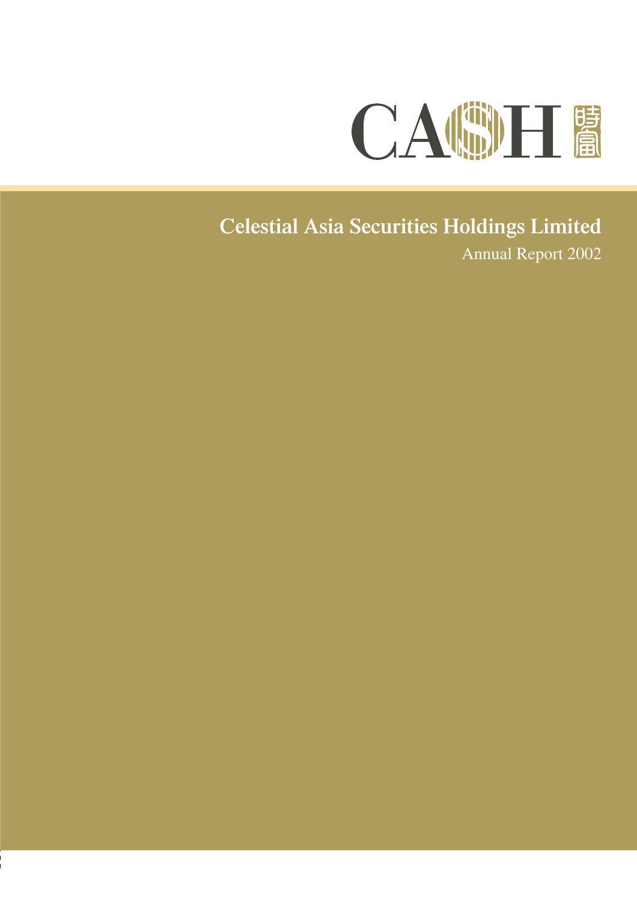CASH 時富

# Celestial Asia Securities Holdings Limited

Annual Report 2002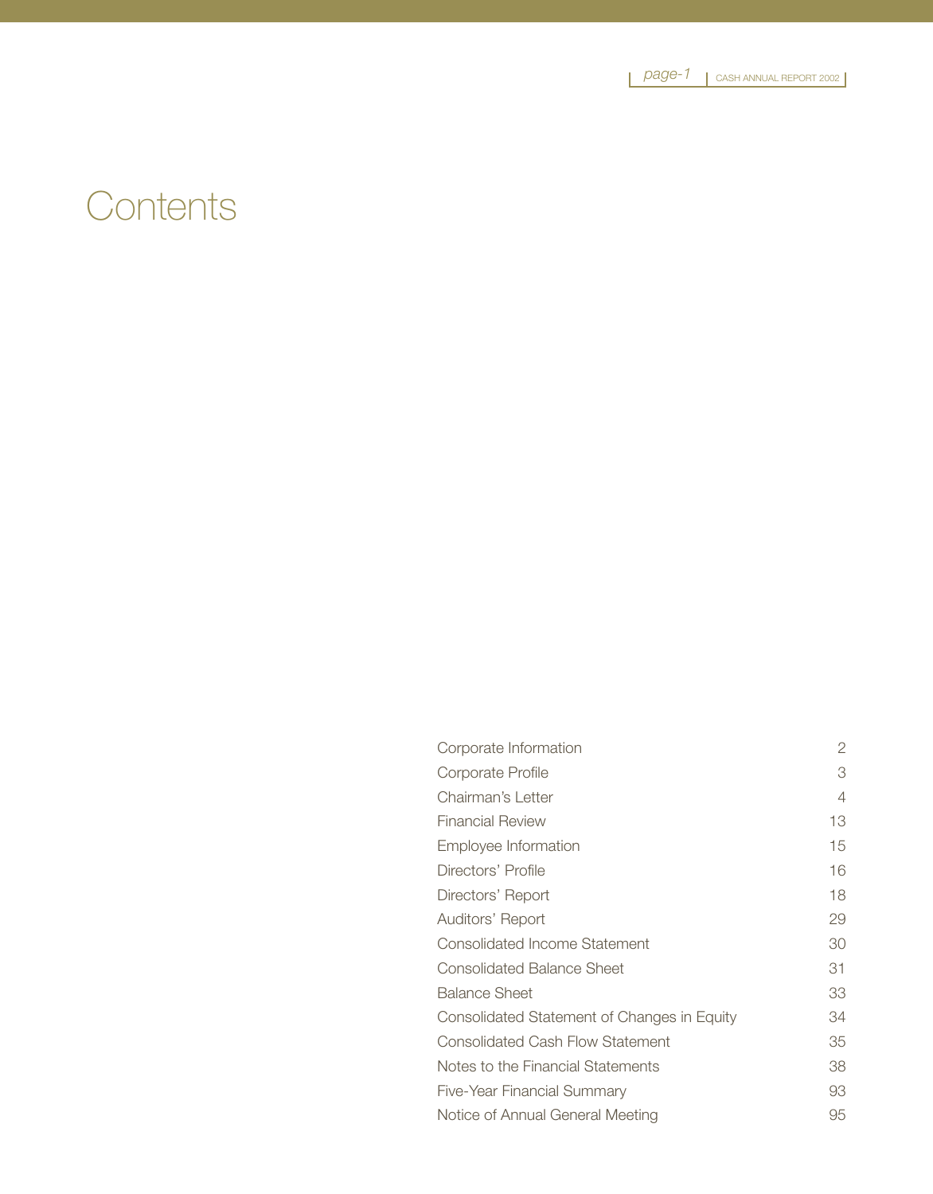# Contents

| | |
|---|---|
| Corporate Information | 2 |
| Corporate Profile | 3 |
| Chairman's Letter | 4 |
| Financial Review | 13 |
| Employee Information | 15 |
| Directors' Profile | 16 |
| Directors' Report | 18 |
| Auditors' Report | 29 |
| Consolidated Income Statement | 30 |
| Consolidated Balance Sheet | 31 |
| Balance Sheet | 33 |
| Consolidated Statement of Changes in Equity | 34 |
| Consolidated Cash Flow Statement | 35 |
| Notes to the Financial Statements | 38 |
| Five-Year Financial Summary | 93 |
| Notice of Annual General Meeting | 95 |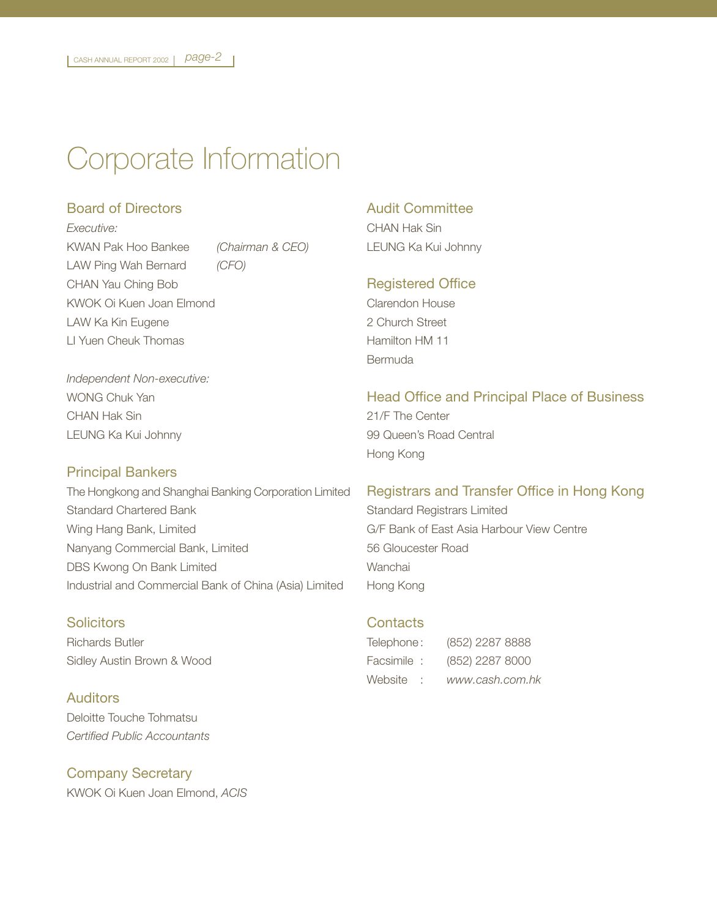# Corporate Information

## Board of Directors

*Executive:*

KWAN Pak Hoo Bankee *(Chairman & CEO)*
LAW Ping Wah Bernard *(CFO)*
CHAN Yau Ching Bob
KWOK Oi Kuen Joan Elmond
LAW Ka Kin Eugene
LI Yuen Cheuk Thomas

*Independent Non-executive:*

WONG Chuk Yan
CHAN Hak Sin
LEUNG Ka Kui Johnny

## Principal Bankers

The Hongkong and Shanghai Banking Corporation Limited
Standard Chartered Bank
Wing Hang Bank, Limited
Nanyang Commercial Bank, Limited
DBS Kwong On Bank Limited
Industrial and Commercial Bank of China (Asia) Limited

## Solicitors

Richards Butler
Sidley Austin Brown & Wood

## Auditors

Deloitte Touche Tohmatsu
*Certified Public Accountants*

## Company Secretary

KWOK Oi Kuen Joan Elmond, *ACIS*

## Audit Committee

CHAN Hak Sin
LEUNG Ka Kui Johnny

## Registered Office

Clarendon House
2 Church Street
Hamilton HM 11
Bermuda

## Head Office and Principal Place of Business

21/F The Center
99 Queen's Road Central
Hong Kong

## Registrars and Transfer Office in Hong Kong

Standard Registrars Limited
G/F Bank of East Asia Harbour View Centre
56 Gloucester Road
Wanchai
Hong Kong

## Contacts

Telephone : (852) 2287 8888
Facsimile : (852) 2287 8000
Website : *www.cash.com.hk*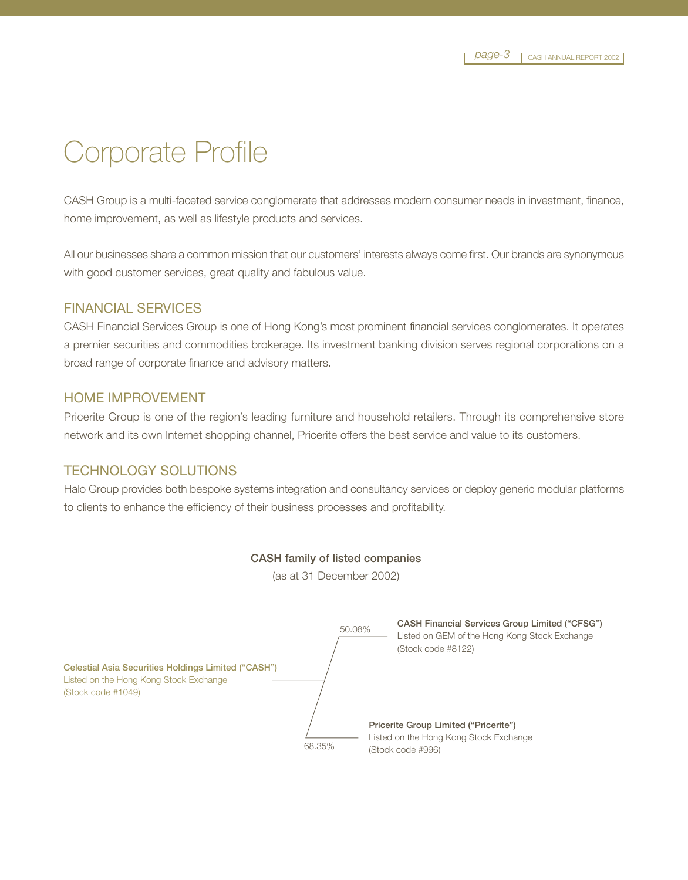# Corporate Profile

CASH Group is a multi-faceted service conglomerate that addresses modern consumer needs in investment, finance, home improvement, as well as lifestyle products and services.

All our businesses share a common mission that our customers' interests always come first. Our brands are synonymous with good customer services, great quality and fabulous value.

## FINANCIAL SERVICES

CASH Financial Services Group is one of Hong Kong's most prominent financial services conglomerates. It operates a premier securities and commodities brokerage. Its investment banking division serves regional corporations on a broad range of corporate finance and advisory matters.

## HOME IMPROVEMENT

Pricerite Group is one of the region's leading furniture and household retailers. Through its comprehensive store network and its own Internet shopping channel, Pricerite offers the best service and value to its customers.

## TECHNOLOGY SOLUTIONS

Halo Group provides both bespoke systems integration and consultancy services or deploy generic modular platforms to clients to enhance the efficiency of their business processes and profitability.

**CASH family of listed companies**

(as at 31 December 2002)

**Celestial Asia Securities Holdings Limited ("CASH")**
Listed on the Hong Kong Stock Exchange
(Stock code #1049)

- 50.08% — **CASH Financial Services Group Limited ("CFSG")**
  Listed on GEM of the Hong Kong Stock Exchange
  (Stock code #8122)

- 68.35% — **Pricerite Group Limited ("Pricerite")**
  Listed on the Hong Kong Stock Exchange
  (Stock code #996)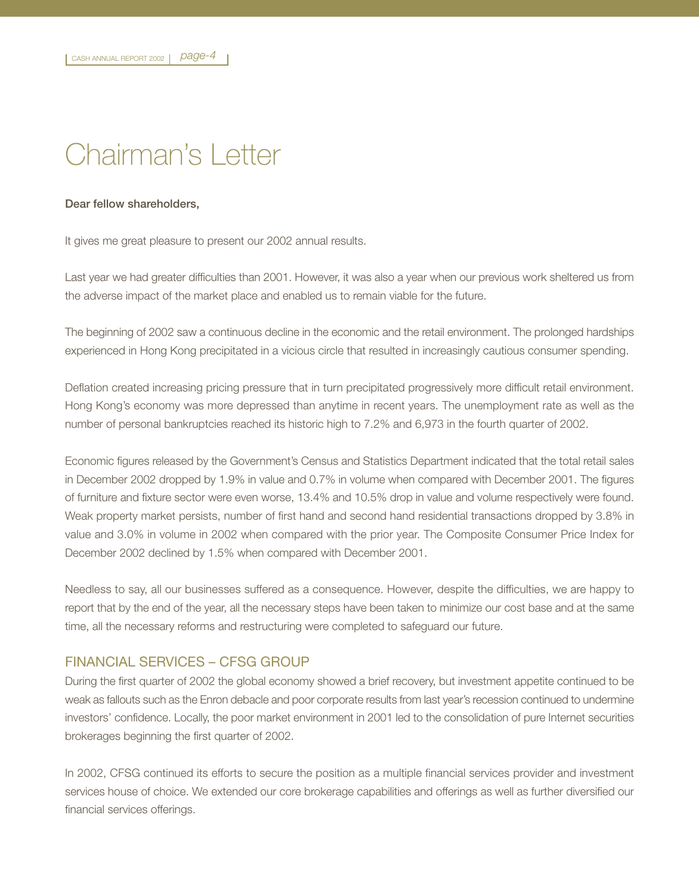# Chairman's Letter

**Dear fellow shareholders,**

It gives me great pleasure to present our 2002 annual results.

Last year we had greater difficulties than 2001. However, it was also a year when our previous work sheltered us from the adverse impact of the market place and enabled us to remain viable for the future.

The beginning of 2002 saw a continuous decline in the economic and the retail environment. The prolonged hardships experienced in Hong Kong precipitated in a vicious circle that resulted in increasingly cautious consumer spending.

Deflation created increasing pricing pressure that in turn precipitated progressively more difficult retail environment. Hong Kong's economy was more depressed than anytime in recent years. The unemployment rate as well as the number of personal bankruptcies reached its historic high to 7.2% and 6,973 in the fourth quarter of 2002.

Economic figures released by the Government's Census and Statistics Department indicated that the total retail sales in December 2002 dropped by 1.9% in value and 0.7% in volume when compared with December 2001. The figures of furniture and fixture sector were even worse, 13.4% and 10.5% drop in value and volume respectively were found. Weak property market persists, number of first hand and second hand residential transactions dropped by 3.8% in value and 3.0% in volume in 2002 when compared with the prior year. The Composite Consumer Price Index for December 2002 declined by 1.5% when compared with December 2001.

Needless to say, all our businesses suffered as a consequence. However, despite the difficulties, we are happy to report that by the end of the year, all the necessary steps have been taken to minimize our cost base and at the same time, all the necessary reforms and restructuring were completed to safeguard our future.

## FINANCIAL SERVICES – CFSG GROUP

During the first quarter of 2002 the global economy showed a brief recovery, but investment appetite continued to be weak as fallouts such as the Enron debacle and poor corporate results from last year's recession continued to undermine investors' confidence. Locally, the poor market environment in 2001 led to the consolidation of pure Internet securities brokerages beginning the first quarter of 2002.

In 2002, CFSG continued its efforts to secure the position as a multiple financial services provider and investment services house of choice. We extended our core brokerage capabilities and offerings as well as further diversified our financial services offerings.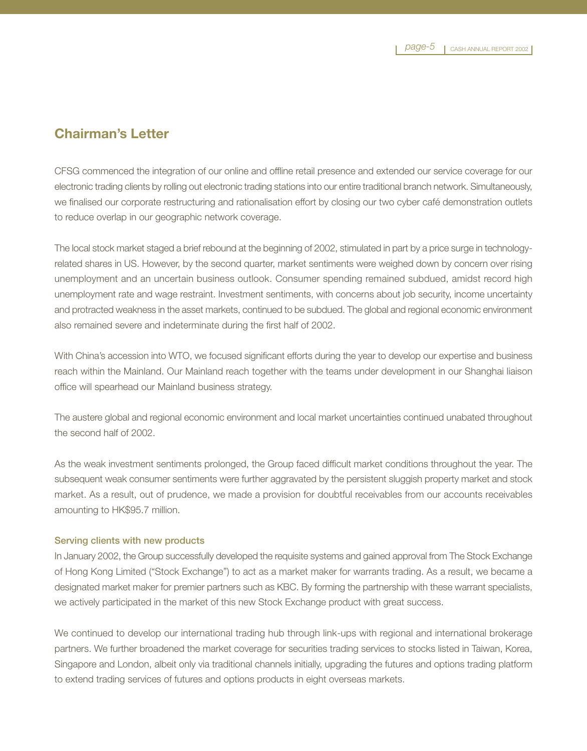## Chairman's Letter

CFSG commenced the integration of our online and offline retail presence and extended our service coverage for our electronic trading clients by rolling out electronic trading stations into our entire traditional branch network. Simultaneously, we finalised our corporate restructuring and rationalisation effort by closing our two cyber café demonstration outlets to reduce overlap in our geographic network coverage.

The local stock market staged a brief rebound at the beginning of 2002, stimulated in part by a price surge in technology-related shares in US. However, by the second quarter, market sentiments were weighed down by concern over rising unemployment and an uncertain business outlook. Consumer spending remained subdued, amidst record high unemployment rate and wage restraint. Investment sentiments, with concerns about job security, income uncertainty and protracted weakness in the asset markets, continued to be subdued. The global and regional economic environment also remained severe and indeterminate during the first half of 2002.

With China's accession into WTO, we focused significant efforts during the year to develop our expertise and business reach within the Mainland. Our Mainland reach together with the teams under development in our Shanghai liaison office will spearhead our Mainland business strategy.

The austere global and regional economic environment and local market uncertainties continued unabated throughout the second half of 2002.

As the weak investment sentiments prolonged, the Group faced difficult market conditions throughout the year. The subsequent weak consumer sentiments were further aggravated by the persistent sluggish property market and stock market. As a result, out of prudence, we made a provision for doubtful receivables from our accounts receivables amounting to HK$95.7 million.

### Serving clients with new products

In January 2002, the Group successfully developed the requisite systems and gained approval from The Stock Exchange of Hong Kong Limited ("Stock Exchange") to act as a market maker for warrants trading. As a result, we became a designated market maker for premier partners such as KBC. By forming the partnership with these warrant specialists, we actively participated in the market of this new Stock Exchange product with great success.

We continued to develop our international trading hub through link-ups with regional and international brokerage partners. We further broadened the market coverage for securities trading services to stocks listed in Taiwan, Korea, Singapore and London, albeit only via traditional channels initially, upgrading the futures and options trading platform to extend trading services of futures and options products in eight overseas markets.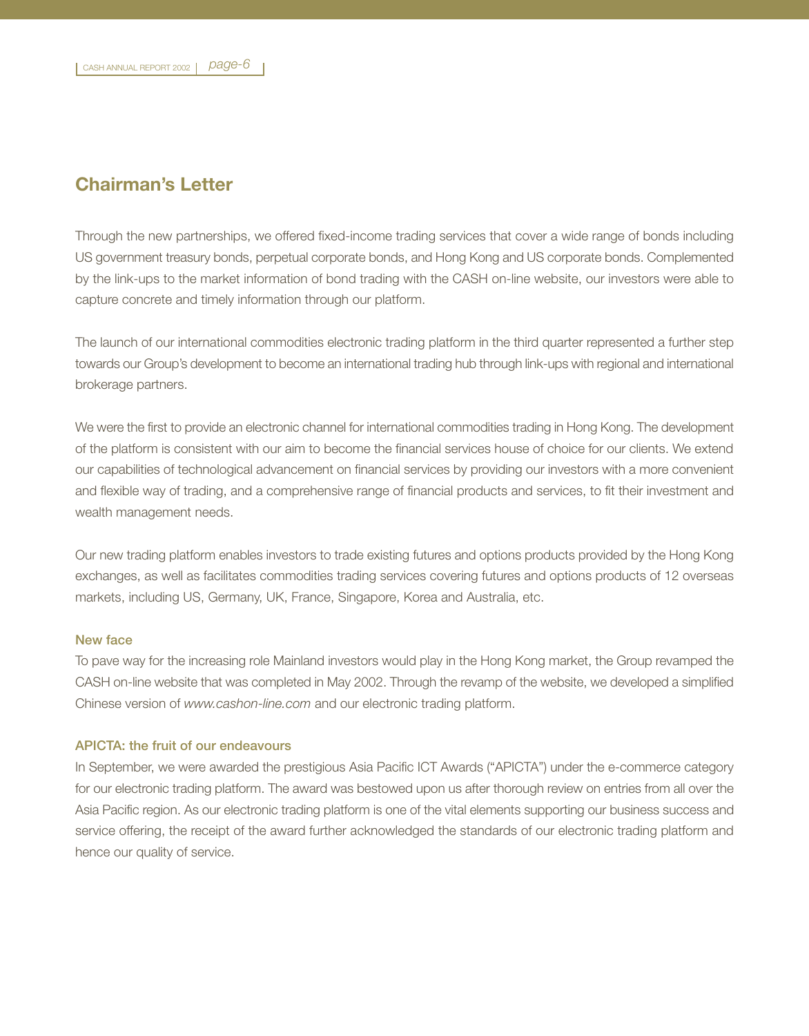## Chairman's Letter

Through the new partnerships, we offered fixed-income trading services that cover a wide range of bonds including US government treasury bonds, perpetual corporate bonds, and Hong Kong and US corporate bonds. Complemented by the link-ups to the market information of bond trading with the CASH on-line website, our investors were able to capture concrete and timely information through our platform.

The launch of our international commodities electronic trading platform in the third quarter represented a further step towards our Group's development to become an international trading hub through link-ups with regional and international brokerage partners.

We were the first to provide an electronic channel for international commodities trading in Hong Kong. The development of the platform is consistent with our aim to become the financial services house of choice for our clients. We extend our capabilities of technological advancement on financial services by providing our investors with a more convenient and flexible way of trading, and a comprehensive range of financial products and services, to fit their investment and wealth management needs.

Our new trading platform enables investors to trade existing futures and options products provided by the Hong Kong exchanges, as well as facilitates commodities trading services covering futures and options products of 12 overseas markets, including US, Germany, UK, France, Singapore, Korea and Australia, etc.

### New face

To pave way for the increasing role Mainland investors would play in the Hong Kong market, the Group revamped the CASH on-line website that was completed in May 2002. Through the revamp of the website, we developed a simplified Chinese version of *www.cashon-line.com* and our electronic trading platform.

### APICTA: the fruit of our endeavours

In September, we were awarded the prestigious Asia Pacific ICT Awards ("APICTA") under the e-commerce category for our electronic trading platform. The award was bestowed upon us after thorough review on entries from all over the Asia Pacific region. As our electronic trading platform is one of the vital elements supporting our business success and service offering, the receipt of the award further acknowledged the standards of our electronic trading platform and hence our quality of service.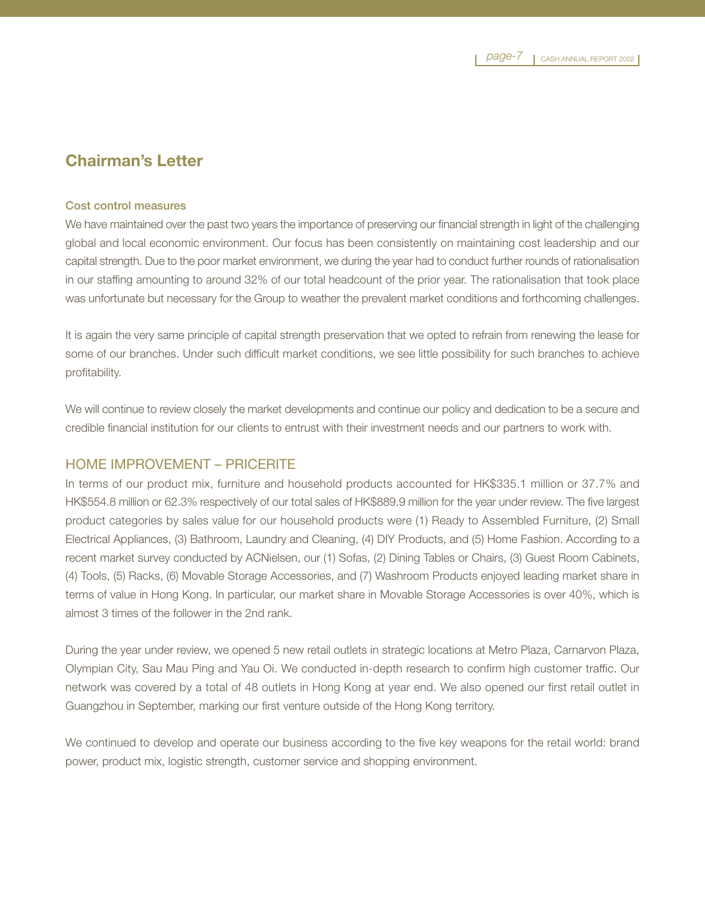## Chairman's Letter

### Cost control measures

We have maintained over the past two years the importance of preserving our financial strength in light of the challenging global and local economic environment. Our focus has been consistently on maintaining cost leadership and our capital strength. Due to the poor market environment, we during the year had to conduct further rounds of rationalisation in our staffing amounting to around 32% of our total headcount of the prior year. The rationalisation that took place was unfortunate but necessary for the Group to weather the prevalent market conditions and forthcoming challenges.

It is again the very same principle of capital strength preservation that we opted to refrain from renewing the lease for some of our branches. Under such difficult market conditions, we see little possibility for such branches to achieve profitability.

We will continue to review closely the market developments and continue our policy and dedication to be a secure and credible financial institution for our clients to entrust with their investment needs and our partners to work with.

## HOME IMPROVEMENT – PRICERITE

In terms of our product mix, furniture and household products accounted for HK$335.1 million or 37.7% and HK$554.8 million or 62.3% respectively of our total sales of HK$889.9 million for the year under review. The five largest product categories by sales value for our household products were (1) Ready to Assembled Furniture, (2) Small Electrical Appliances, (3) Bathroom, Laundry and Cleaning, (4) DIY Products, and (5) Home Fashion. According to a recent market survey conducted by ACNielsen, our (1) Sofas, (2) Dining Tables or Chairs, (3) Guest Room Cabinets, (4) Tools, (5) Racks, (6) Movable Storage Accessories, and (7) Washroom Products enjoyed leading market share in terms of value in Hong Kong. In particular, our market share in Movable Storage Accessories is over 40%, which is almost 3 times of the follower in the 2nd rank.

During the year under review, we opened 5 new retail outlets in strategic locations at Metro Plaza, Carnarvon Plaza, Olympian City, Sau Mau Ping and Yau Oi. We conducted in-depth research to confirm high customer traffic. Our network was covered by a total of 48 outlets in Hong Kong at year end. We also opened our first retail outlet in Guangzhou in September, marking our first venture outside of the Hong Kong territory.

We continued to develop and operate our business according to the five key weapons for the retail world: brand power, product mix, logistic strength, customer service and shopping environment.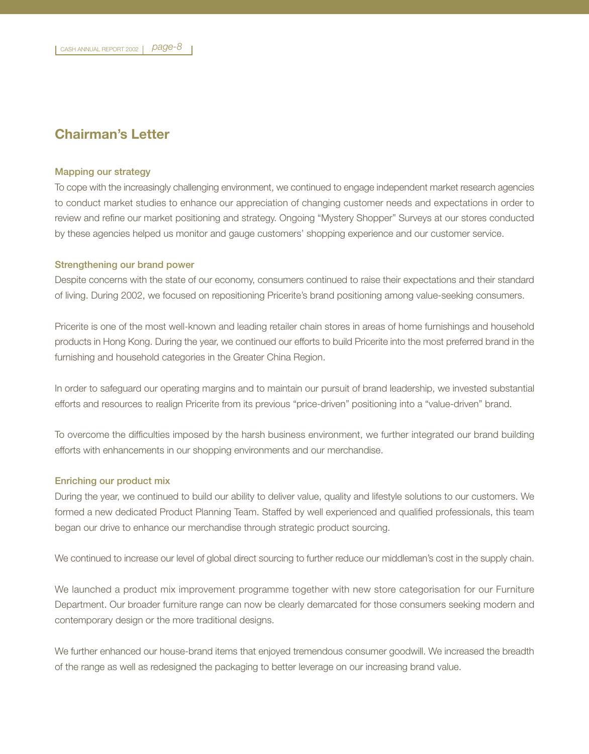## Chairman's Letter

### Mapping our strategy

To cope with the increasingly challenging environment, we continued to engage independent market research agencies to conduct market studies to enhance our appreciation of changing customer needs and expectations in order to review and refine our market positioning and strategy. Ongoing "Mystery Shopper" Surveys at our stores conducted by these agencies helped us monitor and gauge customers' shopping experience and our customer service.

### Strengthening our brand power

Despite concerns with the state of our economy, consumers continued to raise their expectations and their standard of living. During 2002, we focused on repositioning Pricerite's brand positioning among value-seeking consumers.

Pricerite is one of the most well-known and leading retailer chain stores in areas of home furnishings and household products in Hong Kong. During the year, we continued our efforts to build Pricerite into the most preferred brand in the furnishing and household categories in the Greater China Region.

In order to safeguard our operating margins and to maintain our pursuit of brand leadership, we invested substantial efforts and resources to realign Pricerite from its previous "price-driven" positioning into a "value-driven" brand.

To overcome the difficulties imposed by the harsh business environment, we further integrated our brand building efforts with enhancements in our shopping environments and our merchandise.

### Enriching our product mix

During the year, we continued to build our ability to deliver value, quality and lifestyle solutions to our customers. We formed a new dedicated Product Planning Team. Staffed by well experienced and qualified professionals, this team began our drive to enhance our merchandise through strategic product sourcing.

We continued to increase our level of global direct sourcing to further reduce our middleman's cost in the supply chain.

We launched a product mix improvement programme together with new store categorisation for our Furniture Department. Our broader furniture range can now be clearly demarcated for those consumers seeking modern and contemporary design or the more traditional designs.

We further enhanced our house-brand items that enjoyed tremendous consumer goodwill. We increased the breadth of the range as well as redesigned the packaging to better leverage on our increasing brand value.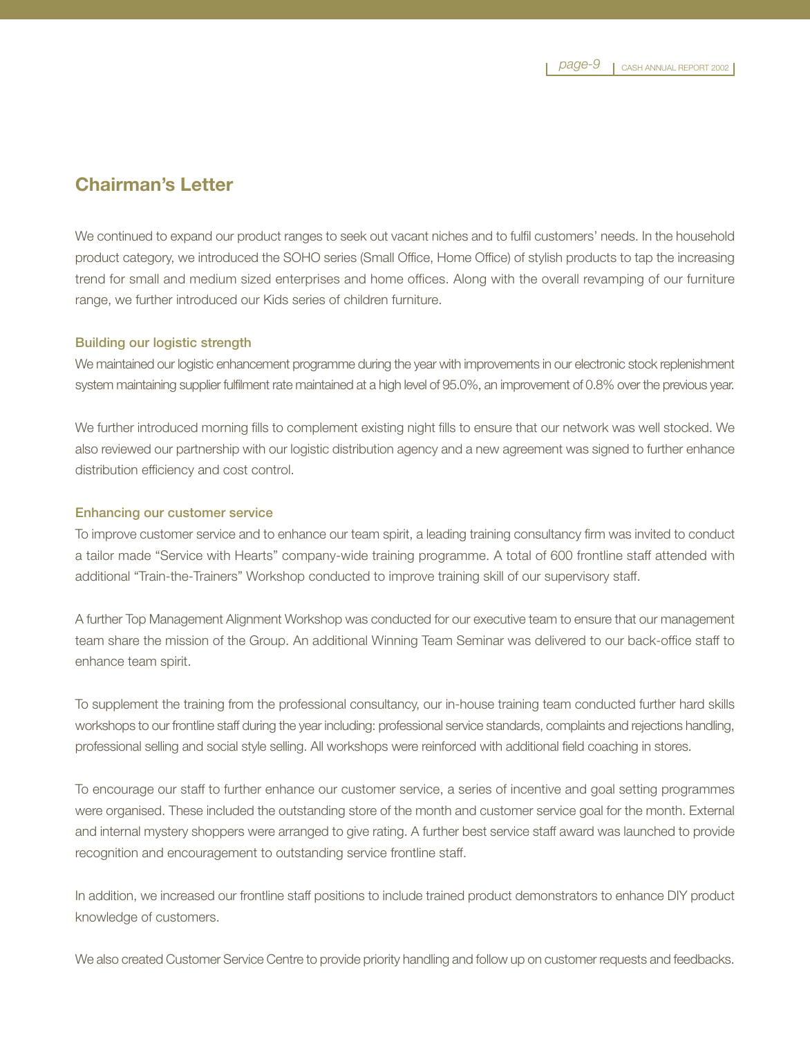## Chairman's Letter

We continued to expand our product ranges to seek out vacant niches and to fulfil customers' needs. In the household product category, we introduced the SOHO series (Small Office, Home Office) of stylish products to tap the increasing trend for small and medium sized enterprises and home offices. Along with the overall revamping of our furniture range, we further introduced our Kids series of children furniture.

### Building our logistic strength

We maintained our logistic enhancement programme during the year with improvements in our electronic stock replenishment system maintaining supplier fulfilment rate maintained at a high level of 95.0%, an improvement of 0.8% over the previous year.

We further introduced morning fills to complement existing night fills to ensure that our network was well stocked. We also reviewed our partnership with our logistic distribution agency and a new agreement was signed to further enhance distribution efficiency and cost control.

### Enhancing our customer service

To improve customer service and to enhance our team spirit, a leading training consultancy firm was invited to conduct a tailor made "Service with Hearts" company-wide training programme. A total of 600 frontline staff attended with additional "Train-the-Trainers" Workshop conducted to improve training skill of our supervisory staff.

A further Top Management Alignment Workshop was conducted for our executive team to ensure that our management team share the mission of the Group. An additional Winning Team Seminar was delivered to our back-office staff to enhance team spirit.

To supplement the training from the professional consultancy, our in-house training team conducted further hard skills workshops to our frontline staff during the year including: professional service standards, complaints and rejections handling, professional selling and social style selling. All workshops were reinforced with additional field coaching in stores.

To encourage our staff to further enhance our customer service, a series of incentive and goal setting programmes were organised. These included the outstanding store of the month and customer service goal for the month. External and internal mystery shoppers were arranged to give rating. A further best service staff award was launched to provide recognition and encouragement to outstanding service frontline staff.

In addition, we increased our frontline staff positions to include trained product demonstrators to enhance DIY product knowledge of customers.

We also created Customer Service Centre to provide priority handling and follow up on customer requests and feedbacks.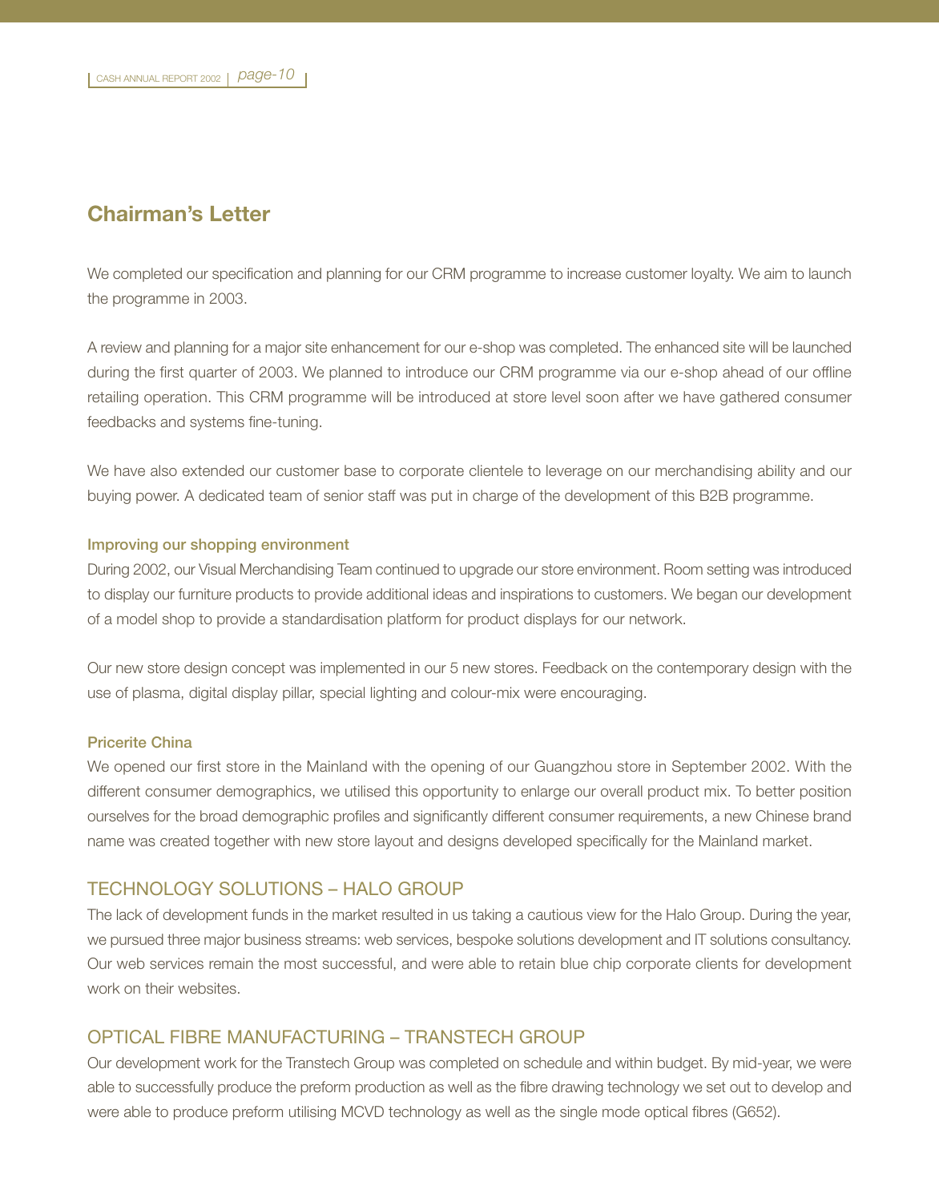## Chairman's Letter

We completed our specification and planning for our CRM programme to increase customer loyalty. We aim to launch the programme in 2003.

A review and planning for a major site enhancement for our e-shop was completed. The enhanced site will be launched during the first quarter of 2003. We planned to introduce our CRM programme via our e-shop ahead of our offline retailing operation. This CRM programme will be introduced at store level soon after we have gathered consumer feedbacks and systems fine-tuning.

We have also extended our customer base to corporate clientele to leverage on our merchandising ability and our buying power. A dedicated team of senior staff was put in charge of the development of this B2B programme.

#### Improving our shopping environment

During 2002, our Visual Merchandising Team continued to upgrade our store environment. Room setting was introduced to display our furniture products to provide additional ideas and inspirations to customers. We began our development of a model shop to provide a standardisation platform for product displays for our network.

Our new store design concept was implemented in our 5 new stores. Feedback on the contemporary design with the use of plasma, digital display pillar, special lighting and colour-mix were encouraging.

#### Pricerite China

We opened our first store in the Mainland with the opening of our Guangzhou store in September 2002. With the different consumer demographics, we utilised this opportunity to enlarge our overall product mix. To better position ourselves for the broad demographic profiles and significantly different consumer requirements, a new Chinese brand name was created together with new store layout and designs developed specifically for the Mainland market.

### TECHNOLOGY SOLUTIONS – HALO GROUP

The lack of development funds in the market resulted in us taking a cautious view for the Halo Group. During the year, we pursued three major business streams: web services, bespoke solutions development and IT solutions consultancy. Our web services remain the most successful, and were able to retain blue chip corporate clients for development work on their websites.

### OPTICAL FIBRE MANUFACTURING – TRANSTECH GROUP

Our development work for the Transtech Group was completed on schedule and within budget. By mid-year, we were able to successfully produce the preform production as well as the fibre drawing technology we set out to develop and were able to produce preform utilising MCVD technology as well as the single mode optical fibres (G652).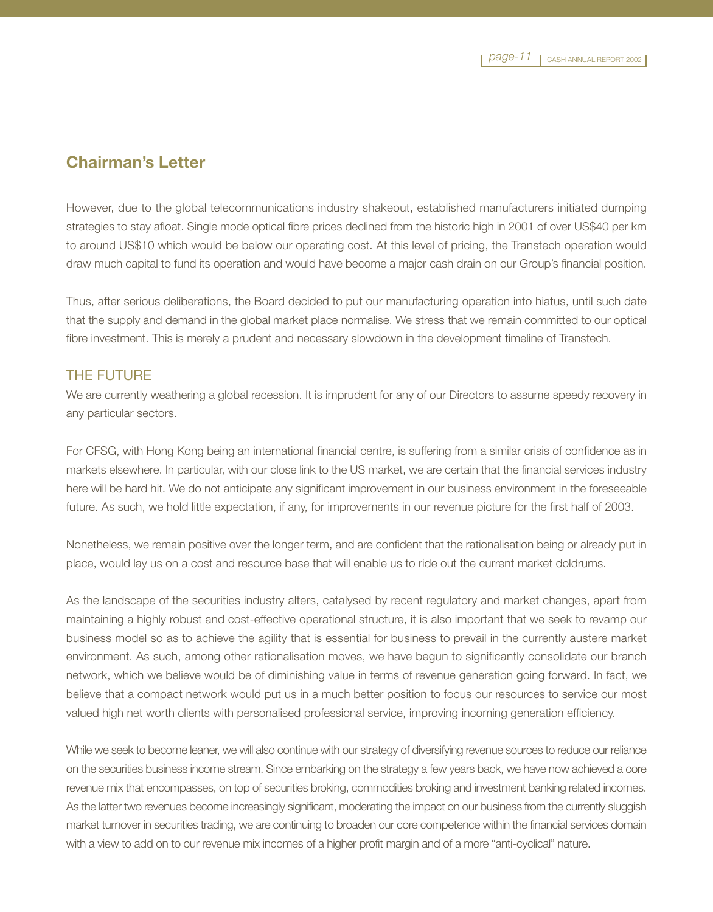## Chairman's Letter

However, due to the global telecommunications industry shakeout, established manufacturers initiated dumping strategies to stay afloat. Single mode optical fibre prices declined from the historic high in 2001 of over US$40 per km to around US$10 which would be below our operating cost. At this level of pricing, the Transtech operation would draw much capital to fund its operation and would have become a major cash drain on our Group's financial position.

Thus, after serious deliberations, the Board decided to put our manufacturing operation into hiatus, until such date that the supply and demand in the global market place normalise. We stress that we remain committed to our optical fibre investment. This is merely a prudent and necessary slowdown in the development timeline of Transtech.

### THE FUTURE

We are currently weathering a global recession. It is imprudent for any of our Directors to assume speedy recovery in any particular sectors.

For CFSG, with Hong Kong being an international financial centre, is suffering from a similar crisis of confidence as in markets elsewhere. In particular, with our close link to the US market, we are certain that the financial services industry here will be hard hit. We do not anticipate any significant improvement in our business environment in the foreseeable future. As such, we hold little expectation, if any, for improvements in our revenue picture for the first half of 2003.

Nonetheless, we remain positive over the longer term, and are confident that the rationalisation being or already put in place, would lay us on a cost and resource base that will enable us to ride out the current market doldrums.

As the landscape of the securities industry alters, catalysed by recent regulatory and market changes, apart from maintaining a highly robust and cost-effective operational structure, it is also important that we seek to revamp our business model so as to achieve the agility that is essential for business to prevail in the currently austere market environment. As such, among other rationalisation moves, we have begun to significantly consolidate our branch network, which we believe would be of diminishing value in terms of revenue generation going forward. In fact, we believe that a compact network would put us in a much better position to focus our resources to service our most valued high net worth clients with personalised professional service, improving incoming generation efficiency.

While we seek to become leaner, we will also continue with our strategy of diversifying revenue sources to reduce our reliance on the securities business income stream. Since embarking on the strategy a few years back, we have now achieved a core revenue mix that encompasses, on top of securities broking, commodities broking and investment banking related incomes. As the latter two revenues become increasingly significant, moderating the impact on our business from the currently sluggish market turnover in securities trading, we are continuing to broaden our core competence within the financial services domain with a view to add on to our revenue mix incomes of a higher profit margin and of a more "anti-cyclical" nature.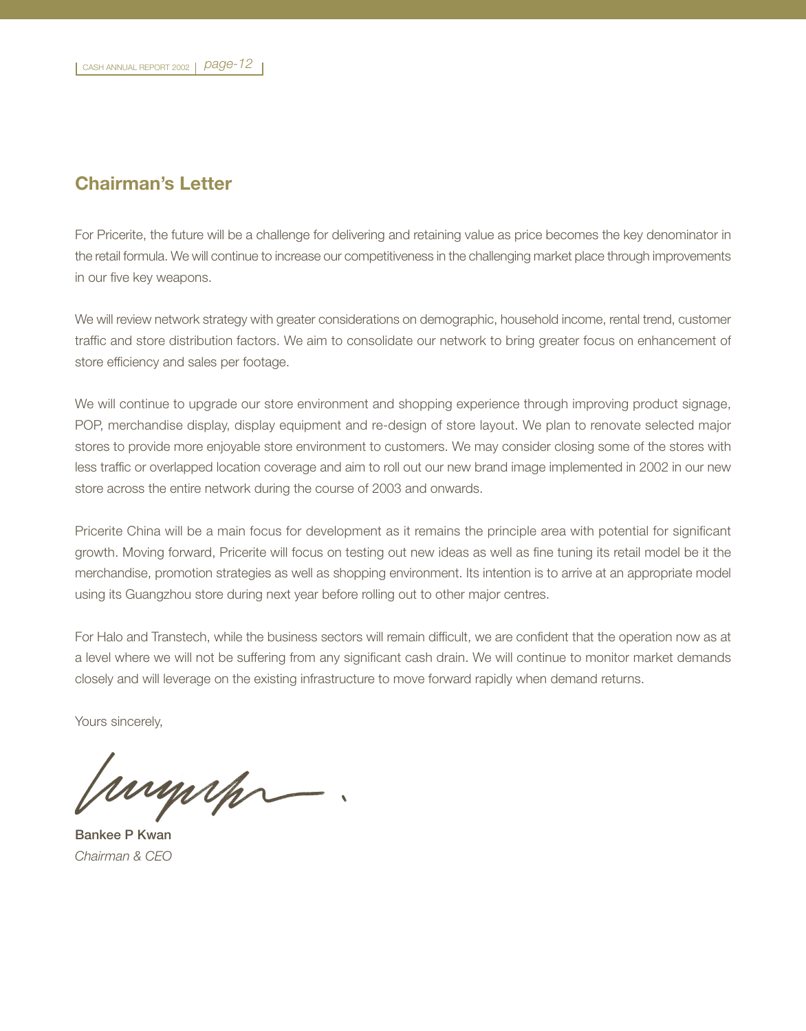## Chairman's Letter

For Pricerite, the future will be a challenge for delivering and retaining value as price becomes the key denominator in the retail formula. We will continue to increase our competitiveness in the challenging market place through improvements in our five key weapons.

We will review network strategy with greater considerations on demographic, household income, rental trend, customer traffic and store distribution factors. We aim to consolidate our network to bring greater focus on enhancement of store efficiency and sales per footage.

We will continue to upgrade our store environment and shopping experience through improving product signage, POP, merchandise display, display equipment and re-design of store layout. We plan to renovate selected major stores to provide more enjoyable store environment to customers. We may consider closing some of the stores with less traffic or overlapped location coverage and aim to roll out our new brand image implemented in 2002 in our new store across the entire network during the course of 2003 and onwards.

Pricerite China will be a main focus for development as it remains the principle area with potential for significant growth. Moving forward, Pricerite will focus on testing out new ideas as well as fine tuning its retail model be it the merchandise, promotion strategies as well as shopping environment. Its intention is to arrive at an appropriate model using its Guangzhou store during next year before rolling out to other major centres.

For Halo and Transtech, while the business sectors will remain difficult, we are confident that the operation now as at a level where we will not be suffering from any significant cash drain. We will continue to monitor market demands closely and will leverage on the existing infrastructure to move forward rapidly when demand returns.

Yours sincerely,

**Bankee P Kwan**
*Chairman & CEO*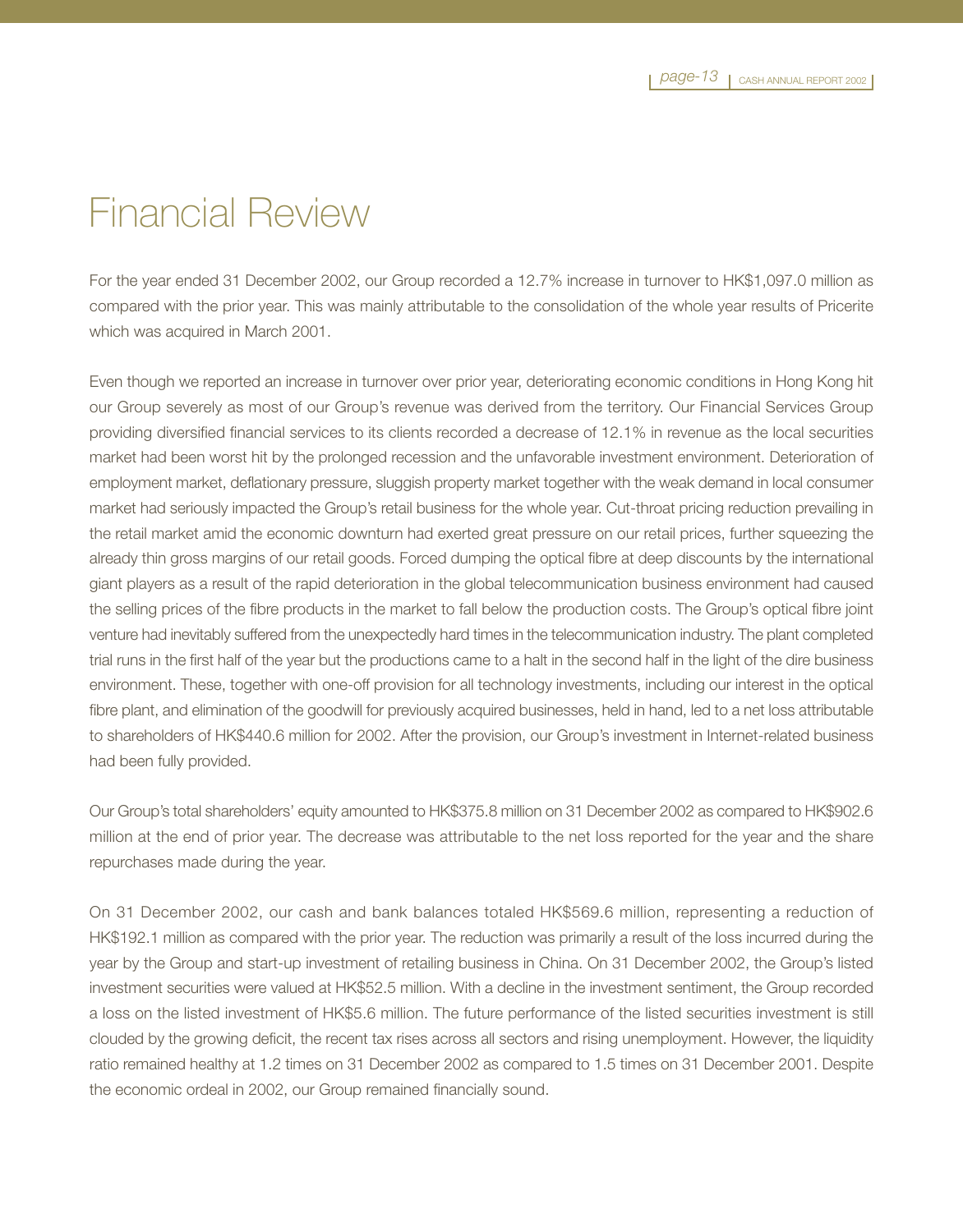# Financial Review

For the year ended 31 December 2002, our Group recorded a 12.7% increase in turnover to HK$1,097.0 million as compared with the prior year. This was mainly attributable to the consolidation of the whole year results of Pricerite which was acquired in March 2001.

Even though we reported an increase in turnover over prior year, deteriorating economic conditions in Hong Kong hit our Group severely as most of our Group's revenue was derived from the territory. Our Financial Services Group providing diversified financial services to its clients recorded a decrease of 12.1% in revenue as the local securities market had been worst hit by the prolonged recession and the unfavorable investment environment. Deterioration of employment market, deflationary pressure, sluggish property market together with the weak demand in local consumer market had seriously impacted the Group's retail business for the whole year. Cut-throat pricing reduction prevailing in the retail market amid the economic downturn had exerted great pressure on our retail prices, further squeezing the already thin gross margins of our retail goods. Forced dumping the optical fibre at deep discounts by the international giant players as a result of the rapid deterioration in the global telecommunication business environment had caused the selling prices of the fibre products in the market to fall below the production costs. The Group's optical fibre joint venture had inevitably suffered from the unexpectedly hard times in the telecommunication industry. The plant completed trial runs in the first half of the year but the productions came to a halt in the second half in the light of the dire business environment. These, together with one-off provision for all technology investments, including our interest in the optical fibre plant, and elimination of the goodwill for previously acquired businesses, held in hand, led to a net loss attributable to shareholders of HK$440.6 million for 2002. After the provision, our Group's investment in Internet-related business had been fully provided.

Our Group's total shareholders' equity amounted to HK$375.8 million on 31 December 2002 as compared to HK$902.6 million at the end of prior year. The decrease was attributable to the net loss reported for the year and the share repurchases made during the year.

On 31 December 2002, our cash and bank balances totaled HK$569.6 million, representing a reduction of HK$192.1 million as compared with the prior year. The reduction was primarily a result of the loss incurred during the year by the Group and start-up investment of retailing business in China. On 31 December 2002, the Group's listed investment securities were valued at HK$52.5 million. With a decline in the investment sentiment, the Group recorded a loss on the listed investment of HK$5.6 million. The future performance of the listed securities investment is still clouded by the growing deficit, the recent tax rises across all sectors and rising unemployment. However, the liquidity ratio remained healthy at 1.2 times on 31 December 2002 as compared to 1.5 times on 31 December 2001. Despite the economic ordeal in 2002, our Group remained financially sound.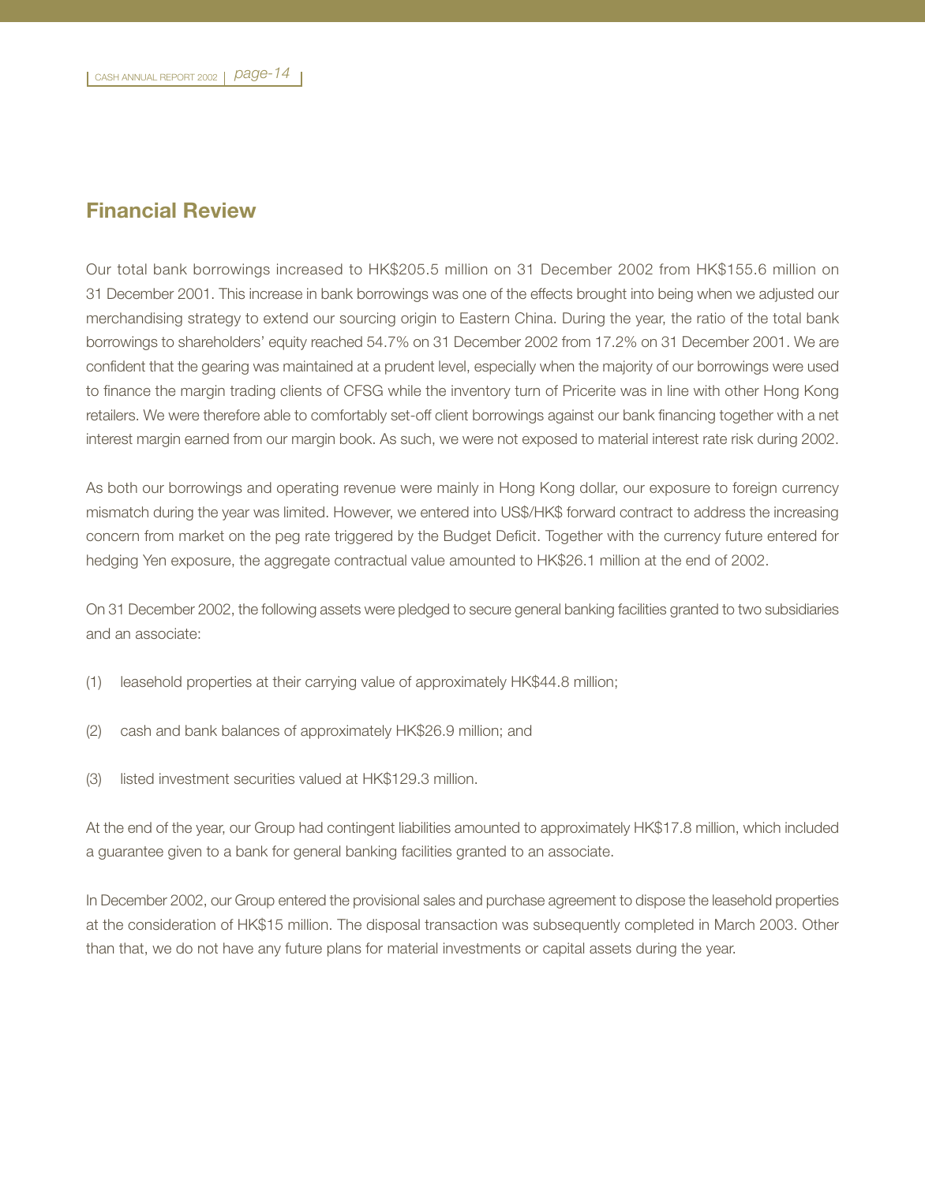## Financial Review

Our total bank borrowings increased to HK$205.5 million on 31 December 2002 from HK$155.6 million on 31 December 2001. This increase in bank borrowings was one of the effects brought into being when we adjusted our merchandising strategy to extend our sourcing origin to Eastern China. During the year, the ratio of the total bank borrowings to shareholders' equity reached 54.7% on 31 December 2002 from 17.2% on 31 December 2001. We are confident that the gearing was maintained at a prudent level, especially when the majority of our borrowings were used to finance the margin trading clients of CFSG while the inventory turn of Pricerite was in line with other Hong Kong retailers. We were therefore able to comfortably set-off client borrowings against our bank financing together with a net interest margin earned from our margin book. As such, we were not exposed to material interest rate risk during 2002.

As both our borrowings and operating revenue were mainly in Hong Kong dollar, our exposure to foreign currency mismatch during the year was limited. However, we entered into US$/HK$ forward contract to address the increasing concern from market on the peg rate triggered by the Budget Deficit. Together with the currency future entered for hedging Yen exposure, the aggregate contractual value amounted to HK$26.1 million at the end of 2002.

On 31 December 2002, the following assets were pledged to secure general banking facilities granted to two subsidiaries and an associate:

(1) leasehold properties at their carrying value of approximately HK$44.8 million;

(2) cash and bank balances of approximately HK$26.9 million; and

(3) listed investment securities valued at HK$129.3 million.

At the end of the year, our Group had contingent liabilities amounted to approximately HK$17.8 million, which included a guarantee given to a bank for general banking facilities granted to an associate.

In December 2002, our Group entered the provisional sales and purchase agreement to dispose the leasehold properties at the consideration of HK$15 million. The disposal transaction was subsequently completed in March 2003. Other than that, we do not have any future plans for material investments or capital assets during the year.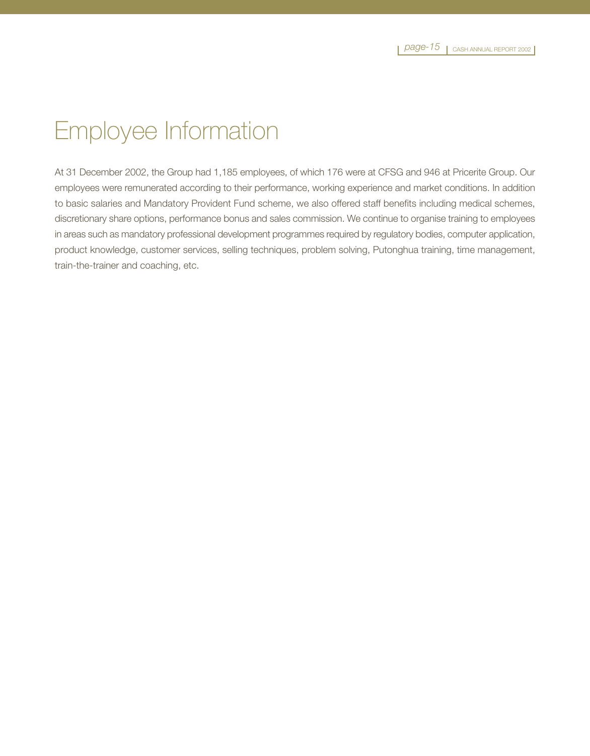# Employee Information

At 31 December 2002, the Group had 1,185 employees, of which 176 were at CFSG and 946 at Pricerite Group. Our employees were remunerated according to their performance, working experience and market conditions. In addition to basic salaries and Mandatory Provident Fund scheme, we also offered staff benefits including medical schemes, discretionary share options, performance bonus and sales commission. We continue to organise training to employees in areas such as mandatory professional development programmes required by regulatory bodies, computer application, product knowledge, customer services, selling techniques, problem solving, Putonghua training, time management, train-the-trainer and coaching, etc.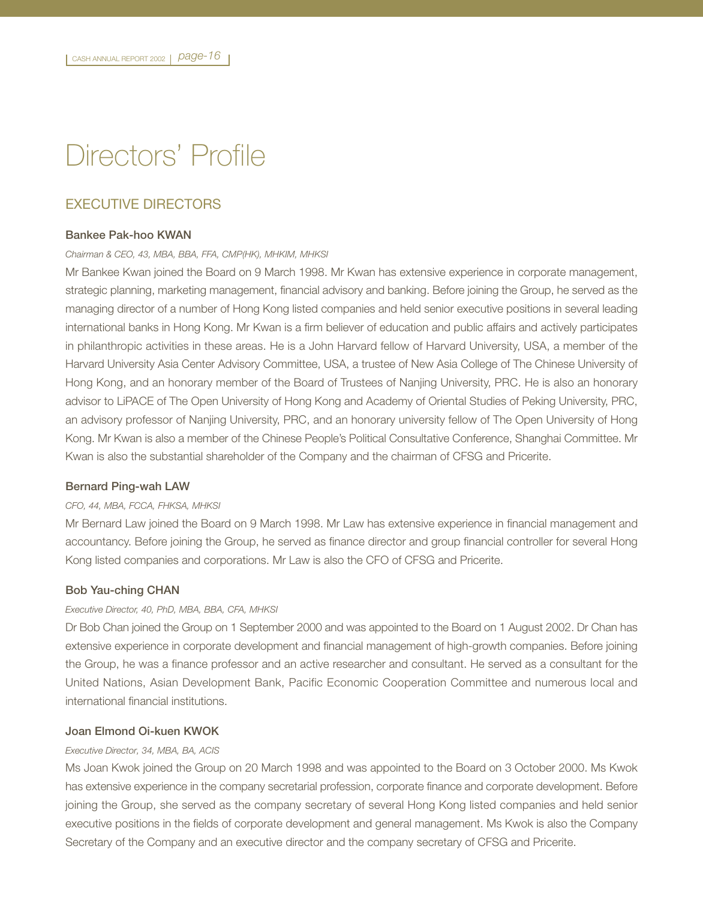# Directors' Profile

## EXECUTIVE DIRECTORS

### Bankee Pak-hoo KWAN

*Chairman & CEO, 43, MBA, BBA, FFA, CMP(HK), MHKIM, MHKSI*

Mr Bankee Kwan joined the Board on 9 March 1998. Mr Kwan has extensive experience in corporate management, strategic planning, marketing management, financial advisory and banking. Before joining the Group, he served as the managing director of a number of Hong Kong listed companies and held senior executive positions in several leading international banks in Hong Kong. Mr Kwan is a firm believer of education and public affairs and actively participates in philanthropic activities in these areas. He is a John Harvard fellow of Harvard University, USA, a member of the Harvard University Asia Center Advisory Committee, USA, a trustee of New Asia College of The Chinese University of Hong Kong, and an honorary member of the Board of Trustees of Nanjing University, PRC. He is also an honorary advisor to LiPACE of The Open University of Hong Kong and Academy of Oriental Studies of Peking University, PRC, an advisory professor of Nanjing University, PRC, and an honorary university fellow of The Open University of Hong Kong. Mr Kwan is also a member of the Chinese People's Political Consultative Conference, Shanghai Committee. Mr Kwan is also the substantial shareholder of the Company and the chairman of CFSG and Pricerite.

### Bernard Ping-wah LAW

*CFO, 44, MBA, FCCA, FHKSA, MHKSI*

Mr Bernard Law joined the Board on 9 March 1998. Mr Law has extensive experience in financial management and accountancy. Before joining the Group, he served as finance director and group financial controller for several Hong Kong listed companies and corporations. Mr Law is also the CFO of CFSG and Pricerite.

### Bob Yau-ching CHAN

*Executive Director, 40, PhD, MBA, BBA, CFA, MHKSI*

Dr Bob Chan joined the Group on 1 September 2000 and was appointed to the Board on 1 August 2002. Dr Chan has extensive experience in corporate development and financial management of high-growth companies. Before joining the Group, he was a finance professor and an active researcher and consultant. He served as a consultant for the United Nations, Asian Development Bank, Pacific Economic Cooperation Committee and numerous local and international financial institutions.

### Joan Elmond Oi-kuen KWOK

*Executive Director, 34, MBA, BA, ACIS*

Ms Joan Kwok joined the Group on 20 March 1998 and was appointed to the Board on 3 October 2000. Ms Kwok has extensive experience in the company secretarial profession, corporate finance and corporate development. Before joining the Group, she served as the company secretary of several Hong Kong listed companies and held senior executive positions in the fields of corporate development and general management. Ms Kwok is also the Company Secretary of the Company and an executive director and the company secretary of CFSG and Pricerite.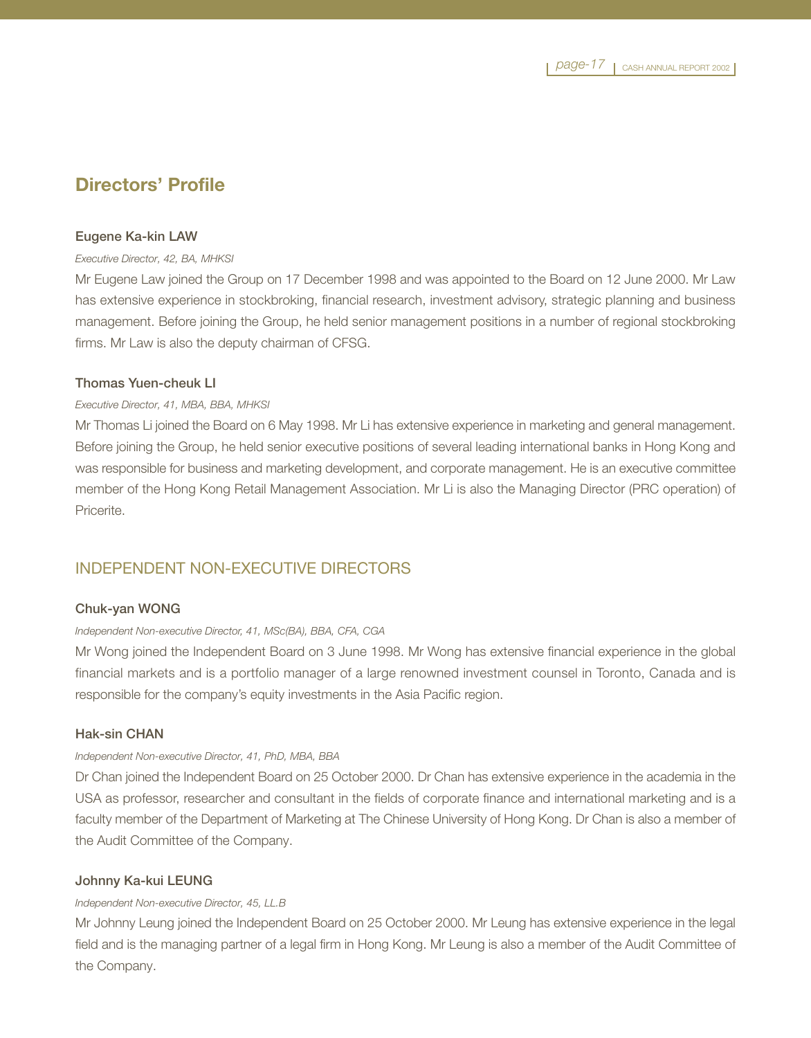## Directors' Profile

### Eugene Ka-kin LAW

*Executive Director, 42, BA, MHKSI*

Mr Eugene Law joined the Group on 17 December 1998 and was appointed to the Board on 12 June 2000. Mr Law has extensive experience in stockbroking, financial research, investment advisory, strategic planning and business management. Before joining the Group, he held senior management positions in a number of regional stockbroking firms. Mr Law is also the deputy chairman of CFSG.

### Thomas Yuen-cheuk LI

*Executive Director, 41, MBA, BBA, MHKSI*

Mr Thomas Li joined the Board on 6 May 1998. Mr Li has extensive experience in marketing and general management. Before joining the Group, he held senior executive positions of several leading international banks in Hong Kong and was responsible for business and marketing development, and corporate management. He is an executive committee member of the Hong Kong Retail Management Association. Mr Li is also the Managing Director (PRC operation) of Pricerite.

## INDEPENDENT NON-EXECUTIVE DIRECTORS

### Chuk-yan WONG

*Independent Non-executive Director, 41, MSc(BA), BBA, CFA, CGA*

Mr Wong joined the Independent Board on 3 June 1998. Mr Wong has extensive financial experience in the global financial markets and is a portfolio manager of a large renowned investment counsel in Toronto, Canada and is responsible for the company's equity investments in the Asia Pacific region.

### Hak-sin CHAN

*Independent Non-executive Director, 41, PhD, MBA, BBA*

Dr Chan joined the Independent Board on 25 October 2000. Dr Chan has extensive experience in the academia in the USA as professor, researcher and consultant in the fields of corporate finance and international marketing and is a faculty member of the Department of Marketing at The Chinese University of Hong Kong. Dr Chan is also a member of the Audit Committee of the Company.

### Johnny Ka-kui LEUNG

*Independent Non-executive Director, 45, LL.B*

Mr Johnny Leung joined the Independent Board on 25 October 2000. Mr Leung has extensive experience in the legal field and is the managing partner of a legal firm in Hong Kong. Mr Leung is also a member of the Audit Committee of the Company.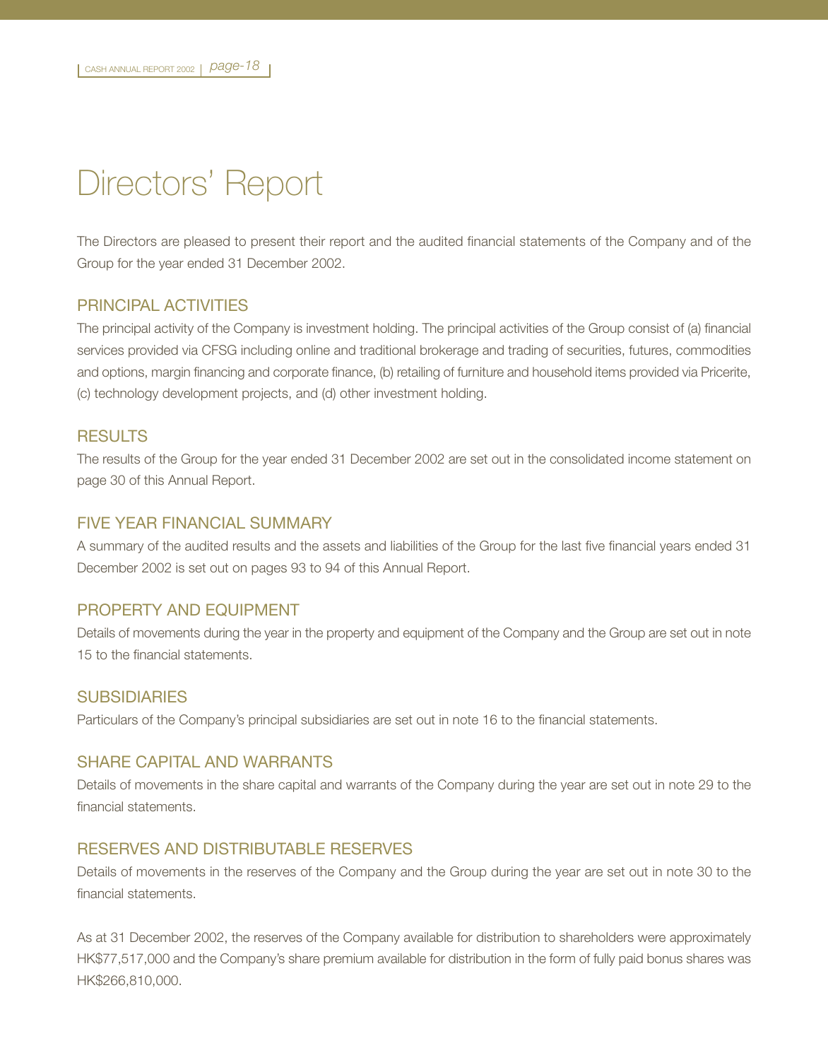# Directors' Report

The Directors are pleased to present their report and the audited financial statements of the Company and of the Group for the year ended 31 December 2002.

## PRINCIPAL ACTIVITIES

The principal activity of the Company is investment holding. The principal activities of the Group consist of (a) financial services provided via CFSG including online and traditional brokerage and trading of securities, futures, commodities and options, margin financing and corporate finance, (b) retailing of furniture and household items provided via Pricerite, (c) technology development projects, and (d) other investment holding.

## RESULTS

The results of the Group for the year ended 31 December 2002 are set out in the consolidated income statement on page 30 of this Annual Report.

## FIVE YEAR FINANCIAL SUMMARY

A summary of the audited results and the assets and liabilities of the Group for the last five financial years ended 31 December 2002 is set out on pages 93 to 94 of this Annual Report.

## PROPERTY AND EQUIPMENT

Details of movements during the year in the property and equipment of the Company and the Group are set out in note 15 to the financial statements.

## SUBSIDIARIES

Particulars of the Company's principal subsidiaries are set out in note 16 to the financial statements.

## SHARE CAPITAL AND WARRANTS

Details of movements in the share capital and warrants of the Company during the year are set out in note 29 to the financial statements.

## RESERVES AND DISTRIBUTABLE RESERVES

Details of movements in the reserves of the Company and the Group during the year are set out in note 30 to the financial statements.

As at 31 December 2002, the reserves of the Company available for distribution to shareholders were approximately HK$77,517,000 and the Company's share premium available for distribution in the form of fully paid bonus shares was HK$266,810,000.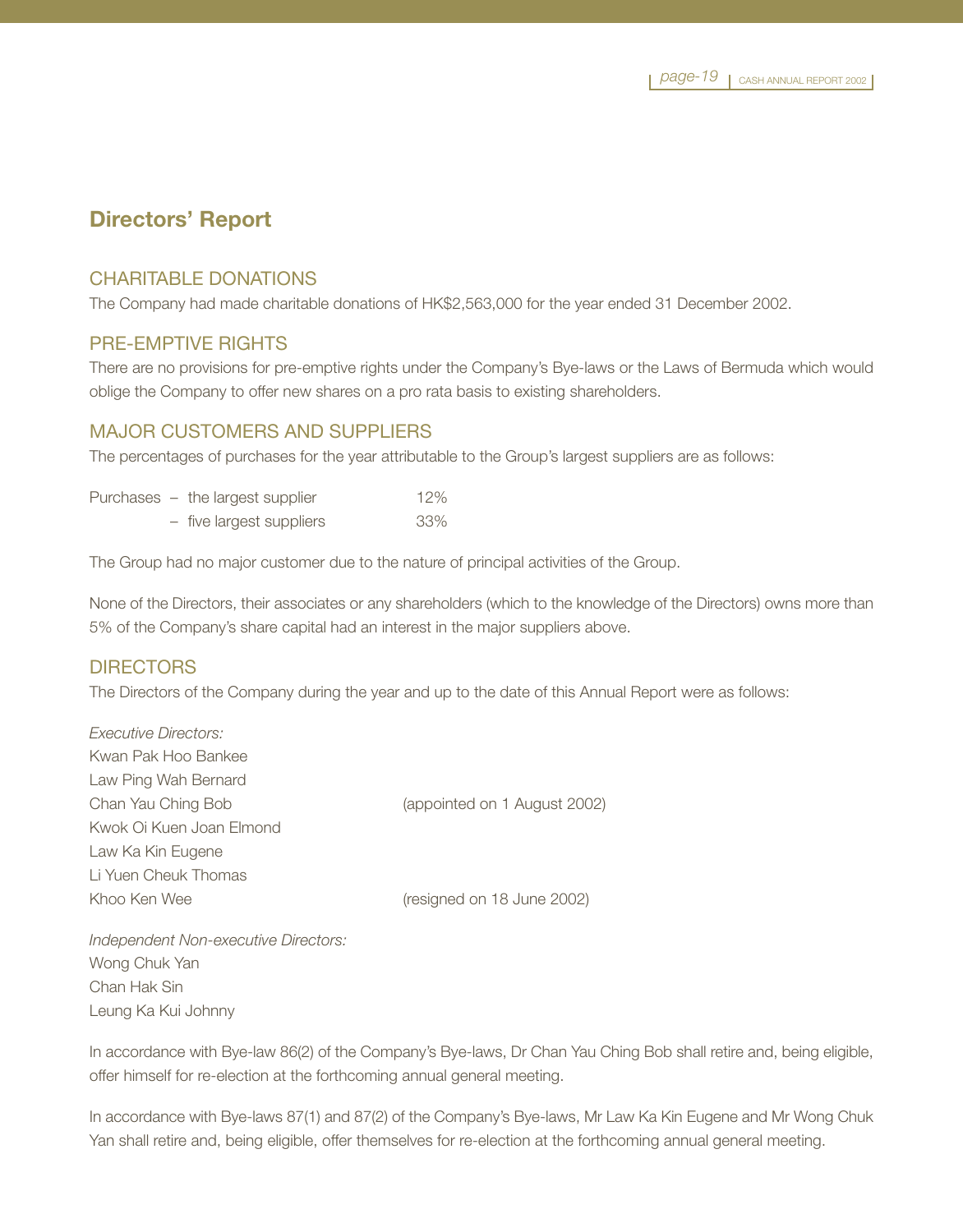# Directors' Report

## CHARITABLE DONATIONS

The Company had made charitable donations of HK$2,563,000 for the year ended 31 December 2002.

## PRE-EMPTIVE RIGHTS

There are no provisions for pre-emptive rights under the Company's Bye-laws or the Laws of Bermuda which would oblige the Company to offer new shares on a pro rata basis to existing shareholders.

## MAJOR CUSTOMERS AND SUPPLIERS

The percentages of purchases for the year attributable to the Group's largest suppliers are as follows:

| | | |
|---|---|---|
| Purchases | – the largest supplier | 12% |
| | – five largest suppliers | 33% |

The Group had no major customer due to the nature of principal activities of the Group.

None of the Directors, their associates or any shareholders (which to the knowledge of the Directors) owns more than 5% of the Company's share capital had an interest in the major suppliers above.

## DIRECTORS

The Directors of the Company during the year and up to the date of this Annual Report were as follows:

*Executive Directors:*

| | |
|---|---|
| Kwan Pak Hoo Bankee | |
| Law Ping Wah Bernard | |
| Chan Yau Ching Bob | (appointed on 1 August 2002) |
| Kwok Oi Kuen Joan Elmond | |
| Law Ka Kin Eugene | |
| Li Yuen Cheuk Thomas | |
| Khoo Ken Wee | (resigned on 18 June 2002) |

*Independent Non-executive Directors:*

Wong Chuk Yan
Chan Hak Sin
Leung Ka Kui Johnny

In accordance with Bye-law 86(2) of the Company's Bye-laws, Dr Chan Yau Ching Bob shall retire and, being eligible, offer himself for re-election at the forthcoming annual general meeting.

In accordance with Bye-laws 87(1) and 87(2) of the Company's Bye-laws, Mr Law Ka Kin Eugene and Mr Wong Chuk Yan shall retire and, being eligible, offer themselves for re-election at the forthcoming annual general meeting.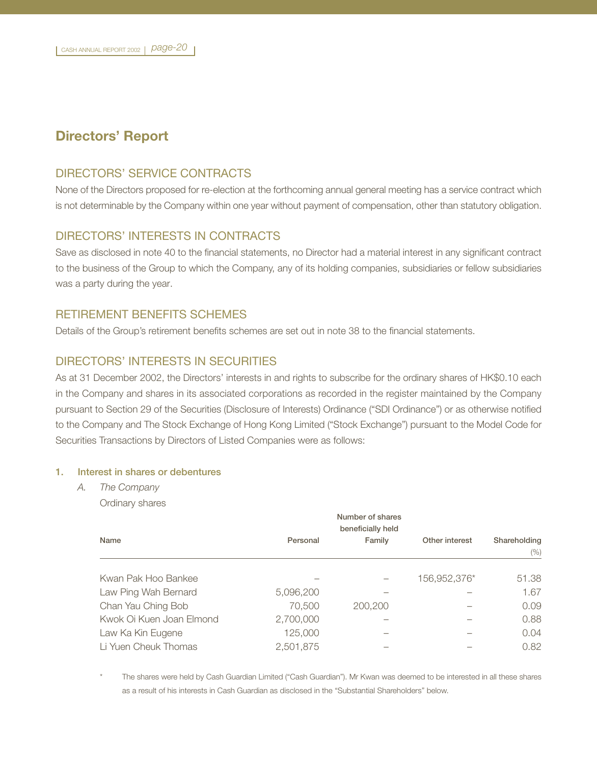# Directors' Report

## DIRECTORS' SERVICE CONTRACTS

None of the Directors proposed for re-election at the forthcoming annual general meeting has a service contract which is not determinable by the Company within one year without payment of compensation, other than statutory obligation.

## DIRECTORS' INTERESTS IN CONTRACTS

Save as disclosed in note 40 to the financial statements, no Director had a material interest in any significant contract to the business of the Group to which the Company, any of its holding companies, subsidiaries or fellow subsidiaries was a party during the year.

## RETIREMENT BENEFITS SCHEMES

Details of the Group's retirement benefits schemes are set out in note 38 to the financial statements.

## DIRECTORS' INTERESTS IN SECURITIES

As at 31 December 2002, the Directors' interests in and rights to subscribe for the ordinary shares of HK$0.10 each in the Company and shares in its associated corporations as recorded in the register maintained by the Company pursuant to Section 29 of the Securities (Disclosure of Interests) Ordinance ("SDI Ordinance") or as otherwise notified to the Company and The Stock Exchange of Hong Kong Limited ("Stock Exchange") pursuant to the Model Code for Securities Transactions by Directors of Listed Companies were as follows:

### 1. Interest in shares or debentures

*A. The Company*

Ordinary shares

| Name | Number of shares beneficially held | | | Shareholding |
|---|---|---|---|---|
| | Personal | Family | Other interest | (%) |
| Kwan Pak Hoo Bankee | – | – | 156,952,376* | 51.38 |
| Law Ping Wah Bernard | 5,096,200 | – | – | 1.67 |
| Chan Yau Ching Bob | 70,500 | 200,200 | – | 0.09 |
| Kwok Oi Kuen Joan Elmond | 2,700,000 | – | – | 0.88 |
| Law Ka Kin Eugene | 125,000 | – | – | 0.04 |
| Li Yuen Cheuk Thomas | 2,501,875 | – | – | 0.82 |

\* The shares were held by Cash Guardian Limited ("Cash Guardian"). Mr Kwan was deemed to be interested in all these shares as a result of his interests in Cash Guardian as disclosed in the "Substantial Shareholders" below.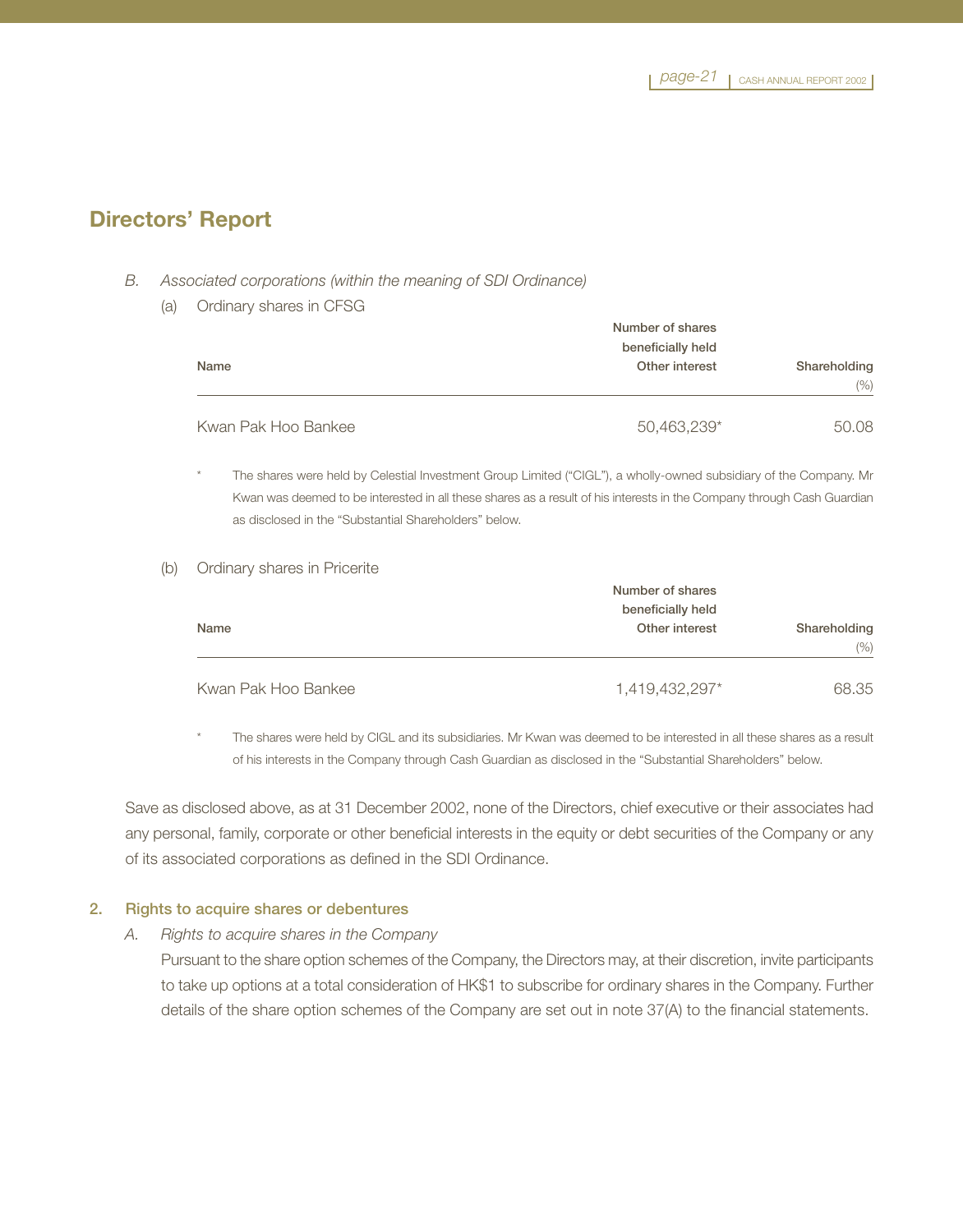## Directors' Report

*B. Associated corporations (within the meaning of SDI Ordinance)*

(a) Ordinary shares in CFSG

| Name | Number of shares beneficially held Other interest | Shareholding (%) |
|---|---|---|
| Kwan Pak Hoo Bankee | 50,463,239* | 50.08 |

\* The shares were held by Celestial Investment Group Limited ("CIGL"), a wholly-owned subsidiary of the Company. Mr Kwan was deemed to be interested in all these shares as a result of his interests in the Company through Cash Guardian as disclosed in the "Substantial Shareholders" below.

(b) Ordinary shares in Pricerite

| Name | Number of shares beneficially held Other interest | Shareholding (%) |
|---|---|---|
| Kwan Pak Hoo Bankee | 1,419,432,297* | 68.35 |

\* The shares were held by CIGL and its subsidiaries. Mr Kwan was deemed to be interested in all these shares as a result of his interests in the Company through Cash Guardian as disclosed in the "Substantial Shareholders" below.

Save as disclosed above, as at 31 December 2002, none of the Directors, chief executive or their associates had any personal, family, corporate or other beneficial interests in the equity or debt securities of the Company or any of its associated corporations as defined in the SDI Ordinance.

### 2. Rights to acquire shares or debentures

*A. Rights to acquire shares in the Company*

Pursuant to the share option schemes of the Company, the Directors may, at their discretion, invite participants to take up options at a total consideration of HK$1 to subscribe for ordinary shares in the Company. Further details of the share option schemes of the Company are set out in note 37(A) to the financial statements.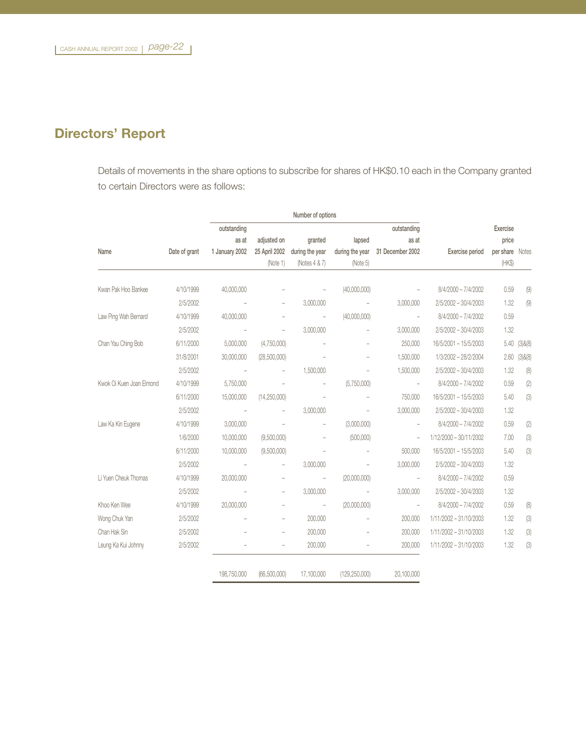## Directors' Report

Details of movements in the share options to subscribe for shares of HK$0.10 each in the Company granted to certain Directors were as follows:

| Name | Date of grant | Number of options outstanding as at 1 January 2002 | adjusted on 25 April 2002 (Note 1) | granted during the year (Notes 4 & 7) | lapsed during the year (Note 5) | outstanding as at 31 December 2002 | Exercise period | Exercise price per share (HK$) | Notes |
|---|---|---|---|---|---|---|---|---|---|
| Kwan Pak Hoo Bankee | 4/10/1999 | 40,000,000 | – | – | (40,000,000) | – | 8/4/2000 – 7/4/2002 | 0.59 | (9) |
| | 2/5/2002 | – | – | 3,000,000 | – | 3,000,000 | 2/5/2002 – 30/4/2003 | 1.32 | (9) |
| Law Ping Wah Bernard | 4/10/1999 | 40,000,000 | – | – | (40,000,000) | – | 8/4/2000 – 7/4/2002 | 0.59 | |
| | 2/5/2002 | – | – | 3,000,000 | – | 3,000,000 | 2/5/2002 – 30/4/2003 | 1.32 | |
| Chan Yau Ching Bob | 6/11/2000 | 5,000,000 | (4,750,000) | – | – | 250,000 | 16/5/2001 – 15/5/2003 | 5.40 | (3)&(8) |
| | 31/8/2001 | 30,000,000 | (28,500,000) | – | – | 1,500,000 | 1/3/2002 – 28/2/2004 | 2.60 | (3)&(8) |
| | 2/5/2002 | – | – | 1,500,000 | – | 1,500,000 | 2/5/2002 – 30/4/2003 | 1.32 | (8) |
| Kwok Oi Kuen Joan Elmond | 4/10/1999 | 5,750,000 | – | – | (5,750,000) | – | 8/4/2000 – 7/4/2002 | 0.59 | (2) |
| | 6/11/2000 | 15,000,000 | (14,250,000) | – | – | 750,000 | 16/5/2001 – 15/5/2003 | 5.40 | (3) |
| | 2/5/2002 | – | – | 3,000,000 | – | 3,000,000 | 2/5/2002 – 30/4/2003 | 1.32 | |
| Law Ka Kin Eugene | 4/10/1999 | 3,000,000 | – | – | (3,000,000) | – | 8/4/2000 – 7/4/2002 | 0.59 | (2) |
| | 1/6/2000 | 10,000,000 | (9,500,000) | – | (500,000) | – | 1/12/2000 – 30/11/2002 | 7.00 | (3) |
| | 6/11/2000 | 10,000,000 | (9,500,000) | – | – | 500,000 | 16/5/2001 – 15/5/2003 | 5.40 | (3) |
| | 2/5/2002 | – | – | 3,000,000 | – | 3,000,000 | 2/5/2002 – 30/4/2003 | 1.32 | |
| Li Yuen Cheuk Thomas | 4/10/1999 | 20,000,000 | – | – | (20,000,000) | – | 8/4/2000 – 7/4/2002 | 0.59 | |
| | 2/5/2002 | – | – | 3,000,000 | – | 3,000,000 | 2/5/2002 – 30/4/2003 | 1.32 | |
| Khoo Ken Wee | 4/10/1999 | 20,000,000 | – | – | (20,000,000) | – | 8/4/2000 – 7/4/2002 | 0.59 | (8) |
| Wong Chuk Yan | 2/5/2002 | – | – | 200,000 | – | 200,000 | 1/11/2002 – 31/10/2003 | 1.32 | (3) |
| Chan Hak Sin | 2/5/2002 | – | – | 200,000 | – | 200,000 | 1/11/2002 – 31/10/2003 | 1.32 | (3) |
| Leung Ka Kui Johnny | 2/5/2002 | – | – | 200,000 | – | 200,000 | 1/11/2002 – 31/10/2003 | 1.32 | (3) |
| | | 198,750,000 | (66,500,000) | 17,100,000 | (129,250,000) | 20,100,000 | | | |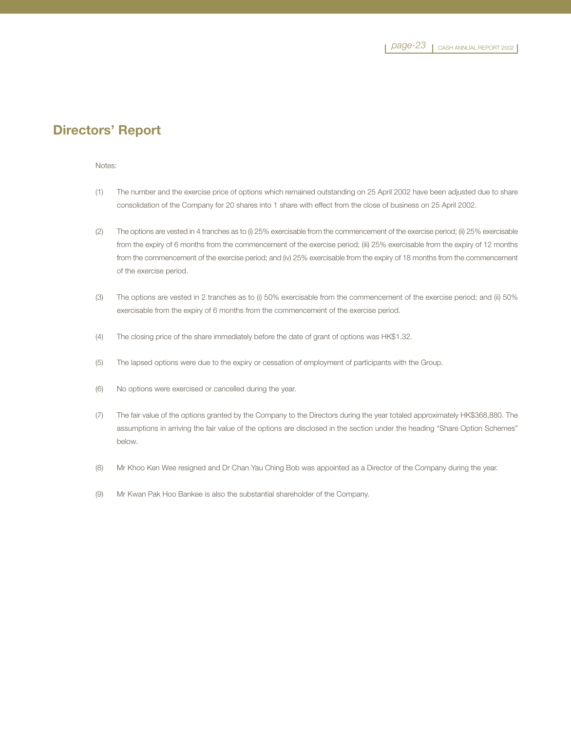# Directors' Report

Notes:

(1) The number and the exercise price of options which remained outstanding on 25 April 2002 have been adjusted due to share consolidation of the Company for 20 shares into 1 share with effect from the close of business on 25 April 2002.

(2) The options are vested in 4 tranches as to (i) 25% exercisable from the commencement of the exercise period; (ii) 25% exercisable from the expiry of 6 months from the commencement of the exercise period; (iii) 25% exercisable from the expiry of 12 months from the commencement of the exercise period; and (iv) 25% exercisable from the expiry of 18 months from the commencement of the exercise period.

(3) The options are vested in 2 tranches as to (i) 50% exercisable from the commencement of the exercise period; and (ii) 50% exercisable from the expiry of 6 months from the commencement of the exercise period.

(4) The closing price of the share immediately before the date of grant of options was HK$1.32.

(5) The lapsed options were due to the expiry or cessation of employment of participants with the Group.

(6) No options were exercised or cancelled during the year.

(7) The fair value of the options granted by the Company to the Directors during the year totaled approximately HK$368,880. The assumptions in arriving the fair value of the options are disclosed in the section under the heading "Share Option Schemes" below.

(8) Mr Khoo Ken Wee resigned and Dr Chan Yau Ching Bob was appointed as a Director of the Company during the year.

(9) Mr Kwan Pak Hoo Bankee is also the substantial shareholder of the Company.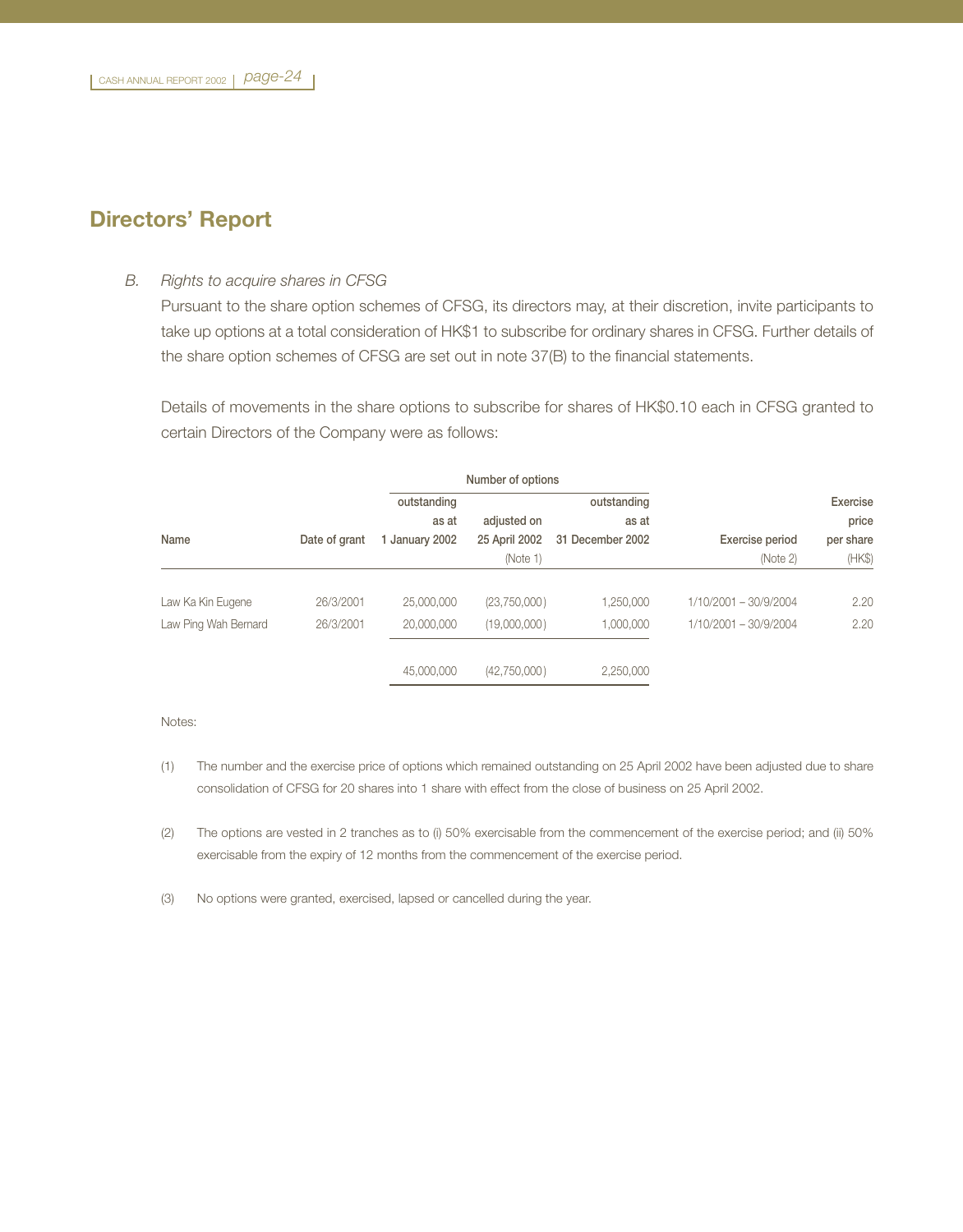## Directors' Report

*B. Rights to acquire shares in CFSG*

Pursuant to the share option schemes of CFSG, its directors may, at their discretion, invite participants to take up options at a total consideration of HK$1 to subscribe for ordinary shares in CFSG. Further details of the share option schemes of CFSG are set out in note 37(B) to the financial statements.

Details of movements in the share options to subscribe for shares of HK$0.10 each in CFSG granted to certain Directors of the Company were as follows:

| | | Number of options | | | | |
|---|---|---|---|---|---|---|
| Name | Date of grant | outstanding as at 1 January 2002 | adjusted on 25 April 2002 (Note 1) | outstanding as at 31 December 2002 | Exercise period (Note 2) | Exercise price per share (HK$) |
| Law Ka Kin Eugene | 26/3/2001 | 25,000,000 | (23,750,000) | 1,250,000 | 1/10/2001 – 30/9/2004 | 2.20 |
| Law Ping Wah Bernard | 26/3/2001 | 20,000,000 | (19,000,000) | 1,000,000 | 1/10/2001 – 30/9/2004 | 2.20 |
| | | 45,000,000 | (42,750,000) | 2,250,000 | | |

Notes:

(1) The number and the exercise price of options which remained outstanding on 25 April 2002 have been adjusted due to share consolidation of CFSG for 20 shares into 1 share with effect from the close of business on 25 April 2002.

(2) The options are vested in 2 tranches as to (i) 50% exercisable from the commencement of the exercise period; and (ii) 50% exercisable from the expiry of 12 months from the commencement of the exercise period.

(3) No options were granted, exercised, lapsed or cancelled during the year.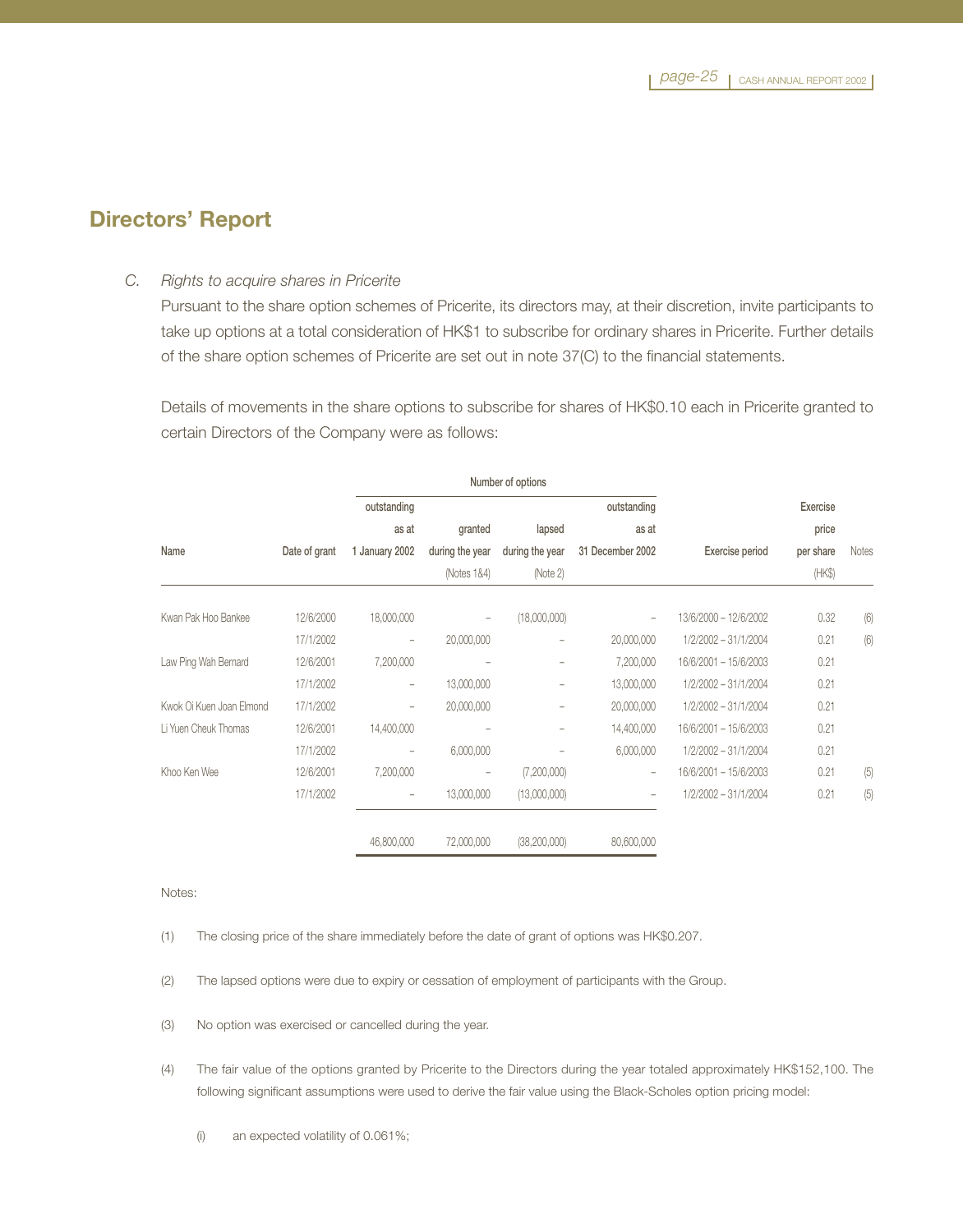## Directors' Report

*C. Rights to acquire shares in Pricerite*

Pursuant to the share option schemes of Pricerite, its directors may, at their discretion, invite participants to take up options at a total consideration of HK$1 to subscribe for ordinary shares in Pricerite. Further details of the share option schemes of Pricerite are set out in note 37(C) to the financial statements.

Details of movements in the share options to subscribe for shares of HK$0.10 each in Pricerite granted to certain Directors of the Company were as follows:

| Name | Date of grant | Number of options: outstanding as at 1 January 2002 | granted during the year (Notes 1&4) | lapsed during the year (Note 2) | outstanding as at 31 December 2002 | Exercise period | Exercise price per share (HK$) | Notes |
|---|---|---|---|---|---|---|---|---|
| Kwan Pak Hoo Bankee | 12/6/2000 | 18,000,000 | – | (18,000,000) | – | 13/6/2000 – 12/6/2002 | 0.32 | (6) |
| | 17/1/2002 | – | 20,000,000 | – | 20,000,000 | 1/2/2002 – 31/1/2004 | 0.21 | (6) |
| Law Ping Wah Bernard | 12/6/2001 | 7,200,000 | – | – | 7,200,000 | 16/6/2001 – 15/6/2003 | 0.21 | |
| | 17/1/2002 | – | 13,000,000 | – | 13,000,000 | 1/2/2002 – 31/1/2004 | 0.21 | |
| Kwok Oi Kuen Joan Elmond | 17/1/2002 | – | 20,000,000 | – | 20,000,000 | 1/2/2002 – 31/1/2004 | 0.21 | |
| Li Yuen Cheuk Thomas | 12/6/2001 | 14,400,000 | – | – | 14,400,000 | 16/6/2001 – 15/6/2003 | 0.21 | |
| | 17/1/2002 | – | 6,000,000 | – | 6,000,000 | 1/2/2002 – 31/1/2004 | 0.21 | |
| Khoo Ken Wee | 12/6/2001 | 7,200,000 | – | (7,200,000) | – | 16/6/2001 – 15/6/2003 | 0.21 | (5) |
| | 17/1/2002 | – | 13,000,000 | (13,000,000) | – | 1/2/2002 – 31/1/2004 | 0.21 | (5) |
| | | 46,800,000 | 72,000,000 | (38,200,000) | 80,600,000 | | | |

Notes:

(1) The closing price of the share immediately before the date of grant of options was HK$0.207.

(2) The lapsed options were due to expiry or cessation of employment of participants with the Group.

(3) No option was exercised or cancelled during the year.

(4) The fair value of the options granted by Pricerite to the Directors during the year totaled approximately HK$152,100. The following significant assumptions were used to derive the fair value using the Black-Scholes option pricing model:

(i) an expected volatility of 0.061%;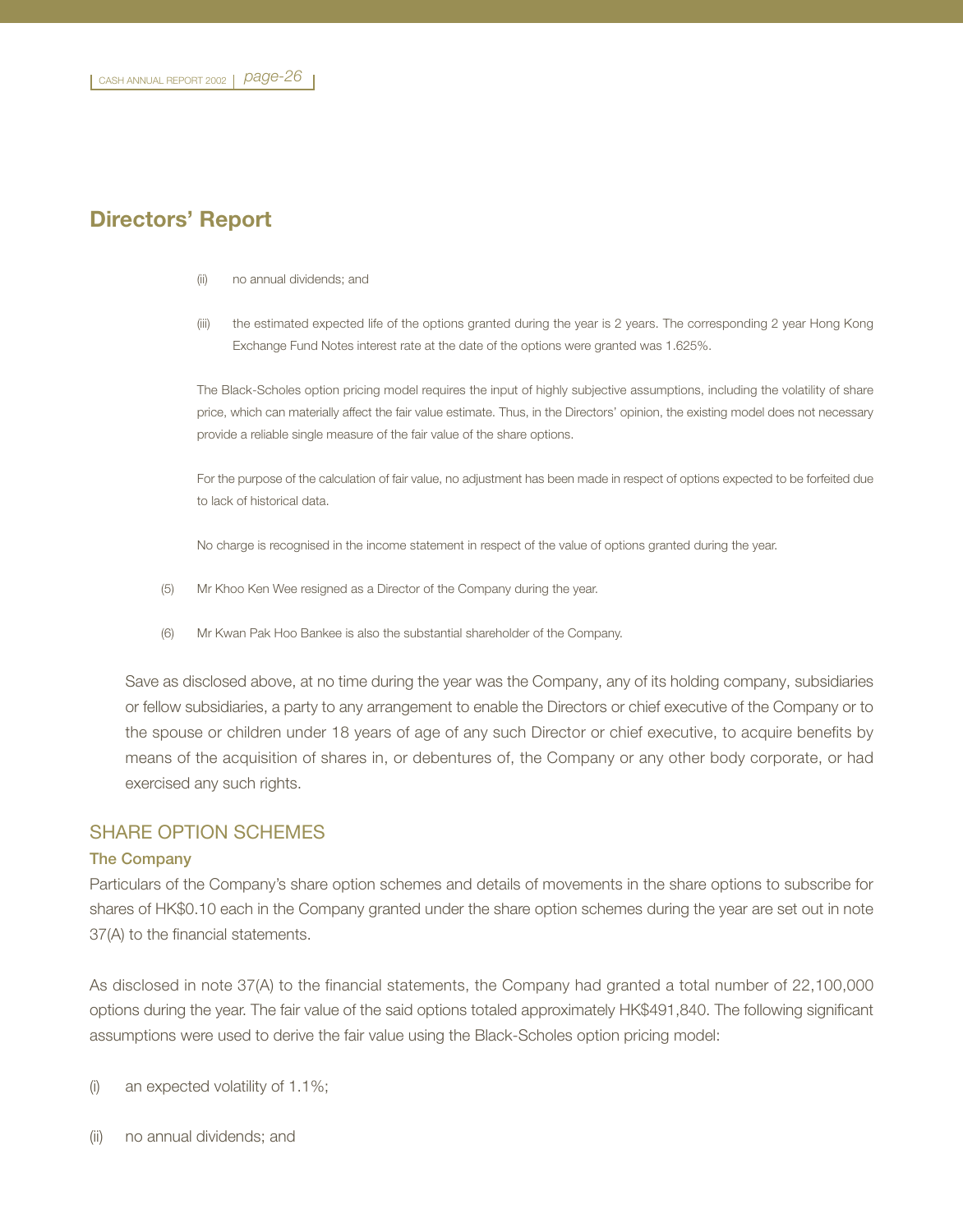## Directors' Report

(ii) no annual dividends; and

(iii) the estimated expected life of the options granted during the year is 2 years. The corresponding 2 year Hong Kong Exchange Fund Notes interest rate at the date of the options were granted was 1.625%.

The Black-Scholes option pricing model requires the input of highly subjective assumptions, including the volatility of share price, which can materially affect the fair value estimate. Thus, in the Directors' opinion, the existing model does not necessary provide a reliable single measure of the fair value of the share options.

For the purpose of the calculation of fair value, no adjustment has been made in respect of options expected to be forfeited due to lack of historical data.

No charge is recognised in the income statement in respect of the value of options granted during the year.

(5) Mr Khoo Ken Wee resigned as a Director of the Company during the year.

(6) Mr Kwan Pak Hoo Bankee is also the substantial shareholder of the Company.

Save as disclosed above, at no time during the year was the Company, any of its holding company, subsidiaries or fellow subsidiaries, a party to any arrangement to enable the Directors or chief executive of the Company or to the spouse or children under 18 years of age of any such Director or chief executive, to acquire benefits by means of the acquisition of shares in, or debentures of, the Company or any other body corporate, or had exercised any such rights.

## SHARE OPTION SCHEMES

### The Company

Particulars of the Company's share option schemes and details of movements in the share options to subscribe for shares of HK$0.10 each in the Company granted under the share option schemes during the year are set out in note 37(A) to the financial statements.

As disclosed in note 37(A) to the financial statements, the Company had granted a total number of 22,100,000 options during the year. The fair value of the said options totaled approximately HK$491,840. The following significant assumptions were used to derive the fair value using the Black-Scholes option pricing model:

(i) an expected volatility of 1.1%;

(ii) no annual dividends; and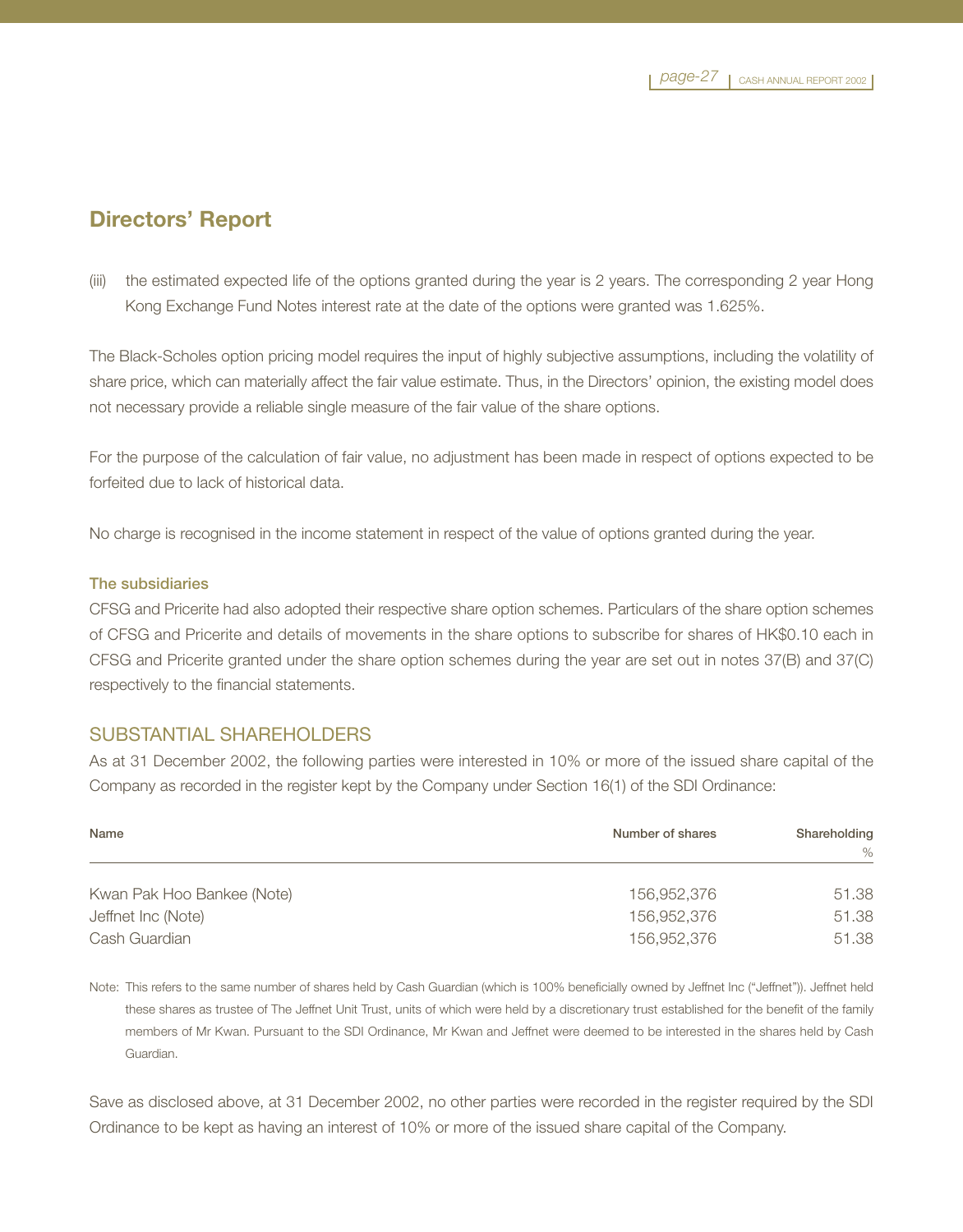## Directors' Report

(iii) the estimated expected life of the options granted during the year is 2 years. The corresponding 2 year Hong Kong Exchange Fund Notes interest rate at the date of the options were granted was 1.625%.

The Black-Scholes option pricing model requires the input of highly subjective assumptions, including the volatility of share price, which can materially affect the fair value estimate. Thus, in the Directors' opinion, the existing model does not necessary provide a reliable single measure of the fair value of the share options.

For the purpose of the calculation of fair value, no adjustment has been made in respect of options expected to be forfeited due to lack of historical data.

No charge is recognised in the income statement in respect of the value of options granted during the year.

**The subsidiaries**

CFSG and Pricerite had also adopted their respective share option schemes. Particulars of the share option schemes of CFSG and Pricerite and details of movements in the share options to subscribe for shares of HK$0.10 each in CFSG and Pricerite granted under the share option schemes during the year are set out in notes 37(B) and 37(C) respectively to the financial statements.

### SUBSTANTIAL SHAREHOLDERS

As at 31 December 2002, the following parties were interested in 10% or more of the issued share capital of the Company as recorded in the register kept by the Company under Section 16(1) of the SDI Ordinance:

| Name | Number of shares | Shareholding % |
|---|---|---|
| Kwan Pak Hoo Bankee (Note) | 156,952,376 | 51.38 |
| Jeffnet Inc (Note) | 156,952,376 | 51.38 |
| Cash Guardian | 156,952,376 | 51.38 |

Note: This refers to the same number of shares held by Cash Guardian (which is 100% beneficially owned by Jeffnet Inc ("Jeffnet")). Jeffnet held these shares as trustee of The Jeffnet Unit Trust, units of which were held by a discretionary trust established for the benefit of the family members of Mr Kwan. Pursuant to the SDI Ordinance, Mr Kwan and Jeffnet were deemed to be interested in the shares held by Cash Guardian.

Save as disclosed above, at 31 December 2002, no other parties were recorded in the register required by the SDI Ordinance to be kept as having an interest of 10% or more of the issued share capital of the Company.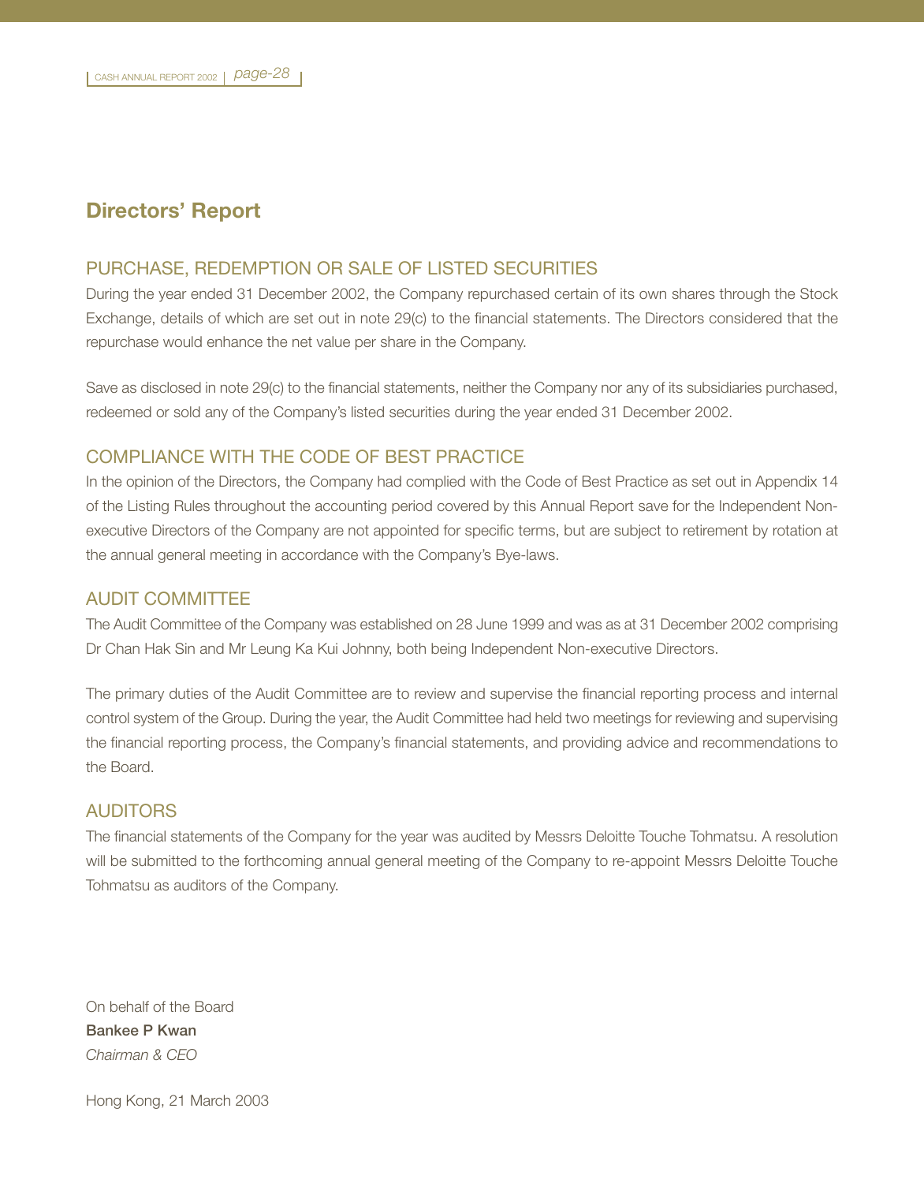# Directors' Report

## PURCHASE, REDEMPTION OR SALE OF LISTED SECURITIES

During the year ended 31 December 2002, the Company repurchased certain of its own shares through the Stock Exchange, details of which are set out in note 29(c) to the financial statements. The Directors considered that the repurchase would enhance the net value per share in the Company.

Save as disclosed in note 29(c) to the financial statements, neither the Company nor any of its subsidiaries purchased, redeemed or sold any of the Company's listed securities during the year ended 31 December 2002.

## COMPLIANCE WITH THE CODE OF BEST PRACTICE

In the opinion of the Directors, the Company had complied with the Code of Best Practice as set out in Appendix 14 of the Listing Rules throughout the accounting period covered by this Annual Report save for the Independent Non-executive Directors of the Company are not appointed for specific terms, but are subject to retirement by rotation at the annual general meeting in accordance with the Company's Bye-laws.

## AUDIT COMMITTEE

The Audit Committee of the Company was established on 28 June 1999 and was as at 31 December 2002 comprising Dr Chan Hak Sin and Mr Leung Ka Kui Johnny, both being Independent Non-executive Directors.

The primary duties of the Audit Committee are to review and supervise the financial reporting process and internal control system of the Group. During the year, the Audit Committee had held two meetings for reviewing and supervising the financial reporting process, the Company's financial statements, and providing advice and recommendations to the Board.

## AUDITORS

The financial statements of the Company for the year was audited by Messrs Deloitte Touche Tohmatsu. A resolution will be submitted to the forthcoming annual general meeting of the Company to re-appoint Messrs Deloitte Touche Tohmatsu as auditors of the Company.

On behalf of the Board
**Bankee P Kwan**
*Chairman & CEO*

Hong Kong, 21 March 2003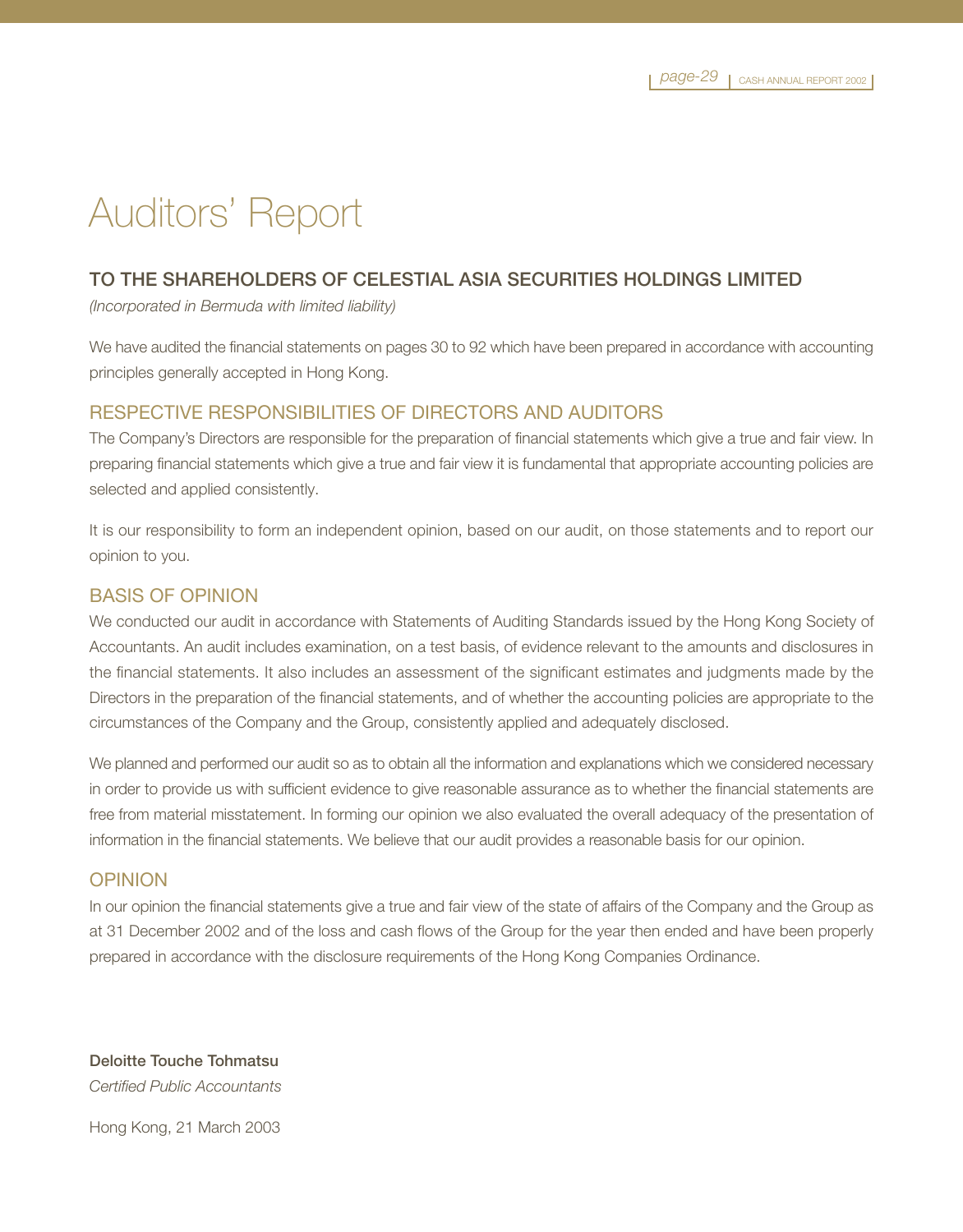# Auditors' Report

## TO THE SHAREHOLDERS OF CELESTIAL ASIA SECURITIES HOLDINGS LIMITED

*(Incorporated in Bermuda with limited liability)*

We have audited the financial statements on pages 30 to 92 which have been prepared in accordance with accounting principles generally accepted in Hong Kong.

## RESPECTIVE RESPONSIBILITIES OF DIRECTORS AND AUDITORS

The Company's Directors are responsible for the preparation of financial statements which give a true and fair view. In preparing financial statements which give a true and fair view it is fundamental that appropriate accounting policies are selected and applied consistently.

It is our responsibility to form an independent opinion, based on our audit, on those statements and to report our opinion to you.

## BASIS OF OPINION

We conducted our audit in accordance with Statements of Auditing Standards issued by the Hong Kong Society of Accountants. An audit includes examination, on a test basis, of evidence relevant to the amounts and disclosures in the financial statements. It also includes an assessment of the significant estimates and judgments made by the Directors in the preparation of the financial statements, and of whether the accounting policies are appropriate to the circumstances of the Company and the Group, consistently applied and adequately disclosed.

We planned and performed our audit so as to obtain all the information and explanations which we considered necessary in order to provide us with sufficient evidence to give reasonable assurance as to whether the financial statements are free from material misstatement. In forming our opinion we also evaluated the overall adequacy of the presentation of information in the financial statements. We believe that our audit provides a reasonable basis for our opinion.

## OPINION

In our opinion the financial statements give a true and fair view of the state of affairs of the Company and the Group as at 31 December 2002 and of the loss and cash flows of the Group for the year then ended and have been properly prepared in accordance with the disclosure requirements of the Hong Kong Companies Ordinance.

**Deloitte Touche Tohmatsu**
*Certified Public Accountants*

Hong Kong, 21 March 2003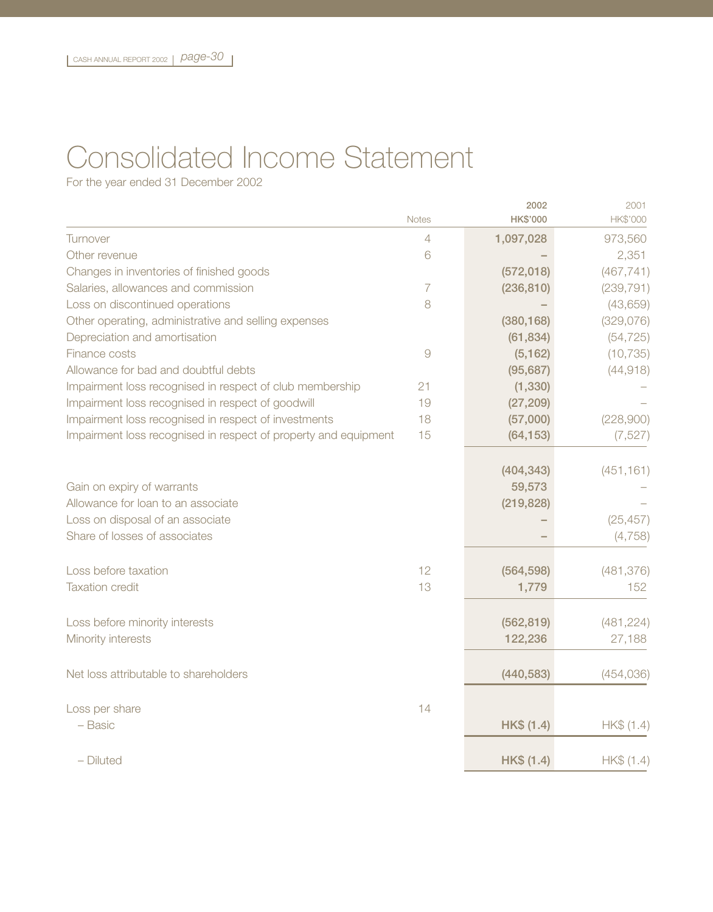# Consolidated Income Statement

For the year ended 31 December 2002

| | Notes | 2002 HK$'000 | 2001 HK$'000 |
|---|---|---|---|
| Turnover | 4 | **1,097,028** | 973,560 |
| Other revenue | 6 | **–** | 2,351 |
| Changes in inventories of finished goods | | **(572,018)** | (467,741) |
| Salaries, allowances and commission | 7 | **(236,810)** | (239,791) |
| Loss on discontinued operations | 8 | **–** | (43,659) |
| Other operating, administrative and selling expenses | | **(380,168)** | (329,076) |
| Depreciation and amortisation | | **(61,834)** | (54,725) |
| Finance costs | 9 | **(5,162)** | (10,735) |
| Allowance for bad and doubtful debts | | **(95,687)** | (44,918) |
| Impairment loss recognised in respect of club membership | 21 | **(1,330)** | – |
| Impairment loss recognised in respect of goodwill | 19 | **(27,209)** | – |
| Impairment loss recognised in respect of investments | 18 | **(57,000)** | (228,900) |
| Impairment loss recognised in respect of property and equipment | 15 | **(64,153)** | (7,527) |
| | | **(404,343)** | (451,161) |
| Gain on expiry of warrants | | **59,573** | – |
| Allowance for loan to an associate | | **(219,828)** | – |
| Loss on disposal of an associate | | **–** | (25,457) |
| Share of losses of associates | | **–** | (4,758) |
| Loss before taxation | 12 | **(564,598)** | (481,376) |
| Taxation credit | 13 | **1,779** | 152 |
| Loss before minority interests | | **(562,819)** | (481,224) |
| Minority interests | | **122,236** | 27,188 |
| Net loss attributable to shareholders | | **(440,583)** | (454,036) |
| Loss per share | 14 | | |
| – Basic | | **HK$ (1.4)** | HK$ (1.4) |
| – Diluted | | **HK$ (1.4)** | HK$ (1.4) |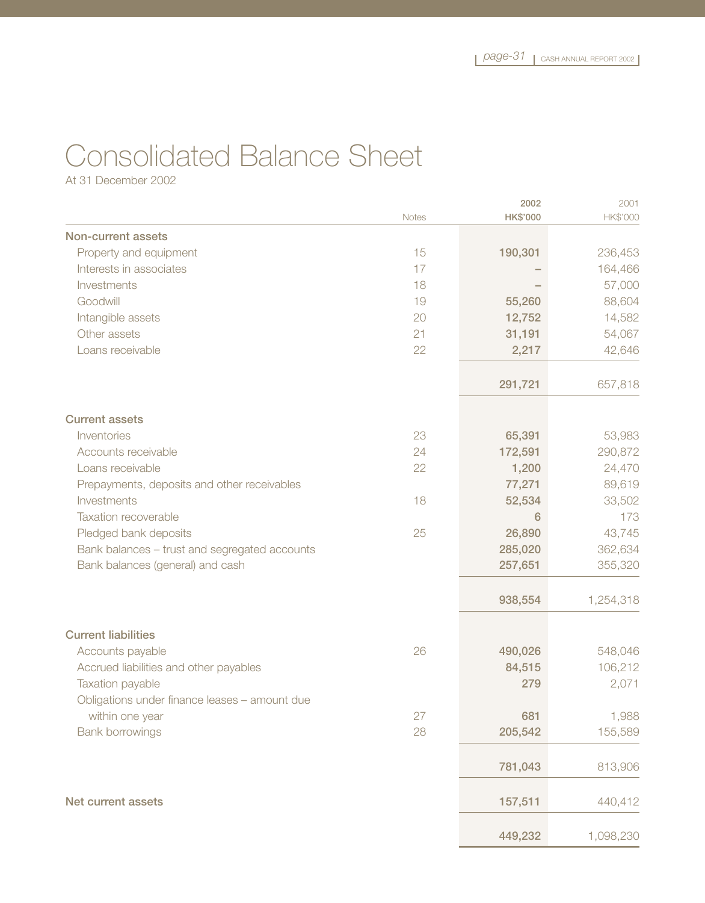# Consolidated Balance Sheet

At 31 December 2002

| | Notes | 2002<br>HK$'000 | 2001<br>HK$'000 |
|---|---|---|---|
| **Non-current assets** | | | |
| Property and equipment | 15 | **190,301** | 236,453 |
| Interests in associates | 17 | **–** | 164,466 |
| Investments | 18 | **–** | 57,000 |
| Goodwill | 19 | **55,260** | 88,604 |
| Intangible assets | 20 | **12,752** | 14,582 |
| Other assets | 21 | **31,191** | 54,067 |
| Loans receivable | 22 | **2,217** | 42,646 |
| | | **291,721** | 657,818 |
| **Current assets** | | | |
| Inventories | 23 | **65,391** | 53,983 |
| Accounts receivable | 24 | **172,591** | 290,872 |
| Loans receivable | 22 | **1,200** | 24,470 |
| Prepayments, deposits and other receivables | | **77,271** | 89,619 |
| Investments | 18 | **52,534** | 33,502 |
| Taxation recoverable | | **6** | 173 |
| Pledged bank deposits | 25 | **26,890** | 43,745 |
| Bank balances – trust and segregated accounts | | **285,020** | 362,634 |
| Bank balances (general) and cash | | **257,651** | 355,320 |
| | | **938,554** | 1,254,318 |
| **Current liabilities** | | | |
| Accounts payable | 26 | **490,026** | 548,046 |
| Accrued liabilities and other payables | | **84,515** | 106,212 |
| Taxation payable | | **279** | 2,071 |
| Obligations under finance leases – amount due within one year | 27 | **681** | 1,988 |
| Bank borrowings | 28 | **205,542** | 155,589 |
| | | **781,043** | 813,906 |
| **Net current assets** | | **157,511** | 440,412 |
| | | **449,232** | 1,098,230 |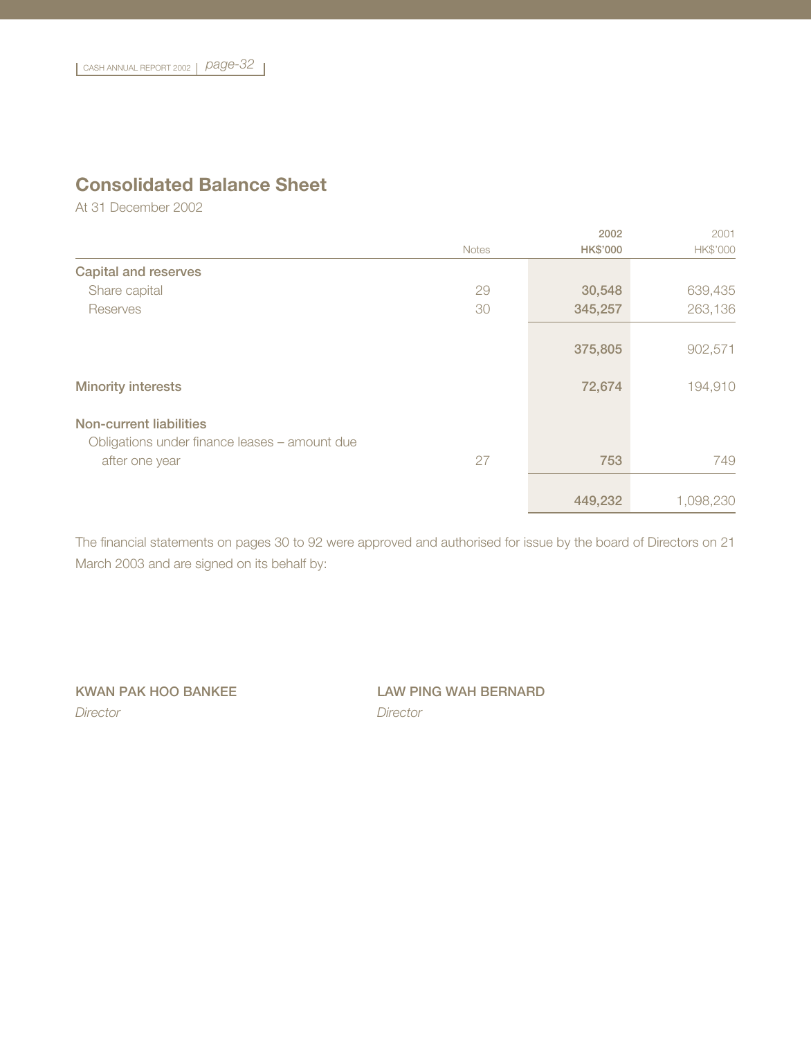## Consolidated Balance Sheet

At 31 December 2002

| | Notes | 2002 HK$'000 | 2001 HK$'000 |
|---|---|---|---|
| **Capital and reserves** | | | |
| Share capital | 29 | 30,548 | 639,435 |
| Reserves | 30 | 345,257 | 263,136 |
| | | 375,805 | 902,571 |
| **Minority interests** | | 72,674 | 194,910 |
| **Non-current liabilities** | | | |
| Obligations under finance leases – amount due after one year | 27 | 753 | 749 |
| | | 449,232 | 1,098,230 |

The financial statements on pages 30 to 92 were approved and authorised for issue by the board of Directors on 21 March 2003 and are signed on its behalf by:

**KWAN PAK HOO BANKEE**
*Director*

**LAW PING WAH BERNARD**
*Director*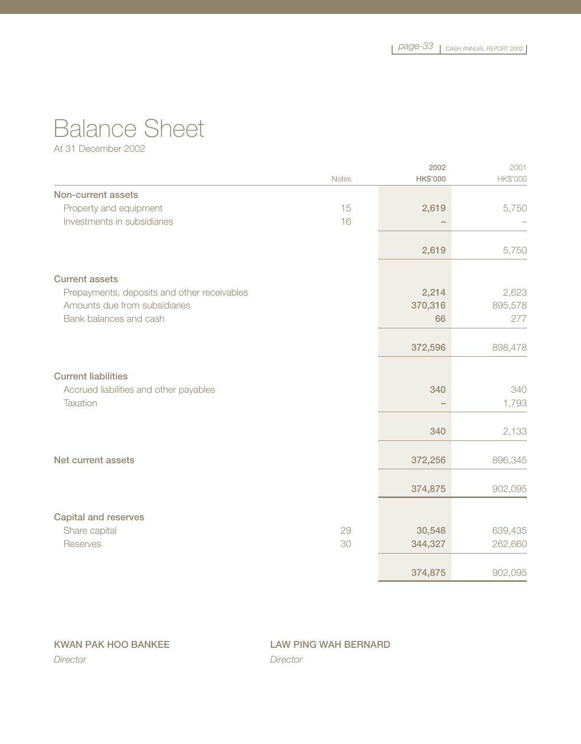# Balance Sheet

At 31 December 2002

| | Notes | 2002 HK$'000 | 2001 HK$'000 |
|---|---|---|---|
| **Non-current assets** | | | |
| Property and equipment | 15 | 2,619 | 5,750 |
| Investments in subsidiaries | 16 | – | – |
| | | 2,619 | 5,750 |
| **Current assets** | | | |
| Prepayments, deposits and other receivables | | 2,214 | 2,623 |
| Amounts due from subsidiaries | | 370,316 | 895,578 |
| Bank balances and cash | | 66 | 277 |
| | | 372,596 | 898,478 |
| **Current liabilities** | | | |
| Accrued liabilities and other payables | | 340 | 340 |
| Taxation | | – | 1,793 |
| | | 340 | 2,133 |
| **Net current assets** | | 372,256 | 896,345 |
| | | 374,875 | 902,095 |
| **Capital and reserves** | | | |
| Share capital | 29 | 30,548 | 639,435 |
| Reserves | 30 | 344,327 | 262,660 |
| | | 374,875 | 902,095 |

**KWAN PAK HOO BANKEE**
*Director*

**LAW PING WAH BERNARD**
*Director*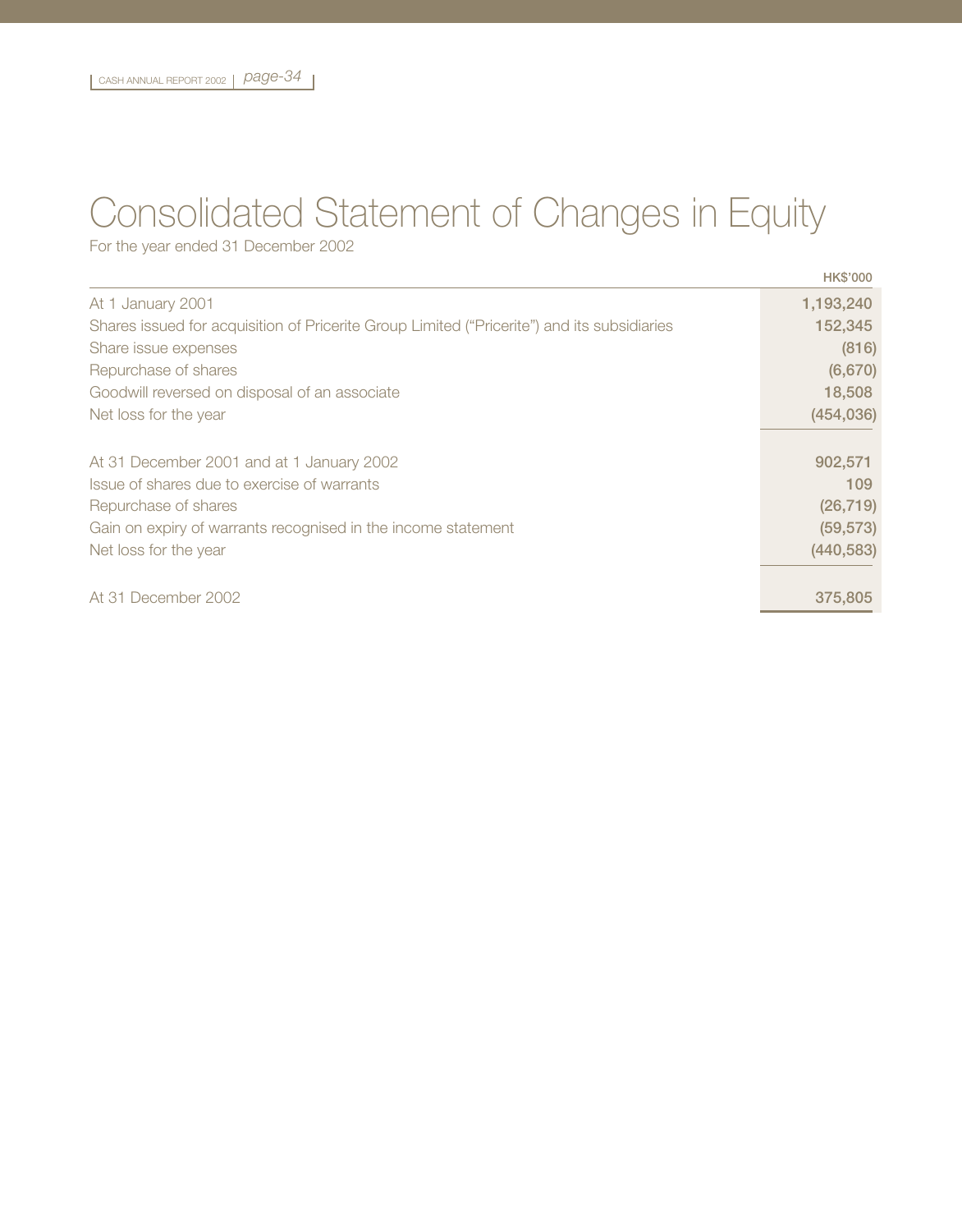# Consolidated Statement of Changes in Equity

For the year ended 31 December 2002

| | HK$'000 |
|---|---|
| At 1 January 2001 | 1,193,240 |
| Shares issued for acquisition of Pricerite Group Limited ("Pricerite") and its subsidiaries | 152,345 |
| Share issue expenses | (816) |
| Repurchase of shares | (6,670) |
| Goodwill reversed on disposal of an associate | 18,508 |
| Net loss for the year | (454,036) |
| At 31 December 2001 and at 1 January 2002 | 902,571 |
| Issue of shares due to exercise of warrants | 109 |
| Repurchase of shares | (26,719) |
| Gain on expiry of warrants recognised in the income statement | (59,573) |
| Net loss for the year | (440,583) |
| At 31 December 2002 | 375,805 |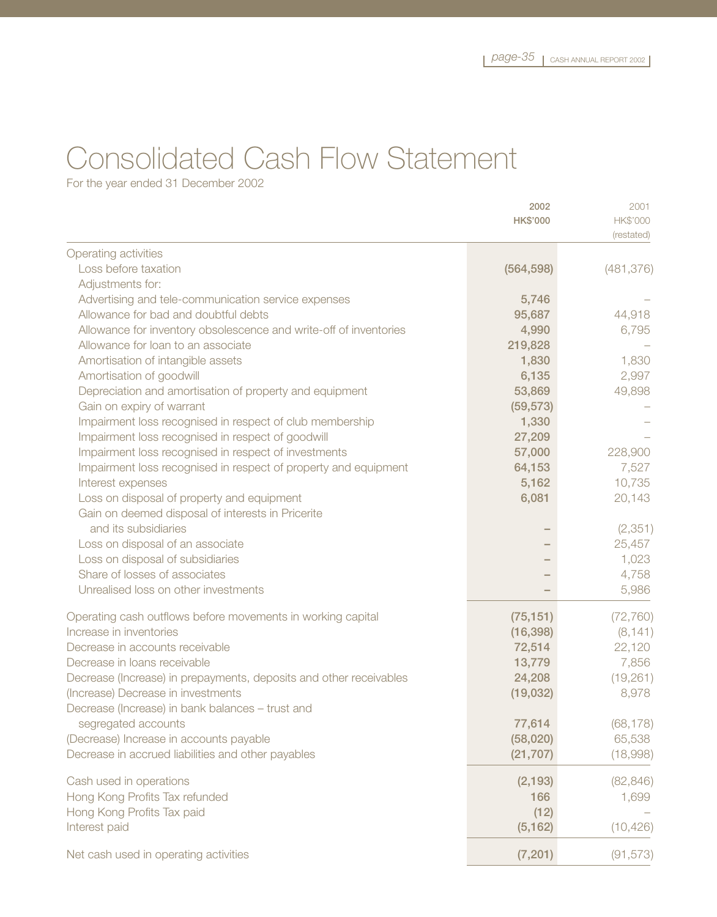# Consolidated Cash Flow Statement

For the year ended 31 December 2002

| | 2002<br>HK$'000 | 2001<br>HK$'000<br>(restated) |
|---|---|---|
| Operating activities | | |
| Loss before taxation | (564,598) | (481,376) |
| Adjustments for: | | |
| Advertising and tele-communication service expenses | 5,746 | – |
| Allowance for bad and doubtful debts | 95,687 | 44,918 |
| Allowance for inventory obsolescence and write-off of inventories | 4,990 | 6,795 |
| Allowance for loan to an associate | 219,828 | – |
| Amortisation of intangible assets | 1,830 | 1,830 |
| Amortisation of goodwill | 6,135 | 2,997 |
| Depreciation and amortisation of property and equipment | 53,869 | 49,898 |
| Gain on expiry of warrant | (59,573) | – |
| Impairment loss recognised in respect of club membership | 1,330 | – |
| Impairment loss recognised in respect of goodwill | 27,209 | – |
| Impairment loss recognised in respect of investments | 57,000 | 228,900 |
| Impairment loss recognised in respect of property and equipment | 64,153 | 7,527 |
| Interest expenses | 5,162 | 10,735 |
| Loss on disposal of property and equipment | 6,081 | 20,143 |
| Gain on deemed disposal of interests in Pricerite and its subsidiaries | – | (2,351) |
| Loss on disposal of an associate | – | 25,457 |
| Loss on disposal of subsidiaries | – | 1,023 |
| Share of losses of associates | – | 4,758 |
| Unrealised loss on other investments | – | 5,986 |
| Operating cash outflows before movements in working capital | (75,151) | (72,760) |
| Increase in inventories | (16,398) | (8,141) |
| Decrease in accounts receivable | 72,514 | 22,120 |
| Decrease in loans receivable | 13,779 | 7,856 |
| Decrease (Increase) in prepayments, deposits and other receivables | 24,208 | (19,261) |
| (Increase) Decrease in investments | (19,032) | 8,978 |
| Decrease (Increase) in bank balances – trust and segregated accounts | 77,614 | (68,178) |
| (Decrease) Increase in accounts payable | (58,020) | 65,538 |
| Decrease in accrued liabilities and other payables | (21,707) | (18,998) |
| Cash used in operations | (2,193) | (82,846) |
| Hong Kong Profits Tax refunded | 166 | 1,699 |
| Hong Kong Profits Tax paid | (12) | – |
| Interest paid | (5,162) | (10,426) |
| Net cash used in operating activities | (7,201) | (91,573) |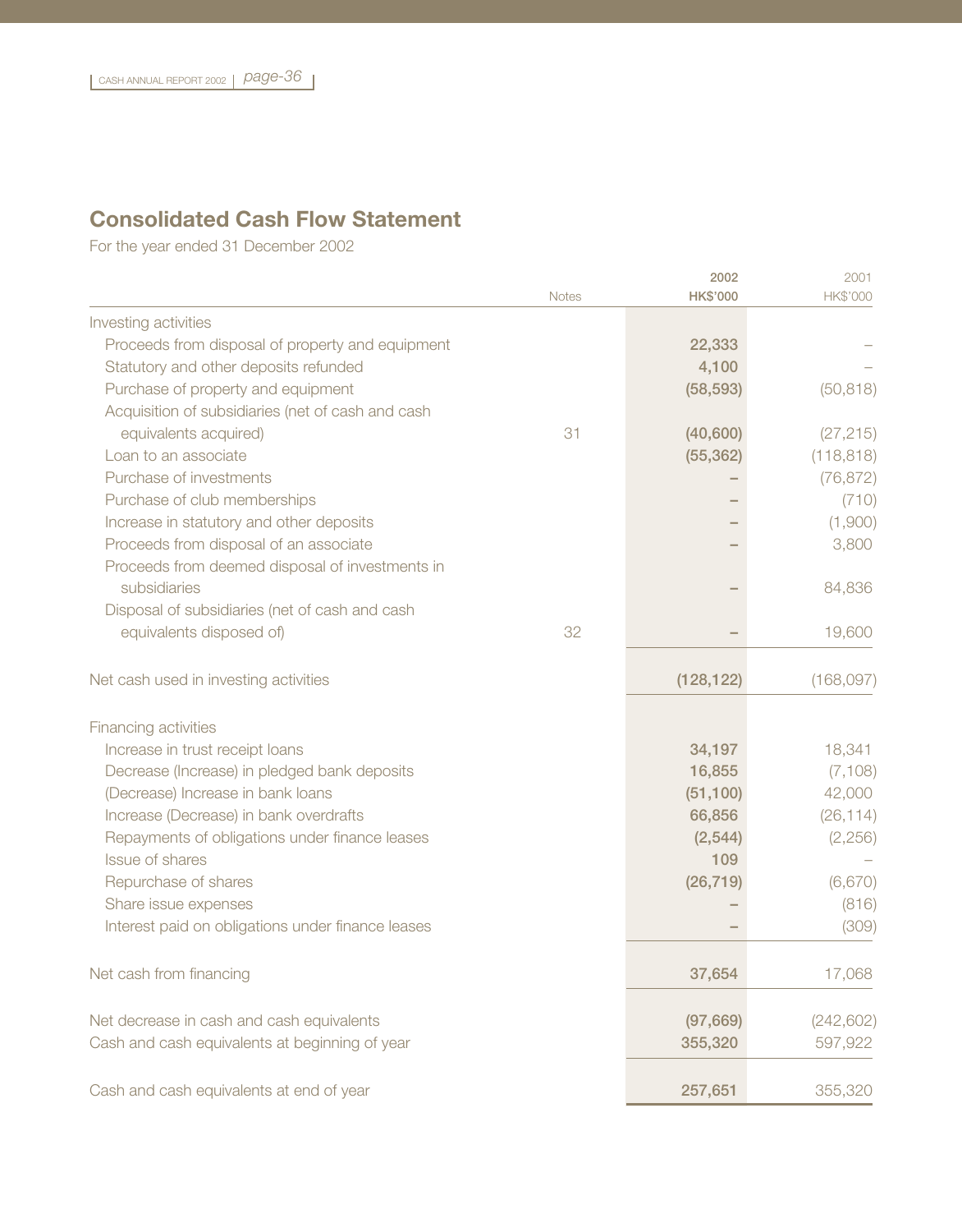# Consolidated Cash Flow Statement

For the year ended 31 December 2002

| | Notes | 2002 HK$'000 | 2001 HK$'000 |
|---|---|---|---|
| Investing activities | | | |
| Proceeds from disposal of property and equipment | | 22,333 | – |
| Statutory and other deposits refunded | | 4,100 | – |
| Purchase of property and equipment | | (58,593) | (50,818) |
| Acquisition of subsidiaries (net of cash and cash equivalents acquired) | 31 | (40,600) | (27,215) |
| Loan to an associate | | (55,362) | (118,818) |
| Purchase of investments | | – | (76,872) |
| Purchase of club memberships | | – | (710) |
| Increase in statutory and other deposits | | – | (1,900) |
| Proceeds from disposal of an associate | | – | 3,800 |
| Proceeds from deemed disposal of investments in subsidiaries | | – | 84,836 |
| Disposal of subsidiaries (net of cash and cash equivalents disposed of) | 32 | – | 19,600 |
| Net cash used in investing activities | | (128,122) | (168,097) |
| Financing activities | | | |
| Increase in trust receipt loans | | 34,197 | 18,341 |
| Decrease (Increase) in pledged bank deposits | | 16,855 | (7,108) |
| (Decrease) Increase in bank loans | | (51,100) | 42,000 |
| Increase (Decrease) in bank overdrafts | | 66,856 | (26,114) |
| Repayments of obligations under finance leases | | (2,544) | (2,256) |
| Issue of shares | | 109 | – |
| Repurchase of shares | | (26,719) | (6,670) |
| Share issue expenses | | – | (816) |
| Interest paid on obligations under finance leases | | – | (309) |
| Net cash from financing | | 37,654 | 17,068 |
| Net decrease in cash and cash equivalents | | (97,669) | (242,602) |
| Cash and cash equivalents at beginning of year | | 355,320 | 597,922 |
| Cash and cash equivalents at end of year | | 257,651 | 355,320 |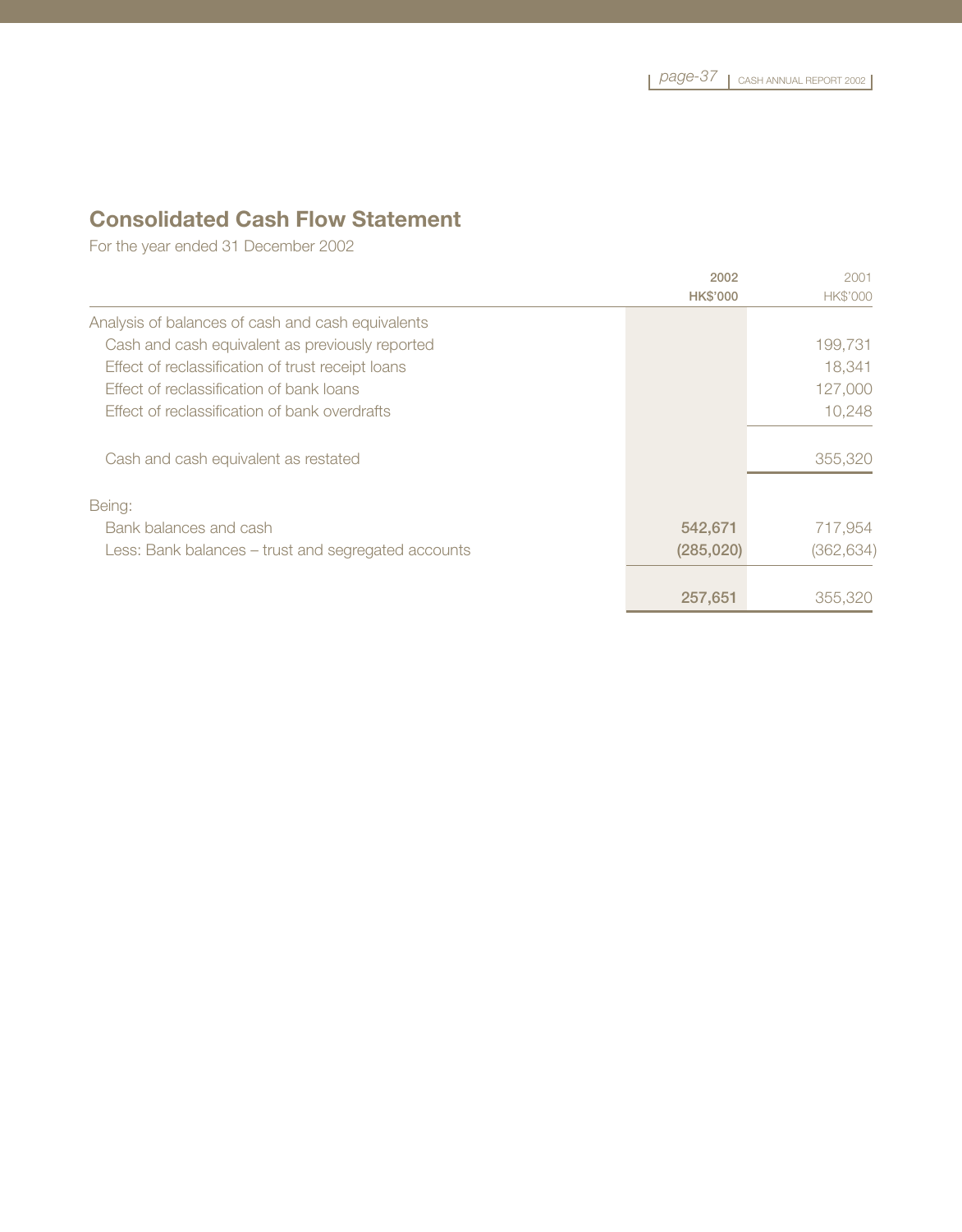## Consolidated Cash Flow Statement

For the year ended 31 December 2002

| | 2002<br>HK$'000 | 2001<br>HK$'000 |
|---|---|---|
| Analysis of balances of cash and cash equivalents | | |
| Cash and cash equivalent as previously reported | | 199,731 |
| Effect of reclassification of trust receipt loans | | 18,341 |
| Effect of reclassification of bank loans | | 127,000 |
| Effect of reclassification of bank overdrafts | | 10,248 |
| Cash and cash equivalent as restated | | 355,320 |
| Being: | | |
| Bank balances and cash | **542,671** | 717,954 |
| Less: Bank balances – trust and segregated accounts | **(285,020)** | (362,634) |
| | **257,651** | 355,320 |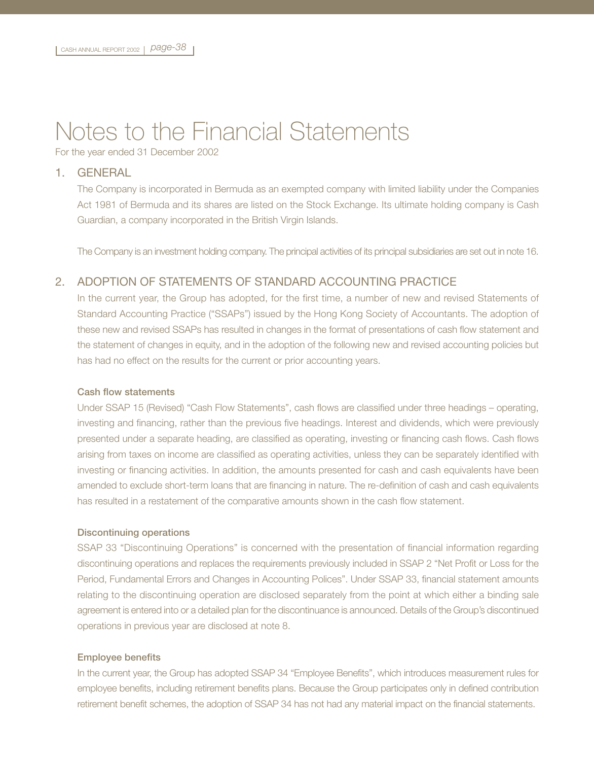# Notes to the Financial Statements

For the year ended 31 December 2002

## 1. GENERAL

The Company is incorporated in Bermuda as an exempted company with limited liability under the Companies Act 1981 of Bermuda and its shares are listed on the Stock Exchange. Its ultimate holding company is Cash Guardian, a company incorporated in the British Virgin Islands.

The Company is an investment holding company. The principal activities of its principal subsidiaries are set out in note 16.

## 2. ADOPTION OF STATEMENTS OF STANDARD ACCOUNTING PRACTICE

In the current year, the Group has adopted, for the first time, a number of new and revised Statements of Standard Accounting Practice ("SSAPs") issued by the Hong Kong Society of Accountants. The adoption of these new and revised SSAPs has resulted in changes in the format of presentations of cash flow statement and the statement of changes in equity, and in the adoption of the following new and revised accounting policies but has had no effect on the results for the current or prior accounting years.

### Cash flow statements

Under SSAP 15 (Revised) "Cash Flow Statements", cash flows are classified under three headings – operating, investing and financing, rather than the previous five headings. Interest and dividends, which were previously presented under a separate heading, are classified as operating, investing or financing cash flows. Cash flows arising from taxes on income are classified as operating activities, unless they can be separately identified with investing or financing activities. In addition, the amounts presented for cash and cash equivalents have been amended to exclude short-term loans that are financing in nature. The re-definition of cash and cash equivalents has resulted in a restatement of the comparative amounts shown in the cash flow statement.

### Discontinuing operations

SSAP 33 "Discontinuing Operations" is concerned with the presentation of financial information regarding discontinuing operations and replaces the requirements previously included in SSAP 2 "Net Profit or Loss for the Period, Fundamental Errors and Changes in Accounting Polices". Under SSAP 33, financial statement amounts relating to the discontinuing operation are disclosed separately from the point at which either a binding sale agreement is entered into or a detailed plan for the discontinuance is announced. Details of the Group's discontinued operations in previous year are disclosed at note 8.

### Employee benefits

In the current year, the Group has adopted SSAP 34 "Employee Benefits", which introduces measurement rules for employee benefits, including retirement benefits plans. Because the Group participates only in defined contribution retirement benefit schemes, the adoption of SSAP 34 has not had any material impact on the financial statements.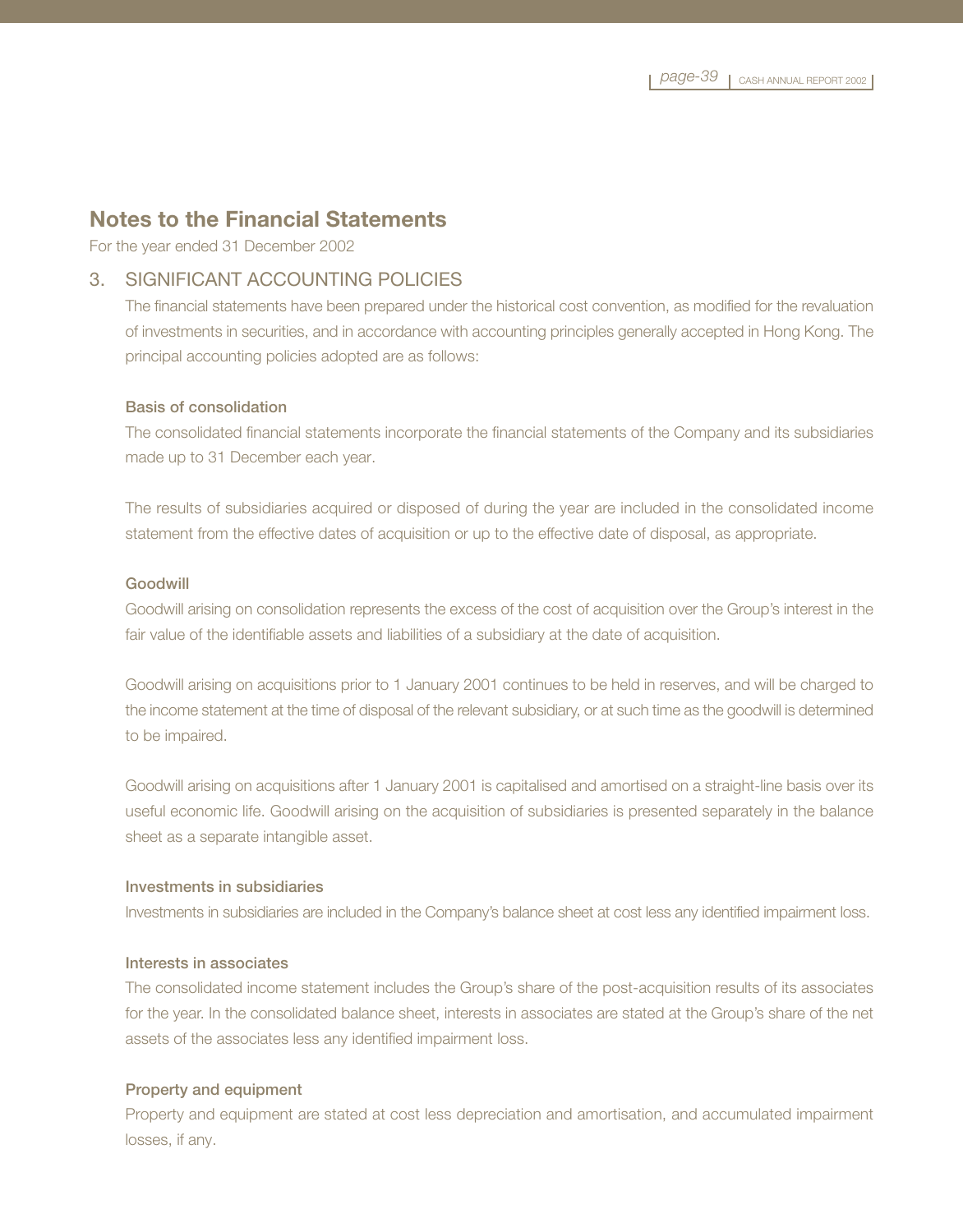# Notes to the Financial Statements

For the year ended 31 December 2002

## 3. SIGNIFICANT ACCOUNTING POLICIES

The financial statements have been prepared under the historical cost convention, as modified for the revaluation of investments in securities, and in accordance with accounting principles generally accepted in Hong Kong. The principal accounting policies adopted are as follows:

### Basis of consolidation

The consolidated financial statements incorporate the financial statements of the Company and its subsidiaries made up to 31 December each year.

The results of subsidiaries acquired or disposed of during the year are included in the consolidated income statement from the effective dates of acquisition or up to the effective date of disposal, as appropriate.

### Goodwill

Goodwill arising on consolidation represents the excess of the cost of acquisition over the Group's interest in the fair value of the identifiable assets and liabilities of a subsidiary at the date of acquisition.

Goodwill arising on acquisitions prior to 1 January 2001 continues to be held in reserves, and will be charged to the income statement at the time of disposal of the relevant subsidiary, or at such time as the goodwill is determined to be impaired.

Goodwill arising on acquisitions after 1 January 2001 is capitalised and amortised on a straight-line basis over its useful economic life. Goodwill arising on the acquisition of subsidiaries is presented separately in the balance sheet as a separate intangible asset.

### Investments in subsidiaries

Investments in subsidiaries are included in the Company's balance sheet at cost less any identified impairment loss.

### Interests in associates

The consolidated income statement includes the Group's share of the post-acquisition results of its associates for the year. In the consolidated balance sheet, interests in associates are stated at the Group's share of the net assets of the associates less any identified impairment loss.

### Property and equipment

Property and equipment are stated at cost less depreciation and amortisation, and accumulated impairment losses, if any.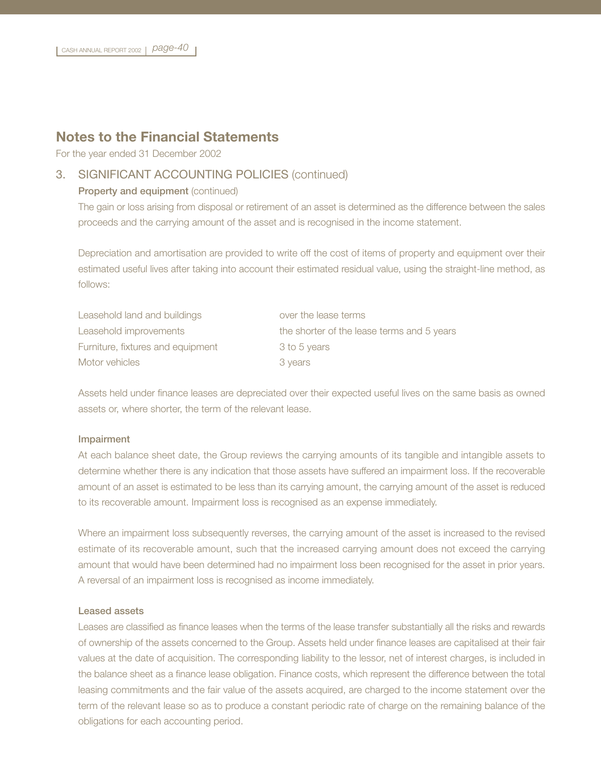# Notes to the Financial Statements

For the year ended 31 December 2002

## 3. SIGNIFICANT ACCOUNTING POLICIES (continued)

### Property and equipment (continued)

The gain or loss arising from disposal or retirement of an asset is determined as the difference between the sales proceeds and the carrying amount of the asset and is recognised in the income statement.

Depreciation and amortisation are provided to write off the cost of items of property and equipment over their estimated useful lives after taking into account their estimated residual value, using the straight-line method, as follows:

| | |
|---|---|
| Leasehold land and buildings | over the lease terms |
| Leasehold improvements | the shorter of the lease terms and 5 years |
| Furniture, fixtures and equipment | 3 to 5 years |
| Motor vehicles | 3 years |

Assets held under finance leases are depreciated over their expected useful lives on the same basis as owned assets or, where shorter, the term of the relevant lease.

### Impairment

At each balance sheet date, the Group reviews the carrying amounts of its tangible and intangible assets to determine whether there is any indication that those assets have suffered an impairment loss. If the recoverable amount of an asset is estimated to be less than its carrying amount, the carrying amount of the asset is reduced to its recoverable amount. Impairment loss is recognised as an expense immediately.

Where an impairment loss subsequently reverses, the carrying amount of the asset is increased to the revised estimate of its recoverable amount, such that the increased carrying amount does not exceed the carrying amount that would have been determined had no impairment loss been recognised for the asset in prior years. A reversal of an impairment loss is recognised as income immediately.

### Leased assets

Leases are classified as finance leases when the terms of the lease transfer substantially all the risks and rewards of ownership of the assets concerned to the Group. Assets held under finance leases are capitalised at their fair values at the date of acquisition. The corresponding liability to the lessor, net of interest charges, is included in the balance sheet as a finance lease obligation. Finance costs, which represent the difference between the total leasing commitments and the fair value of the assets acquired, are charged to the income statement over the term of the relevant lease so as to produce a constant periodic rate of charge on the remaining balance of the obligations for each accounting period.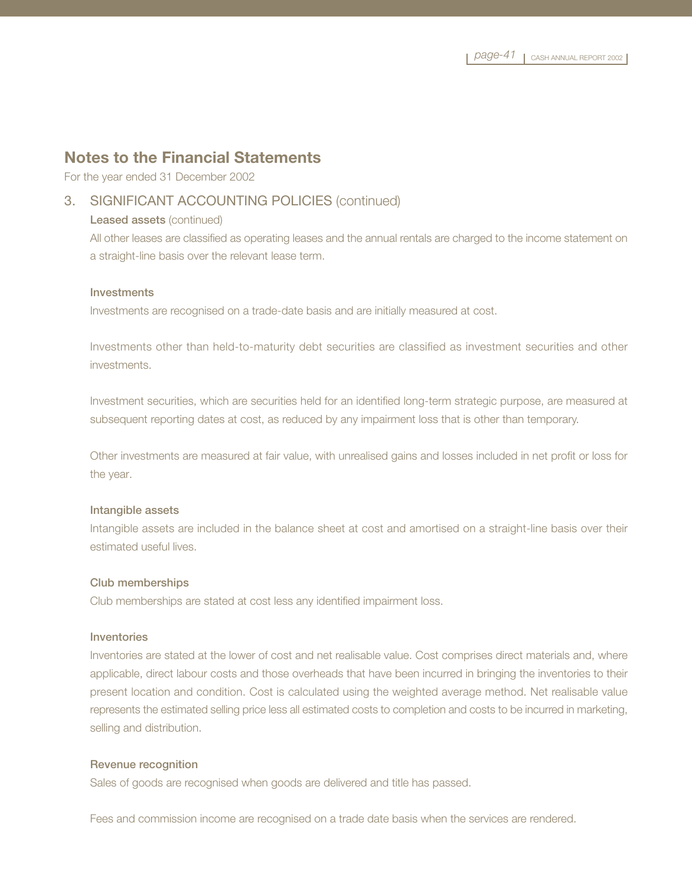## Notes to the Financial Statements

For the year ended 31 December 2002

### 3. SIGNIFICANT ACCOUNTING POLICIES (continued)

**Leased assets** (continued)

All other leases are classified as operating leases and the annual rentals are charged to the income statement on a straight-line basis over the relevant lease term.

**Investments**

Investments are recognised on a trade-date basis and are initially measured at cost.

Investments other than held-to-maturity debt securities are classified as investment securities and other investments.

Investment securities, which are securities held for an identified long-term strategic purpose, are measured at subsequent reporting dates at cost, as reduced by any impairment loss that is other than temporary.

Other investments are measured at fair value, with unrealised gains and losses included in net profit or loss for the year.

**Intangible assets**

Intangible assets are included in the balance sheet at cost and amortised on a straight-line basis over their estimated useful lives.

**Club memberships**

Club memberships are stated at cost less any identified impairment loss.

**Inventories**

Inventories are stated at the lower of cost and net realisable value. Cost comprises direct materials and, where applicable, direct labour costs and those overheads that have been incurred in bringing the inventories to their present location and condition. Cost is calculated using the weighted average method. Net realisable value represents the estimated selling price less all estimated costs to completion and costs to be incurred in marketing, selling and distribution.

**Revenue recognition**

Sales of goods are recognised when goods are delivered and title has passed.

Fees and commission income are recognised on a trade date basis when the services are rendered.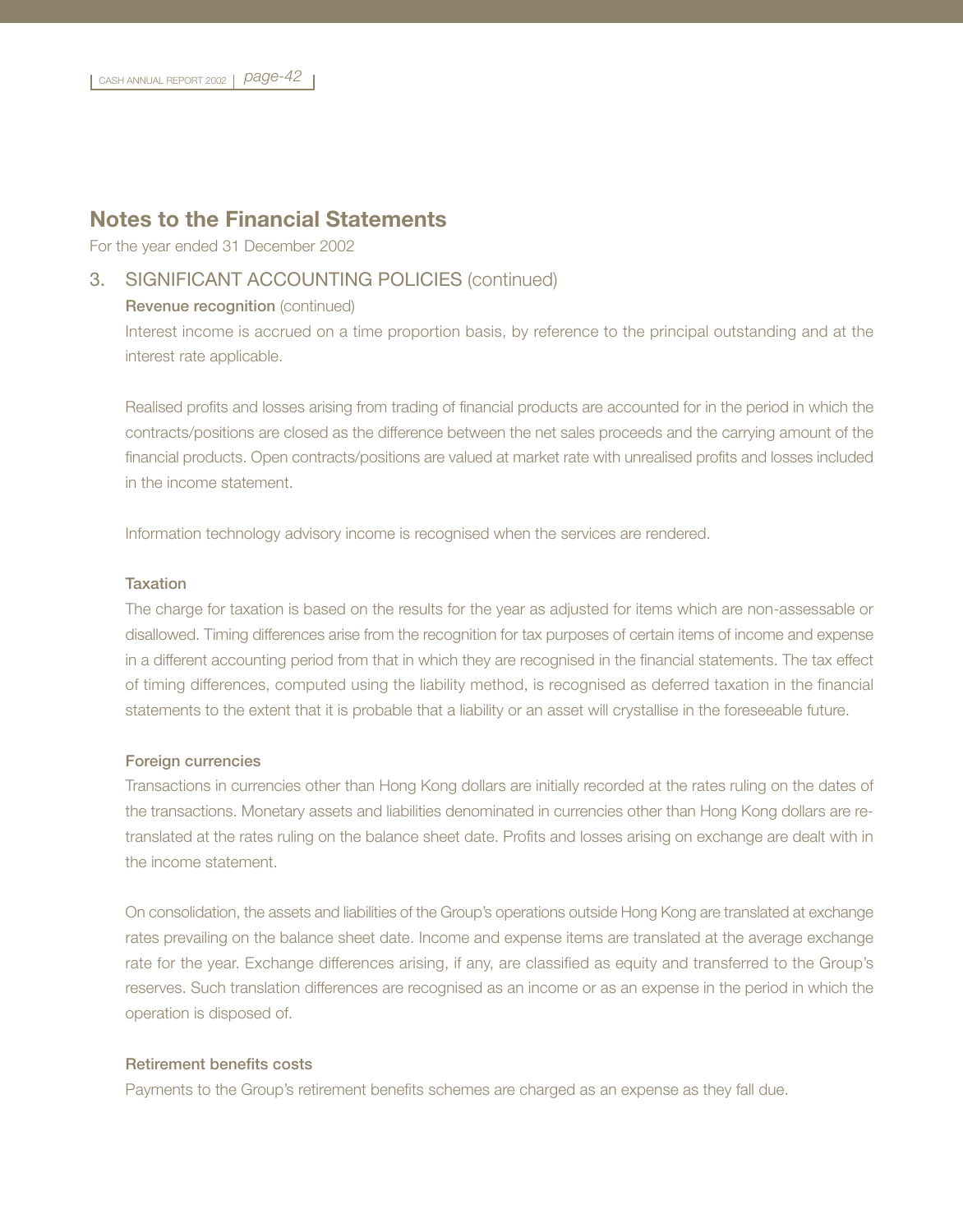# Notes to the Financial Statements

For the year ended 31 December 2002

## 3. SIGNIFICANT ACCOUNTING POLICIES (continued)

### Revenue recognition (continued)

Interest income is accrued on a time proportion basis, by reference to the principal outstanding and at the interest rate applicable.

Realised profits and losses arising from trading of financial products are accounted for in the period in which the contracts/positions are closed as the difference between the net sales proceeds and the carrying amount of the financial products. Open contracts/positions are valued at market rate with unrealised profits and losses included in the income statement.

Information technology advisory income is recognised when the services are rendered.

### Taxation

The charge for taxation is based on the results for the year as adjusted for items which are non-assessable or disallowed. Timing differences arise from the recognition for tax purposes of certain items of income and expense in a different accounting period from that in which they are recognised in the financial statements. The tax effect of timing differences, computed using the liability method, is recognised as deferred taxation in the financial statements to the extent that it is probable that a liability or an asset will crystallise in the foreseeable future.

### Foreign currencies

Transactions in currencies other than Hong Kong dollars are initially recorded at the rates ruling on the dates of the transactions. Monetary assets and liabilities denominated in currencies other than Hong Kong dollars are re-translated at the rates ruling on the balance sheet date. Profits and losses arising on exchange are dealt with in the income statement.

On consolidation, the assets and liabilities of the Group's operations outside Hong Kong are translated at exchange rates prevailing on the balance sheet date. Income and expense items are translated at the average exchange rate for the year. Exchange differences arising, if any, are classified as equity and transferred to the Group's reserves. Such translation differences are recognised as an income or as an expense in the period in which the operation is disposed of.

### Retirement benefits costs

Payments to the Group's retirement benefits schemes are charged as an expense as they fall due.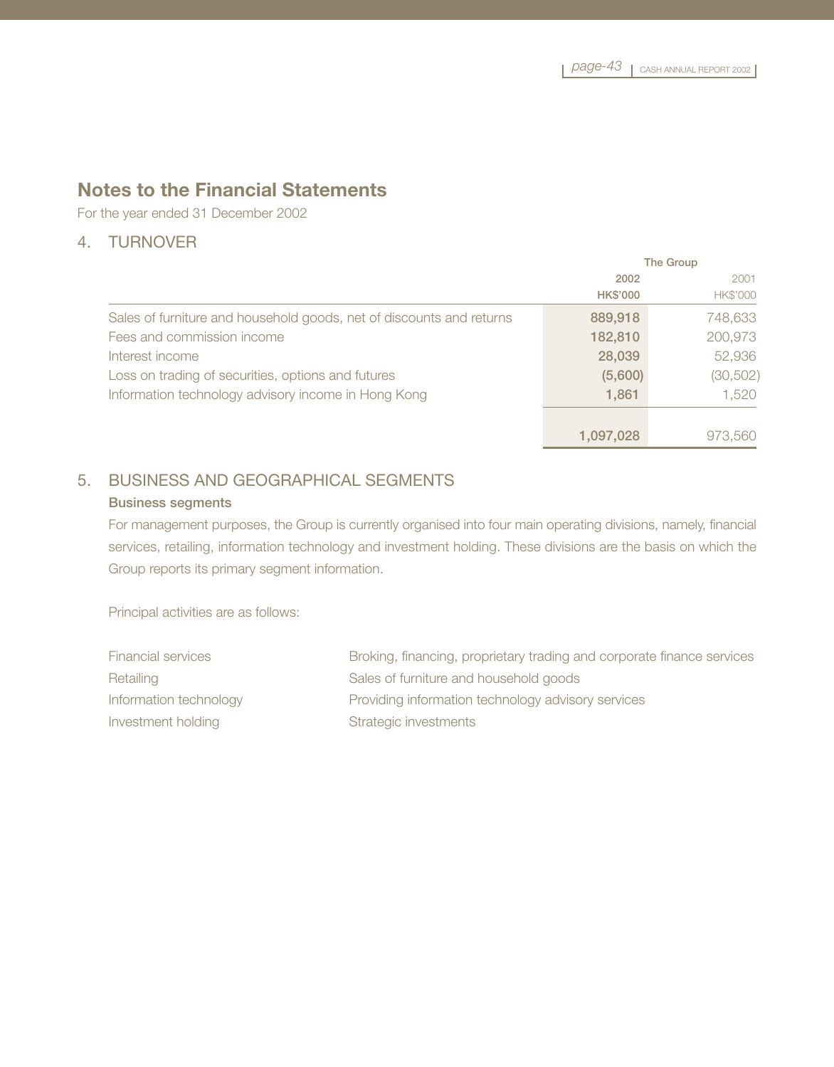# Notes to the Financial Statements

For the year ended 31 December 2002

## 4. TURNOVER

| | The Group | |
|---|---|---|
| | **2002** | 2001 |
| | **HK$'000** | HK$'000 |
| Sales of furniture and household goods, net of discounts and returns | **889,918** | 748,633 |
| Fees and commission income | **182,810** | 200,973 |
| Interest income | **28,039** | 52,936 |
| Loss on trading of securities, options and futures | **(5,600)** | (30,502) |
| Information technology advisory income in Hong Kong | **1,861** | 1,520 |
| | **1,097,028** | 973,560 |

## 5. BUSINESS AND GEOGRAPHICAL SEGMENTS

### Business segments

For management purposes, the Group is currently organised into four main operating divisions, namely, financial services, retailing, information technology and investment holding. These divisions are the basis on which the Group reports its primary segment information.

Principal activities are as follows:

| | |
|---|---|
| Financial services | Broking, financing, proprietary trading and corporate finance services |
| Retailing | Sales of furniture and household goods |
| Information technology | Providing information technology advisory services |
| Investment holding | Strategic investments |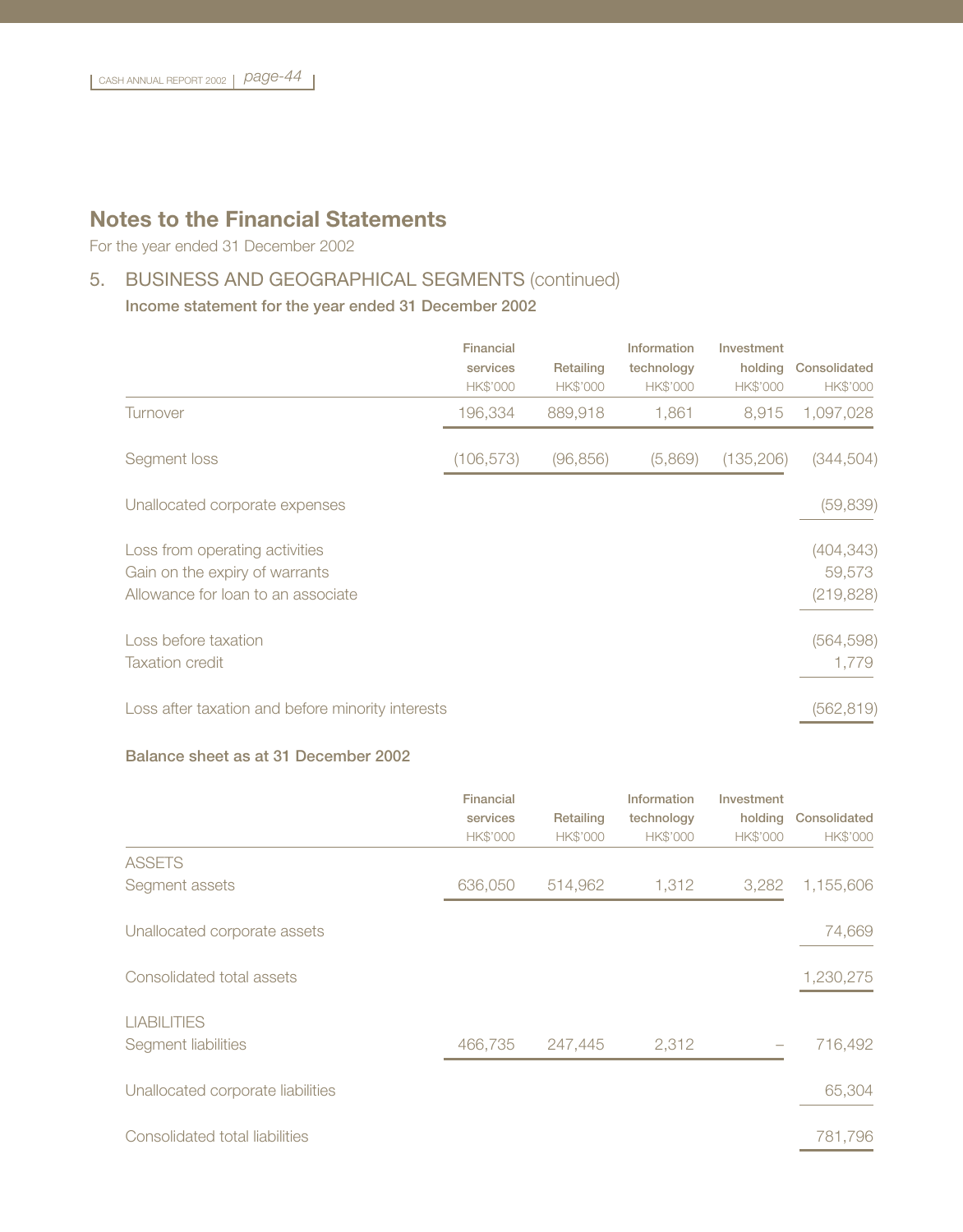## Notes to the Financial Statements

For the year ended 31 December 2002

### 5. BUSINESS AND GEOGRAPHICAL SEGMENTS (continued)

**Income statement for the year ended 31 December 2002**

| | Financial services HK$'000 | Retailing HK$'000 | Information technology HK$'000 | Investment holding HK$'000 | Consolidated HK$'000 |
|---|---|---|---|---|---|
| Turnover | 196,334 | 889,918 | 1,861 | 8,915 | 1,097,028 |
| Segment loss | (106,573) | (96,856) | (5,869) | (135,206) | (344,504) |
| Unallocated corporate expenses | | | | | (59,839) |
| Loss from operating activities | | | | | (404,343) |
| Gain on the expiry of warrants | | | | | 59,573 |
| Allowance for loan to an associate | | | | | (219,828) |
| Loss before taxation | | | | | (564,598) |
| Taxation credit | | | | | 1,779 |
| Loss after taxation and before minority interests | | | | | (562,819) |

**Balance sheet as at 31 December 2002**

| | Financial services HK$'000 | Retailing HK$'000 | Information technology HK$'000 | Investment holding HK$'000 | Consolidated HK$'000 |
|---|---|---|---|---|---|
| ASSETS | | | | | |
| Segment assets | 636,050 | 514,962 | 1,312 | 3,282 | 1,155,606 |
| Unallocated corporate assets | | | | | 74,669 |
| Consolidated total assets | | | | | 1,230,275 |
| LIABILITIES | | | | | |
| Segment liabilities | 466,735 | 247,445 | 2,312 | – | 716,492 |
| Unallocated corporate liabilities | | | | | 65,304 |
| Consolidated total liabilities | | | | | 781,796 |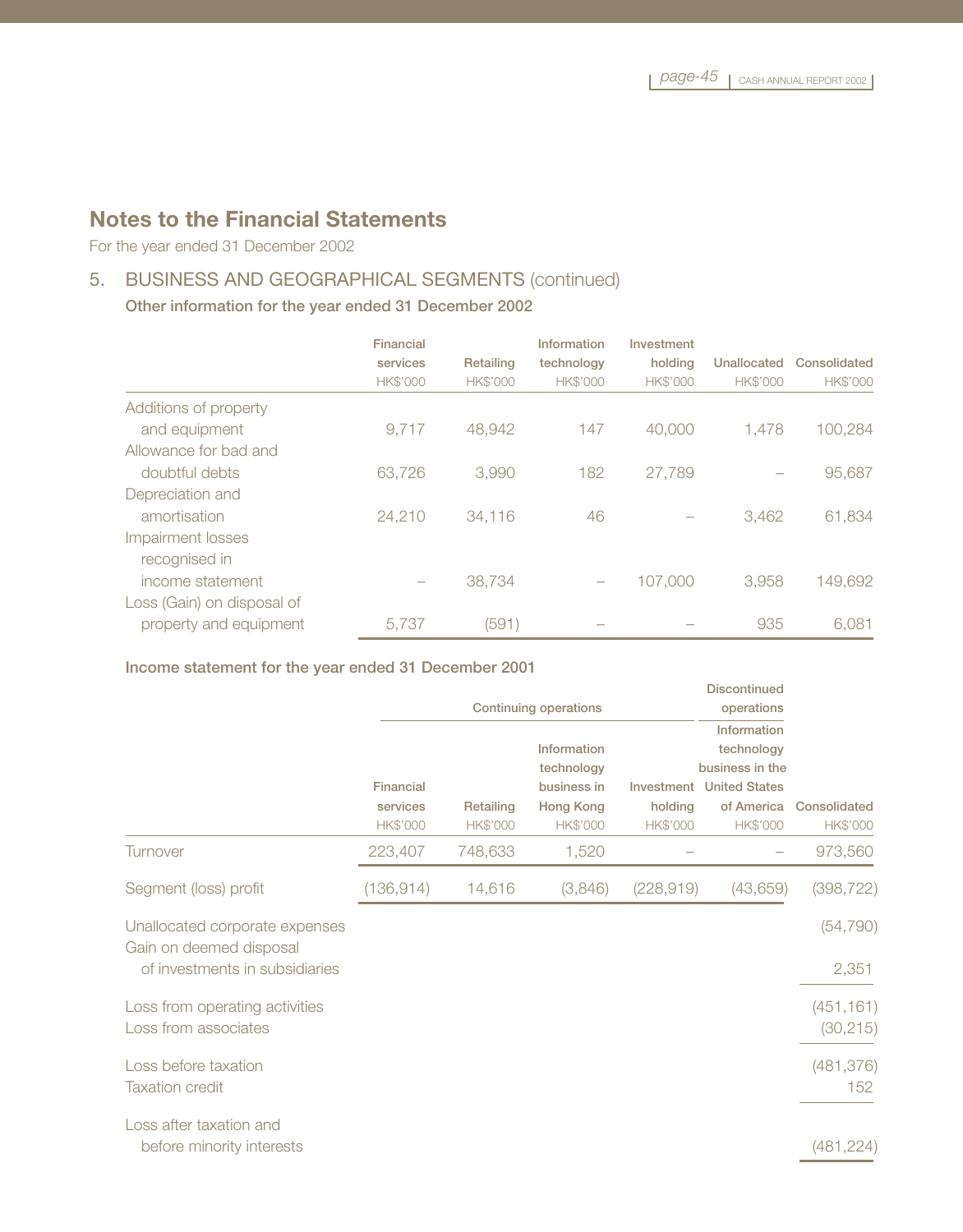## Notes to the Financial Statements

For the year ended 31 December 2002

### 5. BUSINESS AND GEOGRAPHICAL SEGMENTS (continued)

**Other information for the year ended 31 December 2002**

| | Financial services HK$'000 | Retailing HK$'000 | Information technology HK$'000 | Investment holding HK$'000 | Unallocated HK$'000 | Consolidated HK$'000 |
|---|---|---|---|---|---|---|
| Additions of property and equipment | 9,717 | 48,942 | 147 | 40,000 | 1,478 | 100,284 |
| Allowance for bad and doubtful debts | 63,726 | 3,990 | 182 | 27,789 | – | 95,687 |
| Depreciation and amortisation | 24,210 | 34,116 | 46 | – | 3,462 | 61,834 |
| Impairment losses recognised in income statement | – | 38,734 | – | 107,000 | 3,958 | 149,692 |
| Loss (Gain) on disposal of property and equipment | 5,737 | (591) | – | – | 935 | 6,081 |

**Income statement for the year ended 31 December 2001**

| | Continuing operations | | | | Discontinued operations | |
|---|---|---|---|---|---|---|
| | Financial services HK$'000 | Retailing HK$'000 | Information technology business in Hong Kong HK$'000 | Investment holding HK$'000 | Information technology business in the United States of America HK$'000 | Consolidated HK$'000 |
| Turnover | 223,407 | 748,633 | 1,520 | – | – | 973,560 |
| Segment (loss) profit | (136,914) | 14,616 | (3,846) | (228,919) | (43,659) | (398,722) |
| Unallocated corporate expenses | | | | | | (54,790) |
| Gain on deemed disposal of investments in subsidiaries | | | | | | 2,351 |
| Loss from operating activities | | | | | | (451,161) |
| Loss from associates | | | | | | (30,215) |
| Loss before taxation | | | | | | (481,376) |
| Taxation credit | | | | | | 152 |
| Loss after taxation and before minority interests | | | | | | (481,224) |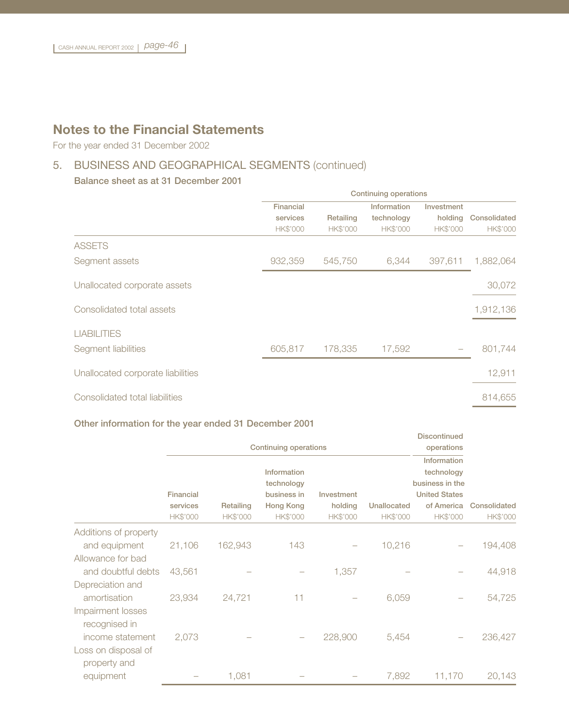# Notes to the Financial Statements

For the year ended 31 December 2002

## 5. BUSINESS AND GEOGRAPHICAL SEGMENTS (continued)

### Balance sheet as at 31 December 2001

| | Continuing operations | | | | |
|---|---|---|---|---|---|
| | Financial services HK$'000 | Retailing HK$'000 | Information technology HK$'000 | Investment holding HK$'000 | Consolidated HK$'000 |
| ASSETS | | | | | |
| Segment assets | 932,359 | 545,750 | 6,344 | 397,611 | 1,882,064 |
| Unallocated corporate assets | | | | | 30,072 |
| Consolidated total assets | | | | | 1,912,136 |
| LIABILITIES | | | | | |
| Segment liabilities | 605,817 | 178,335 | 17,592 | – | 801,744 |
| Unallocated corporate liabilities | | | | | 12,911 |
| Consolidated total liabilities | | | | | 814,655 |

### Other information for the year ended 31 December 2001

| | Continuing operations | | | | | Discontinued operations | |
|---|---|---|---|---|---|---|---|
| | Financial services HK$'000 | Retailing HK$'000 | Information technology business in Hong Kong HK$'000 | Investment holding HK$'000 | Unallocated HK$'000 | Information technology business in the United States of America HK$'000 | Consolidated HK$'000 |
| Additions of property and equipment | 21,106 | 162,943 | 143 | – | 10,216 | – | 194,408 |
| Allowance for bad and doubtful debts | 43,561 | – | – | 1,357 | – | – | 44,918 |
| Depreciation and amortisation | 23,934 | 24,721 | 11 | – | 6,059 | – | 54,725 |
| Impairment losses recognised in income statement | 2,073 | – | – | 228,900 | 5,454 | – | 236,427 |
| Loss on disposal of property and equipment | – | 1,081 | – | – | 7,892 | 11,170 | 20,143 |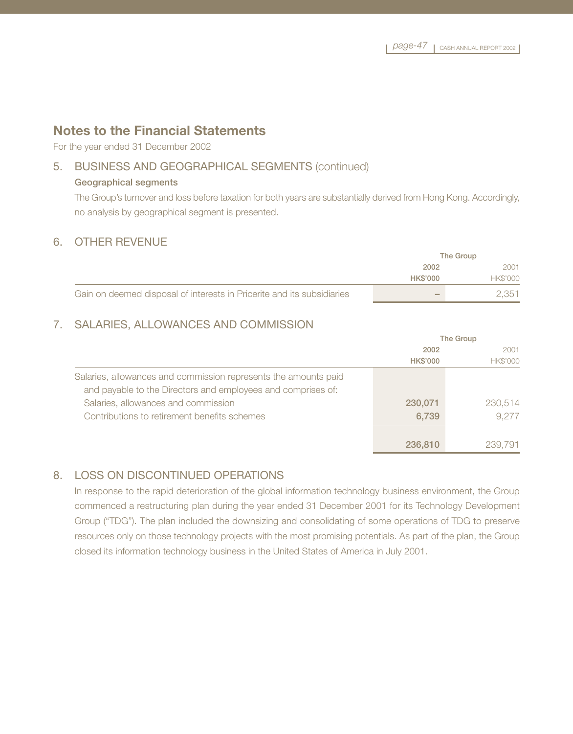## Notes to the Financial Statements

For the year ended 31 December 2002

### 5. BUSINESS AND GEOGRAPHICAL SEGMENTS (continued)

**Geographical segments**

The Group's turnover and loss before taxation for both years are substantially derived from Hong Kong. Accordingly, no analysis by geographical segment is presented.

### 6. OTHER REVENUE

| | The Group | |
|---|---|---|
| | **2002** | 2001 |
| | **HK$'000** | HK$'000 |
| Gain on deemed disposal of interests in Pricerite and its subsidiaries | – | 2,351 |

### 7. SALARIES, ALLOWANCES AND COMMISSION

| | The Group | |
|---|---|---|
| | **2002** | 2001 |
| | **HK$'000** | HK$'000 |
| Salaries, allowances and commission represents the amounts paid and payable to the Directors and employees and comprises of: | | |
| Salaries, allowances and commission | **230,071** | 230,514 |
| Contributions to retirement benefits schemes | **6,739** | 9,277 |
| | **236,810** | 239,791 |

### 8. LOSS ON DISCONTINUED OPERATIONS

In response to the rapid deterioration of the global information technology business environment, the Group commenced a restructuring plan during the year ended 31 December 2001 for its Technology Development Group ("TDG"). The plan included the downsizing and consolidating of some operations of TDG to preserve resources only on those technology projects with the most promising potentials. As part of the plan, the Group closed its information technology business in the United States of America in July 2001.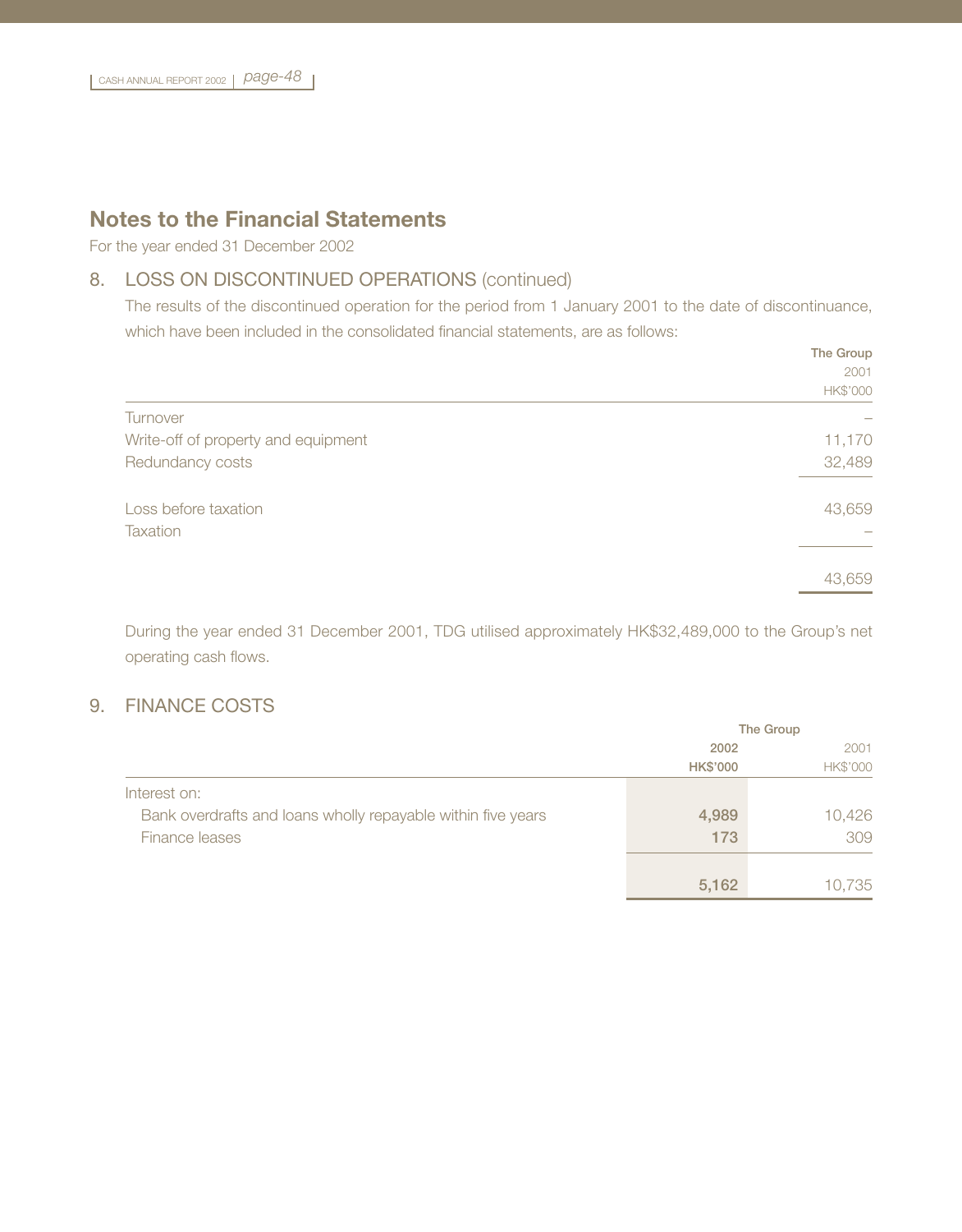# Notes to the Financial Statements

For the year ended 31 December 2002

## 8. LOSS ON DISCONTINUED OPERATIONS (continued)

The results of the discontinued operation for the period from 1 January 2001 to the date of discontinuance, which have been included in the consolidated financial statements, are as follows:

| | The Group |
|---|---|
| | 2001 |
| | HK$'000 |
| Turnover | – |
| Write-off of property and equipment | 11,170 |
| Redundancy costs | 32,489 |
| Loss before taxation | 43,659 |
| Taxation | – |
| | 43,659 |

During the year ended 31 December 2001, TDG utilised approximately HK$32,489,000 to the Group's net operating cash flows.

## 9. FINANCE COSTS

| | The Group | |
|---|---|---|
| | **2002** | 2001 |
| | **HK$'000** | HK$'000 |
| Interest on: | | |
| Bank overdrafts and loans wholly repayable within five years | **4,989** | 10,426 |
| Finance leases | **173** | 309 |
| | **5,162** | 10,735 |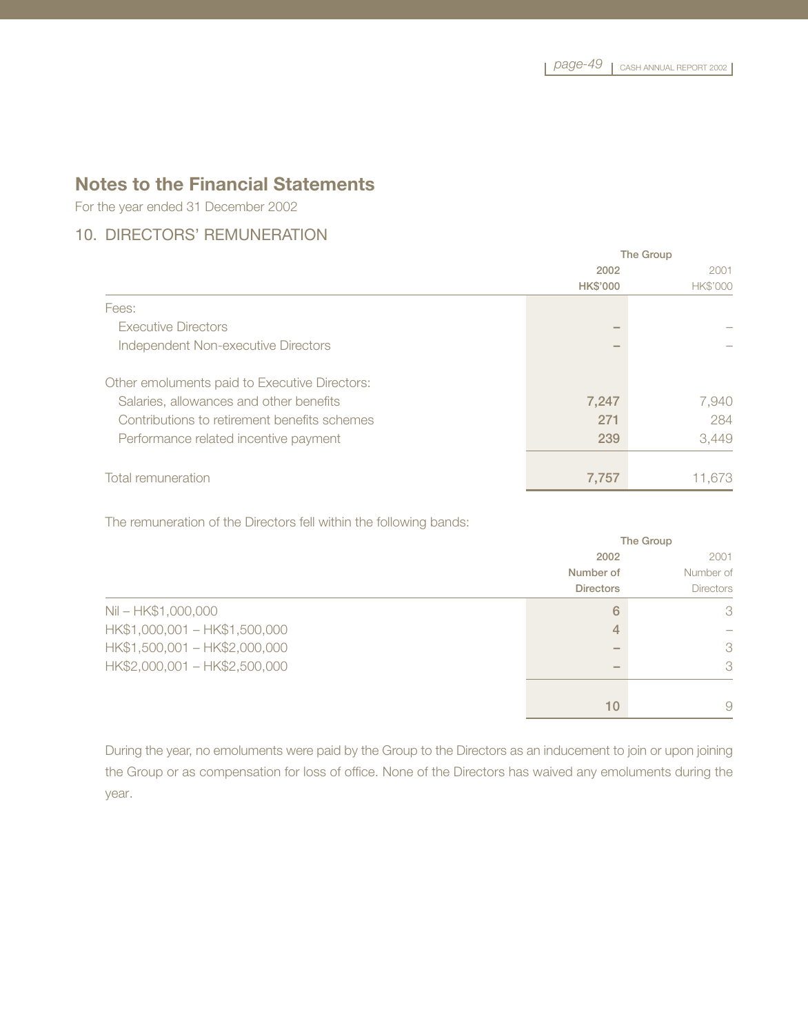# Notes to the Financial Statements

For the year ended 31 December 2002

## 10. DIRECTORS' REMUNERATION

| | The Group | |
|---|---|---|
| | **2002** | 2001 |
| | **HK$'000** | HK$'000 |
| Fees: | | |
| Executive Directors | **–** | – |
| Independent Non-executive Directors | **–** | – |
| | | |
| Other emoluments paid to Executive Directors: | | |
| Salaries, allowances and other benefits | **7,247** | 7,940 |
| Contributions to retirement benefits schemes | **271** | 284 |
| Performance related incentive payment | **239** | 3,449 |
| | | |
| Total remuneration | **7,757** | 11,673 |

The remuneration of the Directors fell within the following bands:

| | The Group | |
|---|---|---|
| | **2002** | 2001 |
| | **Number of Directors** | Number of Directors |
| Nil – HK$1,000,000 | **6** | 3 |
| HK$1,000,001 – HK$1,500,000 | **4** | – |
| HK$1,500,001 – HK$2,000,000 | **–** | 3 |
| HK$2,000,001 – HK$2,500,000 | **–** | 3 |
| | **10** | 9 |

During the year, no emoluments were paid by the Group to the Directors as an inducement to join or upon joining the Group or as compensation for loss of office. None of the Directors has waived any emoluments during the year.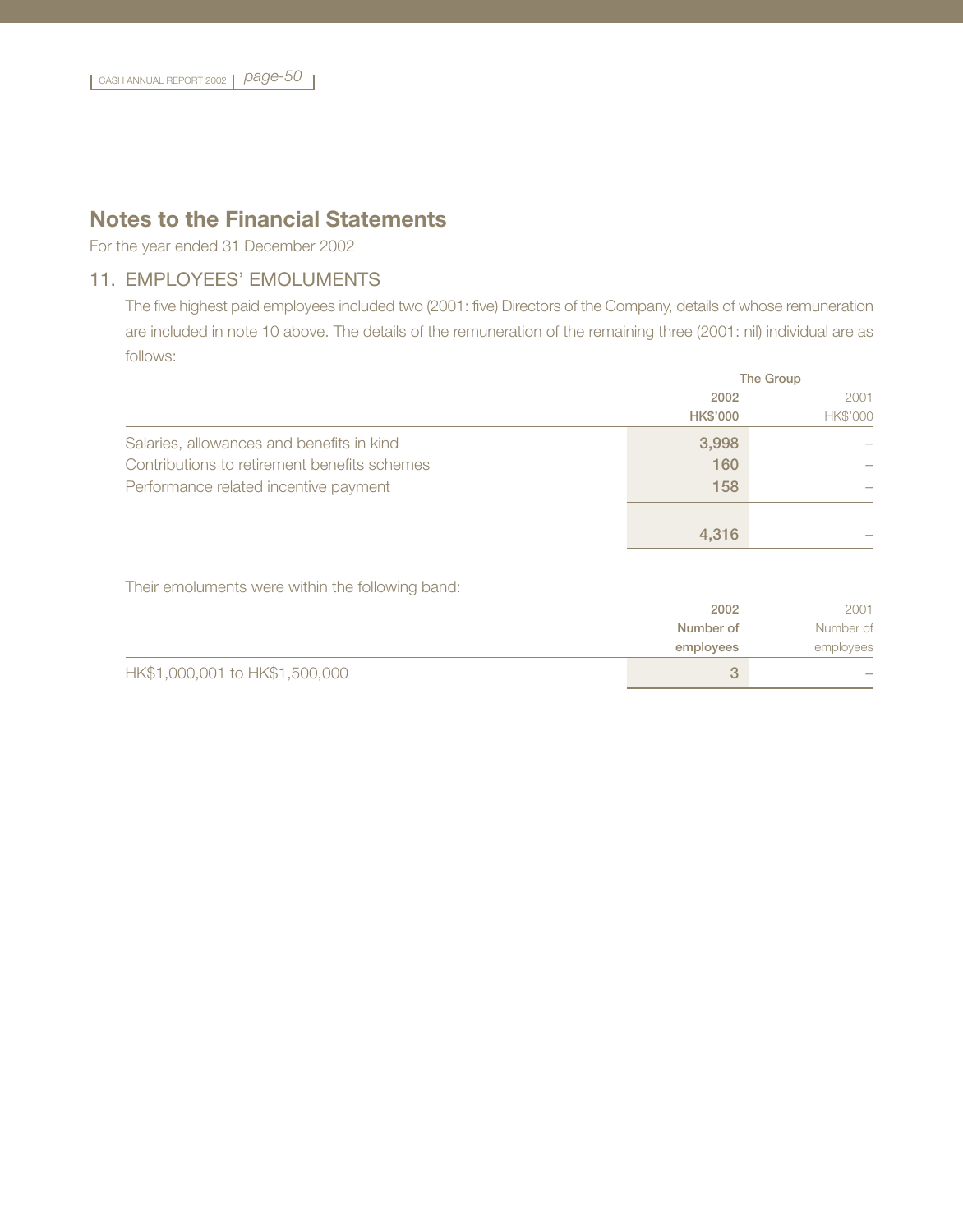# Notes to the Financial Statements

For the year ended 31 December 2002

## 11. EMPLOYEES' EMOLUMENTS

The five highest paid employees included two (2001: five) Directors of the Company, details of whose remuneration are included in note 10 above. The details of the remuneration of the remaining three (2001: nil) individual are as follows:

| | The Group | |
|---|---|---|
| | **2002** | 2001 |
| | **HK$'000** | HK$'000 |
| Salaries, allowances and benefits in kind | 3,998 | – |
| Contributions to retirement benefits schemes | 160 | – |
| Performance related incentive payment | 158 | – |
| | 4,316 | – |

Their emoluments were within the following band:

| | **2002 Number of employees** | 2001 Number of employees |
|---|---|---|
| HK$1,000,001 to HK$1,500,000 | 3 | – |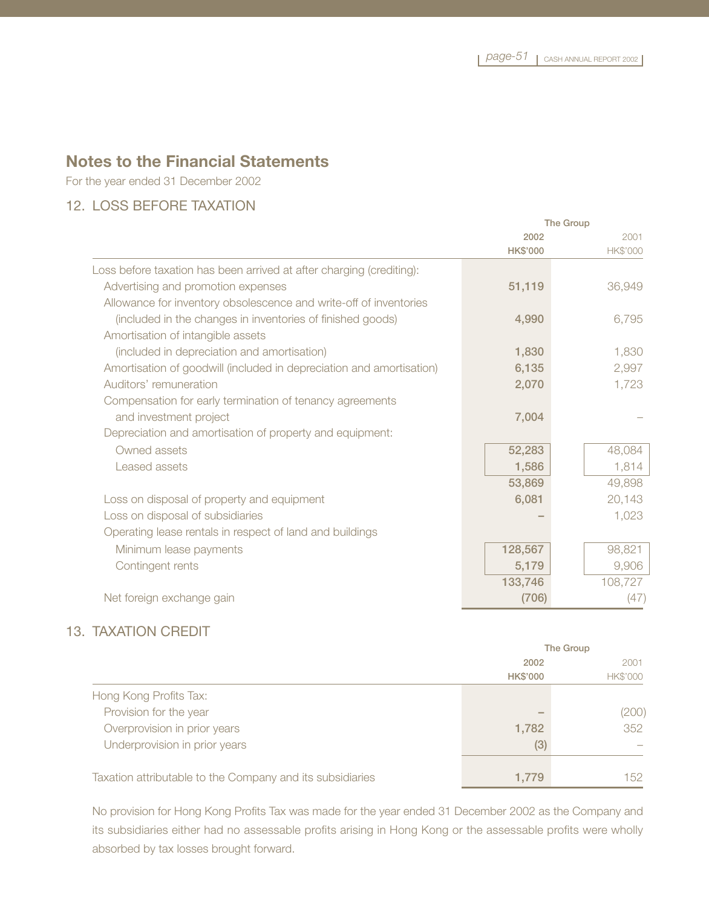## Notes to the Financial Statements

For the year ended 31 December 2002

### 12. LOSS BEFORE TAXATION

| | The Group | |
|---|---|---|
| | 2002 | 2001 |
| | HK$'000 | HK$'000 |
| Loss before taxation has been arrived at after charging (crediting): | | |
| Advertising and promotion expenses | 51,119 | 36,949 |
| Allowance for inventory obsolescence and write-off of inventories (included in the changes in inventories of finished goods) | 4,990 | 6,795 |
| Amortisation of intangible assets (included in depreciation and amortisation) | 1,830 | 1,830 |
| Amortisation of goodwill (included in depreciation and amortisation) | 6,135 | 2,997 |
| Auditors' remuneration | 2,070 | 1,723 |
| Compensation for early termination of tenancy agreements and investment project | 7,004 | – |
| Depreciation and amortisation of property and equipment: | | |
| Owned assets | 52,283 | 48,084 |
| Leased assets | 1,586 | 1,814 |
| | 53,869 | 49,898 |
| Loss on disposal of property and equipment | 6,081 | 20,143 |
| Loss on disposal of subsidiaries | – | 1,023 |
| Operating lease rentals in respect of land and buildings | | |
| Minimum lease payments | 128,567 | 98,821 |
| Contingent rents | 5,179 | 9,906 |
| | 133,746 | 108,727 |
| Net foreign exchange gain | (706) | (47) |

### 13. TAXATION CREDIT

| | The Group | |
|---|---|---|
| | 2002 | 2001 |
| | HK$'000 | HK$'000 |
| Hong Kong Profits Tax: | | |
| Provision for the year | – | (200) |
| Overprovision in prior years | 1,782 | 352 |
| Underprovision in prior years | (3) | – |
| Taxation attributable to the Company and its subsidiaries | 1,779 | 152 |

No provision for Hong Kong Profits Tax was made for the year ended 31 December 2002 as the Company and its subsidiaries either had no assessable profits arising in Hong Kong or the assessable profits were wholly absorbed by tax losses brought forward.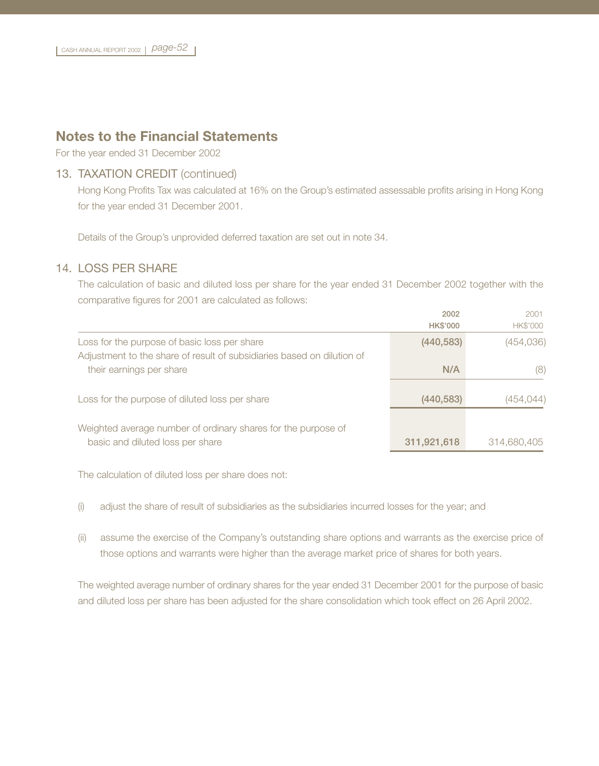# Notes to the Financial Statements

For the year ended 31 December 2002

## 13. TAXATION CREDIT (continued)

Hong Kong Profits Tax was calculated at 16% on the Group's estimated assessable profits arising in Hong Kong for the year ended 31 December 2001.

Details of the Group's unprovided deferred taxation are set out in note 34.

## 14. LOSS PER SHARE

The calculation of basic and diluted loss per share for the year ended 31 December 2002 together with the comparative figures for 2001 are calculated as follows:

| | 2002<br>HK$'000 | 2001<br>HK$'000 |
|---|---|---|
| Loss for the purpose of basic loss per share | **(440,583)** | (454,036) |
| Adjustment to the share of result of subsidiaries based on dilution of their earnings per share | **N/A** | (8) |
| Loss for the purpose of diluted loss per share | **(440,583)** | (454,044) |
| Weighted average number of ordinary shares for the purpose of basic and diluted loss per share | **311,921,618** | 314,680,405 |

The calculation of diluted loss per share does not:

(i) adjust the share of result of subsidiaries as the subsidiaries incurred losses for the year; and

(ii) assume the exercise of the Company's outstanding share options and warrants as the exercise price of those options and warrants were higher than the average market price of shares for both years.

The weighted average number of ordinary shares for the year ended 31 December 2001 for the purpose of basic and diluted loss per share has been adjusted for the share consolidation which took effect on 26 April 2002.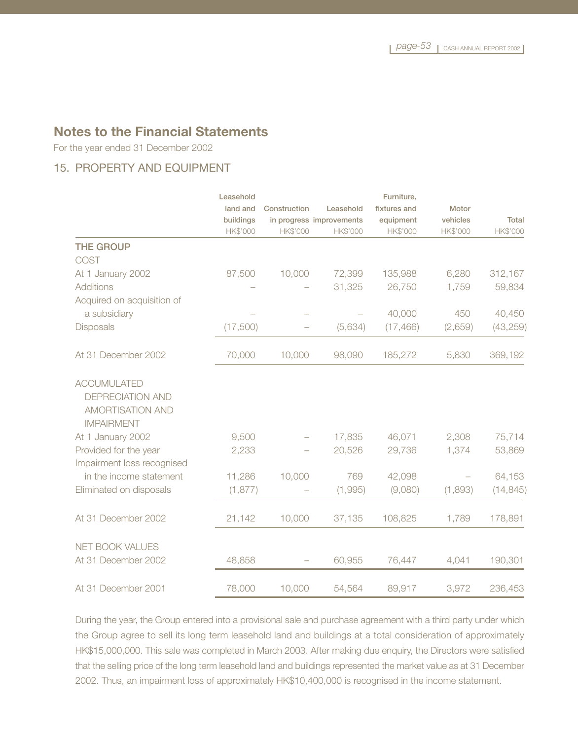## Notes to the Financial Statements

For the year ended 31 December 2002

### 15. PROPERTY AND EQUIPMENT

| | Leasehold land and buildings HK$'000 | Construction in progress HK$'000 | Leasehold improvements HK$'000 | Furniture, fixtures and equipment HK$'000 | Motor vehicles HK$'000 | Total HK$'000 |
|---|---|---|---|---|---|---|
| **THE GROUP** | | | | | | |
| COST | | | | | | |
| At 1 January 2002 | 87,500 | 10,000 | 72,399 | 135,988 | 6,280 | 312,167 |
| Additions | – | – | 31,325 | 26,750 | 1,759 | 59,834 |
| Acquired on acquisition of a subsidiary | – | – | – | 40,000 | 450 | 40,450 |
| Disposals | (17,500) | – | (5,634) | (17,466) | (2,659) | (43,259) |
| At 31 December 2002 | 70,000 | 10,000 | 98,090 | 185,272 | 5,830 | 369,192 |
| ACCUMULATED DEPRECIATION AND AMORTISATION AND IMPAIRMENT | | | | | | |
| At 1 January 2002 | 9,500 | – | 17,835 | 46,071 | 2,308 | 75,714 |
| Provided for the year | 2,233 | – | 20,526 | 29,736 | 1,374 | 53,869 |
| Impairment loss recognised in the income statement | 11,286 | 10,000 | 769 | 42,098 | – | 64,153 |
| Eliminated on disposals | (1,877) | – | (1,995) | (9,080) | (1,893) | (14,845) |
| At 31 December 2002 | 21,142 | 10,000 | 37,135 | 108,825 | 1,789 | 178,891 |
| NET BOOK VALUES | | | | | | |
| At 31 December 2002 | 48,858 | – | 60,955 | 76,447 | 4,041 | 190,301 |
| At 31 December 2001 | 78,000 | 10,000 | 54,564 | 89,917 | 3,972 | 236,453 |

During the year, the Group entered into a provisional sale and purchase agreement with a third party under which the Group agree to sell its long term leasehold land and buildings at a total consideration of approximately HK$15,000,000. This sale was completed in March 2003. After making due enquiry, the Directors were satisfied that the selling price of the long term leasehold land and buildings represented the market value as at 31 December 2002. Thus, an impairment loss of approximately HK$10,400,000 is recognised in the income statement.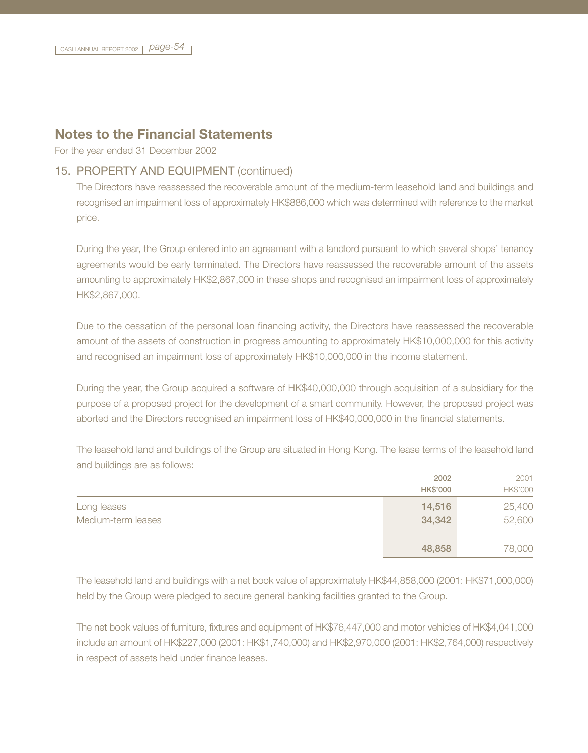## Notes to the Financial Statements

For the year ended 31 December 2002

### 15. PROPERTY AND EQUIPMENT (continued)

The Directors have reassessed the recoverable amount of the medium-term leasehold land and buildings and recognised an impairment loss of approximately HK$886,000 which was determined with reference to the market price.

During the year, the Group entered into an agreement with a landlord pursuant to which several shops' tenancy agreements would be early terminated. The Directors have reassessed the recoverable amount of the assets amounting to approximately HK$2,867,000 in these shops and recognised an impairment loss of approximately HK$2,867,000.

Due to the cessation of the personal loan financing activity, the Directors have reassessed the recoverable amount of the assets of construction in progress amounting to approximately HK$10,000,000 for this activity and recognised an impairment loss of approximately HK$10,000,000 in the income statement.

During the year, the Group acquired a software of HK$40,000,000 through acquisition of a subsidiary for the purpose of a proposed project for the development of a smart community. However, the proposed project was aborted and the Directors recognised an impairment loss of HK$40,000,000 in the financial statements.

The leasehold land and buildings of the Group are situated in Hong Kong. The lease terms of the leasehold land and buildings are as follows:

| | 2002<br>HK$'000 | 2001<br>HK$'000 |
|---|---|---|
| Long leases | 14,516 | 25,400 |
| Medium-term leases | 34,342 | 52,600 |
| | 48,858 | 78,000 |

The leasehold land and buildings with a net book value of approximately HK$44,858,000 (2001: HK$71,000,000) held by the Group were pledged to secure general banking facilities granted to the Group.

The net book values of furniture, fixtures and equipment of HK$76,447,000 and motor vehicles of HK$4,041,000 include an amount of HK$227,000 (2001: HK$1,740,000) and HK$2,970,000 (2001: HK$2,764,000) respectively in respect of assets held under finance leases.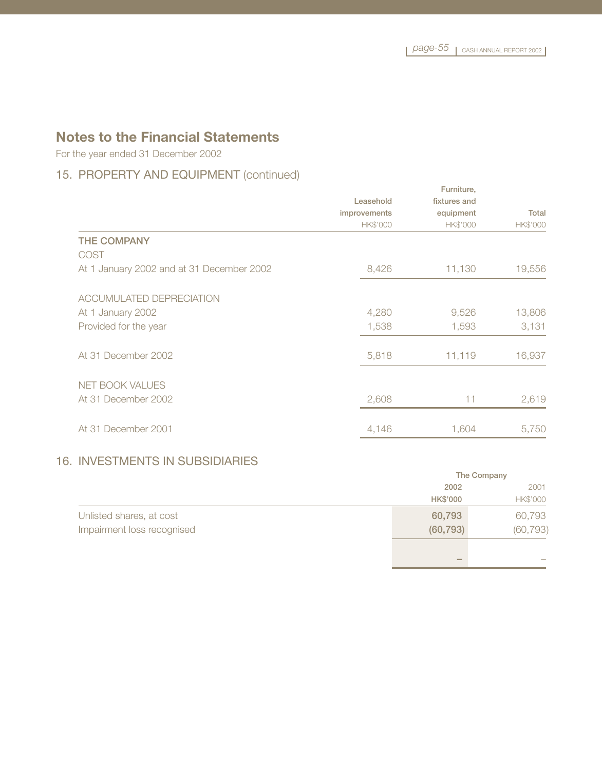# Notes to the Financial Statements

For the year ended 31 December 2002

## 15. PROPERTY AND EQUIPMENT (continued)

| | Leasehold improvements HK$'000 | Furniture, fixtures and equipment HK$'000 | Total HK$'000 |
|---|---|---|---|
| **THE COMPANY** | | | |
| COST | | | |
| At 1 January 2002 and at 31 December 2002 | 8,426 | 11,130 | 19,556 |
| ACCUMULATED DEPRECIATION | | | |
| At 1 January 2002 | 4,280 | 9,526 | 13,806 |
| Provided for the year | 1,538 | 1,593 | 3,131 |
| At 31 December 2002 | 5,818 | 11,119 | 16,937 |
| NET BOOK VALUES | | | |
| At 31 December 2002 | 2,608 | 11 | 2,619 |
| At 31 December 2001 | 4,146 | 1,604 | 5,750 |

## 16. INVESTMENTS IN SUBSIDIARIES

| | The Company | |
|---|---|---|
| | **2002** | 2001 |
| | **HK$'000** | HK$'000 |
| Unlisted shares, at cost | **60,793** | 60,793 |
| Impairment loss recognised | **(60,793)** | (60,793) |
| | **–** | – |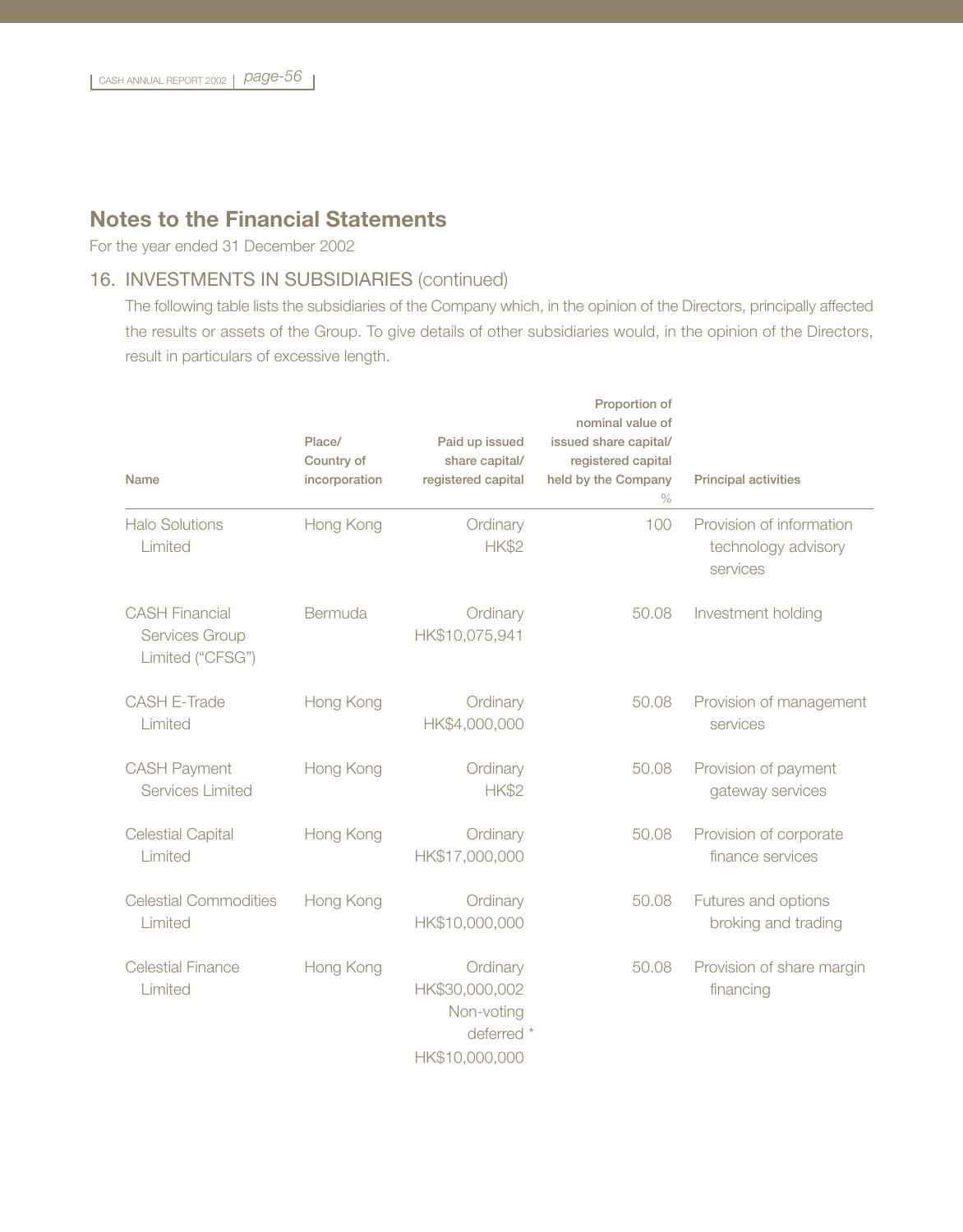## Notes to the Financial Statements

For the year ended 31 December 2002

### 16. INVESTMENTS IN SUBSIDIARIES (continued)

The following table lists the subsidiaries of the Company which, in the opinion of the Directors, principally affected the results or assets of the Group. To give details of other subsidiaries would, in the opinion of the Directors, result in particulars of excessive length.

| Name | Place/ Country of incorporation | Paid up issued share capital/ registered capital | Proportion of nominal value of issued share capital/ registered capital held by the Company % | Principal activities |
|---|---|---|---|---|
| Halo Solutions Limited | Hong Kong | Ordinary HK$2 | 100 | Provision of information technology advisory services |
| CASH Financial Services Group Limited ("CFSG") | Bermuda | Ordinary HK$10,075,941 | 50.08 | Investment holding |
| CASH E-Trade Limited | Hong Kong | Ordinary HK$4,000,000 | 50.08 | Provision of management services |
| CASH Payment Services Limited | Hong Kong | Ordinary HK$2 | 50.08 | Provision of payment gateway services |
| Celestial Capital Limited | Hong Kong | Ordinary HK$17,000,000 | 50.08 | Provision of corporate finance services |
| Celestial Commodities Limited | Hong Kong | Ordinary HK$10,000,000 | 50.08 | Futures and options broking and trading |
| Celestial Finance Limited | Hong Kong | Ordinary HK$30,000,002 Non-voting deferred * HK$10,000,000 | 50.08 | Provision of share margin financing |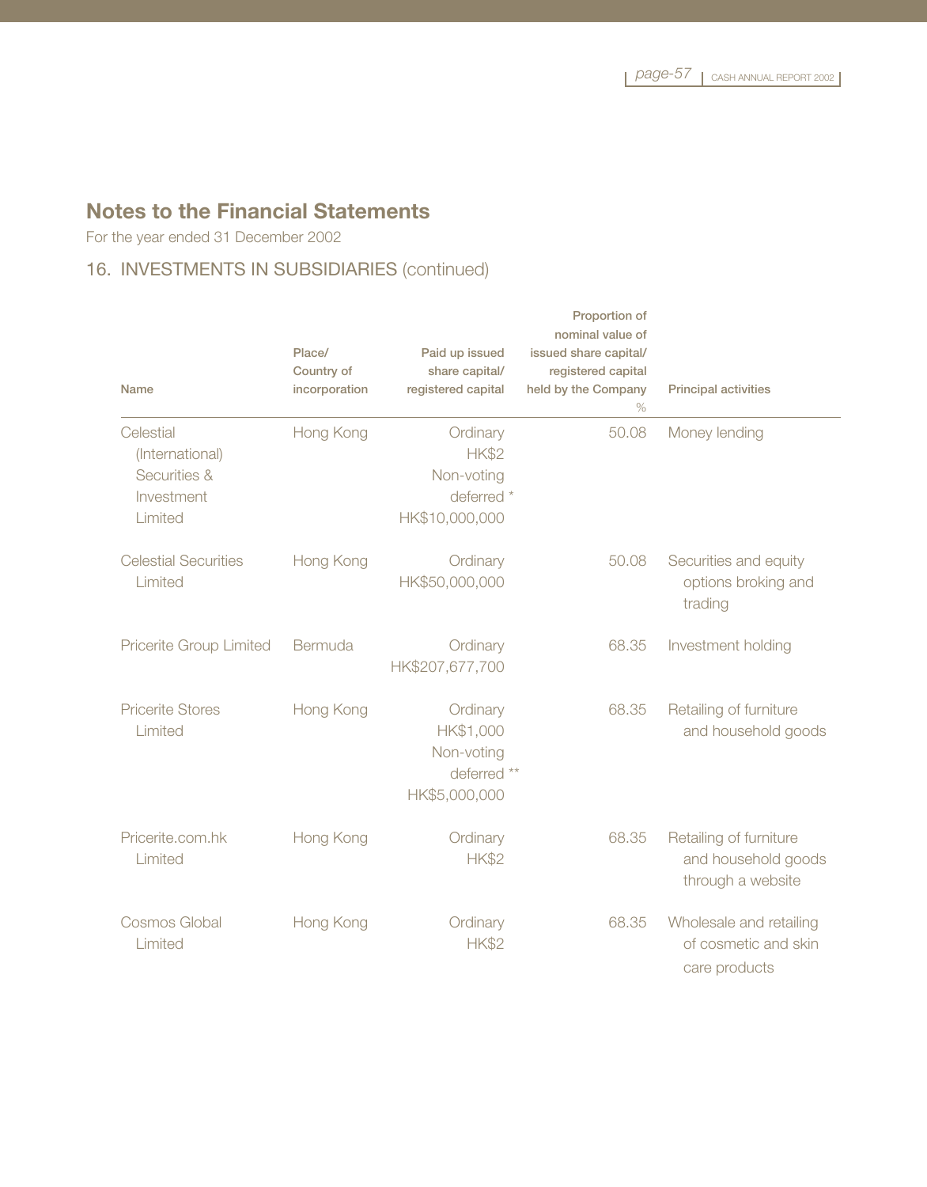## Notes to the Financial Statements

For the year ended 31 December 2002

### 16. INVESTMENTS IN SUBSIDIARIES (continued)

| Name | Place/ Country of incorporation | Paid up issued share capital/ registered capital | Proportion of nominal value of issued share capital/ registered capital held by the Company % | Principal activities |
|---|---|---|---|---|
| Celestial (International) Securities & Investment Limited | Hong Kong | Ordinary HK$2 Non-voting deferred * HK$10,000,000 | 50.08 | Money lending |
| Celestial Securities Limited | Hong Kong | Ordinary HK$50,000,000 | 50.08 | Securities and equity options broking and trading |
| Pricerite Group Limited | Bermuda | Ordinary HK$207,677,700 | 68.35 | Investment holding |
| Pricerite Stores Limited | Hong Kong | Ordinary HK$1,000 Non-voting deferred ** HK$5,000,000 | 68.35 | Retailing of furniture and household goods |
| Pricerite.com.hk Limited | Hong Kong | Ordinary HK$2 | 68.35 | Retailing of furniture and household goods through a website |
| Cosmos Global Limited | Hong Kong | Ordinary HK$2 | 68.35 | Wholesale and retailing of cosmetic and skin care products |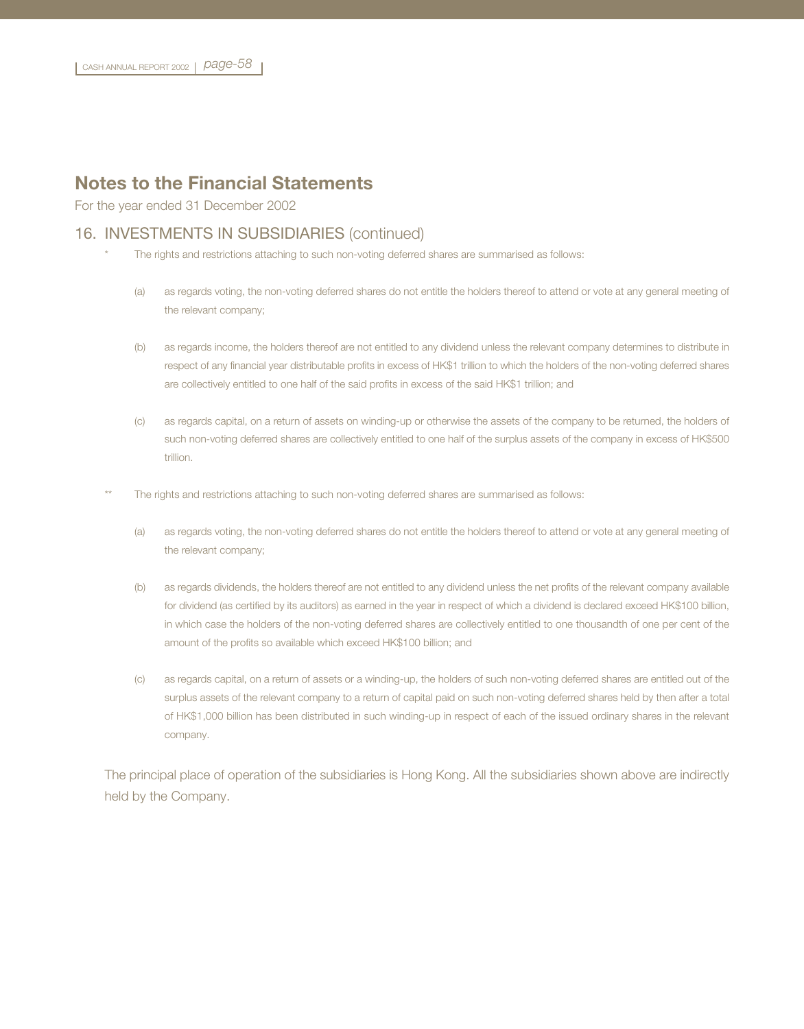# Notes to the Financial Statements

For the year ended 31 December 2002

## 16. INVESTMENTS IN SUBSIDIARIES (continued)

\* The rights and restrictions attaching to such non-voting deferred shares are summarised as follows:

(a) as regards voting, the non-voting deferred shares do not entitle the holders thereof to attend or vote at any general meeting of the relevant company;

(b) as regards income, the holders thereof are not entitled to any dividend unless the relevant company determines to distribute in respect of any financial year distributable profits in excess of HK$1 trillion to which the holders of the non-voting deferred shares are collectively entitled to one half of the said profits in excess of the said HK$1 trillion; and

(c) as regards capital, on a return of assets on winding-up or otherwise the assets of the company to be returned, the holders of such non-voting deferred shares are collectively entitled to one half of the surplus assets of the company in excess of HK$500 trillion.

\*\* The rights and restrictions attaching to such non-voting deferred shares are summarised as follows:

(a) as regards voting, the non-voting deferred shares do not entitle the holders thereof to attend or vote at any general meeting of the relevant company;

(b) as regards dividends, the holders thereof are not entitled to any dividend unless the net profits of the relevant company available for dividend (as certified by its auditors) as earned in the year in respect of which a dividend is declared exceed HK$100 billion, in which case the holders of the non-voting deferred shares are collectively entitled to one thousandth of one per cent of the amount of the profits so available which exceed HK$100 billion; and

(c) as regards capital, on a return of assets or a winding-up, the holders of such non-voting deferred shares are entitled out of the surplus assets of the relevant company to a return of capital paid on such non-voting deferred shares held by then after a total of HK$1,000 billion has been distributed in such winding-up in respect of each of the issued ordinary shares in the relevant company.

The principal place of operation of the subsidiaries is Hong Kong. All the subsidiaries shown above are indirectly held by the Company.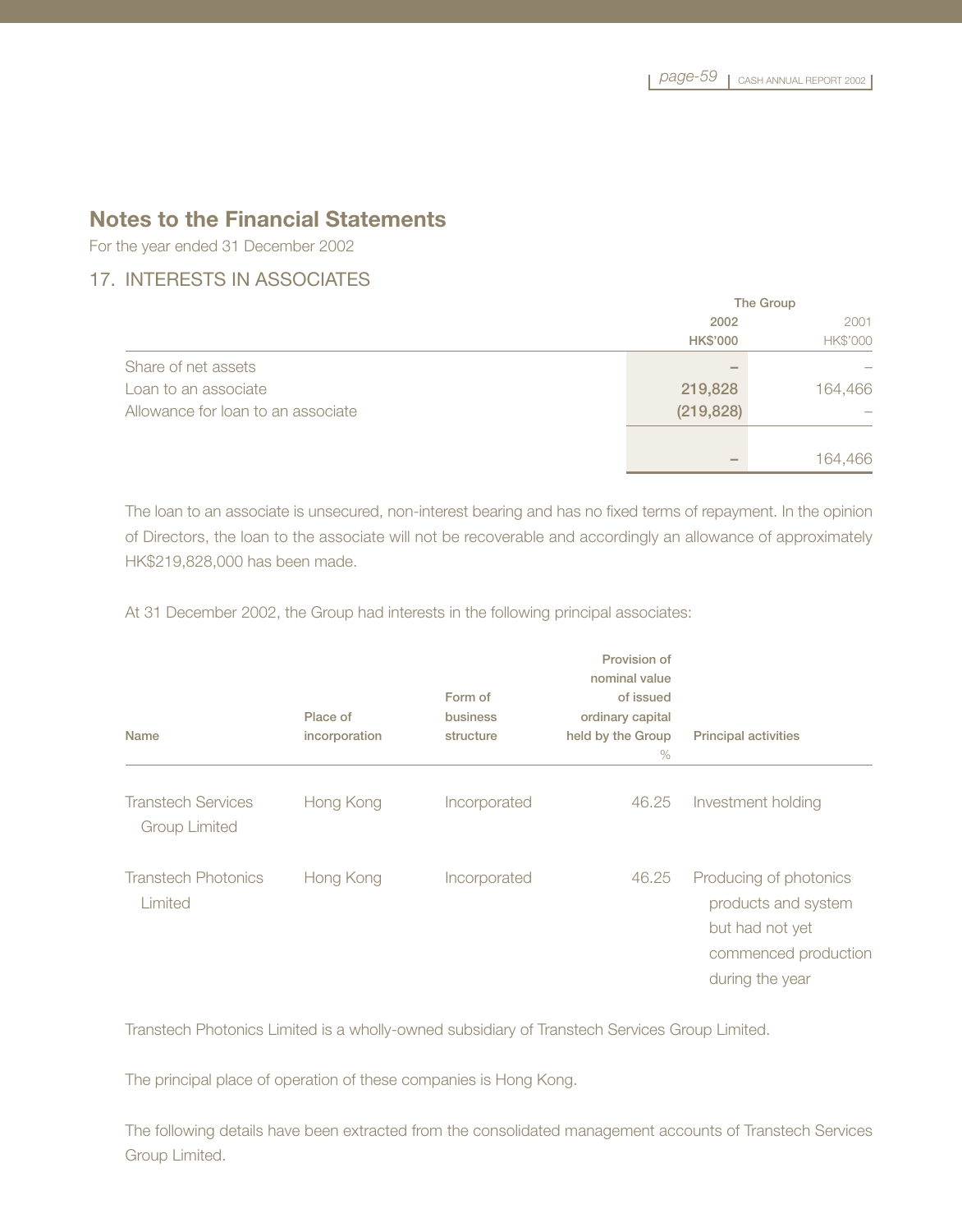# Notes to the Financial Statements

For the year ended 31 December 2002

## 17. INTERESTS IN ASSOCIATES

| | The Group | |
|---|---|---|
| | 2002 | 2001 |
| | HK$'000 | HK$'000 |
| Share of net assets | – | – |
| Loan to an associate | 219,828 | 164,466 |
| Allowance for loan to an associate | (219,828) | – |
| | – | 164,466 |

The loan to an associate is unsecured, non-interest bearing and has no fixed terms of repayment. In the opinion of Directors, the loan to the associate will not be recoverable and accordingly an allowance of approximately HK$219,828,000 has been made.

At 31 December 2002, the Group had interests in the following principal associates:

| Name | Place of incorporation | Form of business structure | Provision of nominal value of issued ordinary capital held by the Group % | Principal activities |
|---|---|---|---|---|
| Transtech Services Group Limited | Hong Kong | Incorporated | 46.25 | Investment holding |
| Transtech Photonics Limited | Hong Kong | Incorporated | 46.25 | Producing of photonics products and system but had not yet commenced production during the year |

Transtech Photonics Limited is a wholly-owned subsidiary of Transtech Services Group Limited.

The principal place of operation of these companies is Hong Kong.

The following details have been extracted from the consolidated management accounts of Transtech Services Group Limited.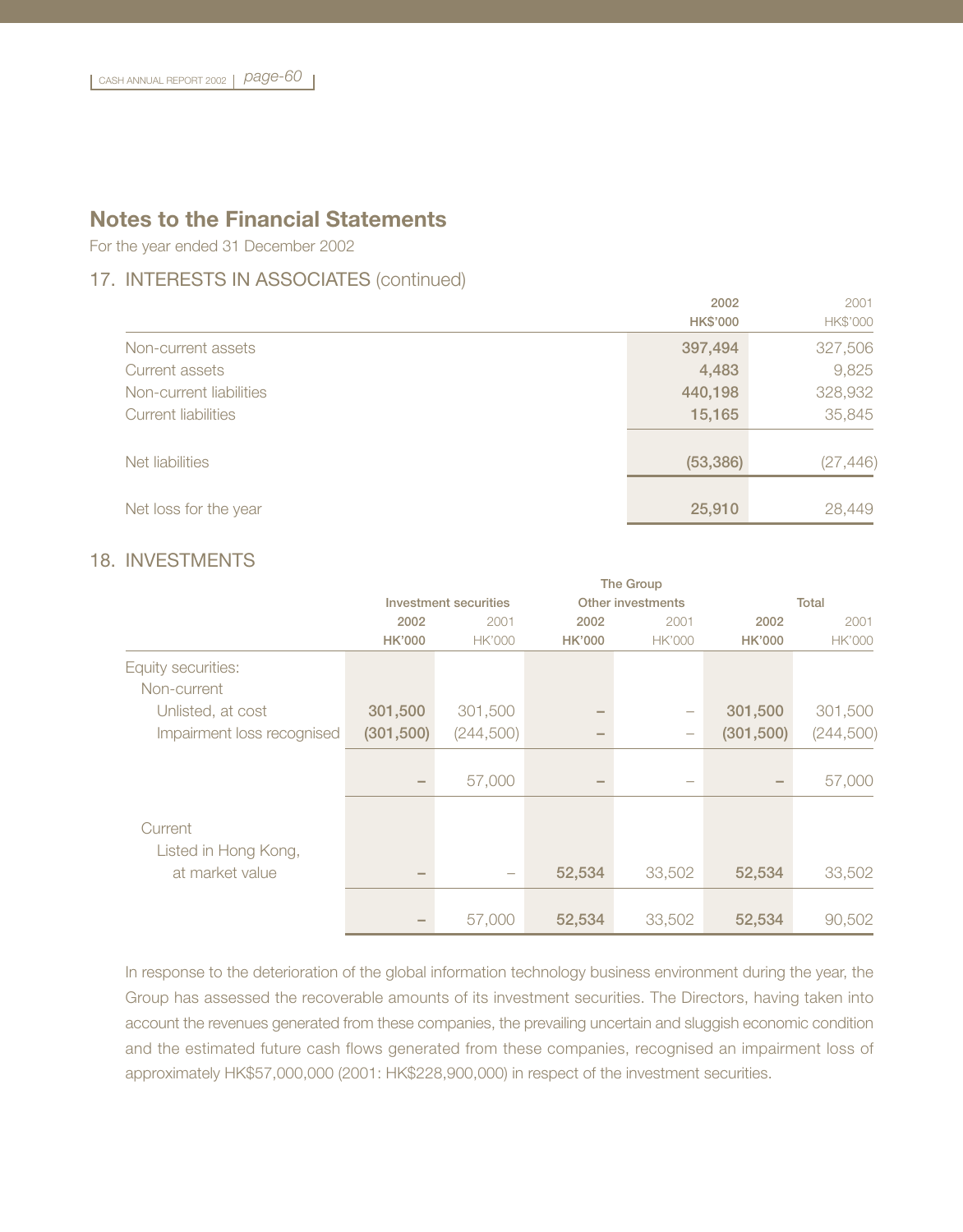## Notes to the Financial Statements

For the year ended 31 December 2002

### 17. INTERESTS IN ASSOCIATES (continued)

| | 2002 HK$'000 | 2001 HK$'000 |
|---|---|---|
| Non-current assets | 397,494 | 327,506 |
| Current assets | 4,483 | 9,825 |
| Non-current liabilities | 440,198 | 328,932 |
| Current liabilities | 15,165 | 35,845 |
| Net liabilities | (53,386) | (27,446) |
| Net loss for the year | 25,910 | 28,449 |

### 18. INVESTMENTS

| | The Group | | | | | |
|---|---|---|---|---|---|---|
| | Investment securities | | Other investments | | Total | |
| | 2002 HK'000 | 2001 HK'000 | 2002 HK'000 | 2001 HK'000 | 2002 HK'000 | 2001 HK'000 |
| Equity securities: | | | | | | |
| Non-current | | | | | | |
| Unlisted, at cost | 301,500 | 301,500 | – | – | 301,500 | 301,500 |
| Impairment loss recognised | (301,500) | (244,500) | – | – | (301,500) | (244,500) |
| | – | 57,000 | – | – | – | 57,000 |
| Current | | | | | | |
| Listed in Hong Kong, at market value | – | – | 52,534 | 33,502 | 52,534 | 33,502 |
| | – | 57,000 | 52,534 | 33,502 | 52,534 | 90,502 |

In response to the deterioration of the global information technology business environment during the year, the Group has assessed the recoverable amounts of its investment securities. The Directors, having taken into account the revenues generated from these companies, the prevailing uncertain and sluggish economic condition and the estimated future cash flows generated from these companies, recognised an impairment loss of approximately HK$57,000,000 (2001: HK$228,900,000) in respect of the investment securities.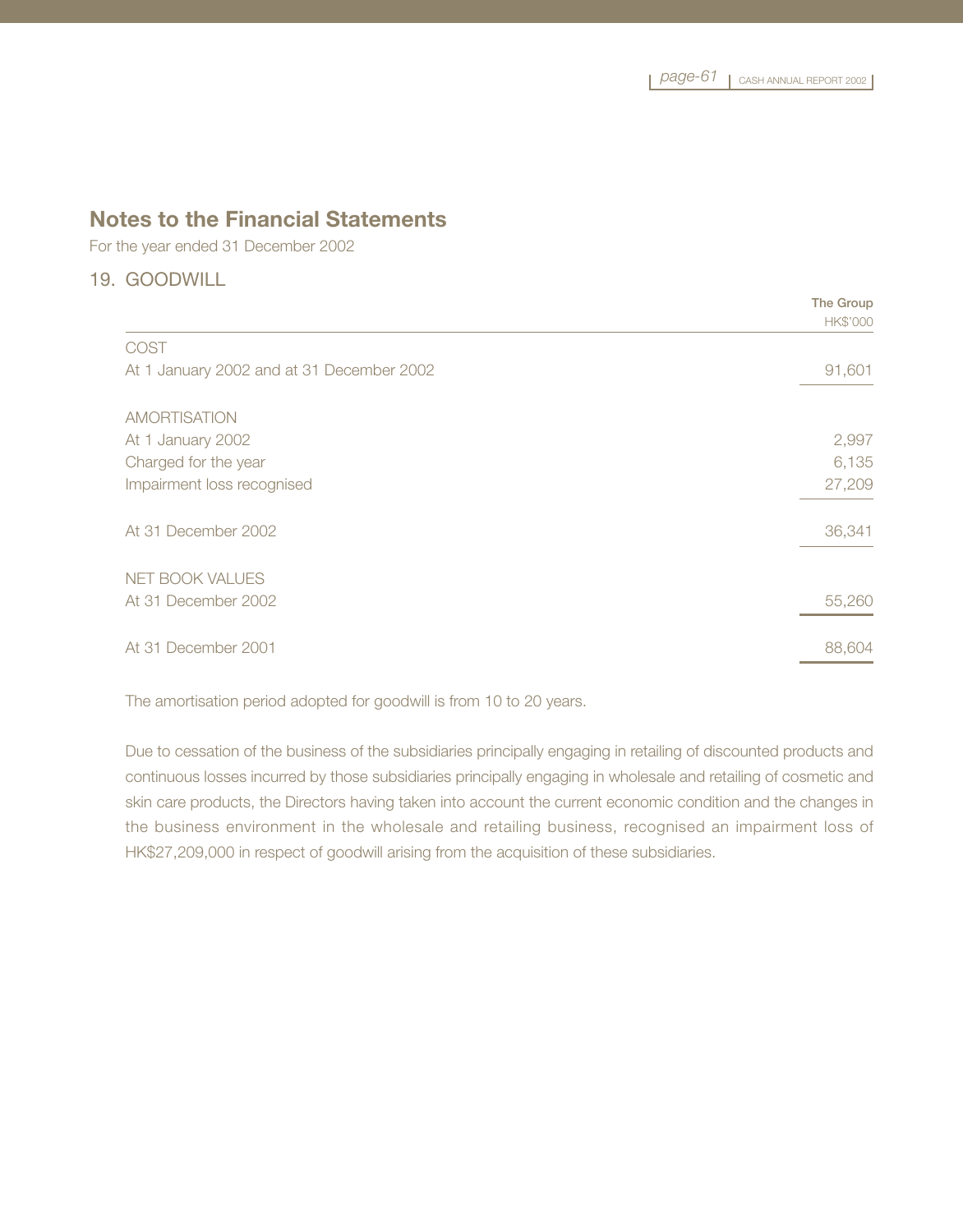# Notes to the Financial Statements

For the year ended 31 December 2002

## 19. GOODWILL

| | The Group HK$'000 |
|---|---|
| **COST** | |
| At 1 January 2002 and at 31 December 2002 | 91,601 |
| | |
| **AMORTISATION** | |
| At 1 January 2002 | 2,997 |
| Charged for the year | 6,135 |
| Impairment loss recognised | 27,209 |
| | |
| At 31 December 2002 | 36,341 |
| | |
| **NET BOOK VALUES** | |
| At 31 December 2002 | 55,260 |
| | |
| At 31 December 2001 | 88,604 |

The amortisation period adopted for goodwill is from 10 to 20 years.

Due to cessation of the business of the subsidiaries principally engaging in retailing of discounted products and continuous losses incurred by those subsidiaries principally engaging in wholesale and retailing of cosmetic and skin care products, the Directors having taken into account the current economic condition and the changes in the business environment in the wholesale and retailing business, recognised an impairment loss of HK$27,209,000 in respect of goodwill arising from the acquisition of these subsidiaries.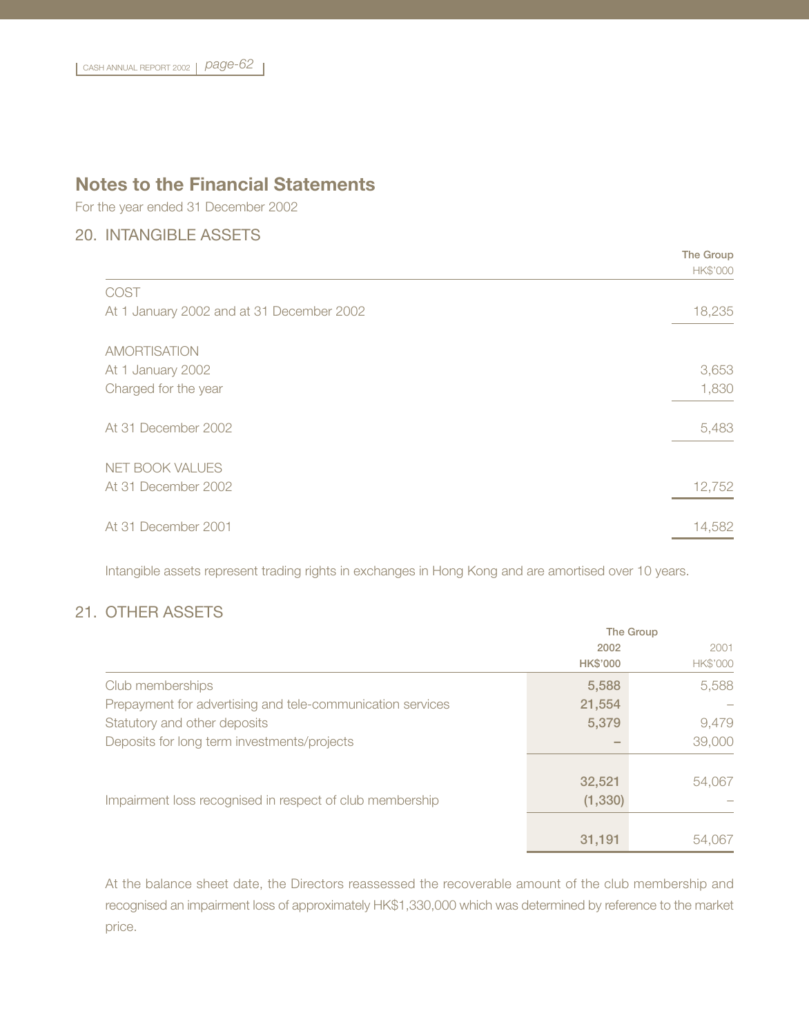## Notes to the Financial Statements

For the year ended 31 December 2002

### 20. INTANGIBLE ASSETS

| | The Group HK$'000 |
|---|---|
| **COST** | |
| At 1 January 2002 and at 31 December 2002 | 18,235 |
| **AMORTISATION** | |
| At 1 January 2002 | 3,653 |
| Charged for the year | 1,830 |
| At 31 December 2002 | 5,483 |
| **NET BOOK VALUES** | |
| At 31 December 2002 | 12,752 |
| At 31 December 2001 | 14,582 |

Intangible assets represent trading rights in exchanges in Hong Kong and are amortised over 10 years.

### 21. OTHER ASSETS

| | The Group | |
|---|---|---|
| | **2002 HK$'000** | 2001 HK$'000 |
| Club memberships | **5,588** | 5,588 |
| Prepayment for advertising and tele-communication services | **21,554** | – |
| Statutory and other deposits | **5,379** | 9,479 |
| Deposits for long term investments/projects | **–** | 39,000 |
| | **32,521** | 54,067 |
| Impairment loss recognised in respect of club membership | **(1,330)** | – |
| | **31,191** | 54,067 |

At the balance sheet date, the Directors reassessed the recoverable amount of the club membership and recognised an impairment loss of approximately HK$1,330,000 which was determined by reference to the market price.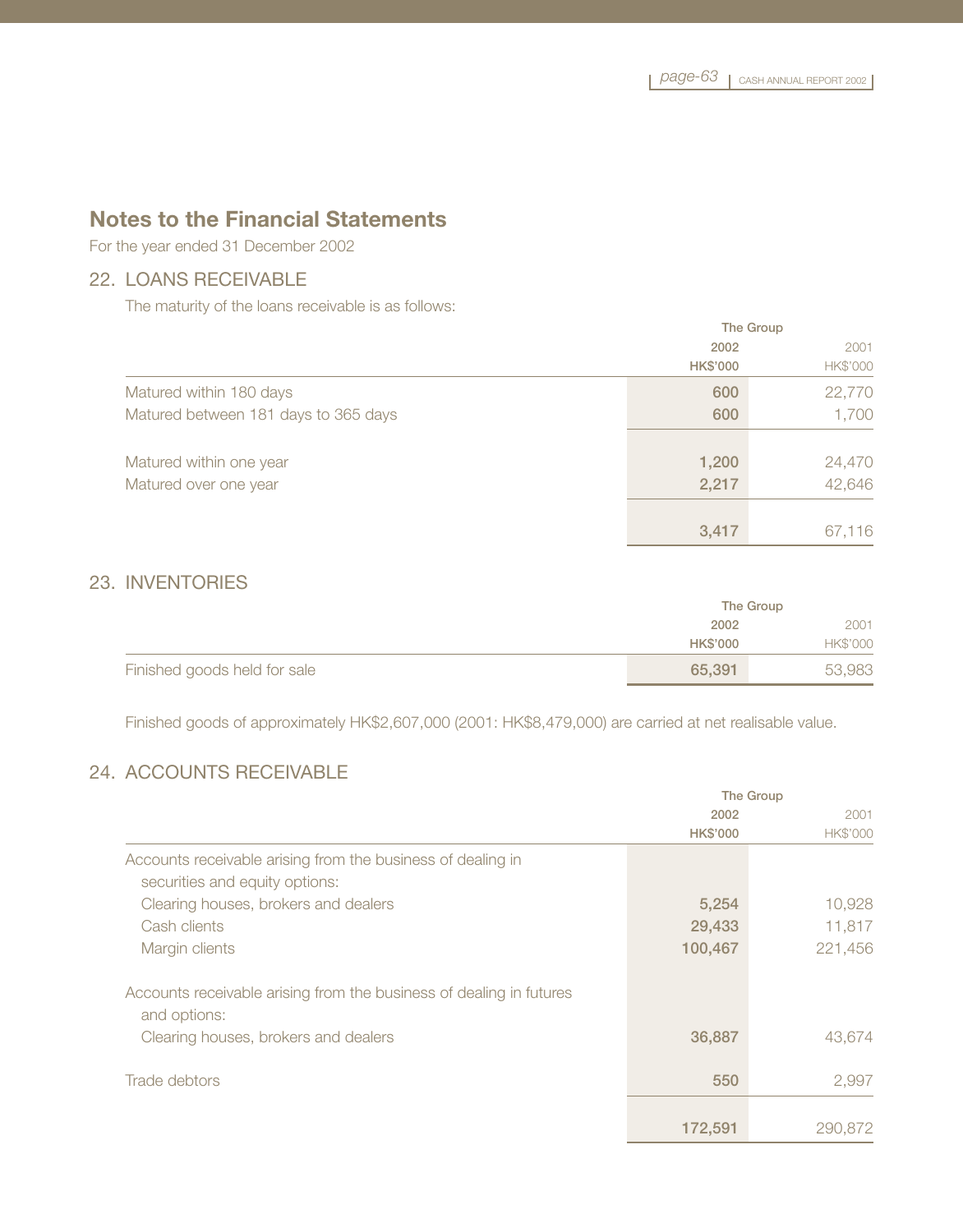## Notes to the Financial Statements

For the year ended 31 December 2002

### 22. LOANS RECEIVABLE

The maturity of the loans receivable is as follows:

| | The Group | |
|---|---|---|
| | **2002** | 2001 |
| | **HK$'000** | HK$'000 |
| Matured within 180 days | **600** | 22,770 |
| Matured between 181 days to 365 days | **600** | 1,700 |
| Matured within one year | **1,200** | 24,470 |
| Matured over one year | **2,217** | 42,646 |
| | **3,417** | 67,116 |

### 23. INVENTORIES

| | The Group | |
|---|---|---|
| | **2002** | 2001 |
| | **HK$'000** | HK$'000 |
| Finished goods held for sale | **65,391** | 53,983 |

Finished goods of approximately HK$2,607,000 (2001: HK$8,479,000) are carried at net realisable value.

### 24. ACCOUNTS RECEIVABLE

| | The Group | |
|---|---|---|
| | **2002** | 2001 |
| | **HK$'000** | HK$'000 |
| Accounts receivable arising from the business of dealing in securities and equity options: | | |
| Clearing houses, brokers and dealers | **5,254** | 10,928 |
| Cash clients | **29,433** | 11,817 |
| Margin clients | **100,467** | 221,456 |
| Accounts receivable arising from the business of dealing in futures and options: | | |
| Clearing houses, brokers and dealers | **36,887** | 43,674 |
| Trade debtors | **550** | 2,997 |
| | **172,591** | 290,872 |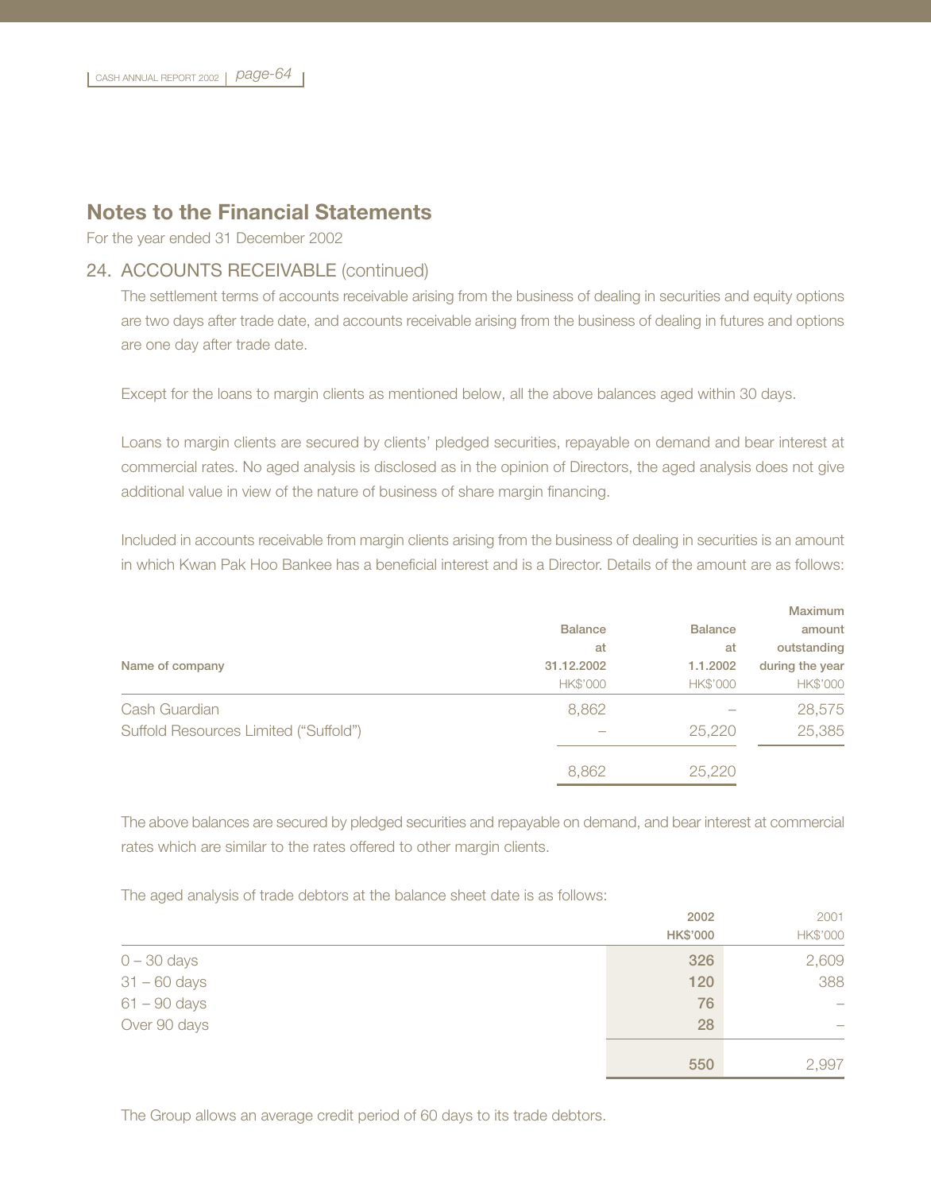## Notes to the Financial Statements

For the year ended 31 December 2002

### 24. ACCOUNTS RECEIVABLE (continued)

The settlement terms of accounts receivable arising from the business of dealing in securities and equity options are two days after trade date, and accounts receivable arising from the business of dealing in futures and options are one day after trade date.

Except for the loans to margin clients as mentioned below, all the above balances aged within 30 days.

Loans to margin clients are secured by clients' pledged securities, repayable on demand and bear interest at commercial rates. No aged analysis is disclosed as in the opinion of Directors, the aged analysis does not give additional value in view of the nature of business of share margin financing.

Included in accounts receivable from margin clients arising from the business of dealing in securities is an amount in which Kwan Pak Hoo Bankee has a beneficial interest and is a Director. Details of the amount are as follows:

| Name of company | Balance at 31.12.2002 | Balance at 1.1.2002 | Maximum amount outstanding during the year |
|---|---|---|---|
| | HK$'000 | HK$'000 | HK$'000 |
| Cash Guardian | 8,862 | – | 28,575 |
| Suffold Resources Limited ("Suffold") | – | 25,220 | 25,385 |
| | 8,862 | 25,220 | |

The above balances are secured by pledged securities and repayable on demand, and bear interest at commercial rates which are similar to the rates offered to other margin clients.

The aged analysis of trade debtors at the balance sheet date is as follows:

| | 2002 | 2001 |
|---|---|---|
| | HK$'000 | HK$'000 |
| 0 – 30 days | 326 | 2,609 |
| 31 – 60 days | 120 | 388 |
| 61 – 90 days | 76 | – |
| Over 90 days | 28 | – |
| | 550 | 2,997 |

The Group allows an average credit period of 60 days to its trade debtors.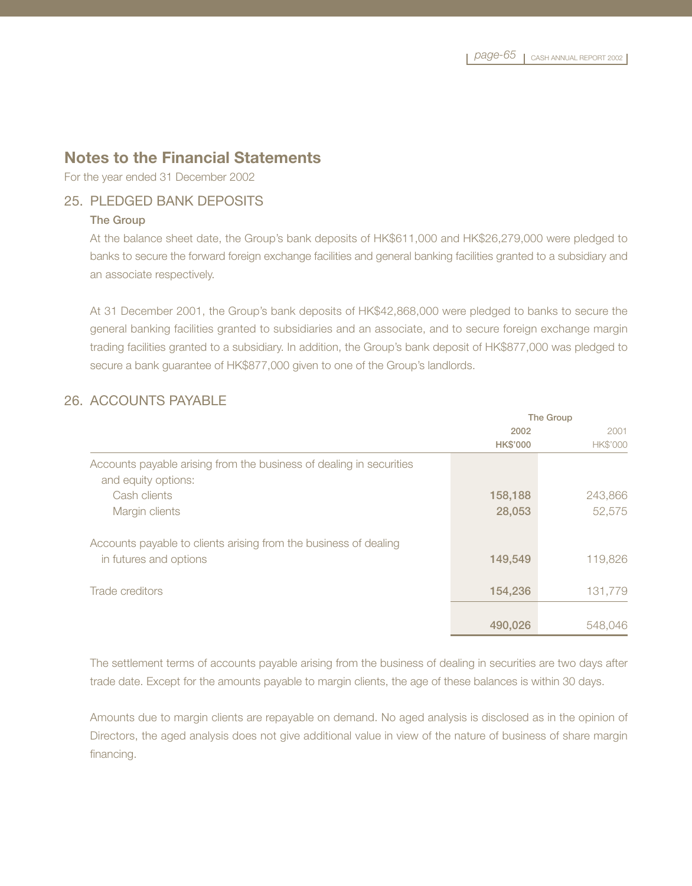# Notes to the Financial Statements

For the year ended 31 December 2002

## 25. PLEDGED BANK DEPOSITS

### The Group

At the balance sheet date, the Group's bank deposits of HK$611,000 and HK$26,279,000 were pledged to banks to secure the forward foreign exchange facilities and general banking facilities granted to a subsidiary and an associate respectively.

At 31 December 2001, the Group's bank deposits of HK$42,868,000 were pledged to banks to secure the general banking facilities granted to subsidiaries and an associate, and to secure foreign exchange margin trading facilities granted to a subsidiary. In addition, the Group's bank deposit of HK$877,000 was pledged to secure a bank guarantee of HK$877,000 given to one of the Group's landlords.

## 26. ACCOUNTS PAYABLE

| | The Group | |
|---|---|---|
| | **2002** | 2001 |
| | **HK$'000** | HK$'000 |
| Accounts payable arising from the business of dealing in securities and equity options: | | |
| Cash clients | **158,188** | 243,866 |
| Margin clients | **28,053** | 52,575 |
| Accounts payable to clients arising from the business of dealing in futures and options | **149,549** | 119,826 |
| Trade creditors | **154,236** | 131,779 |
| | **490,026** | 548,046 |

The settlement terms of accounts payable arising from the business of dealing in securities are two days after trade date. Except for the amounts payable to margin clients, the age of these balances is within 30 days.

Amounts due to margin clients are repayable on demand. No aged analysis is disclosed as in the opinion of Directors, the aged analysis does not give additional value in view of the nature of business of share margin financing.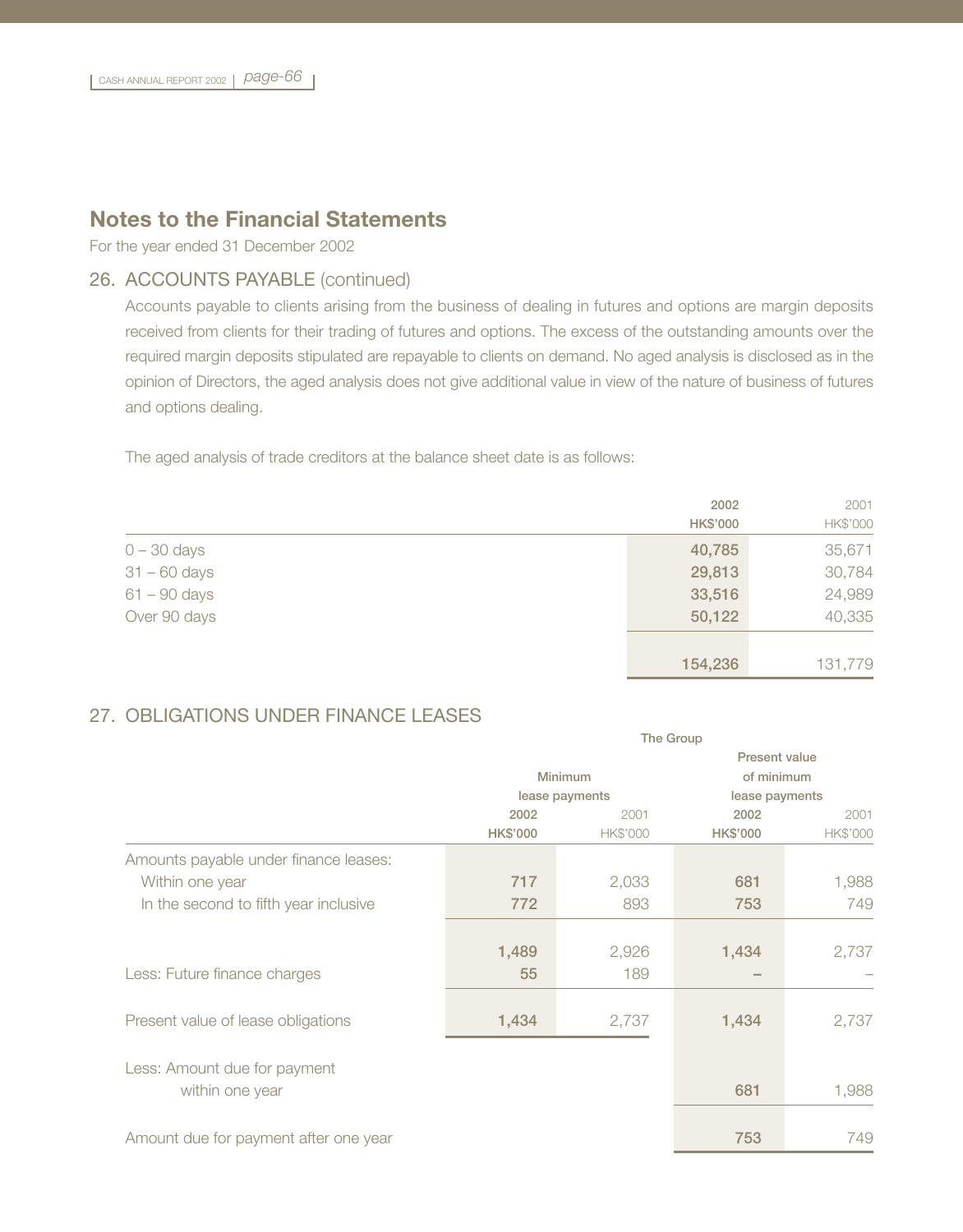## Notes to the Financial Statements

For the year ended 31 December 2002

### 26. ACCOUNTS PAYABLE (continued)

Accounts payable to clients arising from the business of dealing in futures and options are margin deposits received from clients for their trading of futures and options. The excess of the outstanding amounts over the required margin deposits stipulated are repayable to clients on demand. No aged analysis is disclosed as in the opinion of Directors, the aged analysis does not give additional value in view of the nature of business of futures and options dealing.

The aged analysis of trade creditors at the balance sheet date is as follows:

| | 2002<br>HK$'000 | 2001<br>HK$'000 |
|---|---|---|
| 0 – 30 days | 40,785 | 35,671 |
| 31 – 60 days | 29,813 | 30,784 |
| 61 – 90 days | 33,516 | 24,989 |
| Over 90 days | 50,122 | 40,335 |
| | 154,236 | 131,779 |

### 27. OBLIGATIONS UNDER FINANCE LEASES

| | The Group | | | |
|---|---|---|---|---|
| | Minimum lease payments | | Present value of minimum lease payments | |
| | 2002<br>HK$'000 | 2001<br>HK$'000 | 2002<br>HK$'000 | 2001<br>HK$'000 |
| Amounts payable under finance leases: | | | | |
| Within one year | 717 | 2,033 | 681 | 1,988 |
| In the second to fifth year inclusive | 772 | 893 | 753 | 749 |
| | 1,489 | 2,926 | 1,434 | 2,737 |
| Less: Future finance charges | 55 | 189 | – | – |
| Present value of lease obligations | 1,434 | 2,737 | 1,434 | 2,737 |
| Less: Amount due for payment within one year | | | 681 | 1,988 |
| Amount due for payment after one year | | | 753 | 749 |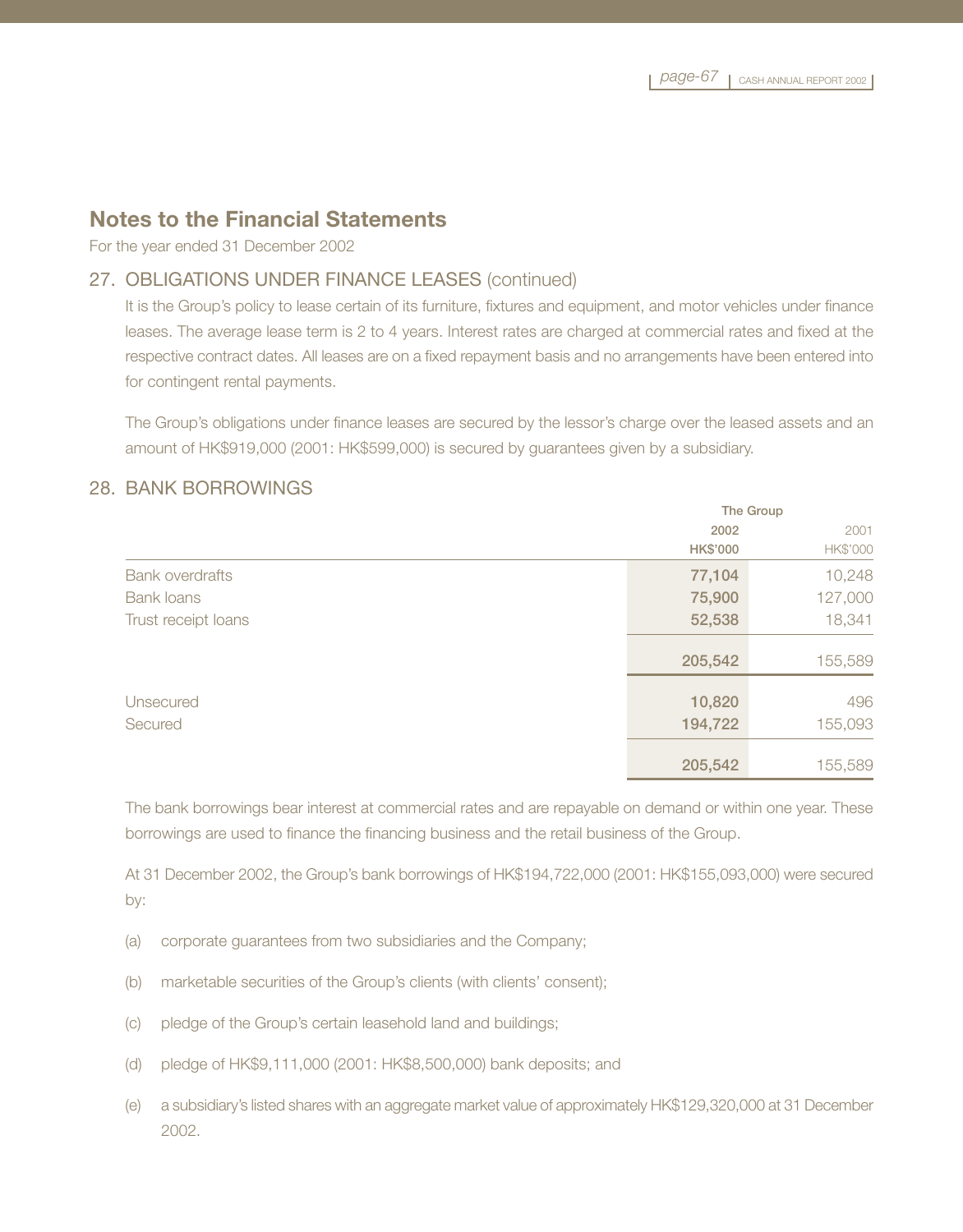## Notes to the Financial Statements

For the year ended 31 December 2002

### 27. OBLIGATIONS UNDER FINANCE LEASES (continued)

It is the Group's policy to lease certain of its furniture, fixtures and equipment, and motor vehicles under finance leases. The average lease term is 2 to 4 years. Interest rates are charged at commercial rates and fixed at the respective contract dates. All leases are on a fixed repayment basis and no arrangements have been entered into for contingent rental payments.

The Group's obligations under finance leases are secured by the lessor's charge over the leased assets and an amount of HK$919,000 (2001: HK$599,000) is secured by guarantees given by a subsidiary.

### 28. BANK BORROWINGS

| | The Group | |
|---|---|---|
| | **2002** | 2001 |
| | **HK$'000** | HK$'000 |
| Bank overdrafts | **77,104** | 10,248 |
| Bank loans | **75,900** | 127,000 |
| Trust receipt loans | **52,538** | 18,341 |
| | **205,542** | 155,589 |
| Unsecured | **10,820** | 496 |
| Secured | **194,722** | 155,093 |
| | **205,542** | 155,589 |

The bank borrowings bear interest at commercial rates and are repayable on demand or within one year. These borrowings are used to finance the financing business and the retail business of the Group.

At 31 December 2002, the Group's bank borrowings of HK$194,722,000 (2001: HK$155,093,000) were secured by:

(a) corporate guarantees from two subsidiaries and the Company;

(b) marketable securities of the Group's clients (with clients' consent);

(c) pledge of the Group's certain leasehold land and buildings;

(d) pledge of HK$9,111,000 (2001: HK$8,500,000) bank deposits; and

(e) a subsidiary's listed shares with an aggregate market value of approximately HK$129,320,000 at 31 December 2002.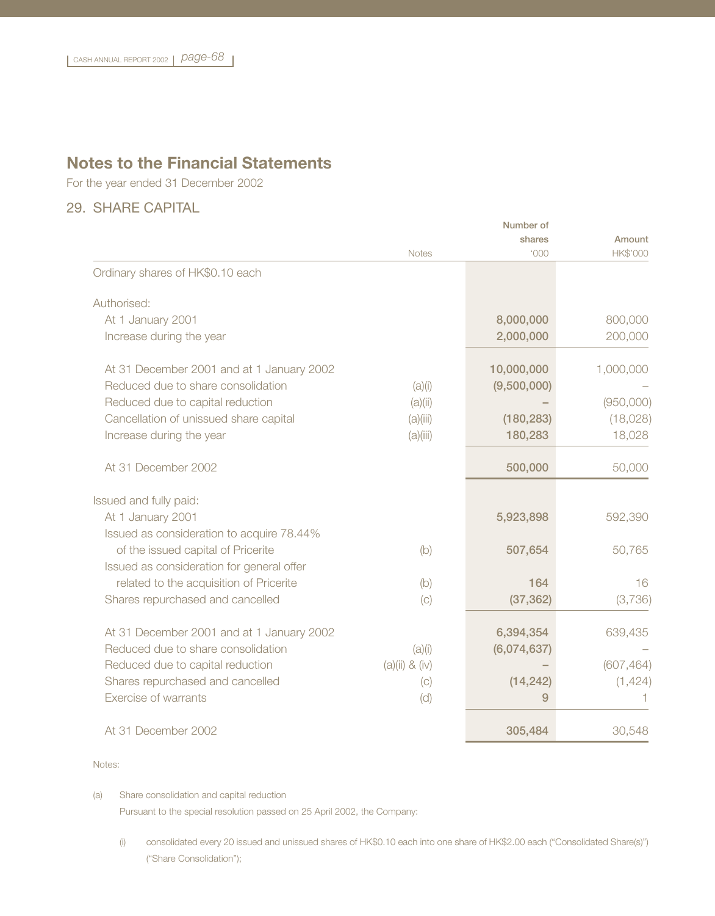# Notes to the Financial Statements

For the year ended 31 December 2002

## 29. SHARE CAPITAL

| | Notes | Number of shares '000 | Amount HK$'000 |
|---|---|---|---|
| Ordinary shares of HK$0.10 each | | | |
| Authorised: | | | |
| At 1 January 2001 | | 8,000,000 | 800,000 |
| Increase during the year | | 2,000,000 | 200,000 |
| At 31 December 2001 and at 1 January 2002 | | 10,000,000 | 1,000,000 |
| Reduced due to share consolidation | (a)(i) | (9,500,000) | – |
| Reduced due to capital reduction | (a)(ii) | – | (950,000) |
| Cancellation of unissued share capital | (a)(iii) | (180,283) | (18,028) |
| Increase during the year | (a)(iii) | 180,283 | 18,028 |
| At 31 December 2002 | | 500,000 | 50,000 |
| Issued and fully paid: | | | |
| At 1 January 2001 | | 5,923,898 | 592,390 |
| Issued as consideration to acquire 78.44% of the issued capital of Pricerite | (b) | 507,654 | 50,765 |
| Issued as consideration for general offer related to the acquisition of Pricerite | (b) | 164 | 16 |
| Shares repurchased and cancelled | (c) | (37,362) | (3,736) |
| At 31 December 2001 and at 1 January 2002 | | 6,394,354 | 639,435 |
| Reduced due to share consolidation | (a)(i) | (6,074,637) | – |
| Reduced due to capital reduction | (a)(ii) & (iv) | – | (607,464) |
| Shares repurchased and cancelled | (c) | (14,242) | (1,424) |
| Exercise of warrants | (d) | 9 | 1 |
| At 31 December 2002 | | 305,484 | 30,548 |

Notes:

(a) Share consolidation and capital reduction

Pursuant to the special resolution passed on 25 April 2002, the Company:

(i) consolidated every 20 issued and unissued shares of HK$0.10 each into one share of HK$2.00 each ("Consolidated Share(s)") ("Share Consolidation");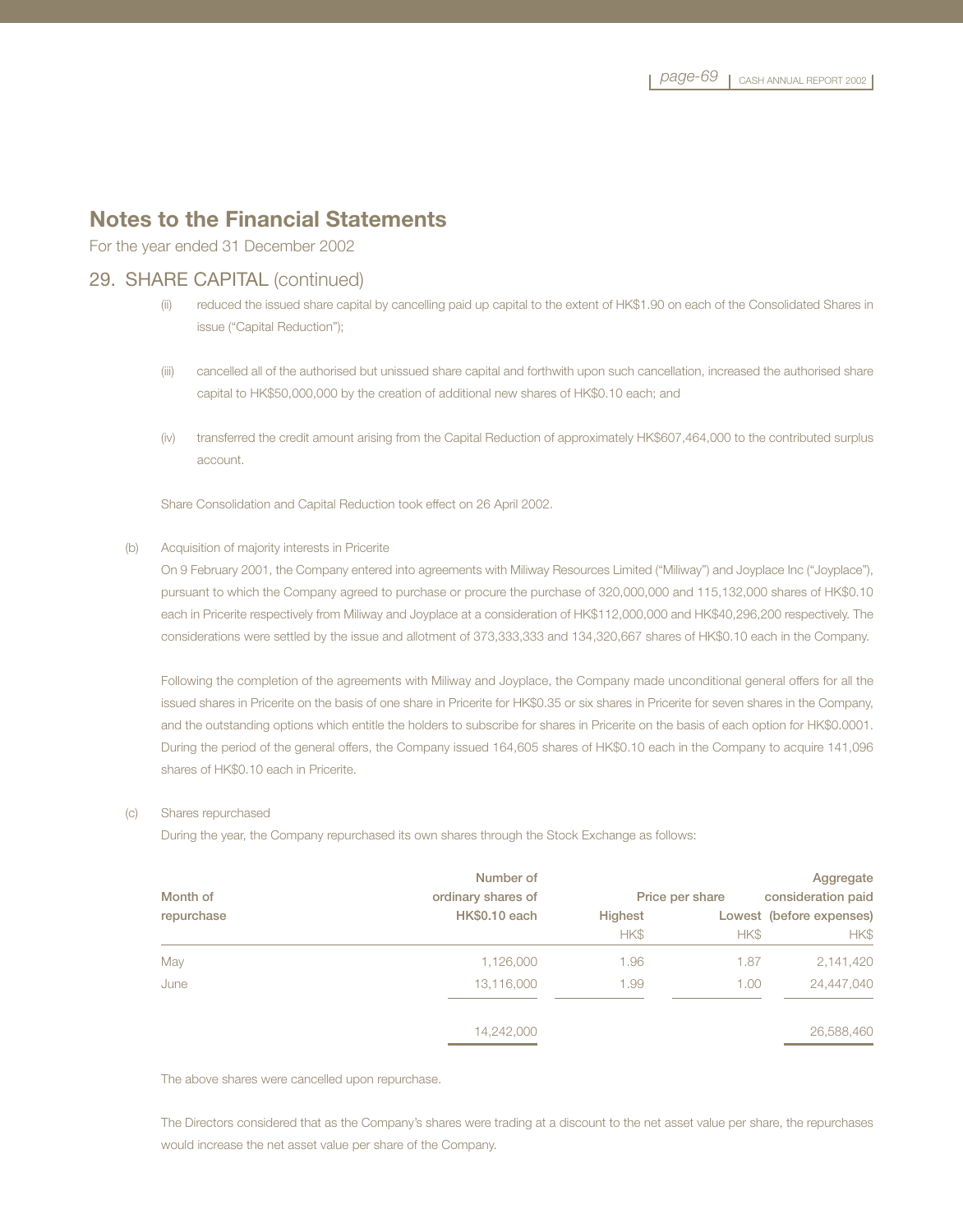# Notes to the Financial Statements

For the year ended 31 December 2002

## 29. SHARE CAPITAL (continued)

(ii) reduced the issued share capital by cancelling paid up capital to the extent of HK$1.90 on each of the Consolidated Shares in issue ("Capital Reduction");

(iii) cancelled all of the authorised but unissued share capital and forthwith upon such cancellation, increased the authorised share capital to HK$50,000,000 by the creation of additional new shares of HK$0.10 each; and

(iv) transferred the credit amount arising from the Capital Reduction of approximately HK$607,464,000 to the contributed surplus account.

Share Consolidation and Capital Reduction took effect on 26 April 2002.

(b) Acquisition of majority interests in Pricerite

On 9 February 2001, the Company entered into agreements with Miliway Resources Limited ("Miliway") and Joyplace Inc ("Joyplace"), pursuant to which the Company agreed to purchase or procure the purchase of 320,000,000 and 115,132,000 shares of HK$0.10 each in Pricerite respectively from Miliway and Joyplace at a consideration of HK$112,000,000 and HK$40,296,200 respectively. The considerations were settled by the issue and allotment of 373,333,333 and 134,320,667 shares of HK$0.10 each in the Company.

Following the completion of the agreements with Miliway and Joyplace, the Company made unconditional general offers for all the issued shares in Pricerite on the basis of one share in Pricerite for HK$0.35 or six shares in Pricerite for seven shares in the Company, and the outstanding options which entitle the holders to subscribe for shares in Pricerite on the basis of each option for HK$0.0001. During the period of the general offers, the Company issued 164,605 shares of HK$0.10 each in the Company to acquire 141,096 shares of HK$0.10 each in Pricerite.

(c) Shares repurchased

During the year, the Company repurchased its own shares through the Stock Exchange as follows:

| Month of repurchase | Number of ordinary shares of HK$0.10 each | Price per share Highest | Price per share Lowest | Aggregate consideration paid (before expenses) |
|---|---|---|---|---|
| | | HK$ | HK$ | HK$ |
| May | 1,126,000 | 1.96 | 1.87 | 2,141,420 |
| June | 13,116,000 | 1.99 | 1.00 | 24,447,040 |
| | 14,242,000 | | | 26,588,460 |

The above shares were cancelled upon repurchase.

The Directors considered that as the Company's shares were trading at a discount to the net asset value per share, the repurchases would increase the net asset value per share of the Company.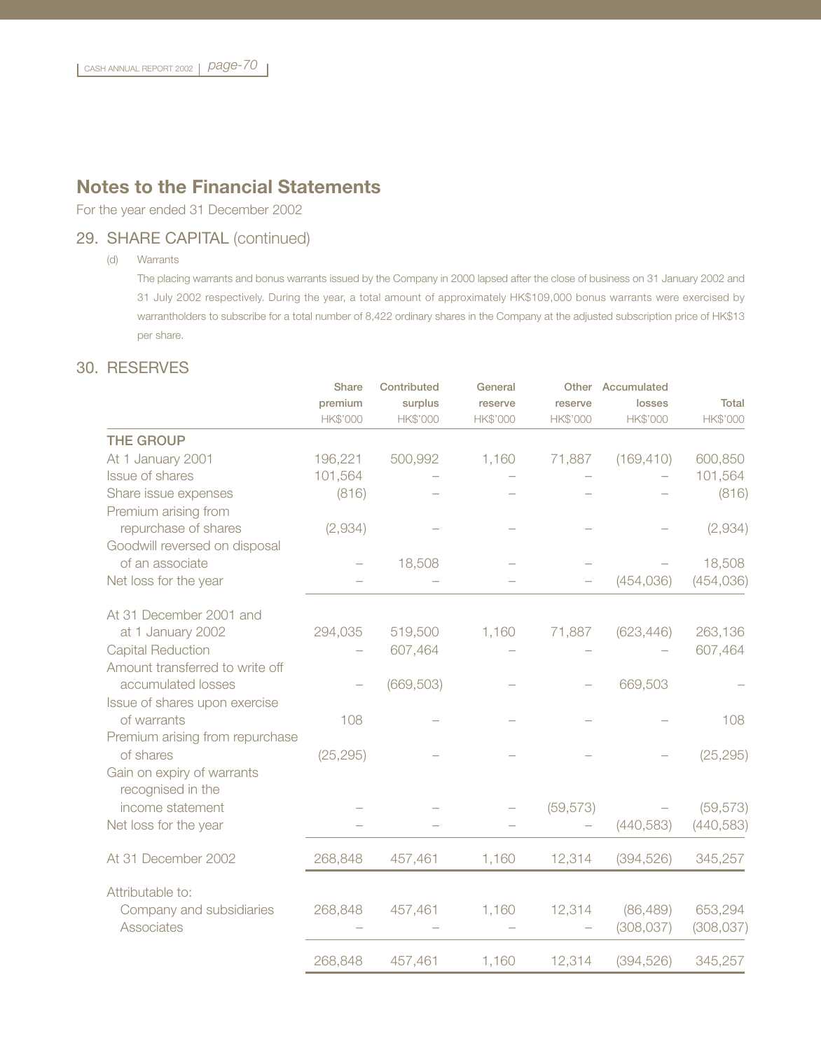# Notes to the Financial Statements

For the year ended 31 December 2002

## 29. SHARE CAPITAL (continued)

(d) Warrants

The placing warrants and bonus warrants issued by the Company in 2000 lapsed after the close of business on 31 January 2002 and 31 July 2002 respectively. During the year, a total amount of approximately HK$109,000 bonus warrants were exercised by warrantholders to subscribe for a total number of 8,422 ordinary shares in the Company at the adjusted subscription price of HK$13 per share.

## 30. RESERVES

| | Share premium HK$'000 | Contributed surplus HK$'000 | General reserve HK$'000 | Other reserve HK$'000 | Accumulated losses HK$'000 | Total HK$'000 |
|---|---|---|---|---|---|---|
| **THE GROUP** | | | | | | |
| At 1 January 2001 | 196,221 | 500,992 | 1,160 | 71,887 | (169,410) | 600,850 |
| Issue of shares | 101,564 | – | – | – | – | 101,564 |
| Share issue expenses | (816) | – | – | – | – | (816) |
| Premium arising from repurchase of shares | (2,934) | – | – | – | – | (2,934) |
| Goodwill reversed on disposal of an associate | – | 18,508 | – | – | – | 18,508 |
| Net loss for the year | – | – | – | – | (454,036) | (454,036) |
| At 31 December 2001 and at 1 January 2002 | 294,035 | 519,500 | 1,160 | 71,887 | (623,446) | 263,136 |
| Capital Reduction | – | 607,464 | – | – | – | 607,464 |
| Amount transferred to write off accumulated losses | – | (669,503) | – | – | 669,503 | – |
| Issue of shares upon exercise of warrants | 108 | – | – | – | – | 108 |
| Premium arising from repurchase of shares | (25,295) | – | – | – | – | (25,295) |
| Gain on expiry of warrants recognised in the income statement | – | – | – | (59,573) | – | (59,573) |
| Net loss for the year | – | – | – | – | (440,583) | (440,583) |
| At 31 December 2002 | 268,848 | 457,461 | 1,160 | 12,314 | (394,526) | 345,257 |
| Attributable to: | | | | | | |
| Company and subsidiaries | 268,848 | 457,461 | 1,160 | 12,314 | (86,489) | 653,294 |
| Associates | – | – | – | – | (308,037) | (308,037) |
| | 268,848 | 457,461 | 1,160 | 12,314 | (394,526) | 345,257 |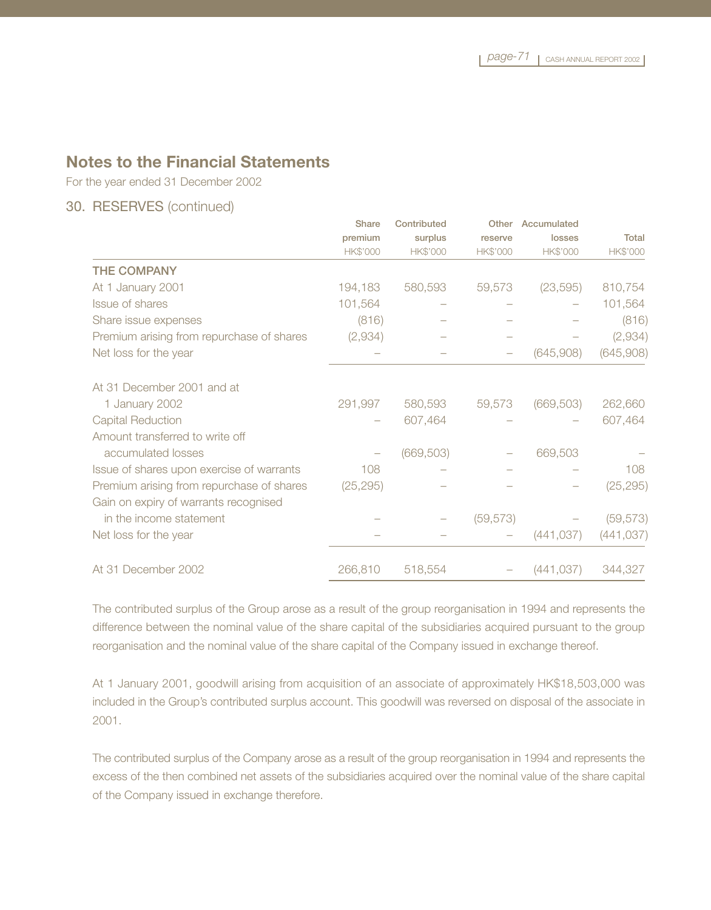# Notes to the Financial Statements

For the year ended 31 December 2002

## 30. RESERVES (continued)

| | Share premium HK$'000 | Contributed surplus HK$'000 | Other reserve HK$'000 | Accumulated losses HK$'000 | Total HK$'000 |
|---|---|---|---|---|---|
| **THE COMPANY** | | | | | |
| At 1 January 2001 | 194,183 | 580,593 | 59,573 | (23,595) | 810,754 |
| Issue of shares | 101,564 | – | – | – | 101,564 |
| Share issue expenses | (816) | – | – | – | (816) |
| Premium arising from repurchase of shares | (2,934) | – | – | – | (2,934) |
| Net loss for the year | – | – | – | (645,908) | (645,908) |
| At 31 December 2001 and at 1 January 2002 | 291,997 | 580,593 | 59,573 | (669,503) | 262,660 |
| Capital Reduction | – | 607,464 | – | – | 607,464 |
| Amount transferred to write off accumulated losses | – | (669,503) | – | 669,503 | – |
| Issue of shares upon exercise of warrants | 108 | – | – | – | 108 |
| Premium arising from repurchase of shares | (25,295) | – | – | – | (25,295) |
| Gain on expiry of warrants recognised in the income statement | – | – | (59,573) | – | (59,573) |
| Net loss for the year | – | – | – | (441,037) | (441,037) |
| At 31 December 2002 | 266,810 | 518,554 | – | (441,037) | 344,327 |

The contributed surplus of the Group arose as a result of the group reorganisation in 1994 and represents the difference between the nominal value of the share capital of the subsidiaries acquired pursuant to the group reorganisation and the nominal value of the share capital of the Company issued in exchange thereof.

At 1 January 2001, goodwill arising from acquisition of an associate of approximately HK$18,503,000 was included in the Group's contributed surplus account. This goodwill was reversed on disposal of the associate in 2001.

The contributed surplus of the Company arose as a result of the group reorganisation in 1994 and represents the excess of the then combined net assets of the subsidiaries acquired over the nominal value of the share capital of the Company issued in exchange therefore.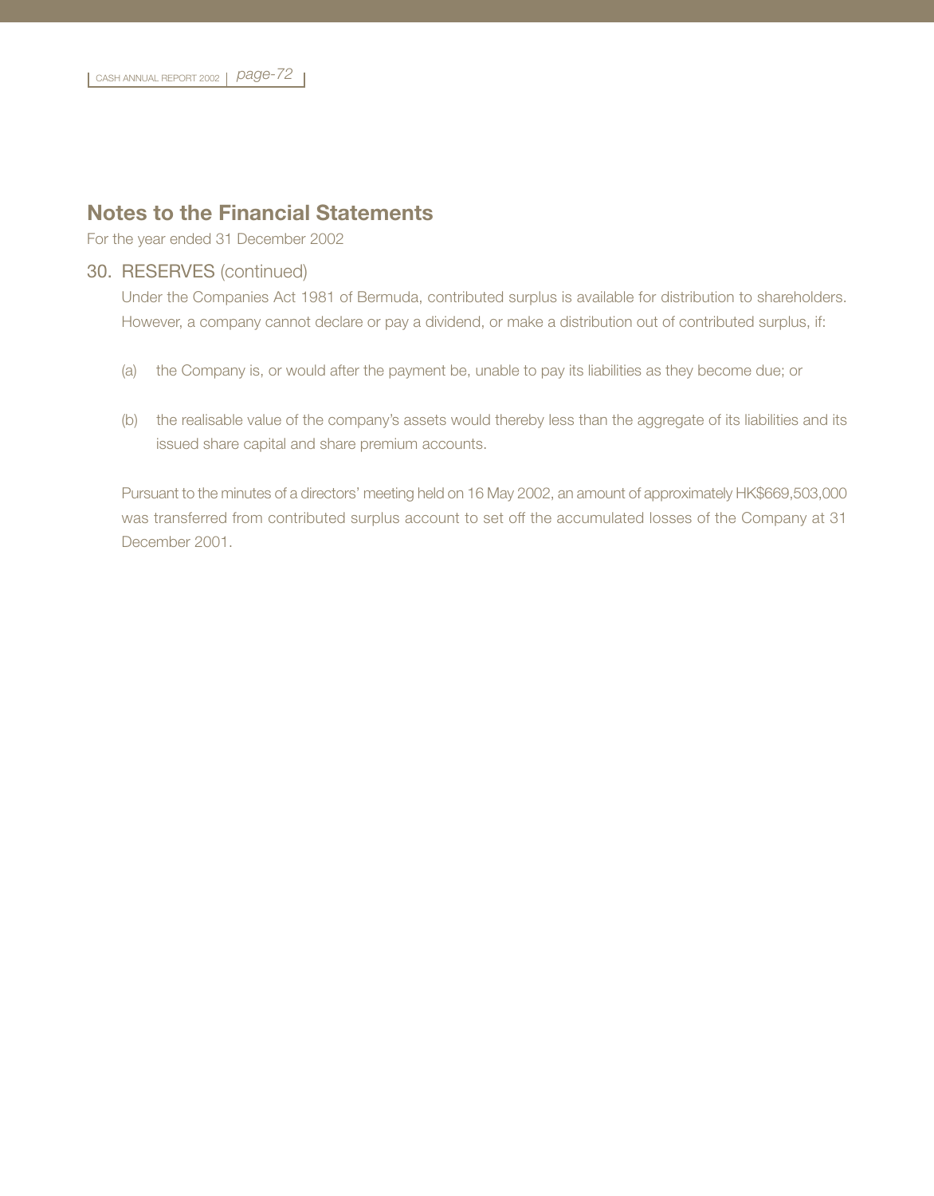## Notes to the Financial Statements

For the year ended 31 December 2002

### 30. RESERVES (continued)

Under the Companies Act 1981 of Bermuda, contributed surplus is available for distribution to shareholders. However, a company cannot declare or pay a dividend, or make a distribution out of contributed surplus, if:

(a) the Company is, or would after the payment be, unable to pay its liabilities as they become due; or

(b) the realisable value of the company's assets would thereby less than the aggregate of its liabilities and its issued share capital and share premium accounts.

Pursuant to the minutes of a directors' meeting held on 16 May 2002, an amount of approximately HK$669,503,000 was transferred from contributed surplus account to set off the accumulated losses of the Company at 31 December 2001.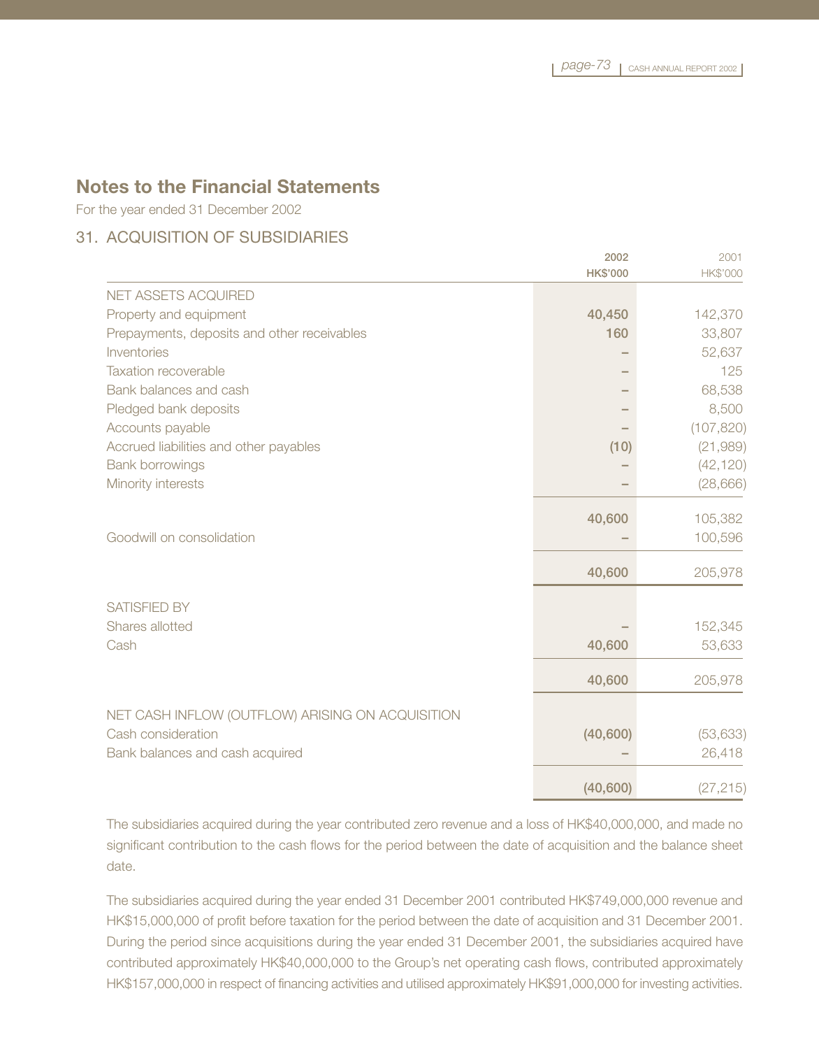## Notes to the Financial Statements

For the year ended 31 December 2002

### 31. ACQUISITION OF SUBSIDIARIES

| | 2002<br>HK$'000 | 2001<br>HK$'000 |
|---|---|---|
| **NET ASSETS ACQUIRED** | | |
| Property and equipment | **40,450** | 142,370 |
| Prepayments, deposits and other receivables | **160** | 33,807 |
| Inventories | – | 52,637 |
| Taxation recoverable | – | 125 |
| Bank balances and cash | – | 68,538 |
| Pledged bank deposits | – | 8,500 |
| Accounts payable | – | (107,820) |
| Accrued liabilities and other payables | **(10)** | (21,989) |
| Bank borrowings | – | (42,120) |
| Minority interests | – | (28,666) |
| | **40,600** | 105,382 |
| Goodwill on consolidation | – | 100,596 |
| | **40,600** | 205,978 |
| **SATISFIED BY** | | |
| Shares allotted | – | 152,345 |
| Cash | **40,600** | 53,633 |
| | **40,600** | 205,978 |
| **NET CASH INFLOW (OUTFLOW) ARISING ON ACQUISITION** | | |
| Cash consideration | **(40,600)** | (53,633) |
| Bank balances and cash acquired | – | 26,418 |
| | **(40,600)** | (27,215) |

The subsidiaries acquired during the year contributed zero revenue and a loss of HK$40,000,000, and made no significant contribution to the cash flows for the period between the date of acquisition and the balance sheet date.

The subsidiaries acquired during the year ended 31 December 2001 contributed HK$749,000,000 revenue and HK$15,000,000 of profit before taxation for the period between the date of acquisition and 31 December 2001. During the period since acquisitions during the year ended 31 December 2001, the subsidiaries acquired have contributed approximately HK$40,000,000 to the Group's net operating cash flows, contributed approximately HK$157,000,000 in respect of financing activities and utilised approximately HK$91,000,000 for investing activities.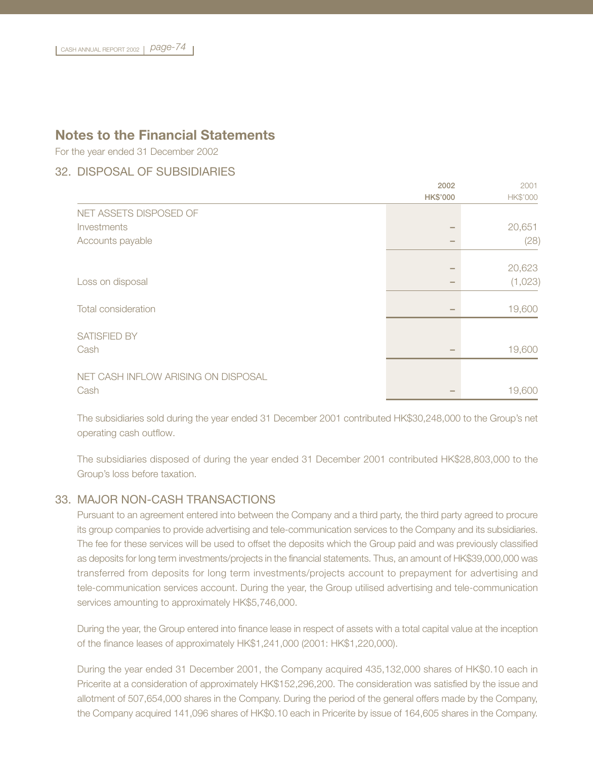## Notes to the Financial Statements

For the year ended 31 December 2002

### 32. DISPOSAL OF SUBSIDIARIES

| | 2002 HK$'000 | 2001 HK$'000 |
|---|---|---|
| NET ASSETS DISPOSED OF | | |
| Investments | – | 20,651 |
| Accounts payable | – | (28) |
| | – | 20,623 |
| Loss on disposal | – | (1,023) |
| Total consideration | – | 19,600 |
| SATISFIED BY | | |
| Cash | – | 19,600 |
| NET CASH INFLOW ARISING ON DISPOSAL | | |
| Cash | – | 19,600 |

The subsidiaries sold during the year ended 31 December 2001 contributed HK$30,248,000 to the Group's net operating cash outflow.

The subsidiaries disposed of during the year ended 31 December 2001 contributed HK$28,803,000 to the Group's loss before taxation.

### 33. MAJOR NON-CASH TRANSACTIONS

Pursuant to an agreement entered into between the Company and a third party, the third party agreed to procure its group companies to provide advertising and tele-communication services to the Company and its subsidiaries. The fee for these services will be used to offset the deposits which the Group paid and was previously classified as deposits for long term investments/projects in the financial statements. Thus, an amount of HK$39,000,000 was transferred from deposits for long term investments/projects account to prepayment for advertising and tele-communication services account. During the year, the Group utilised advertising and tele-communication services amounting to approximately HK$5,746,000.

During the year, the Group entered into finance lease in respect of assets with a total capital value at the inception of the finance leases of approximately HK$1,241,000 (2001: HK$1,220,000).

During the year ended 31 December 2001, the Company acquired 435,132,000 shares of HK$0.10 each in Pricerite at a consideration of approximately HK$152,296,200. The consideration was satisfied by the issue and allotment of 507,654,000 shares in the Company. During the period of the general offers made by the Company, the Company acquired 141,096 shares of HK$0.10 each in Pricerite by issue of 164,605 shares in the Company.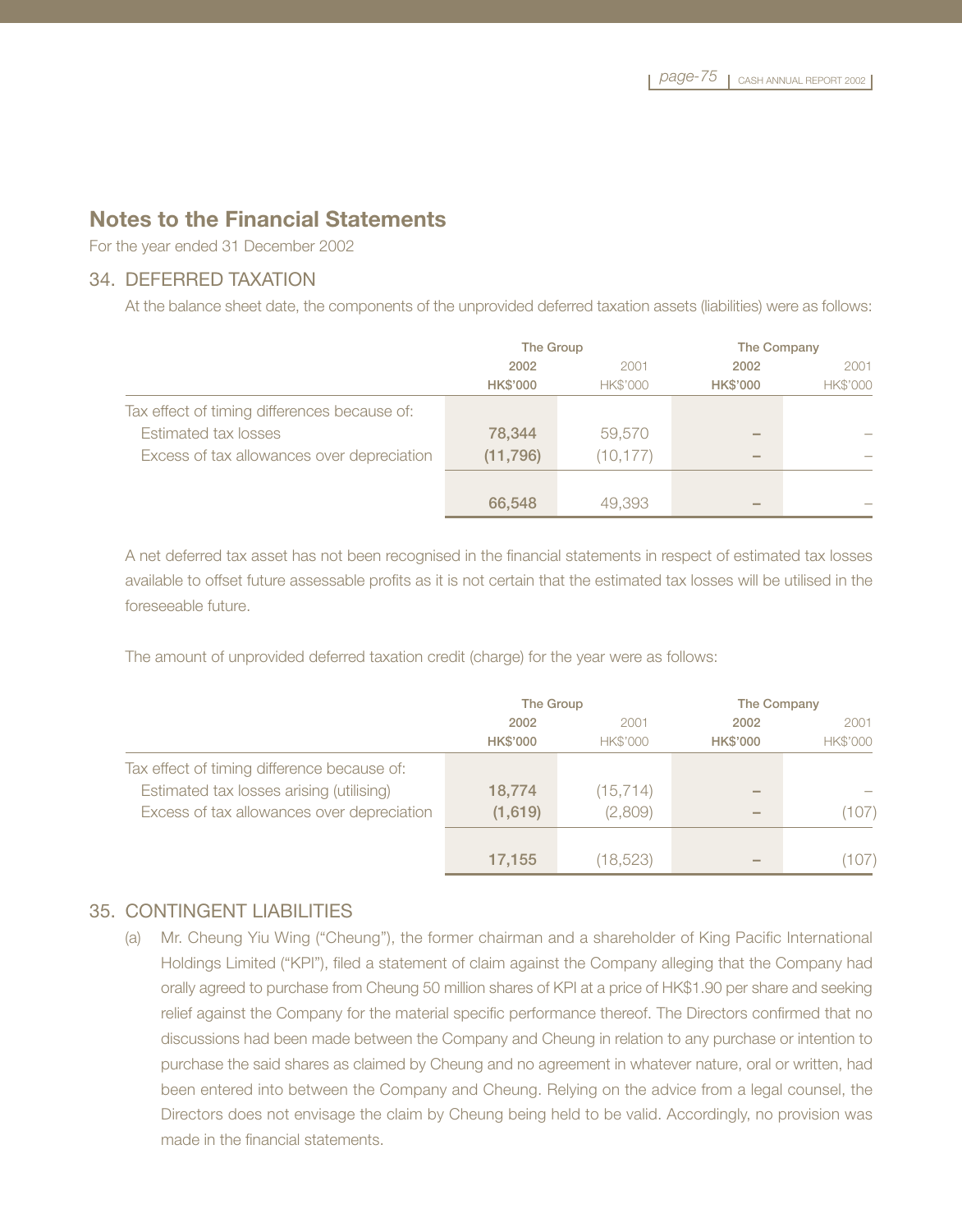## Notes to the Financial Statements

For the year ended 31 December 2002

### 34. DEFERRED TAXATION

At the balance sheet date, the components of the unprovided deferred taxation assets (liabilities) were as follows:

| | The Group | | The Company | |
|---|---|---|---|---|
| | **2002** | 2001 | **2002** | 2001 |
| | **HK$'000** | HK$'000 | **HK$'000** | HK$'000 |
| Tax effect of timing differences because of: | | | | |
| Estimated tax losses | **78,344** | 59,570 | **–** | – |
| Excess of tax allowances over depreciation | **(11,796)** | (10,177) | **–** | – |
| | **66,548** | 49,393 | **–** | – |

A net deferred tax asset has not been recognised in the financial statements in respect of estimated tax losses available to offset future assessable profits as it is not certain that the estimated tax losses will be utilised in the foreseeable future.

The amount of unprovided deferred taxation credit (charge) for the year were as follows:

| | The Group | | The Company | |
|---|---|---|---|---|
| | **2002** | 2001 | **2002** | 2001 |
| | **HK$'000** | HK$'000 | **HK$'000** | HK$'000 |
| Tax effect of timing difference because of: | | | | |
| Estimated tax losses arising (utilising) | **18,774** | (15,714) | **–** | – |
| Excess of tax allowances over depreciation | **(1,619)** | (2,809) | **–** | (107) |
| | **17,155** | (18,523) | **–** | (107) |

### 35. CONTINGENT LIABILITIES

(a) Mr. Cheung Yiu Wing ("Cheung"), the former chairman and a shareholder of King Pacific International Holdings Limited ("KPI"), filed a statement of claim against the Company alleging that the Company had orally agreed to purchase from Cheung 50 million shares of KPI at a price of HK$1.90 per share and seeking relief against the Company for the material specific performance thereof. The Directors confirmed that no discussions had been made between the Company and Cheung in relation to any purchase or intention to purchase the said shares as claimed by Cheung and no agreement in whatever nature, oral or written, had been entered into between the Company and Cheung. Relying on the advice from a legal counsel, the Directors does not envisage the claim by Cheung being held to be valid. Accordingly, no provision was made in the financial statements.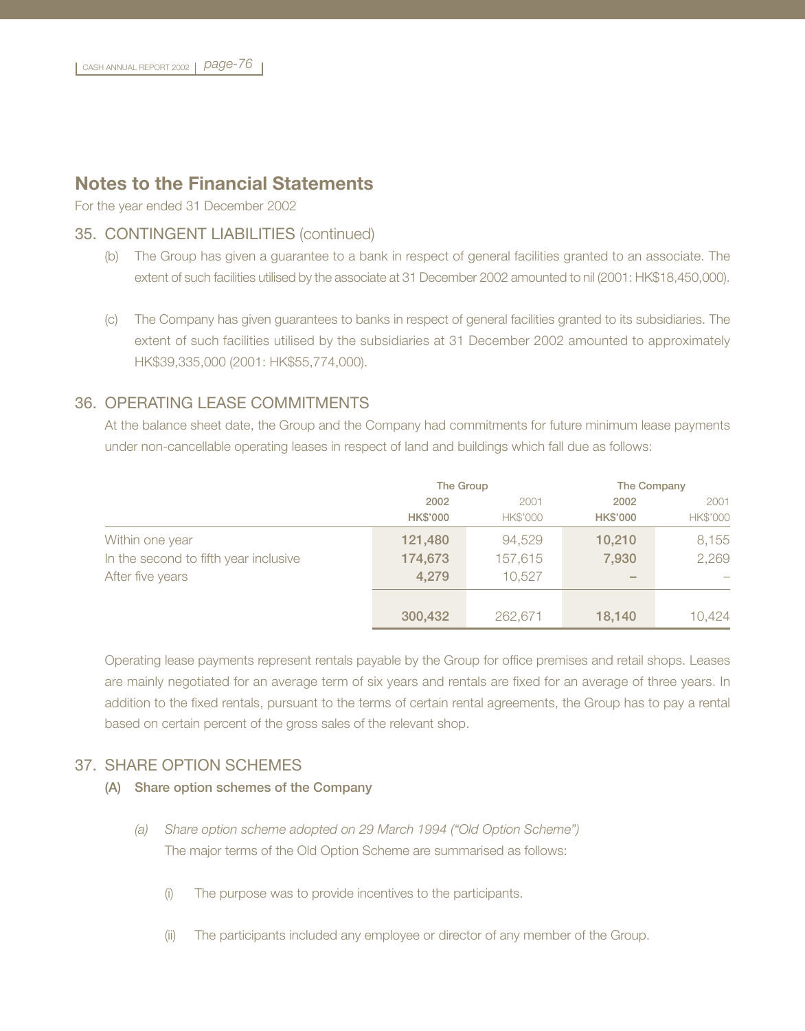# Notes to the Financial Statements

For the year ended 31 December 2002

## 35. CONTINGENT LIABILITIES (continued)

(b) The Group has given a guarantee to a bank in respect of general facilities granted to an associate. The extent of such facilities utilised by the associate at 31 December 2002 amounted to nil (2001: HK$18,450,000).

(c) The Company has given guarantees to banks in respect of general facilities granted to its subsidiaries. The extent of such facilities utilised by the subsidiaries at 31 December 2002 amounted to approximately HK$39,335,000 (2001: HK$55,774,000).

## 36. OPERATING LEASE COMMITMENTS

At the balance sheet date, the Group and the Company had commitments for future minimum lease payments under non-cancellable operating leases in respect of land and buildings which fall due as follows:

| | The Group | | The Company | |
|---|---|---|---|---|
| | **2002** | 2001 | **2002** | 2001 |
| | **HK$'000** | HK$'000 | **HK$'000** | HK$'000 |
| Within one year | **121,480** | 94,529 | **10,210** | 8,155 |
| In the second to fifth year inclusive | **174,673** | 157,615 | **7,930** | 2,269 |
| After five years | **4,279** | 10,527 | **–** | – |
| | **300,432** | 262,671 | **18,140** | 10,424 |

Operating lease payments represent rentals payable by the Group for office premises and retail shops. Leases are mainly negotiated for an average term of six years and rentals are fixed for an average of three years. In addition to the fixed rentals, pursuant to the terms of certain rental agreements, the Group has to pay a rental based on certain percent of the gross sales of the relevant shop.

## 37. SHARE OPTION SCHEMES

### (A) Share option schemes of the Company

*(a) Share option scheme adopted on 29 March 1994 ("Old Option Scheme")*

The major terms of the Old Option Scheme are summarised as follows:

(i) The purpose was to provide incentives to the participants.

(ii) The participants included any employee or director of any member of the Group.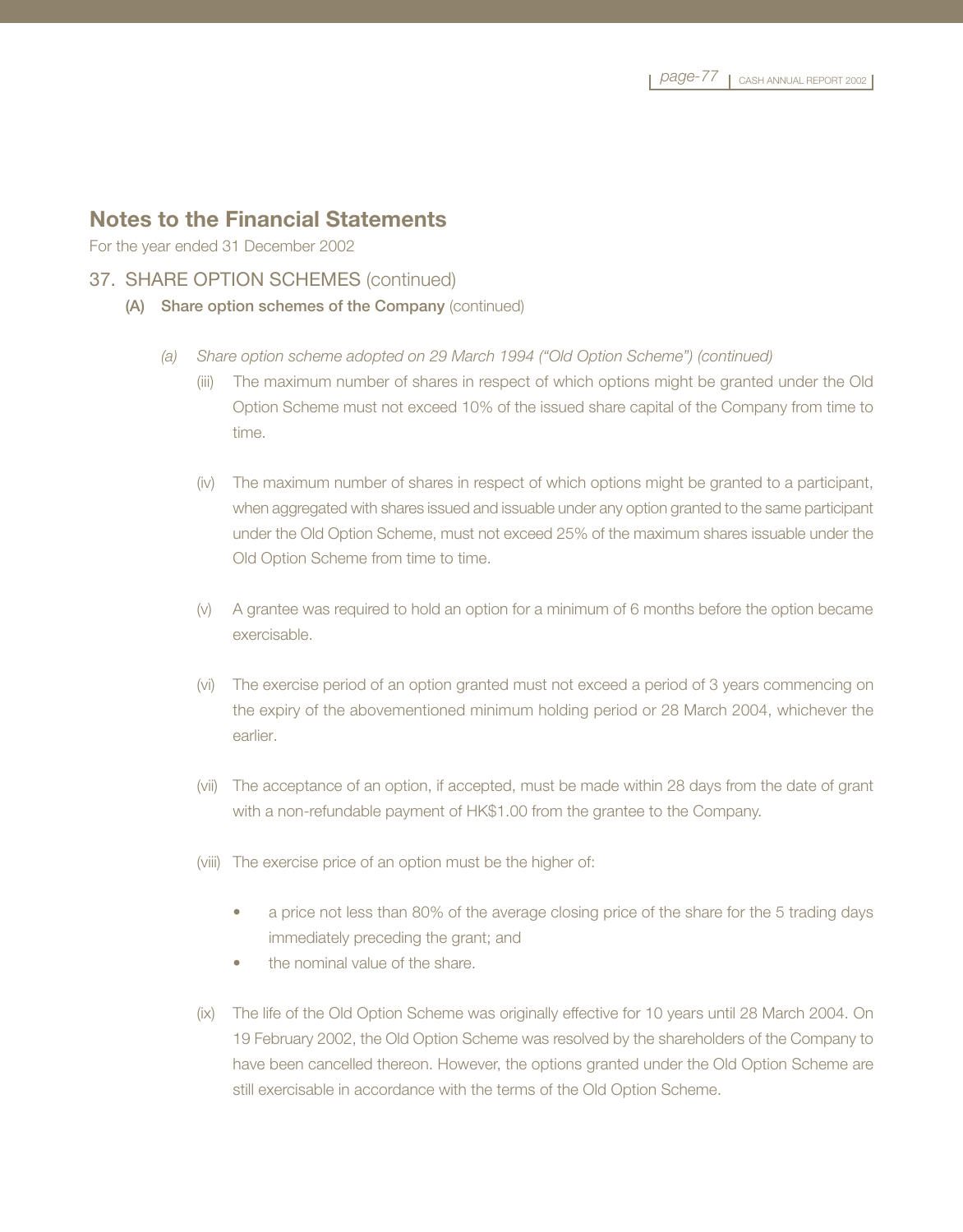## Notes to the Financial Statements

For the year ended 31 December 2002

### 37. SHARE OPTION SCHEMES (continued)

**(A) Share option schemes of the Company** (continued)

*(a) Share option scheme adopted on 29 March 1994 ("Old Option Scheme") (continued)*

(iii) The maximum number of shares in respect of which options might be granted under the Old Option Scheme must not exceed 10% of the issued share capital of the Company from time to time.

(iv) The maximum number of shares in respect of which options might be granted to a participant, when aggregated with shares issued and issuable under any option granted to the same participant under the Old Option Scheme, must not exceed 25% of the maximum shares issuable under the Old Option Scheme from time to time.

(v) A grantee was required to hold an option for a minimum of 6 months before the option became exercisable.

(vi) The exercise period of an option granted must not exceed a period of 3 years commencing on the expiry of the abovementioned minimum holding period or 28 March 2004, whichever the earlier.

(vii) The acceptance of an option, if accepted, must be made within 28 days from the date of grant with a non-refundable payment of HK$1.00 from the grantee to the Company.

(viii) The exercise price of an option must be the higher of:

- a price not less than 80% of the average closing price of the share for the 5 trading days immediately preceding the grant; and
- the nominal value of the share.

(ix) The life of the Old Option Scheme was originally effective for 10 years until 28 March 2004. On 19 February 2002, the Old Option Scheme was resolved by the shareholders of the Company to have been cancelled thereon. However, the options granted under the Old Option Scheme are still exercisable in accordance with the terms of the Old Option Scheme.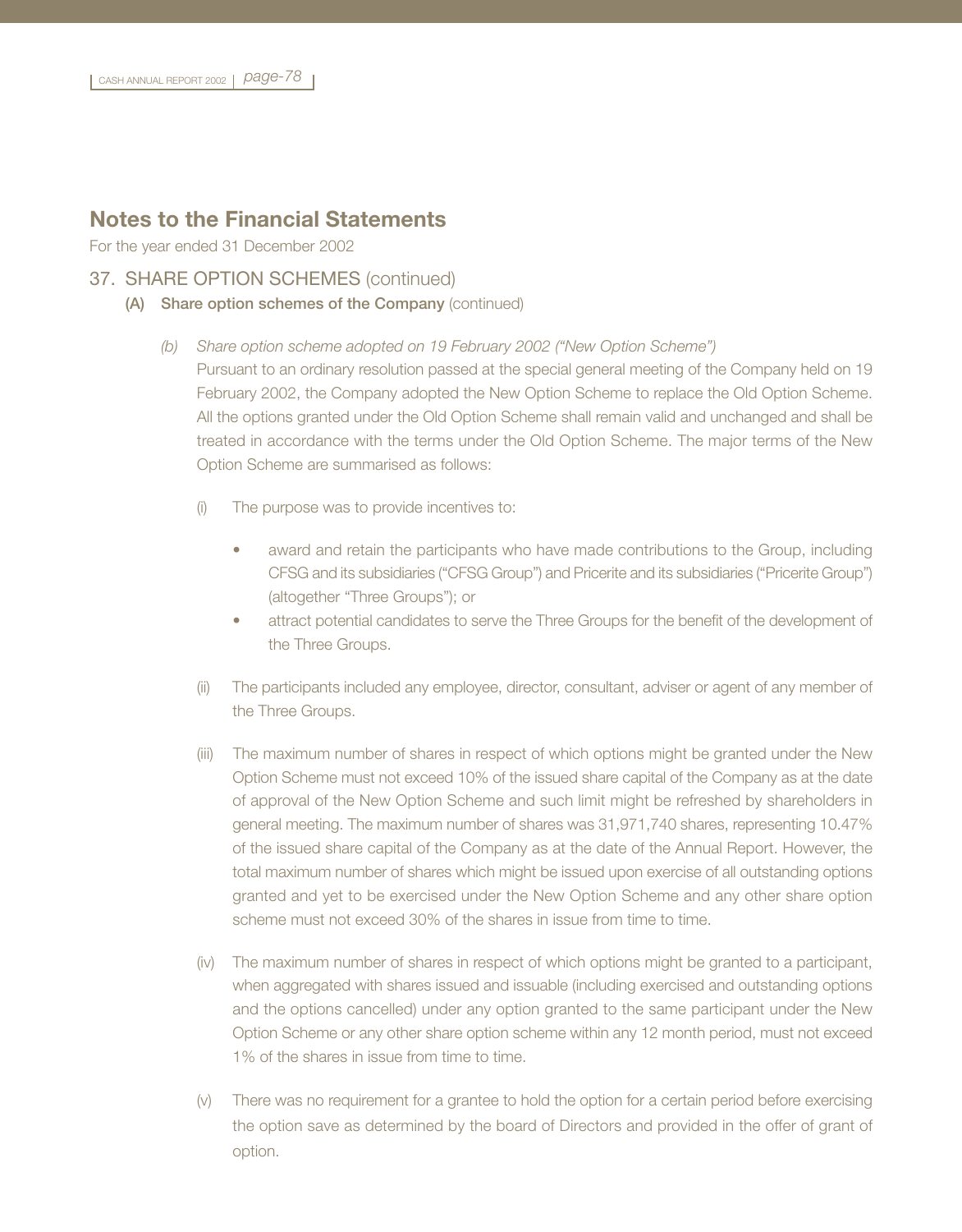# Notes to the Financial Statements

For the year ended 31 December 2002

## 37. SHARE OPTION SCHEMES (continued)

### (A) Share option schemes of the Company (continued)

*(b) Share option scheme adopted on 19 February 2002 ("New Option Scheme")*

Pursuant to an ordinary resolution passed at the special general meeting of the Company held on 19 February 2002, the Company adopted the New Option Scheme to replace the Old Option Scheme. All the options granted under the Old Option Scheme shall remain valid and unchanged and shall be treated in accordance with the terms under the Old Option Scheme. The major terms of the New Option Scheme are summarised as follows:

(i) The purpose was to provide incentives to:

- award and retain the participants who have made contributions to the Group, including CFSG and its subsidiaries ("CFSG Group") and Pricerite and its subsidiaries ("Pricerite Group") (altogether "Three Groups"); or
- attract potential candidates to serve the Three Groups for the benefit of the development of the Three Groups.

(ii) The participants included any employee, director, consultant, adviser or agent of any member of the Three Groups.

(iii) The maximum number of shares in respect of which options might be granted under the New Option Scheme must not exceed 10% of the issued share capital of the Company as at the date of approval of the New Option Scheme and such limit might be refreshed by shareholders in general meeting. The maximum number of shares was 31,971,740 shares, representing 10.47% of the issued share capital of the Company as at the date of the Annual Report. However, the total maximum number of shares which might be issued upon exercise of all outstanding options granted and yet to be exercised under the New Option Scheme and any other share option scheme must not exceed 30% of the shares in issue from time to time.

(iv) The maximum number of shares in respect of which options might be granted to a participant, when aggregated with shares issued and issuable (including exercised and outstanding options and the options cancelled) under any option granted to the same participant under the New Option Scheme or any other share option scheme within any 12 month period, must not exceed 1% of the shares in issue from time to time.

(v) There was no requirement for a grantee to hold the option for a certain period before exercising the option save as determined by the board of Directors and provided in the offer of grant of option.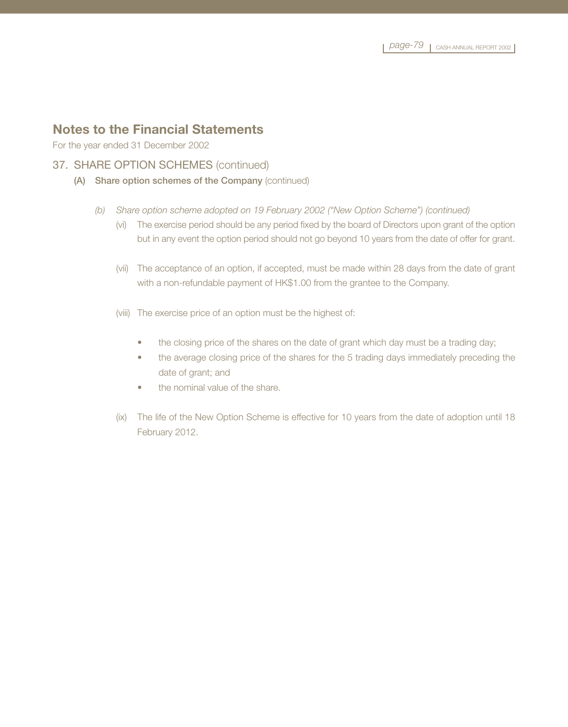# Notes to the Financial Statements

For the year ended 31 December 2002

## 37. SHARE OPTION SCHEMES (continued)

### (A) Share option schemes of the Company (continued)

*(b) Share option scheme adopted on 19 February 2002 ("New Option Scheme") (continued)*

(vi) The exercise period should be any period fixed by the board of Directors upon grant of the option but in any event the option period should not go beyond 10 years from the date of offer for grant.

(vii) The acceptance of an option, if accepted, must be made within 28 days from the date of grant with a non-refundable payment of HK$1.00 from the grantee to the Company.

(viii) The exercise price of an option must be the highest of:

- the closing price of the shares on the date of grant which day must be a trading day;
- the average closing price of the shares for the 5 trading days immediately preceding the date of grant; and
- the nominal value of the share.

(ix) The life of the New Option Scheme is effective for 10 years from the date of adoption until 18 February 2012.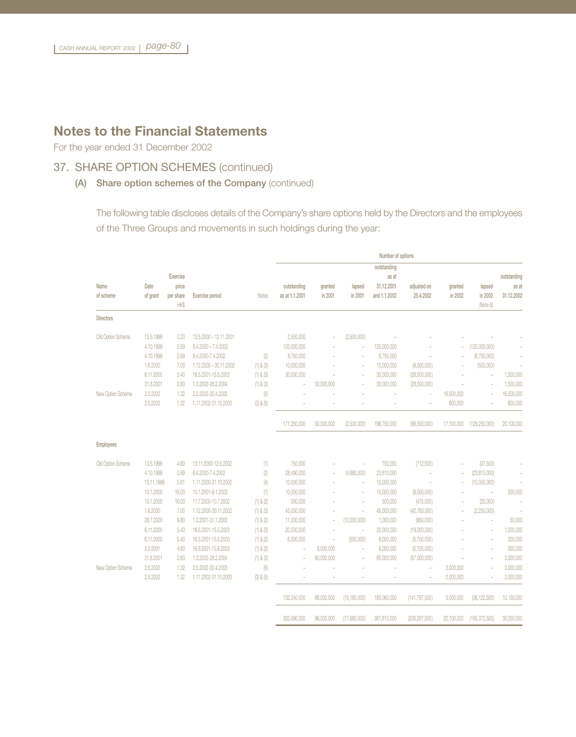# Notes to the Financial Statements

For the year ended 31 December 2002

## 37. SHARE OPTION SCHEMES (continued)

### (A) Share option schemes of the Company (continued)

The following table discloses details of the Company's share options held by the Directors and the employees of the Three Groups and movements in such holdings during the year:

| Name of scheme | Date of grant | Exercise price per share HK$ | Exercise period | Notes | Number of options outstanding as at 1.1.2001 | granted in 2001 | lapsed in 2001 | outstanding as at 31.12.2001 and 1.1.2002 | adjusted on 25.4.2002 | granted in 2002 | lapsed in 2002 (Note 6) | outstanding as at 31.12.2002 |
|---|---|---|---|---|---|---|---|---|---|---|---|---|
| **Directors** | | | | | | | | | | | | |
| Old Option Scheme | 13.5.1999 | 0.23 | 13.5.2000 – 12.11.2001 | | 2,500,000 | – | (2,500,000) | – | – | – | – | – |
| | 4.10.1999 | 0.59 | 8.4.2000 – 7.4.2002 | | 120,000,000 | – | – | 120,000,000 | – | – | (120,000,000) | – |
| | 4.10.1999 | 0.59 | 8.4.2000-7.4.2002 | (2) | 8,750,000 | – | – | 8,750,000 | – | – | (8,750,000) | – |
| | 1.6.2000 | 7.00 | 1.12.2000 – 30.11.2002 | (1) & (3) | 10,000,000 | – | – | 10,000,000 | (9,500,000) | – | (500,000) | – |
| | 6.11.2000 | 5.40 | 16.5.2001-15.5.2003 | (1) & (3) | 30,000,000 | – | – | 30,000,000 | (28,500,000) | – | – | 1,500,000 |
| | 31.8.2001 | 2.60 | 1.3.2002-28.2.2004 | (1) & (3) | – | 30,000,000 | – | 30,000,000 | (28,500,000) | – | – | 1,500,000 |
| New Option Scheme | 2.5.2002 | 1.32 | 2.5.2002-30.4.2003 | (5) | – | – | – | – | – | 16,500,000 | – | 16,500,000 |
| | 2.5.2002 | 1.32 | 1.11.2002-31.10.2003 | (3) & (5) | – | – | – | – | – | 600,000 | – | 600,000 |
| | | | | | 171,250,000 | 30,000,000 | (2,500,000) | 198,750,000 | (66,500,000) | 17,100,000 | (129,250,000) | 20,100,000 |
| **Employees** | | | | | | | | | | | | |
| Old Option Scheme | 13.5.1999 | 4.60 | 13.11.2000-12.5.2002 | (1) | 750,000 | – | – | 750,000 | (712,500) | – | (37,500) | – |
| | 4.10.1999 | 0.59 | 8.4.2000-7.4.2002 | (2) | 28,490,000 | – | (4,680,000) | 23,810,000 | – | – | (23,810,000) | – |
| | 15.11.1999 | 0.61 | 1.11.2000-31.10.2002 | (4) | 10,000,000 | – | – | 10,000,000 | – | – | (10,000,000) | – |
| | 10.1.2000 | 16.00 | 10.1.2001-9.1.2003 | (1) | 10,000,000 | – | – | 10,000,000 | (9,500,000) | – | – | 500,000 |
| | 10.1.2000 | 16.00 | 11.7.2000-10.7.2002 | (1) & (2) | 500,000 | – | – | 500,000 | (475,000) | – | (25,000) | – |
| | 1.6.2000 | 7.00 | 1.12.2000-30.11.2002 | (1) & (3) | 45,000,000 | – | – | 45,000,000 | (42,750,000) | – | (2,250,000) | – |
| | 28.7.2000 | 9.80 | 1.2.2001-31.1.2003 | (1) & (2) | 11,000,000 | – | (10,000,000) | 1,000,000 | (950,000) | – | – | 50,000 |
| | 6.11.2000 | 5.40 | 16.5.2001-15.5.2003 | (1) & (3) | 20,000,000 | – | – | 20,000,000 | (19,000,000) | – | – | 1,000,000 |
| | 6.11.2000 | 5.40 | 16.5.2001-15.5.2003 | (1) & (2) | 6,500,000 | – | (500,000) | 6,000,000 | (5,700,000) | – | – | 300,000 |
| | 2.2.2001 | 4.80 | 16.8.2001-15.8.2003 | (1) & (2) | – | 6,000,000 | – | 6,000,000 | (5,700,000) | – | – | 300,000 |
| | 31.8.2001 | 2.60 | 1.3.2002-28.2.2004 | (1) & (3) | – | 60,000,000 | – | 60,000,000 | (57,000,000) | – | – | 3,000,000 |
| New Option Scheme | 2.5.2002 | 1.32 | 2.5.2002-30.4.2003 | (5) | – | – | – | – | – | 3,000,000 | – | 3,000,000 |
| | 2.5.2002 | 1.32 | 1.11.2002-31.10.2003 | (3) & (5) | – | – | – | – | – | 2,000,000 | – | 2,000,000 |
| | | | | | 132,240,000 | 66,000,000 | (15,180,000) | 183,060,000 | (141,787,500) | 5,000,000 | (36,122,500) | 10,150,000 |
| | | | | | 303,490,000 | 96,000,000 | (17,680,000) | 381,810,000 | (208,287,500) | 22,100,000 | (165,372,500) | 30,250,000 |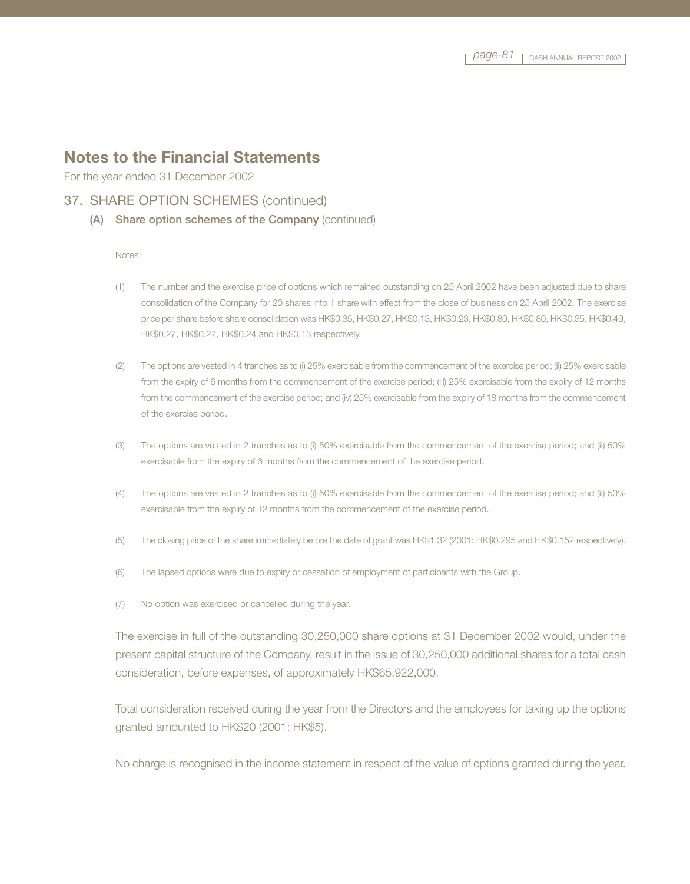# Notes to the Financial Statements

For the year ended 31 December 2002

## 37. SHARE OPTION SCHEMES (continued)

### (A) Share option schemes of the Company (continued)

Notes:

(1) The number and the exercise price of options which remained outstanding on 25 April 2002 have been adjusted due to share consolidation of the Company for 20 shares into 1 share with effect from the close of business on 25 April 2002. The exercise price per share before share consolidation was HK$0.35, HK$0.27, HK$0.13, HK$0.23, HK$0.80, HK$0.80, HK$0.35, HK$0.49, HK$0.27, HK$0.27, HK$0.24 and HK$0.13 respectively.

(2) The options are vested in 4 tranches as to (i) 25% exercisable from the commencement of the exercise period; (ii) 25% exercisable from the expiry of 6 months from the commencement of the exercise period; (iii) 25% exercisable from the expiry of 12 months from the commencement of the exercise period; and (iv) 25% exercisable from the expiry of 18 months from the commencement of the exercise period.

(3) The options are vested in 2 tranches as to (i) 50% exercisable from the commencement of the exercise period; and (ii) 50% exercisable from the expiry of 6 months from the commencement of the exercise period.

(4) The options are vested in 2 tranches as to (i) 50% exercisable from the commencement of the exercise period; and (ii) 50% exercisable from the expiry of 12 months from the commencement of the exercise period.

(5) The closing price of the share immediately before the date of grant was HK$1.32 (2001: HK$0.295 and HK$0.152 respectively).

(6) The lapsed options were due to expiry or cessation of employment of participants with the Group.

(7) No option was exercised or cancelled during the year.

The exercise in full of the outstanding 30,250,000 share options at 31 December 2002 would, under the present capital structure of the Company, result in the issue of 30,250,000 additional shares for a total cash consideration, before expenses, of approximately HK$65,922,000.

Total consideration received during the year from the Directors and the employees for taking up the options granted amounted to HK$20 (2001: HK$5).

No charge is recognised in the income statement in respect of the value of options granted during the year.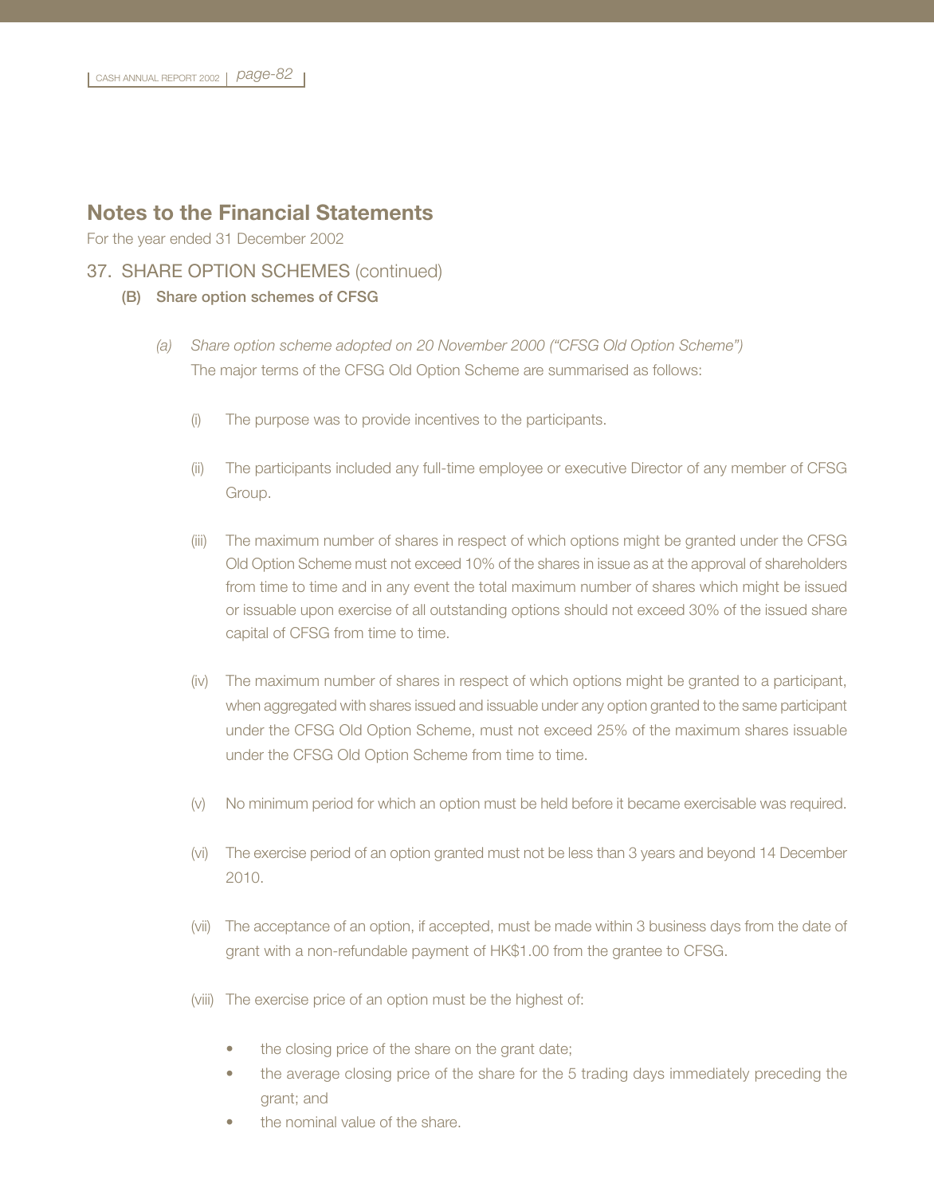## Notes to the Financial Statements

For the year ended 31 December 2002

### 37. SHARE OPTION SCHEMES (continued)

#### (B) Share option schemes of CFSG

*(a) Share option scheme adopted on 20 November 2000 ("CFSG Old Option Scheme")*

The major terms of the CFSG Old Option Scheme are summarised as follows:

(i) The purpose was to provide incentives to the participants.

(ii) The participants included any full-time employee or executive Director of any member of CFSG Group.

(iii) The maximum number of shares in respect of which options might be granted under the CFSG Old Option Scheme must not exceed 10% of the shares in issue as at the approval of shareholders from time to time and in any event the total maximum number of shares which might be issued or issuable upon exercise of all outstanding options should not exceed 30% of the issued share capital of CFSG from time to time.

(iv) The maximum number of shares in respect of which options might be granted to a participant, when aggregated with shares issued and issuable under any option granted to the same participant under the CFSG Old Option Scheme, must not exceed 25% of the maximum shares issuable under the CFSG Old Option Scheme from time to time.

(v) No minimum period for which an option must be held before it became exercisable was required.

(vi) The exercise period of an option granted must not be less than 3 years and beyond 14 December 2010.

(vii) The acceptance of an option, if accepted, must be made within 3 business days from the date of grant with a non-refundable payment of HK$1.00 from the grantee to CFSG.

(viii) The exercise price of an option must be the highest of:

- the closing price of the share on the grant date;
- the average closing price of the share for the 5 trading days immediately preceding the grant; and
- the nominal value of the share.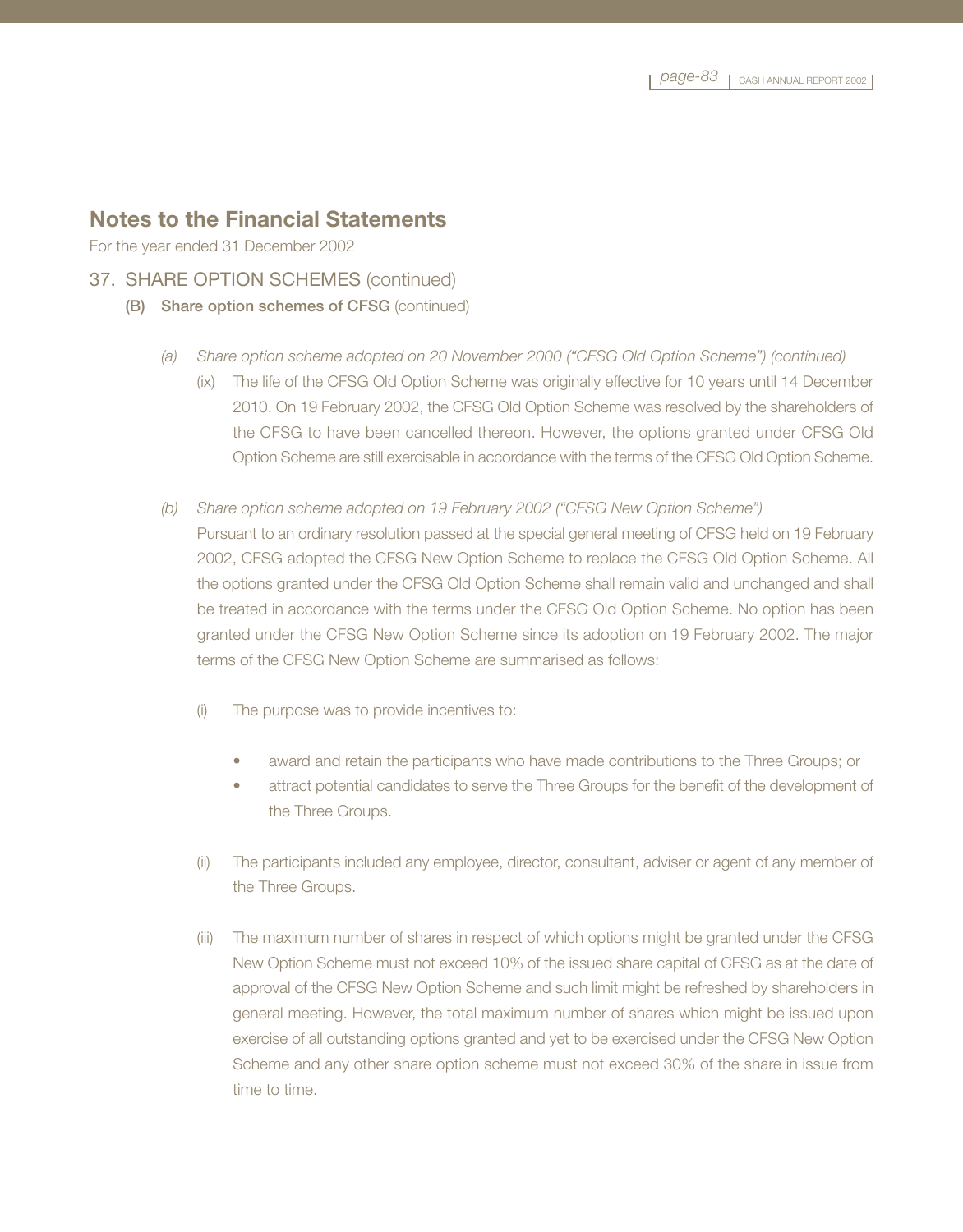## Notes to the Financial Statements

For the year ended 31 December 2002

### 37. SHARE OPTION SCHEMES (continued)

#### (B) Share option schemes of CFSG (continued)

*(a) Share option scheme adopted on 20 November 2000 ("CFSG Old Option Scheme") (continued)*

(ix) The life of the CFSG Old Option Scheme was originally effective for 10 years until 14 December 2010. On 19 February 2002, the CFSG Old Option Scheme was resolved by the shareholders of the CFSG to have been cancelled thereon. However, the options granted under CFSG Old Option Scheme are still exercisable in accordance with the terms of the CFSG Old Option Scheme.

*(b) Share option scheme adopted on 19 February 2002 ("CFSG New Option Scheme")*

Pursuant to an ordinary resolution passed at the special general meeting of CFSG held on 19 February 2002, CFSG adopted the CFSG New Option Scheme to replace the CFSG Old Option Scheme. All the options granted under the CFSG Old Option Scheme shall remain valid and unchanged and shall be treated in accordance with the terms under the CFSG Old Option Scheme. No option has been granted under the CFSG New Option Scheme since its adoption on 19 February 2002. The major terms of the CFSG New Option Scheme are summarised as follows:

(i) The purpose was to provide incentives to:

- award and retain the participants who have made contributions to the Three Groups; or
- attract potential candidates to serve the Three Groups for the benefit of the development of the Three Groups.

(ii) The participants included any employee, director, consultant, adviser or agent of any member of the Three Groups.

(iii) The maximum number of shares in respect of which options might be granted under the CFSG New Option Scheme must not exceed 10% of the issued share capital of CFSG as at the date of approval of the CFSG New Option Scheme and such limit might be refreshed by shareholders in general meeting. However, the total maximum number of shares which might be issued upon exercise of all outstanding options granted and yet to be exercised under the CFSG New Option Scheme and any other share option scheme must not exceed 30% of the share in issue from time to time.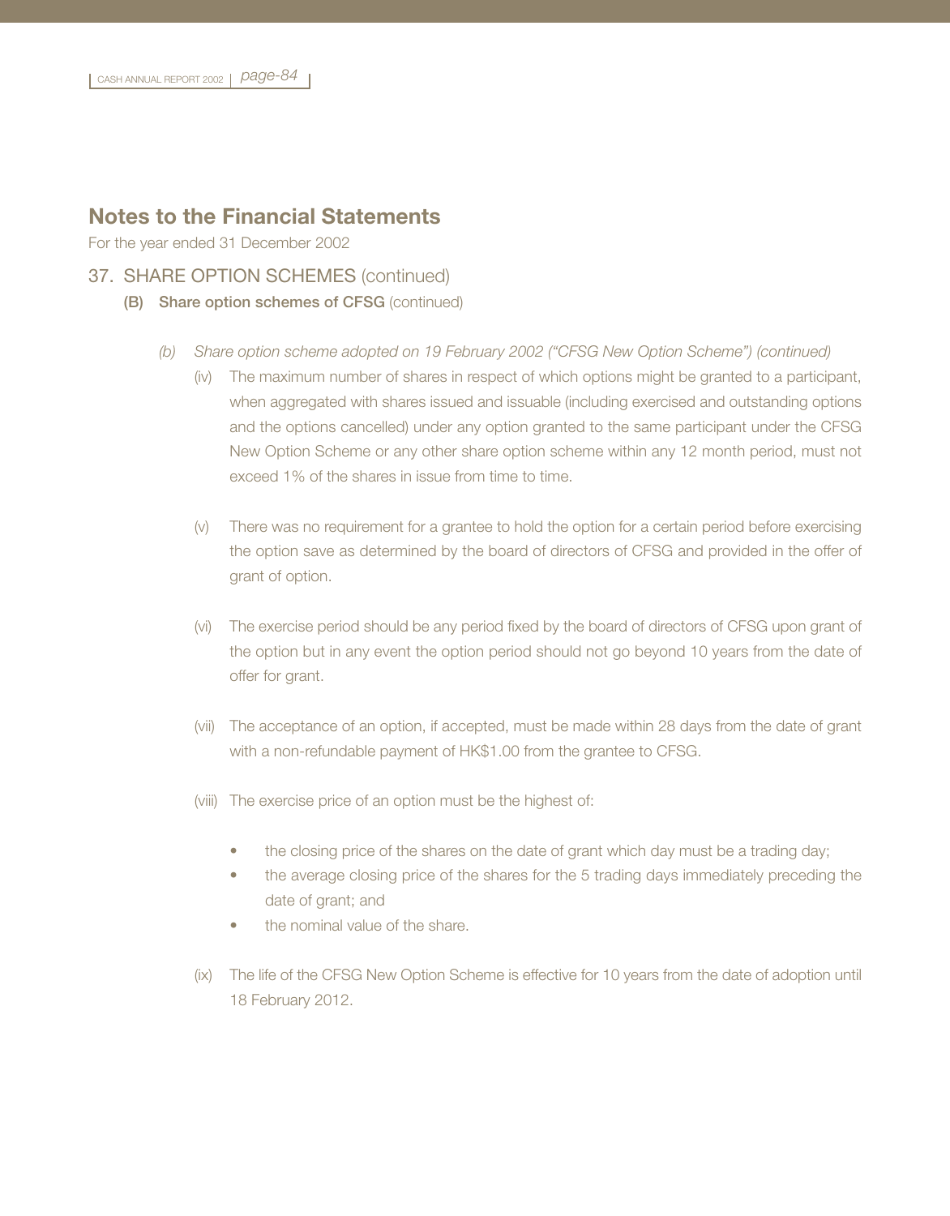## Notes to the Financial Statements

For the year ended 31 December 2002

### 37. SHARE OPTION SCHEMES (continued)

**(B) Share option schemes of CFSG** (continued)

*(b) Share option scheme adopted on 19 February 2002 ("CFSG New Option Scheme") (continued)*

(iv) The maximum number of shares in respect of which options might be granted to a participant, when aggregated with shares issued and issuable (including exercised and outstanding options and the options cancelled) under any option granted to the same participant under the CFSG New Option Scheme or any other share option scheme within any 12 month period, must not exceed 1% of the shares in issue from time to time.

(v) There was no requirement for a grantee to hold the option for a certain period before exercising the option save as determined by the board of directors of CFSG and provided in the offer of grant of option.

(vi) The exercise period should be any period fixed by the board of directors of CFSG upon grant of the option but in any event the option period should not go beyond 10 years from the date of offer for grant.

(vii) The acceptance of an option, if accepted, must be made within 28 days from the date of grant with a non-refundable payment of HK$1.00 from the grantee to CFSG.

(viii) The exercise price of an option must be the highest of:

- the closing price of the shares on the date of grant which day must be a trading day;
- the average closing price of the shares for the 5 trading days immediately preceding the date of grant; and
- the nominal value of the share.

(ix) The life of the CFSG New Option Scheme is effective for 10 years from the date of adoption until 18 February 2012.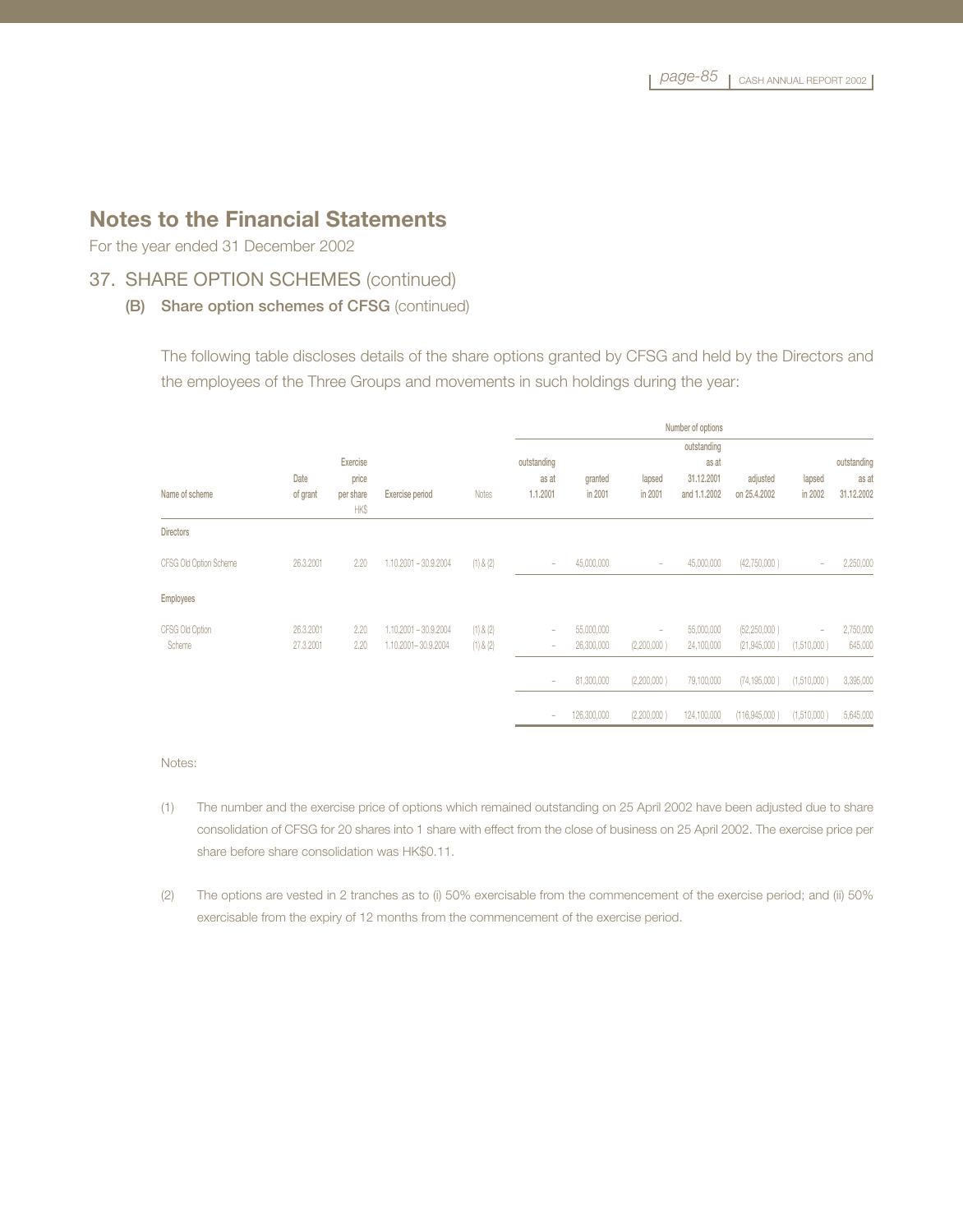# Notes to the Financial Statements

For the year ended 31 December 2002

## 37. SHARE OPTION SCHEMES (continued)

### (B) Share option schemes of CFSG (continued)

The following table discloses details of the share options granted by CFSG and held by the Directors and the employees of the Three Groups and movements in such holdings during the year:

| Name of scheme | Date of grant | Exercise price per share HK$ | Exercise period | Notes | Number of options: outstanding as at 1.1.2001 | granted in 2001 | lapsed in 2001 | outstanding as at 31.12.2001 and 1.1.2002 | adjusted on 25.4.2002 | lapsed in 2002 | outstanding as at 31.12.2002 |
|---|---|---|---|---|---|---|---|---|---|---|---|
| **Directors** | | | | | | | | | | | |
| CFSG Old Option Scheme | 26.3.2001 | 2.20 | 1.10.2001 – 30.9.2004 | (1) & (2) | – | 45,000,000 | – | 45,000,000 | (42,750,000) | – | 2,250,000 |
| **Employees** | | | | | | | | | | | |
| CFSG Old Option Scheme | 26.3.2001 | 2.20 | 1.10.2001 – 30.9.2004 | (1) & (2) | – | 55,000,000 | – | 55,000,000 | (52,250,000) | – | 2,750,000 |
| | 27.3.2001 | 2.20 | 1.10.2001– 30.9.2004 | (1) & (2) | – | 26,300,000 | (2,200,000) | 24,100,000 | (21,945,000) | (1,510,000) | 645,000 |
| | | | | | – | 81,300,000 | (2,200,000) | 79,100,000 | (74,195,000) | (1,510,000) | 3,395,000 |
| | | | | | – | 126,300,000 | (2,200,000) | 124,100,000 | (116,945,000) | (1,510,000) | 5,645,000 |

Notes:

(1) The number and the exercise price of options which remained outstanding on 25 April 2002 have been adjusted due to share consolidation of CFSG for 20 shares into 1 share with effect from the close of business on 25 April 2002. The exercise price per share before share consolidation was HK$0.11.

(2) The options are vested in 2 tranches as to (i) 50% exercisable from the commencement of the exercise period; and (ii) 50% exercisable from the expiry of 12 months from the commencement of the exercise period.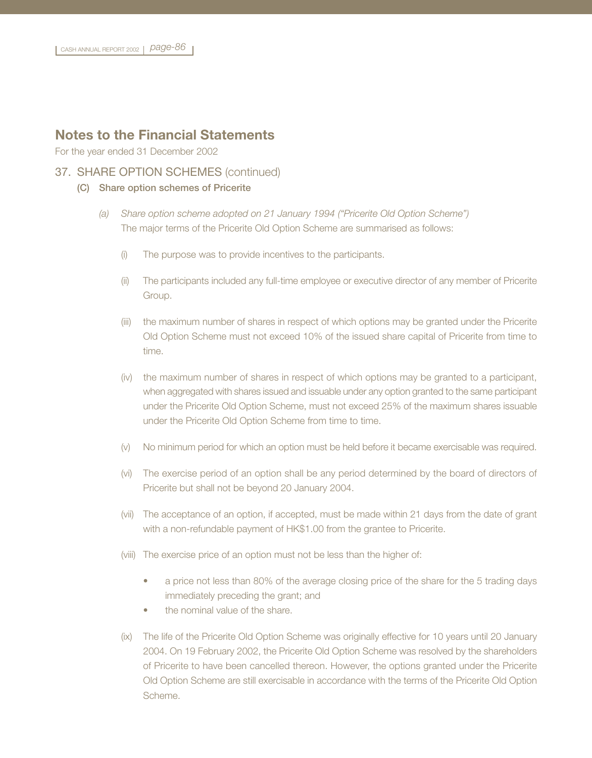# Notes to the Financial Statements

For the year ended 31 December 2002

## 37. SHARE OPTION SCHEMES (continued)

### (C) Share option schemes of Pricerite

*(a) Share option scheme adopted on 21 January 1994 ("Pricerite Old Option Scheme")*

The major terms of the Pricerite Old Option Scheme are summarised as follows:

(i) The purpose was to provide incentives to the participants.

(ii) The participants included any full-time employee or executive director of any member of Pricerite Group.

(iii) the maximum number of shares in respect of which options may be granted under the Pricerite Old Option Scheme must not exceed 10% of the issued share capital of Pricerite from time to time.

(iv) the maximum number of shares in respect of which options may be granted to a participant, when aggregated with shares issued and issuable under any option granted to the same participant under the Pricerite Old Option Scheme, must not exceed 25% of the maximum shares issuable under the Pricerite Old Option Scheme from time to time.

(v) No minimum period for which an option must be held before it became exercisable was required.

(vi) The exercise period of an option shall be any period determined by the board of directors of Pricerite but shall not be beyond 20 January 2004.

(vii) The acceptance of an option, if accepted, must be made within 21 days from the date of grant with a non-refundable payment of HK$1.00 from the grantee to Pricerite.

(viii) The exercise price of an option must not be less than the higher of:

- a price not less than 80% of the average closing price of the share for the 5 trading days immediately preceding the grant; and
- the nominal value of the share.

(ix) The life of the Pricerite Old Option Scheme was originally effective for 10 years until 20 January 2004. On 19 February 2002, the Pricerite Old Option Scheme was resolved by the shareholders of Pricerite to have been cancelled thereon. However, the options granted under the Pricerite Old Option Scheme are still exercisable in accordance with the terms of the Pricerite Old Option Scheme.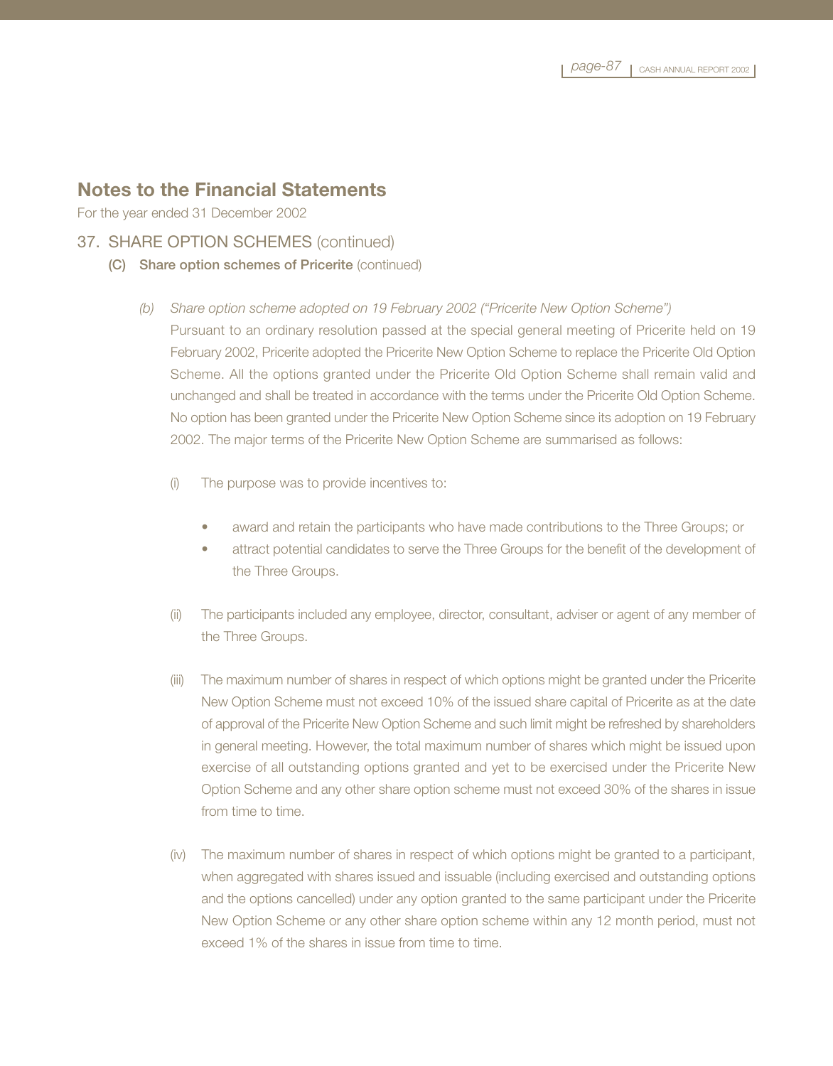# Notes to the Financial Statements

For the year ended 31 December 2002

## 37. SHARE OPTION SCHEMES (continued)

### (C) Share option schemes of Pricerite (continued)

*(b) Share option scheme adopted on 19 February 2002 ("Pricerite New Option Scheme")*

Pursuant to an ordinary resolution passed at the special general meeting of Pricerite held on 19 February 2002, Pricerite adopted the Pricerite New Option Scheme to replace the Pricerite Old Option Scheme. All the options granted under the Pricerite Old Option Scheme shall remain valid and unchanged and shall be treated in accordance with the terms under the Pricerite Old Option Scheme. No option has been granted under the Pricerite New Option Scheme since its adoption on 19 February 2002. The major terms of the Pricerite New Option Scheme are summarised as follows:

(i) The purpose was to provide incentives to:

- award and retain the participants who have made contributions to the Three Groups; or
- attract potential candidates to serve the Three Groups for the benefit of the development of the Three Groups.

(ii) The participants included any employee, director, consultant, adviser or agent of any member of the Three Groups.

(iii) The maximum number of shares in respect of which options might be granted under the Pricerite New Option Scheme must not exceed 10% of the issued share capital of Pricerite as at the date of approval of the Pricerite New Option Scheme and such limit might be refreshed by shareholders in general meeting. However, the total maximum number of shares which might be issued upon exercise of all outstanding options granted and yet to be exercised under the Pricerite New Option Scheme and any other share option scheme must not exceed 30% of the shares in issue from time to time.

(iv) The maximum number of shares in respect of which options might be granted to a participant, when aggregated with shares issued and issuable (including exercised and outstanding options and the options cancelled) under any option granted to the same participant under the Pricerite New Option Scheme or any other share option scheme within any 12 month period, must not exceed 1% of the shares in issue from time to time.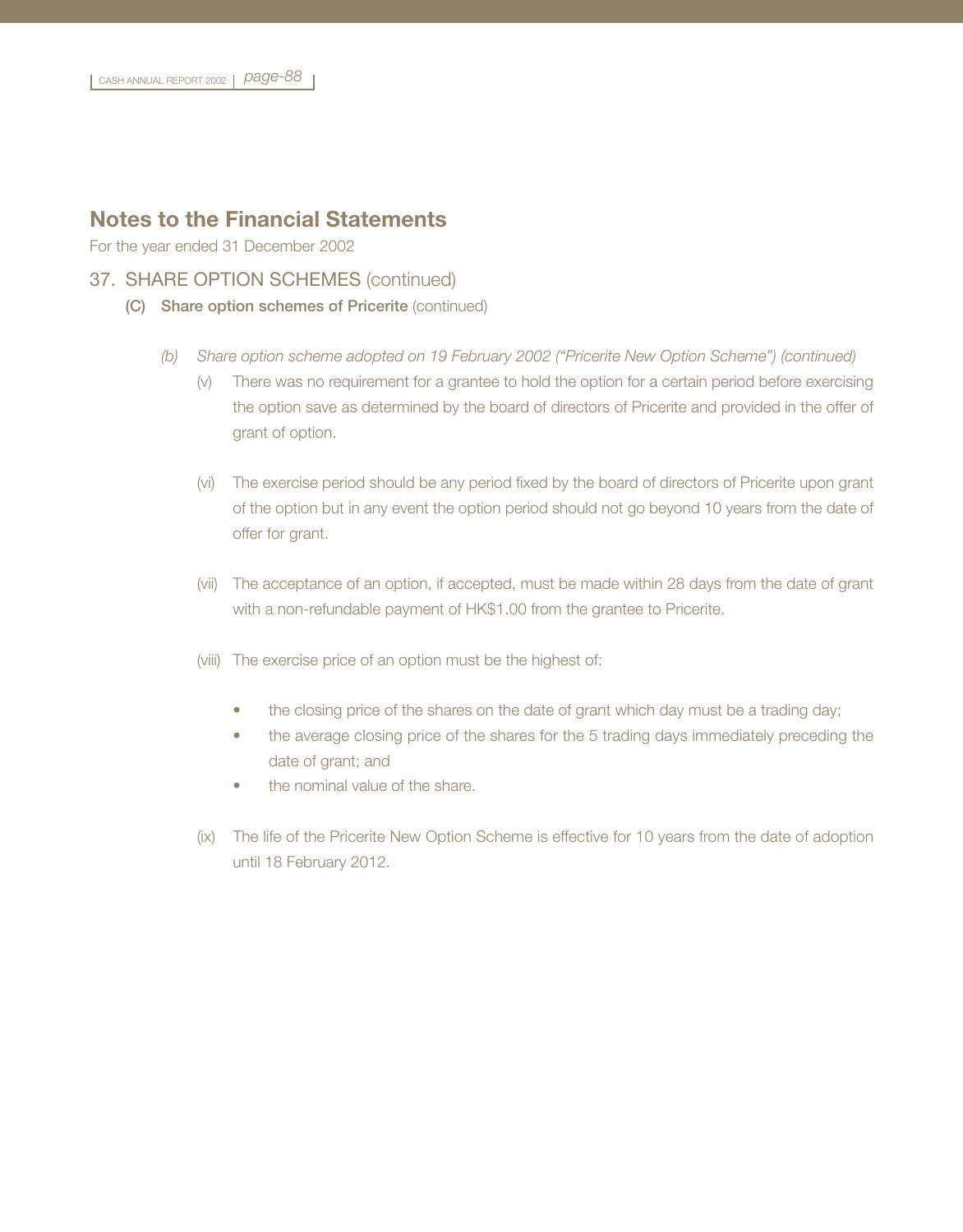## Notes to the Financial Statements

For the year ended 31 December 2002

### 37. SHARE OPTION SCHEMES (continued)

**(C) Share option schemes of Pricerite** (continued)

*(b) Share option scheme adopted on 19 February 2002 ("Pricerite New Option Scheme") (continued)*

(v) There was no requirement for a grantee to hold the option for a certain period before exercising the option save as determined by the board of directors of Pricerite and provided in the offer of grant of option.

(vi) The exercise period should be any period fixed by the board of directors of Pricerite upon grant of the option but in any event the option period should not go beyond 10 years from the date of offer for grant.

(vii) The acceptance of an option, if accepted, must be made within 28 days from the date of grant with a non-refundable payment of HK$1.00 from the grantee to Pricerite.

(viii) The exercise price of an option must be the highest of:

- the closing price of the shares on the date of grant which day must be a trading day;
- the average closing price of the shares for the 5 trading days immediately preceding the date of grant; and
- the nominal value of the share.

(ix) The life of the Pricerite New Option Scheme is effective for 10 years from the date of adoption until 18 February 2012.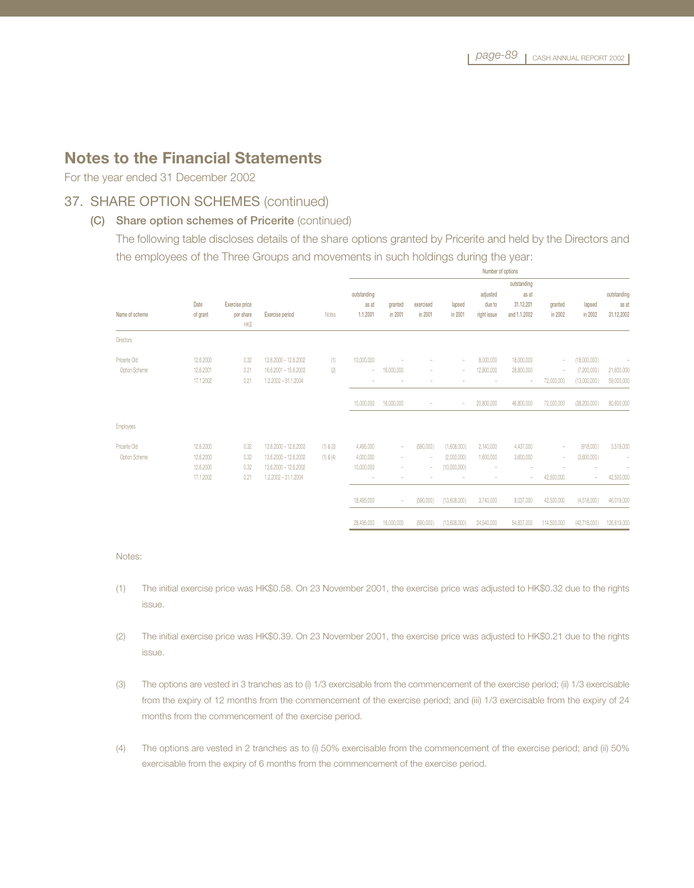# Notes to the Financial Statements

For the year ended 31 December 2002

## 37. SHARE OPTION SCHEMES (continued)

### (C) Share option schemes of Pricerite (continued)

The following table discloses details of the share options granted by Pricerite and held by the Directors and the employees of the Three Groups and movements in such holdings during the year:

| | | | | | Number of options | | | | | | | | |
|---|---|---|---|---|---|---|---|---|---|---|---|---|---|
| Name of scheme | Date of grant | Exercise price per share HK$ | Exercise period | Notes | outstanding as at 1.1.2001 | granted in 2001 | exercised in 2001 | lapsed in 2001 | adjusted due to right issue | outstanding as at 31.12.201 and 1.1.2002 | granted in 2002 | lapsed in 2002 | outstanding as at 31.12.2002 |
| Directors | | | | | | | | | | | | | |
| Pricerite Old Option Scheme | 12.6.2000 | 0.32 | 13.6.2000 – 12.6.2002 | (1) | 10,000,000 | – | – | – | 8,000,000 | 18,000,000 | – | (18,000,000) | – |
| | 12.6.2001 | 0.21 | 16.6.2001 – 15.6.2003 | (2) | – | 16,000,000 | – | – | 12,800,000 | 28,800,000 | – | (7,200,000) | 21,600,000 |
| | 17.1.2002 | 0.21 | 1.2.2002 – 31.1.2004 | | – | – | – | – | – | – | 72,000,000 | (13,000,000) | 59,000,000 |
| | | | | | 10,000,000 | 16,000,000 | – | – | 20,800,000 | 46,800,000 | 72,000,000 | (38,200,000) | 80,600,000 |
| Employees | | | | | | | | | | | | | |
| Pricerite Old Option Scheme | 12.6.2000 | 0.32 | 13.6.2000 – 12.6.2003 | (1) & (3) | 4,495,000 | – | (590,000) | (1,608,000) | 2,140,000 | 4,437,000 | – | (918,000) | 3,519,000 |
| | 12.6.2000 | 0.32 | 13.6.2000 – 12.6.2002 | (1) & (4) | 4,000,000 | – | – | (2,000,000) | 1,600,000 | 3,600,000 | – | (3,600,000) | – |
| | 12.6.2000 | 0.32 | 13.6.2000 – 12.6.2002 | | 10,000,000 | – | – | (10,000,000) | – | – | – | – | – |
| | 17.1.2002 | 0.21 | 1.2.2002 – 31.1.2004 | | – | – | – | – | – | – | 42,500,000 | – | 42,500,000 |
| | | | | | 18,495,000 | – | (590,000) | (13,608,000) | 3,740,000 | 8,037,000 | 42,500,000 | (4,518,000) | 46,019,000 |
| | | | | | 28,495,000 | 16,000,000 | (590,000) | (13,608,000) | 24,540,000 | 54,837,000 | 114,500,000 | (42,718,000) | 126,619,000 |

Notes:

(1) The initial exercise price was HK$0.58. On 23 November 2001, the exercise price was adjusted to HK$0.32 due to the rights issue.

(2) The initial exercise price was HK$0.39. On 23 November 2001, the exercise price was adjusted to HK$0.21 due to the rights issue.

(3) The options are vested in 3 tranches as to (i) 1/3 exercisable from the commencement of the exercise period; (ii) 1/3 exercisable from the expiry of 12 months from the commencement of the exercise period; and (iii) 1/3 exercisable from the expiry of 24 months from the commencement of the exercise period.

(4) The options are vested in 2 tranches as to (i) 50% exercisable from the commencement of the exercise period; and (ii) 50% exercisable from the expiry of 6 months from the commencement of the exercise period.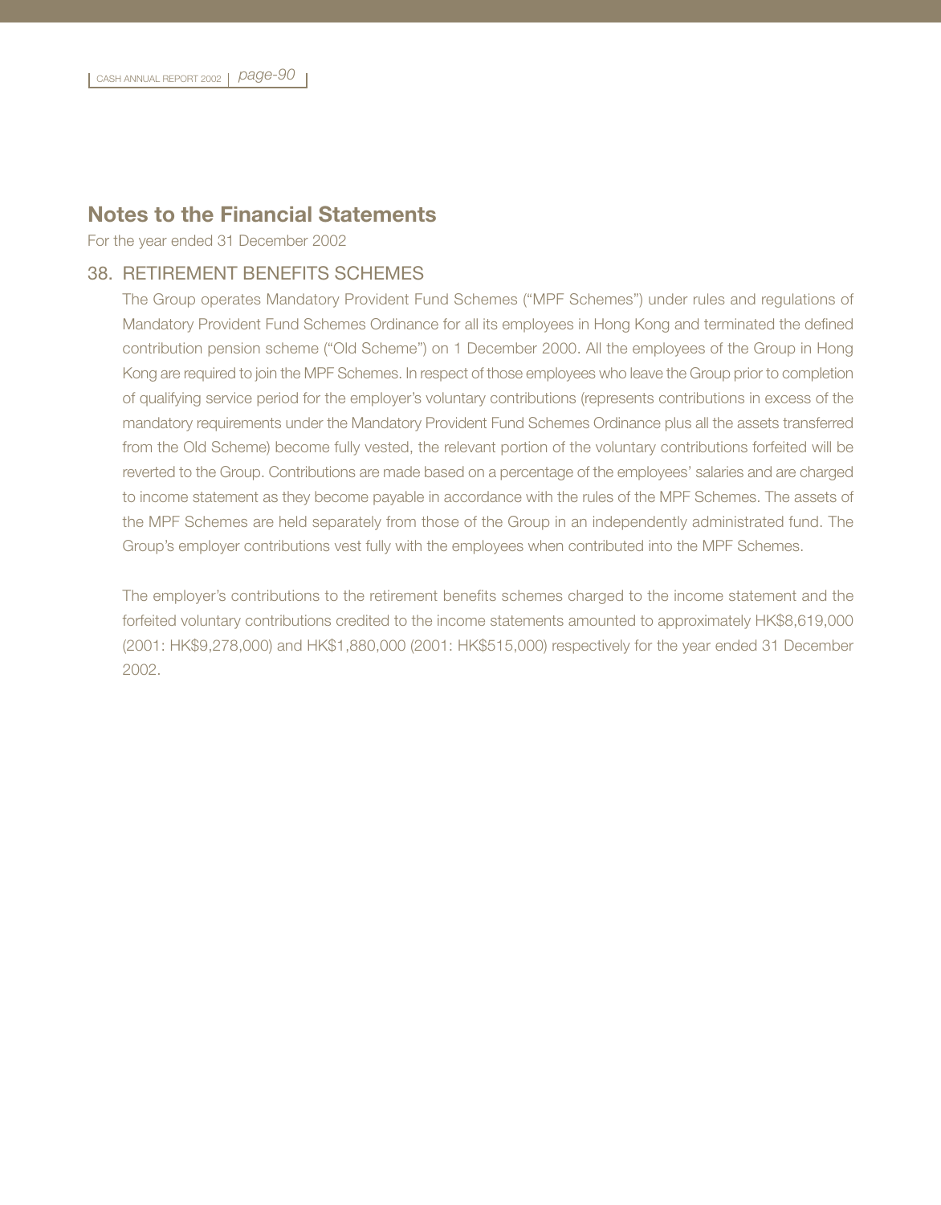# Notes to the Financial Statements

For the year ended 31 December 2002

## 38. RETIREMENT BENEFITS SCHEMES

The Group operates Mandatory Provident Fund Schemes ("MPF Schemes") under rules and regulations of Mandatory Provident Fund Schemes Ordinance for all its employees in Hong Kong and terminated the defined contribution pension scheme ("Old Scheme") on 1 December 2000. All the employees of the Group in Hong Kong are required to join the MPF Schemes. In respect of those employees who leave the Group prior to completion of qualifying service period for the employer's voluntary contributions (represents contributions in excess of the mandatory requirements under the Mandatory Provident Fund Schemes Ordinance plus all the assets transferred from the Old Scheme) become fully vested, the relevant portion of the voluntary contributions forfeited will be reverted to the Group. Contributions are made based on a percentage of the employees' salaries and are charged to income statement as they become payable in accordance with the rules of the MPF Schemes. The assets of the MPF Schemes are held separately from those of the Group in an independently administrated fund. The Group's employer contributions vest fully with the employees when contributed into the MPF Schemes.

The employer's contributions to the retirement benefits schemes charged to the income statement and the forfeited voluntary contributions credited to the income statements amounted to approximately HK$8,619,000 (2001: HK$9,278,000) and HK$1,880,000 (2001: HK$515,000) respectively for the year ended 31 December 2002.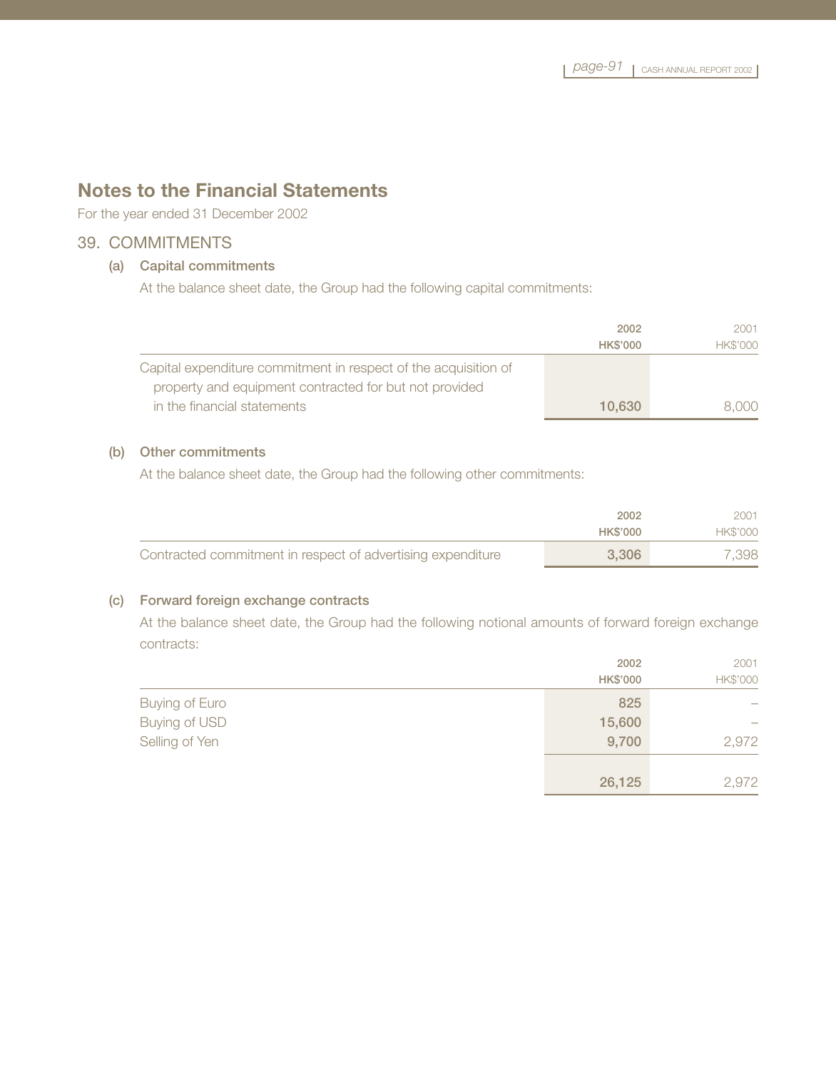# Notes to the Financial Statements

For the year ended 31 December 2002

## 39. COMMITMENTS

### (a) Capital commitments

At the balance sheet date, the Group had the following capital commitments:

| | 2002<br>HK$'000 | 2001<br>HK$'000 |
|---|---|---|
| Capital expenditure commitment in respect of the acquisition of property and equipment contracted for but not provided in the financial statements | 10,630 | 8,000 |

### (b) Other commitments

At the balance sheet date, the Group had the following other commitments:

| | 2002<br>HK$'000 | 2001<br>HK$'000 |
|---|---|---|
| Contracted commitment in respect of advertising expenditure | 3,306 | 7,398 |

### (c) Forward foreign exchange contracts

At the balance sheet date, the Group had the following notional amounts of forward foreign exchange contracts:

| | 2002<br>HK$'000 | 2001<br>HK$'000 |
|---|---|---|
| Buying of Euro | 825 | – |
| Buying of USD | 15,600 | – |
| Selling of Yen | 9,700 | 2,972 |
| | 26,125 | 2,972 |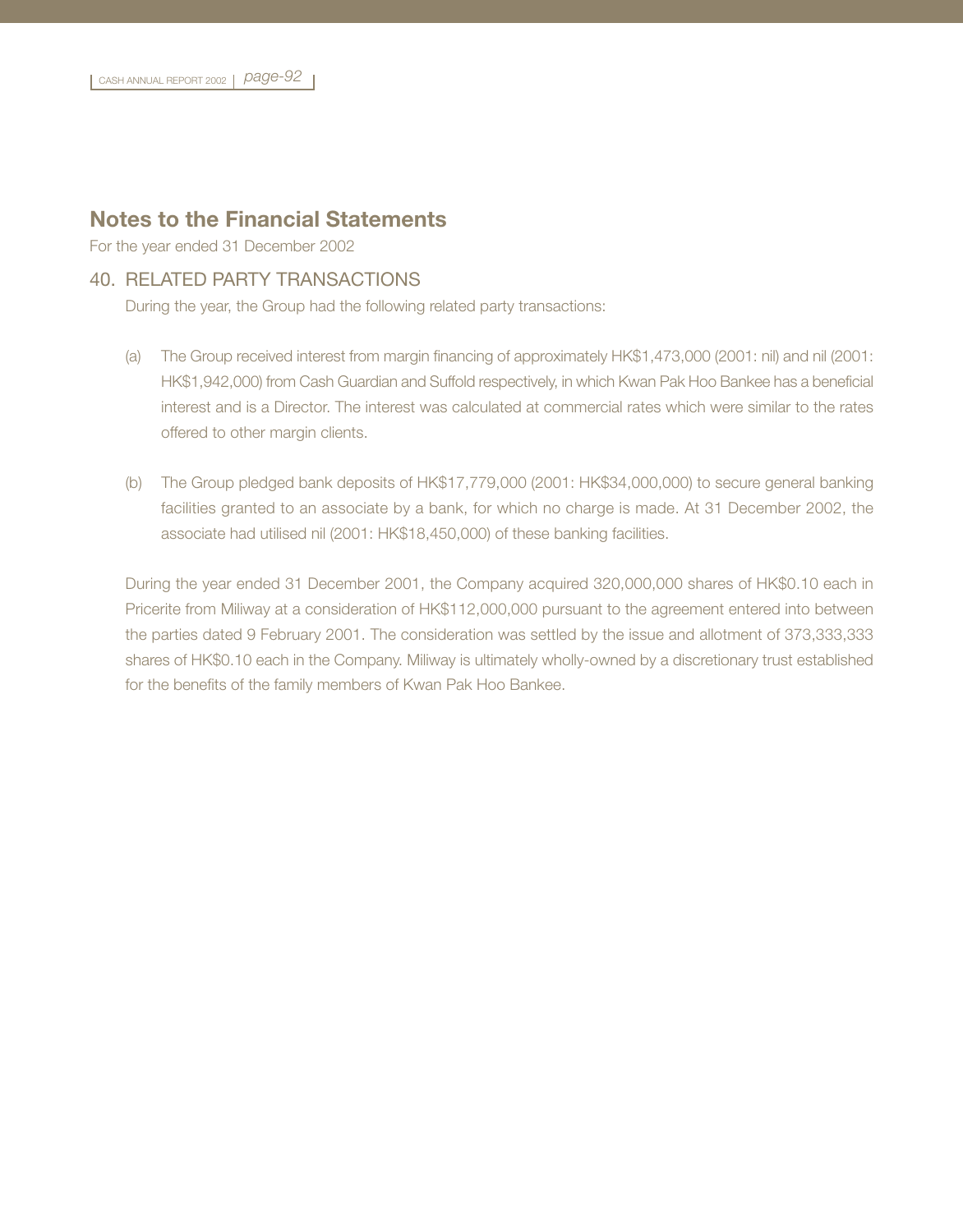## Notes to the Financial Statements

For the year ended 31 December 2002

### 40. RELATED PARTY TRANSACTIONS

During the year, the Group had the following related party transactions:

(a) The Group received interest from margin financing of approximately HK$1,473,000 (2001: nil) and nil (2001: HK$1,942,000) from Cash Guardian and Suffold respectively, in which Kwan Pak Hoo Bankee has a beneficial interest and is a Director. The interest was calculated at commercial rates which were similar to the rates offered to other margin clients.

(b) The Group pledged bank deposits of HK$17,779,000 (2001: HK$34,000,000) to secure general banking facilities granted to an associate by a bank, for which no charge is made. At 31 December 2002, the associate had utilised nil (2001: HK$18,450,000) of these banking facilities.

During the year ended 31 December 2001, the Company acquired 320,000,000 shares of HK$0.10 each in Pricerite from Miliway at a consideration of HK$112,000,000 pursuant to the agreement entered into between the parties dated 9 February 2001. The consideration was settled by the issue and allotment of 373,333,333 shares of HK$0.10 each in the Company. Miliway is ultimately wholly-owned by a discretionary trust established for the benefits of the family members of Kwan Pak Hoo Bankee.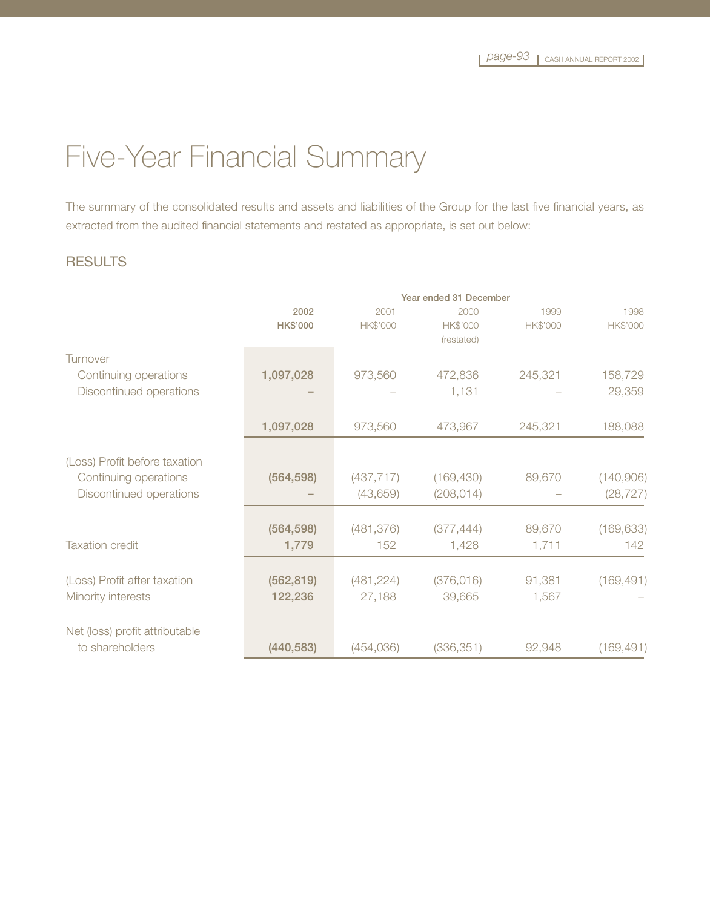# Five-Year Financial Summary

The summary of the consolidated results and assets and liabilities of the Group for the last five financial years, as extracted from the audited financial statements and restated as appropriate, is set out below:

## RESULTS

| | Year ended 31 December | | | | |
|---|---|---|---|---|---|
| | **2002** | 2001 | 2000 | 1999 | 1998 |
| | **HK$'000** | HK$'000 | HK$'000 (restated) | HK$'000 | HK$'000 |
| Turnover | | | | | |
| Continuing operations | **1,097,028** | 973,560 | 472,836 | 245,321 | 158,729 |
| Discontinued operations | **–** | – | 1,131 | – | 29,359 |
| | **1,097,028** | 973,560 | 473,967 | 245,321 | 188,088 |
| (Loss) Profit before taxation | | | | | |
| Continuing operations | **(564,598)** | (437,717) | (169,430) | 89,670 | (140,906) |
| Discontinued operations | **–** | (43,659) | (208,014) | – | (28,727) |
| | **(564,598)** | (481,376) | (377,444) | 89,670 | (169,633) |
| Taxation credit | **1,779** | 152 | 1,428 | 1,711 | 142 |
| (Loss) Profit after taxation | **(562,819)** | (481,224) | (376,016) | 91,381 | (169,491) |
| Minority interests | **122,236** | 27,188 | 39,665 | 1,567 | – |
| Net (loss) profit attributable to shareholders | **(440,583)** | (454,036) | (336,351) | 92,948 | (169,491) |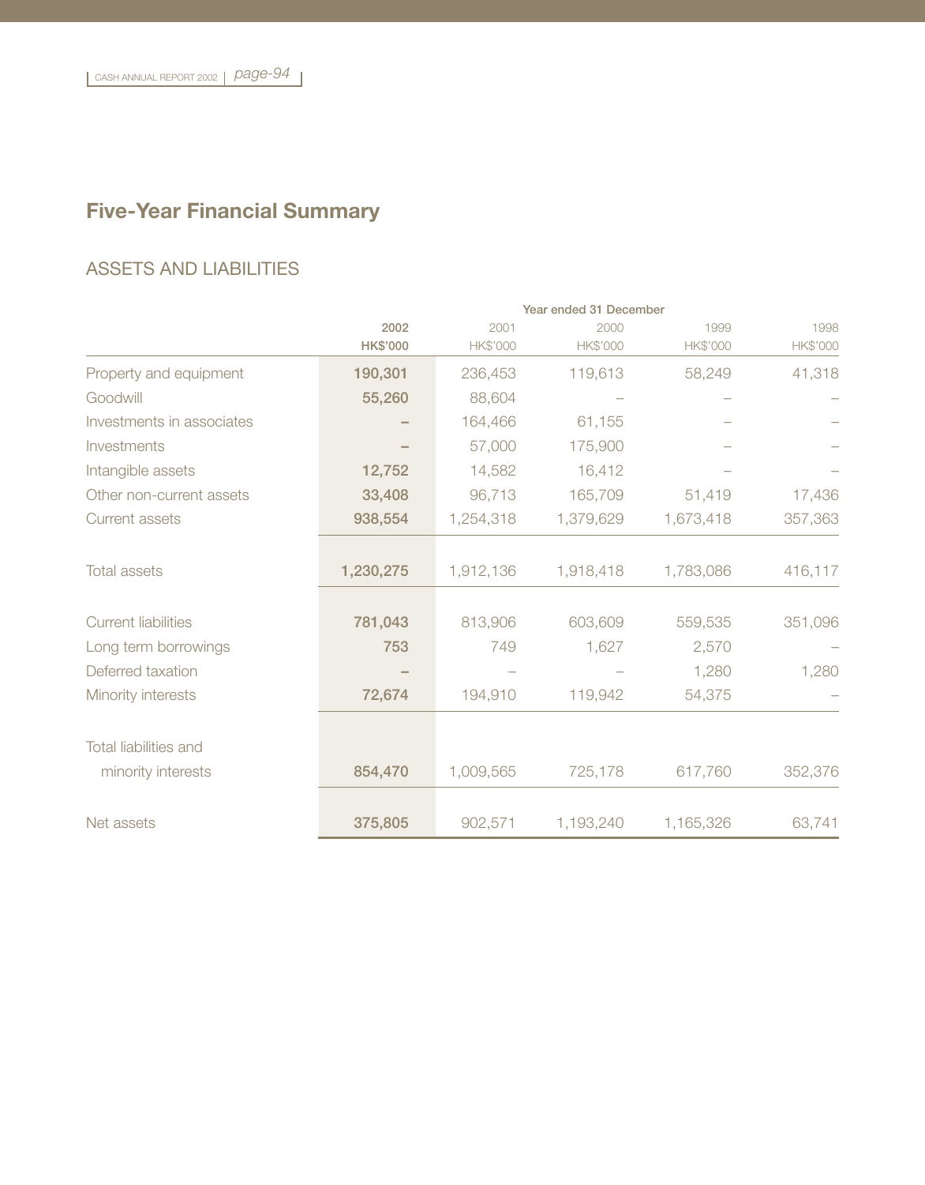## Five-Year Financial Summary

### ASSETS AND LIABILITIES

| | Year ended 31 December | | | | |
|---|---|---|---|---|---|
| | **2002** | 2001 | 2000 | 1999 | 1998 |
| | **HK$'000** | HK$'000 | HK$'000 | HK$'000 | HK$'000 |
| Property and equipment | **190,301** | 236,453 | 119,613 | 58,249 | 41,318 |
| Goodwill | **55,260** | 88,604 | – | – | – |
| Investments in associates | **–** | 164,466 | 61,155 | – | – |
| Investments | **–** | 57,000 | 175,900 | – | – |
| Intangible assets | **12,752** | 14,582 | 16,412 | – | – |
| Other non-current assets | **33,408** | 96,713 | 165,709 | 51,419 | 17,436 |
| Current assets | **938,554** | 1,254,318 | 1,379,629 | 1,673,418 | 357,363 |
| Total assets | **1,230,275** | 1,912,136 | 1,918,418 | 1,783,086 | 416,117 |
| Current liabilities | **781,043** | 813,906 | 603,609 | 559,535 | 351,096 |
| Long term borrowings | **753** | 749 | 1,627 | 2,570 | – |
| Deferred taxation | **–** | – | – | 1,280 | 1,280 |
| Minority interests | **72,674** | 194,910 | 119,942 | 54,375 | – |
| Total liabilities and minority interests | **854,470** | 1,009,565 | 725,178 | 617,760 | 352,376 |
| Net assets | **375,805** | 902,571 | 1,193,240 | 1,165,326 | 63,741 |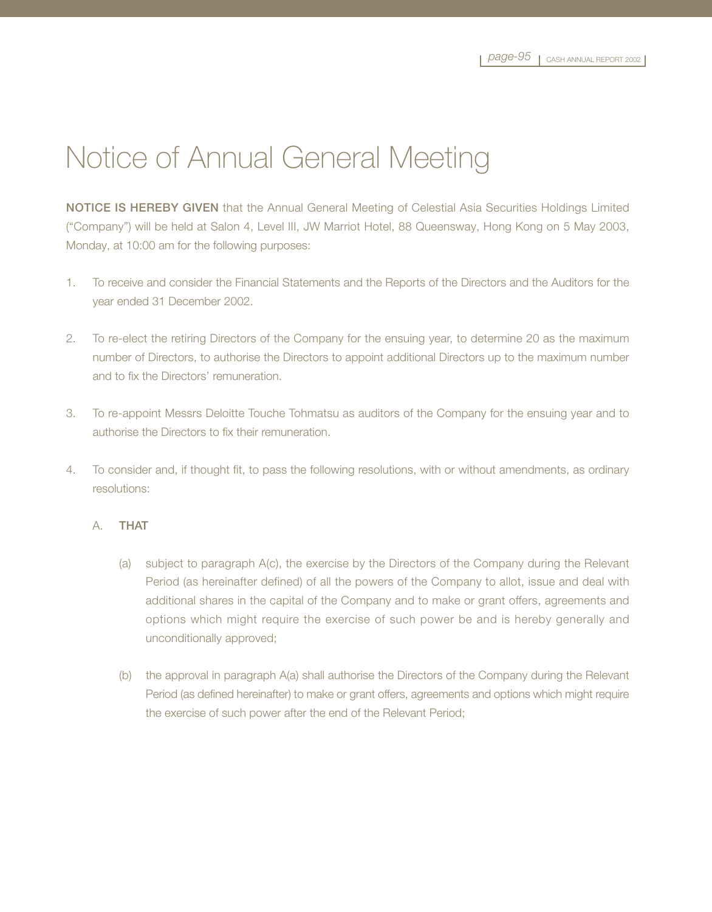# Notice of Annual General Meeting

**NOTICE IS HEREBY GIVEN** that the Annual General Meeting of Celestial Asia Securities Holdings Limited ("Company") will be held at Salon 4, Level III, JW Marriot Hotel, 88 Queensway, Hong Kong on 5 May 2003, Monday, at 10:00 am for the following purposes:

1. To receive and consider the Financial Statements and the Reports of the Directors and the Auditors for the year ended 31 December 2002.

2. To re-elect the retiring Directors of the Company for the ensuing year, to determine 20 as the maximum number of Directors, to authorise the Directors to appoint additional Directors up to the maximum number and to fix the Directors' remuneration.

3. To re-appoint Messrs Deloitte Touche Tohmatsu as auditors of the Company for the ensuing year and to authorise the Directors to fix their remuneration.

4. To consider and, if thought fit, to pass the following resolutions, with or without amendments, as ordinary resolutions:

   A. **THAT**

   (a) subject to paragraph A(c), the exercise by the Directors of the Company during the Relevant Period (as hereinafter defined) of all the powers of the Company to allot, issue and deal with additional shares in the capital of the Company and to make or grant offers, agreements and options which might require the exercise of such power be and is hereby generally and unconditionally approved;

   (b) the approval in paragraph A(a) shall authorise the Directors of the Company during the Relevant Period (as defined hereinafter) to make or grant offers, agreements and options which might require the exercise of such power after the end of the Relevant Period;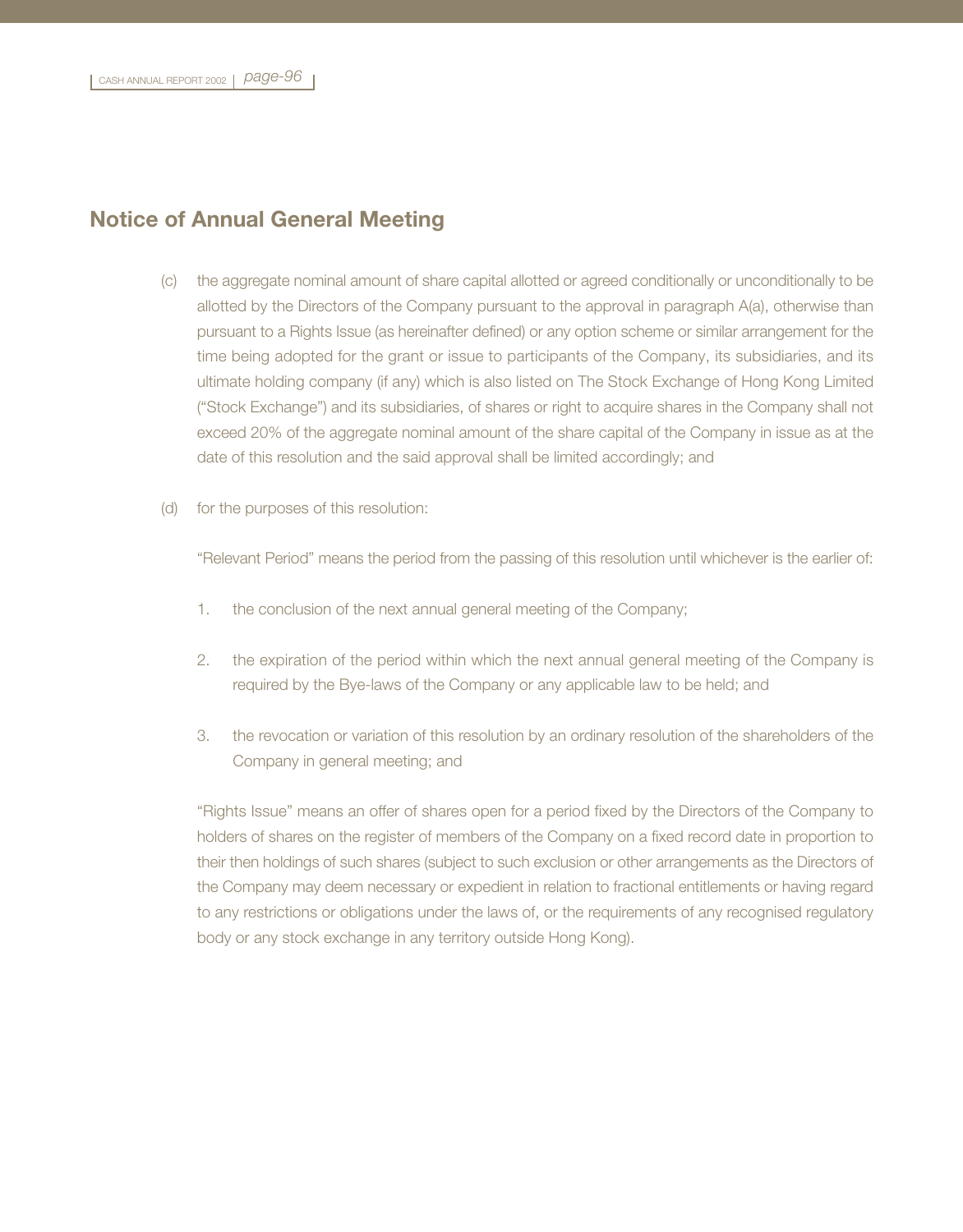## Notice of Annual General Meeting

(c) the aggregate nominal amount of share capital allotted or agreed conditionally or unconditionally to be allotted by the Directors of the Company pursuant to the approval in paragraph A(a), otherwise than pursuant to a Rights Issue (as hereinafter defined) or any option scheme or similar arrangement for the time being adopted for the grant or issue to participants of the Company, its subsidiaries, and its ultimate holding company (if any) which is also listed on The Stock Exchange of Hong Kong Limited ("Stock Exchange") and its subsidiaries, of shares or right to acquire shares in the Company shall not exceed 20% of the aggregate nominal amount of the share capital of the Company in issue as at the date of this resolution and the said approval shall be limited accordingly; and

(d) for the purposes of this resolution:

"Relevant Period" means the period from the passing of this resolution until whichever is the earlier of:

1. the conclusion of the next annual general meeting of the Company;

2. the expiration of the period within which the next annual general meeting of the Company is required by the Bye-laws of the Company or any applicable law to be held; and

3. the revocation or variation of this resolution by an ordinary resolution of the shareholders of the Company in general meeting; and

"Rights Issue" means an offer of shares open for a period fixed by the Directors of the Company to holders of shares on the register of members of the Company on a fixed record date in proportion to their then holdings of such shares (subject to such exclusion or other arrangements as the Directors of the Company may deem necessary or expedient in relation to fractional entitlements or having regard to any restrictions or obligations under the laws of, or the requirements of any recognised regulatory body or any stock exchange in any territory outside Hong Kong).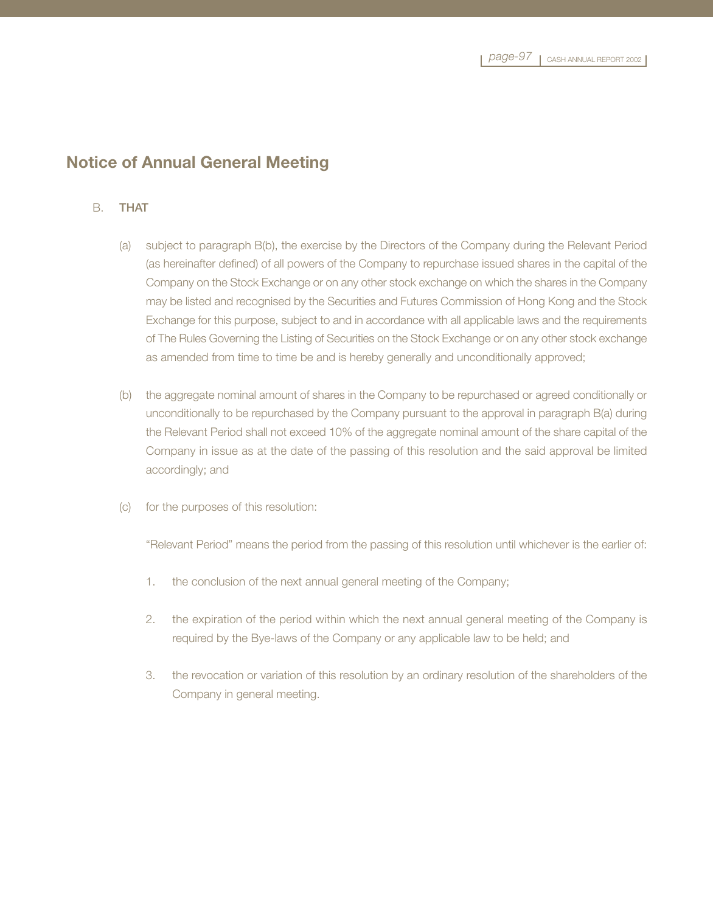## Notice of Annual General Meeting

B. **THAT**

(a) subject to paragraph B(b), the exercise by the Directors of the Company during the Relevant Period (as hereinafter defined) of all powers of the Company to repurchase issued shares in the capital of the Company on the Stock Exchange or on any other stock exchange on which the shares in the Company may be listed and recognised by the Securities and Futures Commission of Hong Kong and the Stock Exchange for this purpose, subject to and in accordance with all applicable laws and the requirements of The Rules Governing the Listing of Securities on the Stock Exchange or on any other stock exchange as amended from time to time be and is hereby generally and unconditionally approved;

(b) the aggregate nominal amount of shares in the Company to be repurchased or agreed conditionally or unconditionally to be repurchased by the Company pursuant to the approval in paragraph B(a) during the Relevant Period shall not exceed 10% of the aggregate nominal amount of the share capital of the Company in issue as at the date of the passing of this resolution and the said approval be limited accordingly; and

(c) for the purposes of this resolution:

"Relevant Period" means the period from the passing of this resolution until whichever is the earlier of:

1. the conclusion of the next annual general meeting of the Company;

2. the expiration of the period within which the next annual general meeting of the Company is required by the Bye-laws of the Company or any applicable law to be held; and

3. the revocation or variation of this resolution by an ordinary resolution of the shareholders of the Company in general meeting.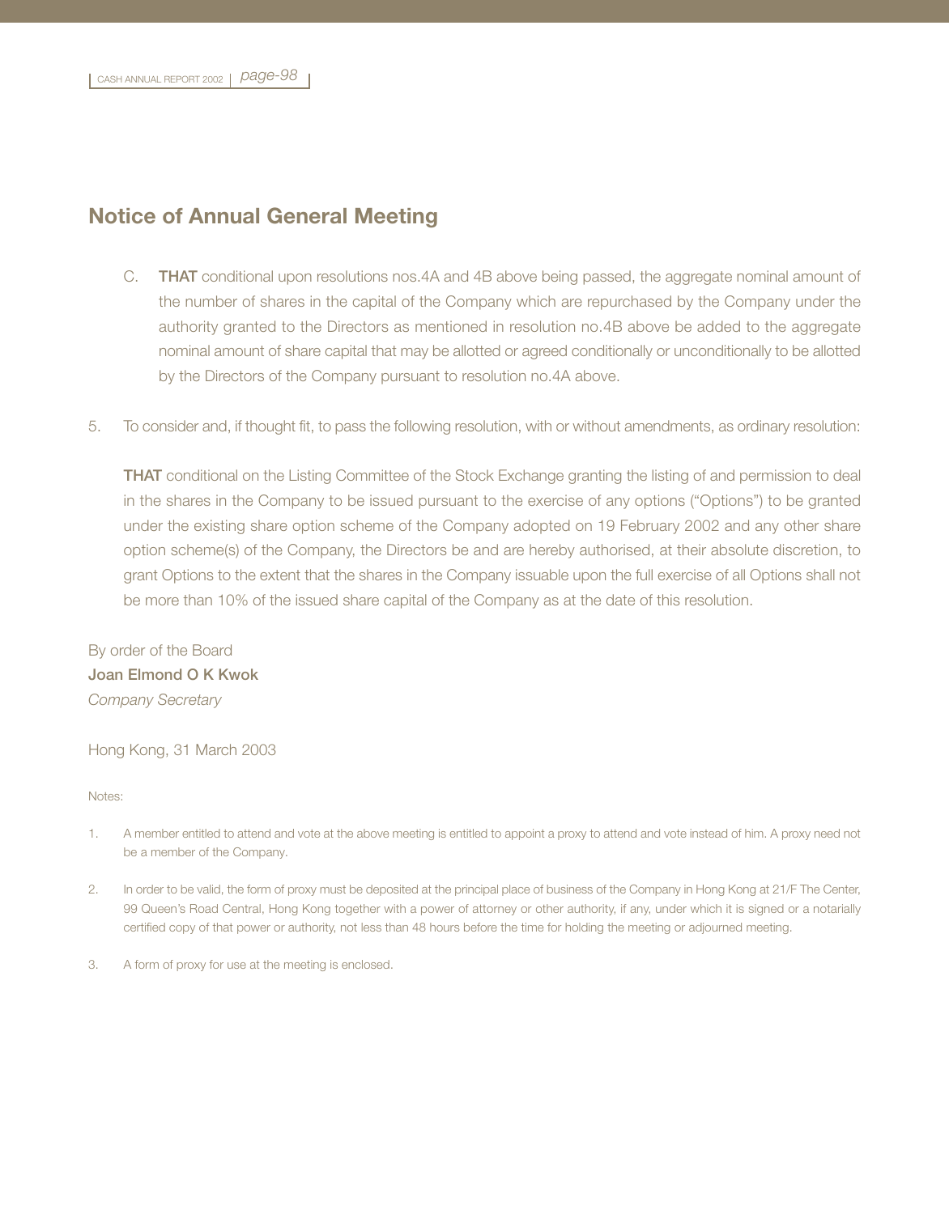## Notice of Annual General Meeting

C. **THAT** conditional upon resolutions nos.4A and 4B above being passed, the aggregate nominal amount of the number of shares in the capital of the Company which are repurchased by the Company under the authority granted to the Directors as mentioned in resolution no.4B above be added to the aggregate nominal amount of share capital that may be allotted or agreed conditionally or unconditionally to be allotted by the Directors of the Company pursuant to resolution no.4A above.

5. To consider and, if thought fit, to pass the following resolution, with or without amendments, as ordinary resolution:

   **THAT** conditional on the Listing Committee of the Stock Exchange granting the listing of and permission to deal in the shares in the Company to be issued pursuant to the exercise of any options ("Options") to be granted under the existing share option scheme of the Company adopted on 19 February 2002 and any other share option scheme(s) of the Company, the Directors be and are hereby authorised, at their absolute discretion, to grant Options to the extent that the shares in the Company issuable upon the full exercise of all Options shall not be more than 10% of the issued share capital of the Company as at the date of this resolution.

By order of the Board
**Joan Elmond O K Kwok**
*Company Secretary*

Hong Kong, 31 March 2003

Notes:

1. A member entitled to attend and vote at the above meeting is entitled to appoint a proxy to attend and vote instead of him. A proxy need not be a member of the Company.

2. In order to be valid, the form of proxy must be deposited at the principal place of business of the Company in Hong Kong at 21/F The Center, 99 Queen's Road Central, Hong Kong together with a power of attorney or other authority, if any, under which it is signed or a notarially certified copy of that power or authority, not less than 48 hours before the time for holding the meeting or adjourned meeting.

3. A form of proxy for use at the meeting is enclosed.